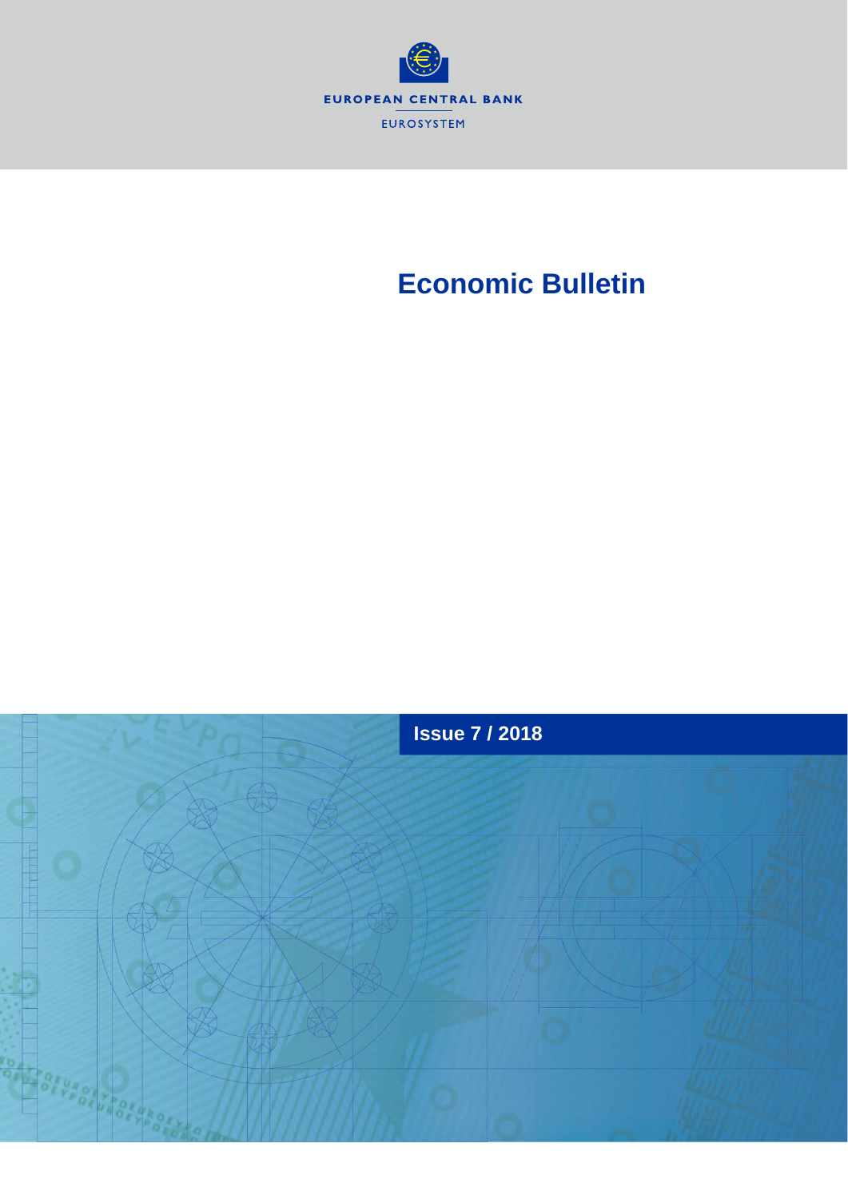EUROPEAN CENTRAL BANK

EUROSYSTEM

# Economic Bulletin

## Issue 7 / 2018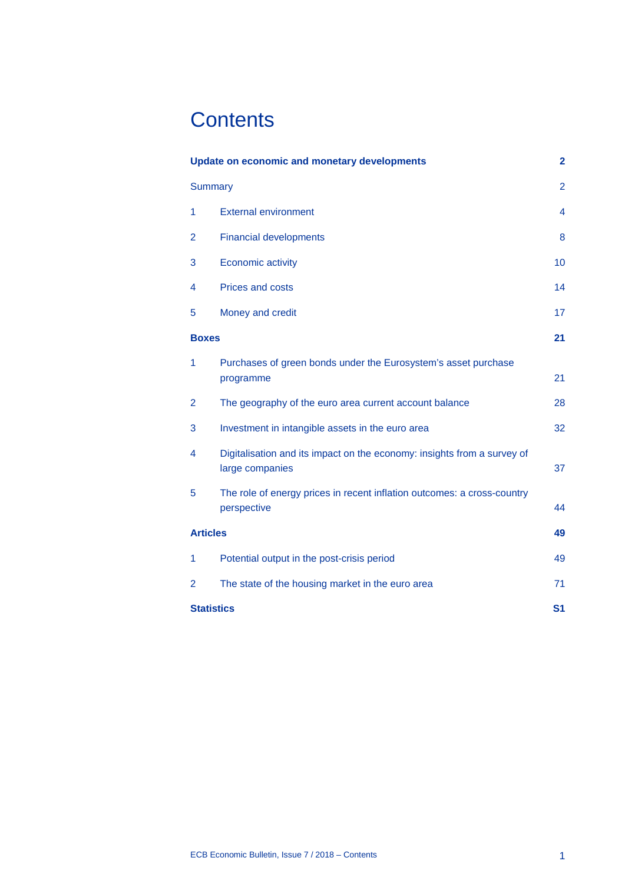# Contents

| | | |
|---|---|---|
| **Update on economic and monetary developments** | | **2** |
| Summary | | 2 |
| 1 | External environment | 4 |
| 2 | Financial developments | 8 |
| 3 | Economic activity | 10 |
| 4 | Prices and costs | 14 |
| 5 | Money and credit | 17 |
| **Boxes** | | **21** |
| 1 | Purchases of green bonds under the Eurosystem's asset purchase programme | 21 |
| 2 | The geography of the euro area current account balance | 28 |
| 3 | Investment in intangible assets in the euro area | 32 |
| 4 | Digitalisation and its impact on the economy: insights from a survey of large companies | 37 |
| 5 | The role of energy prices in recent inflation outcomes: a cross-country perspective | 44 |
| **Articles** | | **49** |
| 1 | Potential output in the post-crisis period | 49 |
| 2 | The state of the housing market in the euro area | 71 |
| **Statistics** | | **S1** |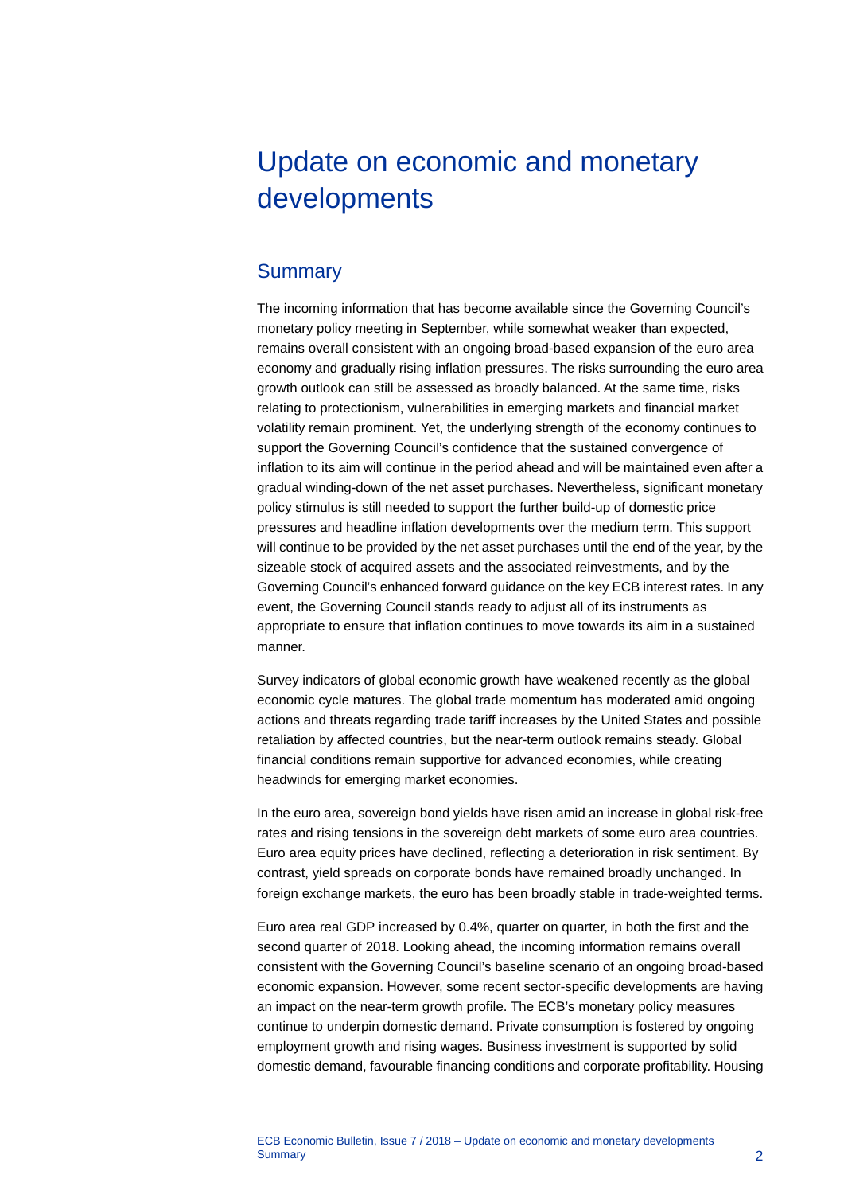# Update on economic and monetary developments

## Summary

The incoming information that has become available since the Governing Council's monetary policy meeting in September, while somewhat weaker than expected, remains overall consistent with an ongoing broad-based expansion of the euro area economy and gradually rising inflation pressures. The risks surrounding the euro area growth outlook can still be assessed as broadly balanced. At the same time, risks relating to protectionism, vulnerabilities in emerging markets and financial market volatility remain prominent. Yet, the underlying strength of the economy continues to support the Governing Council's confidence that the sustained convergence of inflation to its aim will continue in the period ahead and will be maintained even after a gradual winding-down of the net asset purchases. Nevertheless, significant monetary policy stimulus is still needed to support the further build-up of domestic price pressures and headline inflation developments over the medium term. This support will continue to be provided by the net asset purchases until the end of the year, by the sizeable stock of acquired assets and the associated reinvestments, and by the Governing Council's enhanced forward guidance on the key ECB interest rates. In any event, the Governing Council stands ready to adjust all of its instruments as appropriate to ensure that inflation continues to move towards its aim in a sustained manner.

Survey indicators of global economic growth have weakened recently as the global economic cycle matures. The global trade momentum has moderated amid ongoing actions and threats regarding trade tariff increases by the United States and possible retaliation by affected countries, but the near-term outlook remains steady. Global financial conditions remain supportive for advanced economies, while creating headwinds for emerging market economies.

In the euro area, sovereign bond yields have risen amid an increase in global risk-free rates and rising tensions in the sovereign debt markets of some euro area countries. Euro area equity prices have declined, reflecting a deterioration in risk sentiment. By contrast, yield spreads on corporate bonds have remained broadly unchanged. In foreign exchange markets, the euro has been broadly stable in trade-weighted terms.

Euro area real GDP increased by 0.4%, quarter on quarter, in both the first and the second quarter of 2018. Looking ahead, the incoming information remains overall consistent with the Governing Council's baseline scenario of an ongoing broad-based economic expansion. However, some recent sector-specific developments are having an impact on the near-term growth profile. The ECB's monetary policy measures continue to underpin domestic demand. Private consumption is fostered by ongoing employment growth and rising wages. Business investment is supported by solid domestic demand, favourable financing conditions and corporate profitability. Housing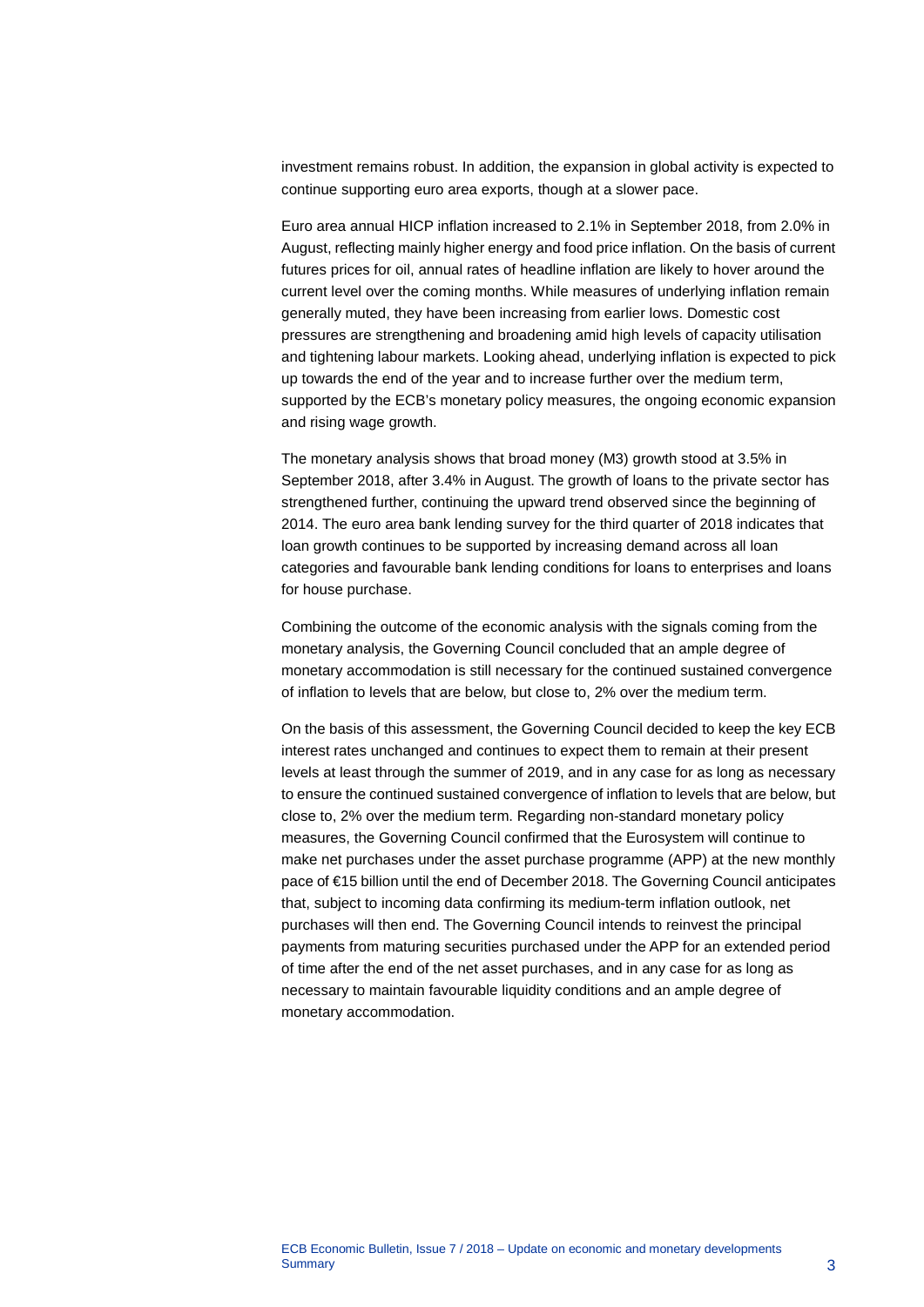investment remains robust. In addition, the expansion in global activity is expected to continue supporting euro area exports, though at a slower pace.

Euro area annual HICP inflation increased to 2.1% in September 2018, from 2.0% in August, reflecting mainly higher energy and food price inflation. On the basis of current futures prices for oil, annual rates of headline inflation are likely to hover around the current level over the coming months. While measures of underlying inflation remain generally muted, they have been increasing from earlier lows. Domestic cost pressures are strengthening and broadening amid high levels of capacity utilisation and tightening labour markets. Looking ahead, underlying inflation is expected to pick up towards the end of the year and to increase further over the medium term, supported by the ECB's monetary policy measures, the ongoing economic expansion and rising wage growth.

The monetary analysis shows that broad money (M3) growth stood at 3.5% in September 2018, after 3.4% in August. The growth of loans to the private sector has strengthened further, continuing the upward trend observed since the beginning of 2014. The euro area bank lending survey for the third quarter of 2018 indicates that loan growth continues to be supported by increasing demand across all loan categories and favourable bank lending conditions for loans to enterprises and loans for house purchase.

Combining the outcome of the economic analysis with the signals coming from the monetary analysis, the Governing Council concluded that an ample degree of monetary accommodation is still necessary for the continued sustained convergence of inflation to levels that are below, but close to, 2% over the medium term.

On the basis of this assessment, the Governing Council decided to keep the key ECB interest rates unchanged and continues to expect them to remain at their present levels at least through the summer of 2019, and in any case for as long as necessary to ensure the continued sustained convergence of inflation to levels that are below, but close to, 2% over the medium term. Regarding non-standard monetary policy measures, the Governing Council confirmed that the Eurosystem will continue to make net purchases under the asset purchase programme (APP) at the new monthly pace of €15 billion until the end of December 2018. The Governing Council anticipates that, subject to incoming data confirming its medium-term inflation outlook, net purchases will then end. The Governing Council intends to reinvest the principal payments from maturing securities purchased under the APP for an extended period of time after the end of the net asset purchases, and in any case for as long as necessary to maintain favourable liquidity conditions and an ample degree of monetary accommodation.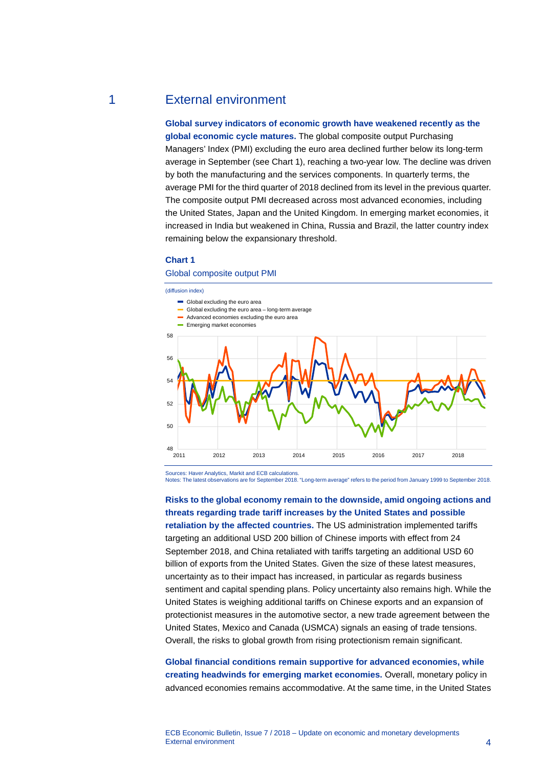# 1 External environment

**Global survey indicators of economic growth have weakened recently as the global economic cycle matures.** The global composite output Purchasing Managers' Index (PMI) excluding the euro area declined further below its long-term average in September (see Chart 1), reaching a two-year low. The decline was driven by both the manufacturing and the services components. In quarterly terms, the average PMI for the third quarter of 2018 declined from its level in the previous quarter. The composite output PMI decreased across most advanced economies, including the United States, Japan and the United Kingdom. In emerging market economies, it increased in India but weakened in China, Russia and Brazil, the latter country index remaining below the expansionary threshold.

**Chart 1**

Global composite output PMI

(diffusion index)

- Global excluding the euro area
- Global excluding the euro area – long-term average
- Advanced economies excluding the euro area
- Emerging market economies

Sources: Haver Analytics, Markit and ECB calculations.
Notes: The latest observations are for September 2018. "Long-term average" refers to the period from January 1999 to September 2018.

**Risks to the global economy remain to the downside, amid ongoing actions and threats regarding trade tariff increases by the United States and possible retaliation by the affected countries.** The US administration implemented tariffs targeting an additional USD 200 billion of Chinese imports with effect from 24 September 2018, and China retaliated with tariffs targeting an additional USD 60 billion of exports from the United States. Given the size of these latest measures, uncertainty as to their impact has increased, in particular as regards business sentiment and capital spending plans. Policy uncertainty also remains high. While the United States is weighing additional tariffs on Chinese exports and an expansion of protectionist measures in the automotive sector, a new trade agreement between the United States, Mexico and Canada (USMCA) signals an easing of trade tensions. Overall, the risks to global growth from rising protectionism remain significant.

**Global financial conditions remain supportive for advanced economies, while creating headwinds for emerging market economies.** Overall, monetary policy in advanced economies remains accommodative. At the same time, in the United States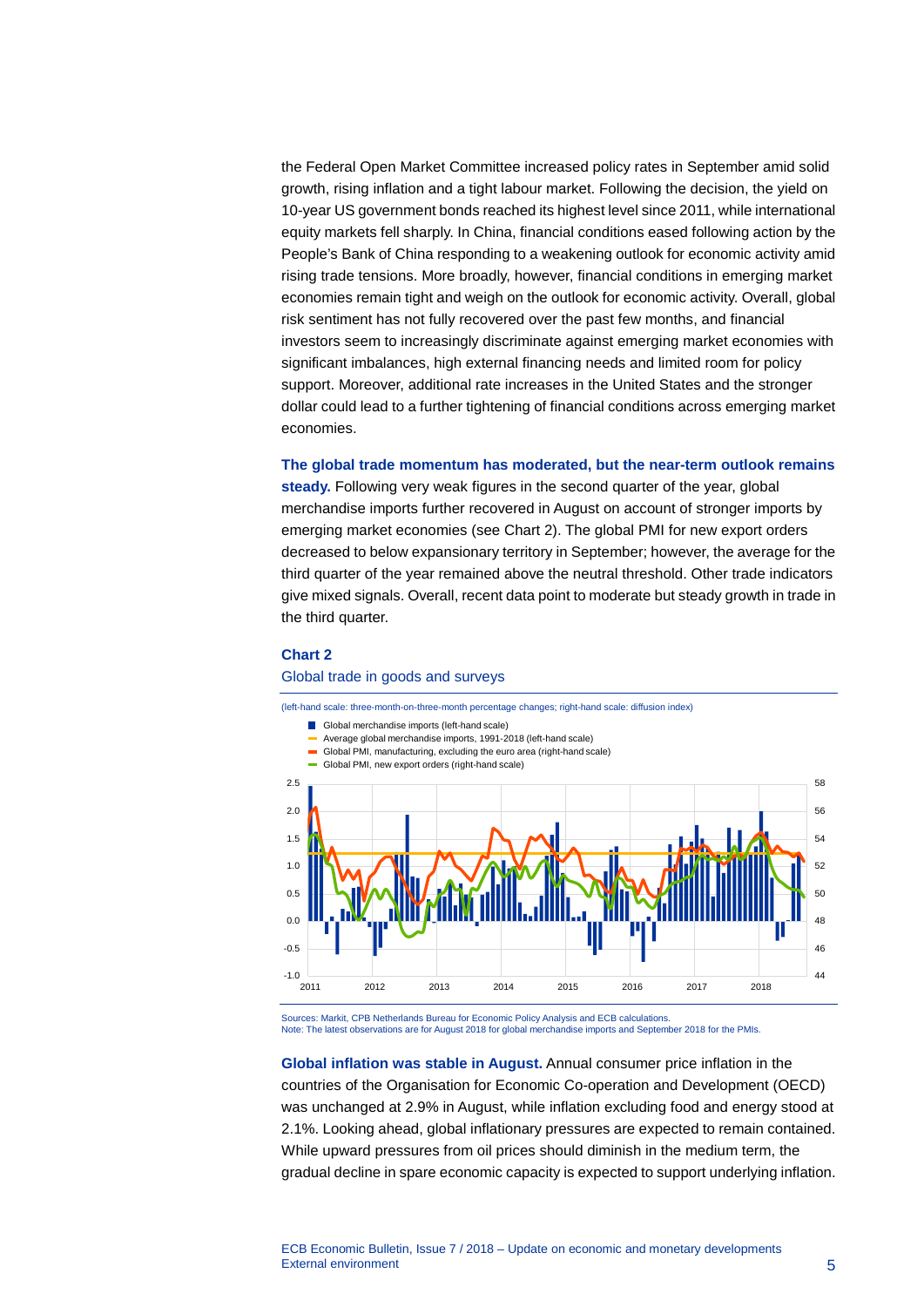the Federal Open Market Committee increased policy rates in September amid solid growth, rising inflation and a tight labour market. Following the decision, the yield on 10-year US government bonds reached its highest level since 2011, while international equity markets fell sharply. In China, financial conditions eased following action by the People's Bank of China responding to a weakening outlook for economic activity amid rising trade tensions. More broadly, however, financial conditions in emerging market economies remain tight and weigh on the outlook for economic activity. Overall, global risk sentiment has not fully recovered over the past few months, and financial investors seem to increasingly discriminate against emerging market economies with significant imbalances, high external financing needs and limited room for policy support. Moreover, additional rate increases in the United States and the stronger dollar could lead to a further tightening of financial conditions across emerging market economies.

**The global trade momentum has moderated, but the near-term outlook remains steady.** Following very weak figures in the second quarter of the year, global merchandise imports further recovered in August on account of stronger imports by emerging market economies (see Chart 2). The global PMI for new export orders decreased to below expansionary territory in September; however, the average for the third quarter of the year remained above the neutral threshold. Other trade indicators give mixed signals. Overall, recent data point to moderate but steady growth in trade in the third quarter.

**Chart 2**

Global trade in goods and surveys

(left-hand scale: three-month-on-three-month percentage changes; right-hand scale: diffusion index)

- Global merchandise imports (left-hand scale)
- Average global merchandise imports, 1991-2018 (left-hand scale)
- Global PMI, manufacturing, excluding the euro area (right-hand scale)
- Global PMI, new export orders (right-hand scale)

Sources: Markit, CPB Netherlands Bureau for Economic Policy Analysis and ECB calculations.
Note: The latest observations are for August 2018 for global merchandise imports and September 2018 for the PMIs.

**Global inflation was stable in August.** Annual consumer price inflation in the countries of the Organisation for Economic Co-operation and Development (OECD) was unchanged at 2.9% in August, while inflation excluding food and energy stood at 2.1%. Looking ahead, global inflationary pressures are expected to remain contained. While upward pressures from oil prices should diminish in the medium term, the gradual decline in spare economic capacity is expected to support underlying inflation.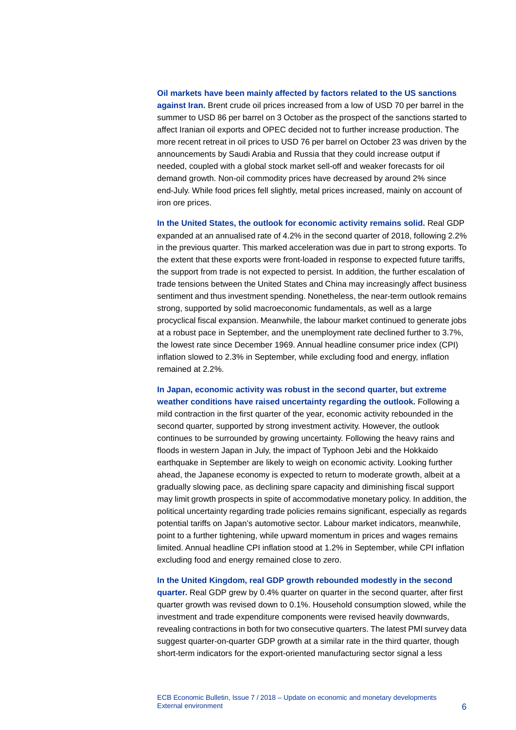**Oil markets have been mainly affected by factors related to the US sanctions against Iran.** Brent crude oil prices increased from a low of USD 70 per barrel in the summer to USD 86 per barrel on 3 October as the prospect of the sanctions started to affect Iranian oil exports and OPEC decided not to further increase production. The more recent retreat in oil prices to USD 76 per barrel on October 23 was driven by the announcements by Saudi Arabia and Russia that they could increase output if needed, coupled with a global stock market sell-off and weaker forecasts for oil demand growth. Non-oil commodity prices have decreased by around 2% since end-July. While food prices fell slightly, metal prices increased, mainly on account of iron ore prices.

**In the United States, the outlook for economic activity remains solid.** Real GDP expanded at an annualised rate of 4.2% in the second quarter of 2018, following 2.2% in the previous quarter. This marked acceleration was due in part to strong exports. To the extent that these exports were front-loaded in response to expected future tariffs, the support from trade is not expected to persist. In addition, the further escalation of trade tensions between the United States and China may increasingly affect business sentiment and thus investment spending. Nonetheless, the near-term outlook remains strong, supported by solid macroeconomic fundamentals, as well as a large procyclical fiscal expansion. Meanwhile, the labour market continued to generate jobs at a robust pace in September, and the unemployment rate declined further to 3.7%, the lowest rate since December 1969. Annual headline consumer price index (CPI) inflation slowed to 2.3% in September, while excluding food and energy, inflation remained at 2.2%.

**In Japan, economic activity was robust in the second quarter, but extreme weather conditions have raised uncertainty regarding the outlook.** Following a mild contraction in the first quarter of the year, economic activity rebounded in the second quarter, supported by strong investment activity. However, the outlook continues to be surrounded by growing uncertainty. Following the heavy rains and floods in western Japan in July, the impact of Typhoon Jebi and the Hokkaido earthquake in September are likely to weigh on economic activity. Looking further ahead, the Japanese economy is expected to return to moderate growth, albeit at a gradually slowing pace, as declining spare capacity and diminishing fiscal support may limit growth prospects in spite of accommodative monetary policy. In addition, the political uncertainty regarding trade policies remains significant, especially as regards potential tariffs on Japan's automotive sector. Labour market indicators, meanwhile, point to a further tightening, while upward momentum in prices and wages remains limited. Annual headline CPI inflation stood at 1.2% in September, while CPI inflation excluding food and energy remained close to zero.

**In the United Kingdom, real GDP growth rebounded modestly in the second quarter.** Real GDP grew by 0.4% quarter on quarter in the second quarter, after first quarter growth was revised down to 0.1%. Household consumption slowed, while the investment and trade expenditure components were revised heavily downwards, revealing contractions in both for two consecutive quarters. The latest PMI survey data suggest quarter-on-quarter GDP growth at a similar rate in the third quarter, though short-term indicators for the export-oriented manufacturing sector signal a less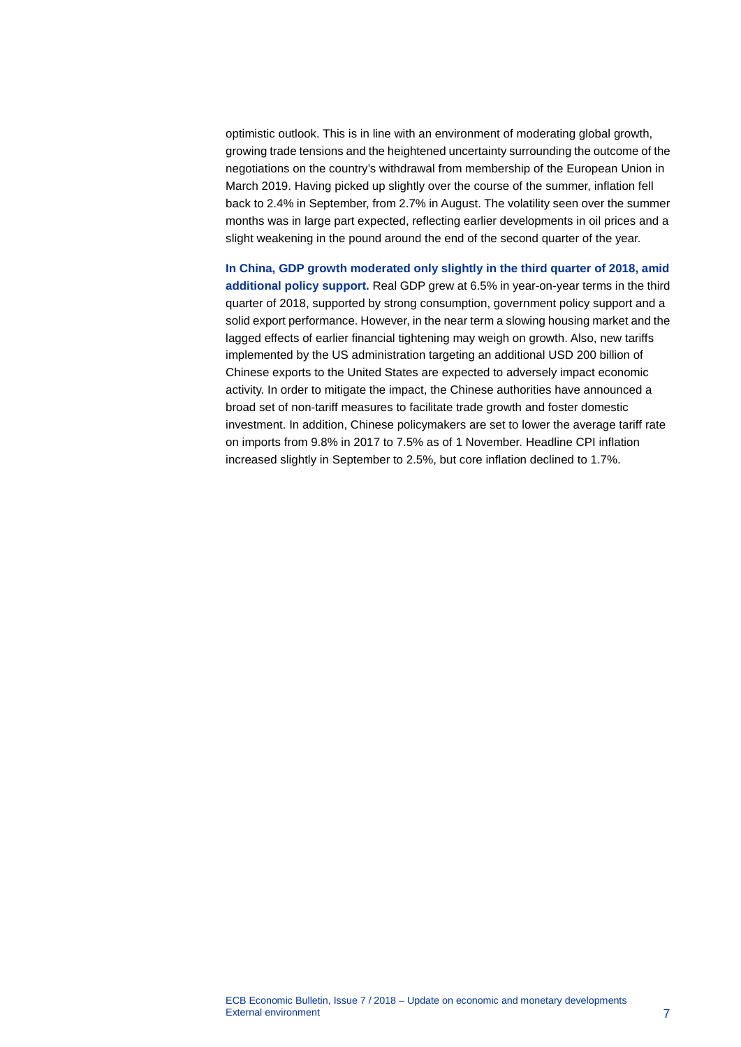optimistic outlook. This is in line with an environment of moderating global growth, growing trade tensions and the heightened uncertainty surrounding the outcome of the negotiations on the country's withdrawal from membership of the European Union in March 2019. Having picked up slightly over the course of the summer, inflation fell back to 2.4% in September, from 2.7% in August. The volatility seen over the summer months was in large part expected, reflecting earlier developments in oil prices and a slight weakening in the pound around the end of the second quarter of the year.

**In China, GDP growth moderated only slightly in the third quarter of 2018, amid additional policy support.** Real GDP grew at 6.5% in year-on-year terms in the third quarter of 2018, supported by strong consumption, government policy support and a solid export performance. However, in the near term a slowing housing market and the lagged effects of earlier financial tightening may weigh on growth. Also, new tariffs implemented by the US administration targeting an additional USD 200 billion of Chinese exports to the United States are expected to adversely impact economic activity. In order to mitigate the impact, the Chinese authorities have announced a broad set of non-tariff measures to facilitate trade growth and foster domestic investment. In addition, Chinese policymakers are set to lower the average tariff rate on imports from 9.8% in 2017 to 7.5% as of 1 November. Headline CPI inflation increased slightly in September to 2.5%, but core inflation declined to 1.7%.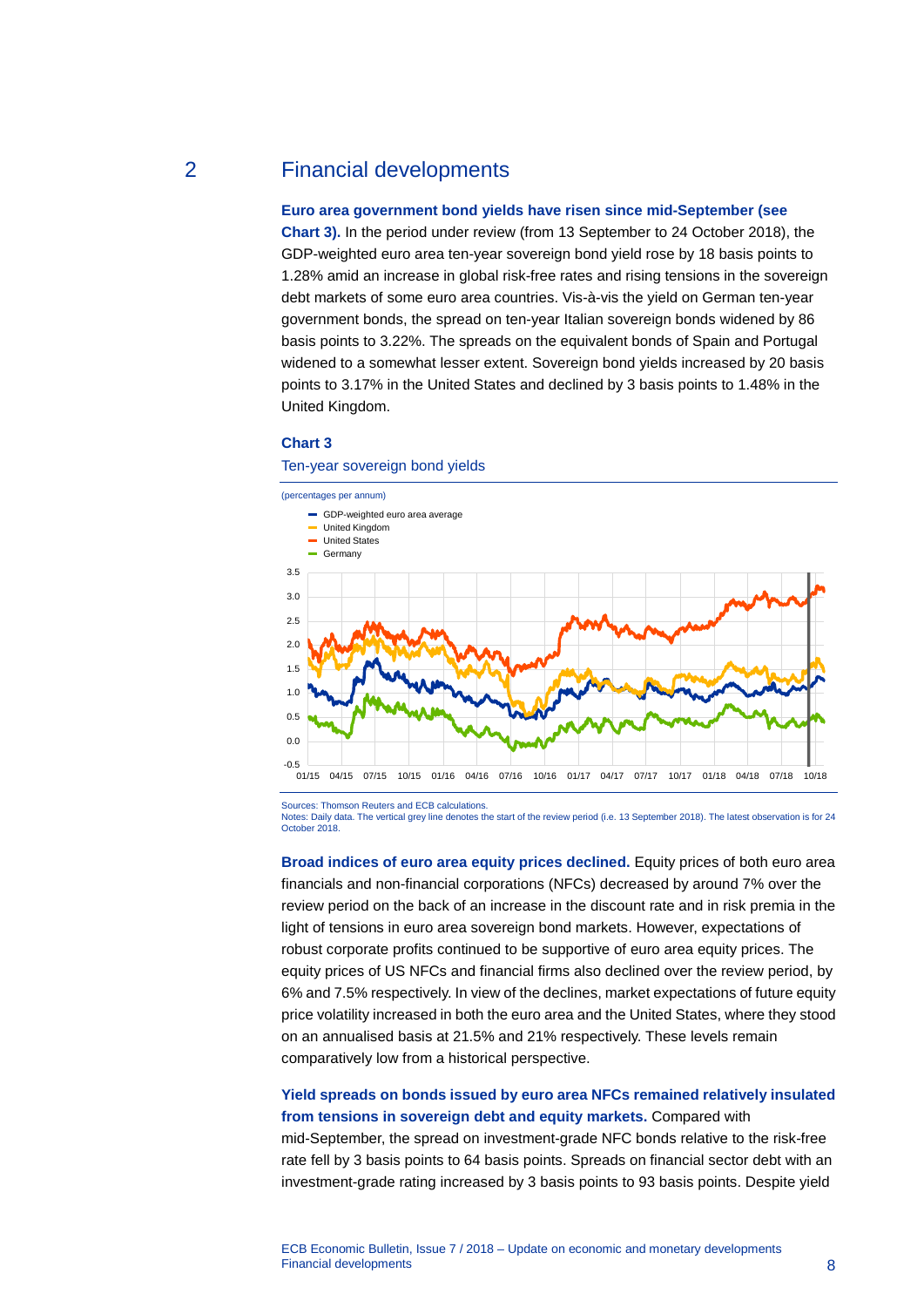## 2 Financial developments

**Euro area government bond yields have risen since mid-September (see Chart 3).** In the period under review (from 13 September to 24 October 2018), the GDP-weighted euro area ten-year sovereign bond yield rose by 18 basis points to 1.28% amid an increase in global risk-free rates and rising tensions in the sovereign debt markets of some euro area countries. Vis-à-vis the yield on German ten-year government bonds, the spread on ten-year Italian sovereign bonds widened by 86 basis points to 3.22%. The spreads on the equivalent bonds of Spain and Portugal widened to a somewhat lesser extent. Sovereign bond yields increased by 20 basis points to 3.17% in the United States and declined by 3 basis points to 1.48% in the United Kingdom.

**Chart 3**

Ten-year sovereign bond yields

(percentages per annum)

Sources: Thomson Reuters and ECB calculations.
Notes: Daily data. The vertical grey line denotes the start of the review period (i.e. 13 September 2018). The latest observation is for 24 October 2018.

**Broad indices of euro area equity prices declined.** Equity prices of both euro area financials and non-financial corporations (NFCs) decreased by around 7% over the review period on the back of an increase in the discount rate and in risk premia in the light of tensions in euro area sovereign bond markets. However, expectations of robust corporate profits continued to be supportive of euro area equity prices. The equity prices of US NFCs and financial firms also declined over the review period, by 6% and 7.5% respectively. In view of the declines, market expectations of future equity price volatility increased in both the euro area and the United States, where they stood on an annualised basis at 21.5% and 21% respectively. These levels remain comparatively low from a historical perspective.

**Yield spreads on bonds issued by euro area NFCs remained relatively insulated from tensions in sovereign debt and equity markets.** Compared with mid-September, the spread on investment-grade NFC bonds relative to the risk-free rate fell by 3 basis points to 64 basis points. Spreads on financial sector debt with an investment-grade rating increased by 3 basis points to 93 basis points. Despite yield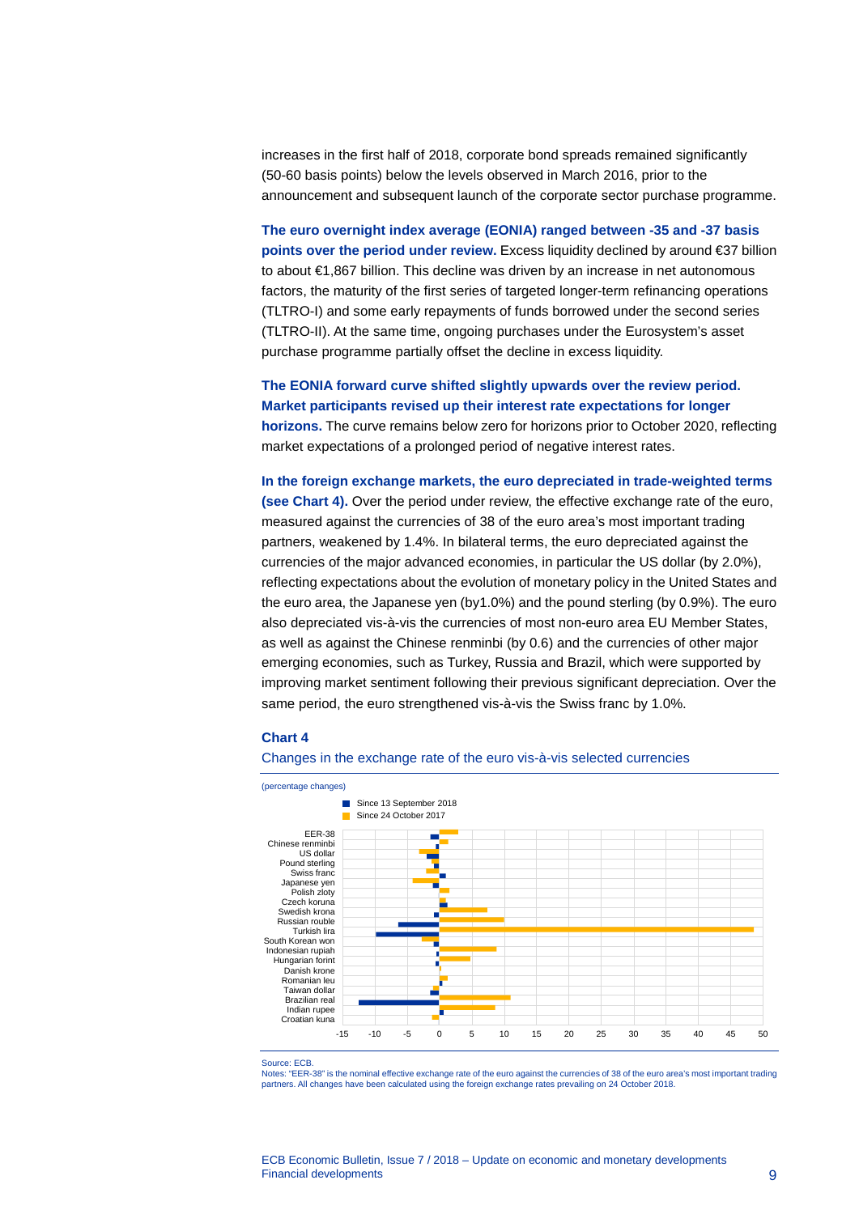increases in the first half of 2018, corporate bond spreads remained significantly (50-60 basis points) below the levels observed in March 2016, prior to the announcement and subsequent launch of the corporate sector purchase programme.

**The euro overnight index average (EONIA) ranged between -35 and -37 basis points over the period under review.** Excess liquidity declined by around €37 billion to about €1,867 billion. This decline was driven by an increase in net autonomous factors, the maturity of the first series of targeted longer-term refinancing operations (TLTRO-I) and some early repayments of funds borrowed under the second series (TLTRO-II). At the same time, ongoing purchases under the Eurosystem's asset purchase programme partially offset the decline in excess liquidity.

**The EONIA forward curve shifted slightly upwards over the review period. Market participants revised up their interest rate expectations for longer horizons.** The curve remains below zero for horizons prior to October 2020, reflecting market expectations of a prolonged period of negative interest rates.

**In the foreign exchange markets, the euro depreciated in trade-weighted terms (see Chart 4).** Over the period under review, the effective exchange rate of the euro, measured against the currencies of 38 of the euro area's most important trading partners, weakened by 1.4%. In bilateral terms, the euro depreciated against the currencies of the major advanced economies, in particular the US dollar (by 2.0%), reflecting expectations about the evolution of monetary policy in the United States and the euro area, the Japanese yen (by1.0%) and the pound sterling (by 0.9%). The euro also depreciated vis-à-vis the currencies of most non-euro area EU Member States, as well as against the Chinese renminbi (by 0.6) and the currencies of other major emerging economies, such as Turkey, Russia and Brazil, which were supported by improving market sentiment following their previous significant depreciation. Over the same period, the euro strengthened vis-à-vis the Swiss franc by 1.0%.

**Chart 4**

Changes in the exchange rate of the euro vis-à-vis selected currencies

(percentage changes)

Source: ECB.
Notes: "EER-38" is the nominal effective exchange rate of the euro against the currencies of 38 of the euro area's most important trading partners. All changes have been calculated using the foreign exchange rates prevailing on 24 October 2018.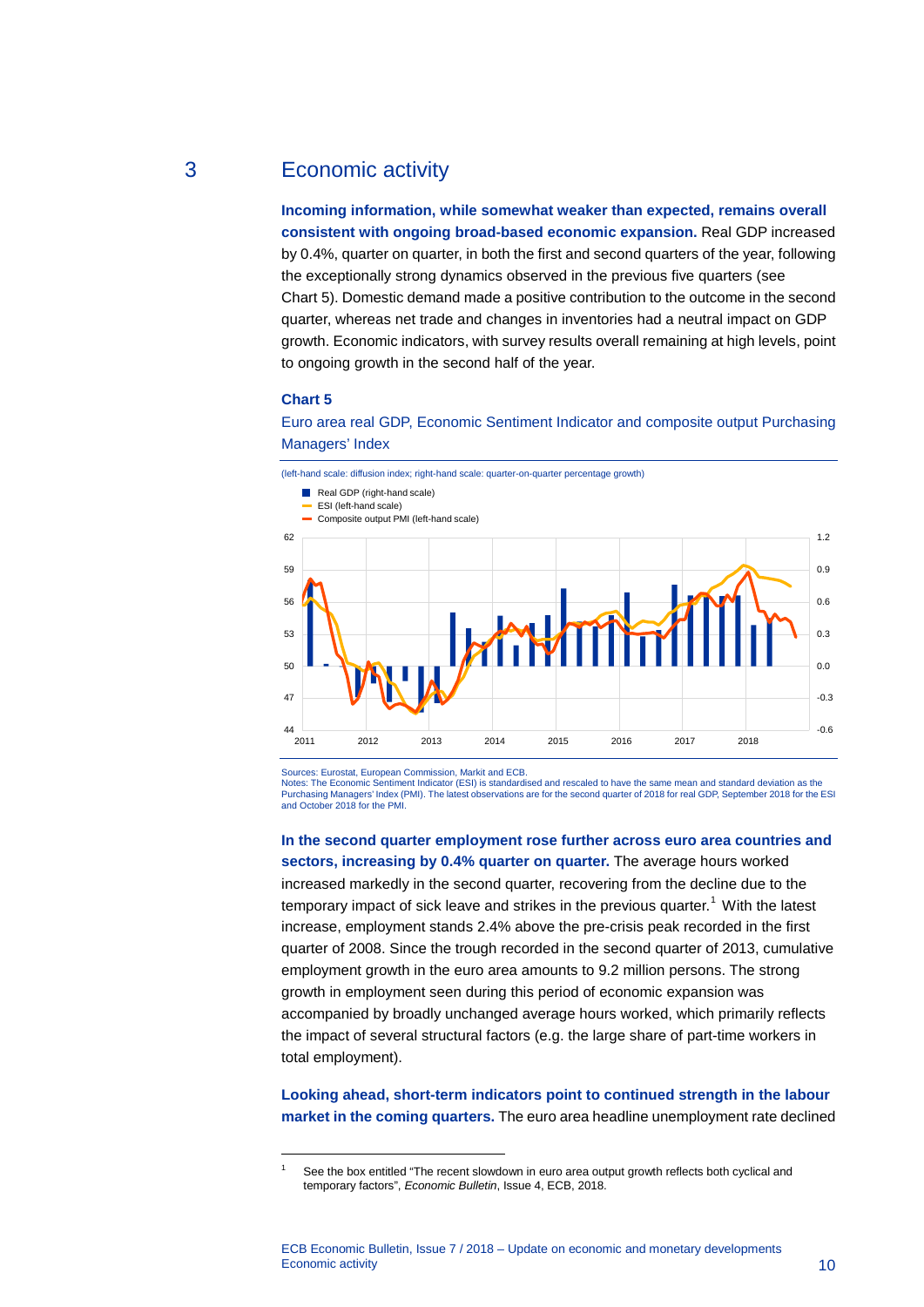# 3 Economic activity

**Incoming information, while somewhat weaker than expected, remains overall consistent with ongoing broad-based economic expansion.** Real GDP increased by 0.4%, quarter on quarter, in both the first and second quarters of the year, following the exceptionally strong dynamics observed in the previous five quarters (see Chart 5). Domestic demand made a positive contribution to the outcome in the second quarter, whereas net trade and changes in inventories had a neutral impact on GDP growth. Economic indicators, with survey results overall remaining at high levels, point to ongoing growth in the second half of the year.

### Chart 5

Euro area real GDP, Economic Sentiment Indicator and composite output Purchasing Managers' Index

(left-hand scale: diffusion index; right-hand scale: quarter-on-quarter percentage growth)

Sources: Eurostat, European Commission, Markit and ECB.
Notes: The Economic Sentiment Indicator (ESI) is standardised and rescaled to have the same mean and standard deviation as the Purchasing Managers' Index (PMI). The latest observations are for the second quarter of 2018 for real GDP, September 2018 for the ESI and October 2018 for the PMI.

**In the second quarter employment rose further across euro area countries and sectors, increasing by 0.4% quarter on quarter.** The average hours worked increased markedly in the second quarter, recovering from the decline due to the temporary impact of sick leave and strikes in the previous quarter.[1] With the latest increase, employment stands 2.4% above the pre-crisis peak recorded in the first quarter of 2008. Since the trough recorded in the second quarter of 2013, cumulative employment growth in the euro area amounts to 9.2 million persons. The strong growth in employment seen during this period of economic expansion was accompanied by broadly unchanged average hours worked, which primarily reflects the impact of several structural factors (e.g. the large share of part-time workers in total employment).

**Looking ahead, short-term indicators point to continued strength in the labour market in the coming quarters.** The euro area headline unemployment rate declined

[1] See the box entitled "The recent slowdown in euro area output growth reflects both cyclical and temporary factors", *Economic Bulletin*, Issue 4, ECB, 2018.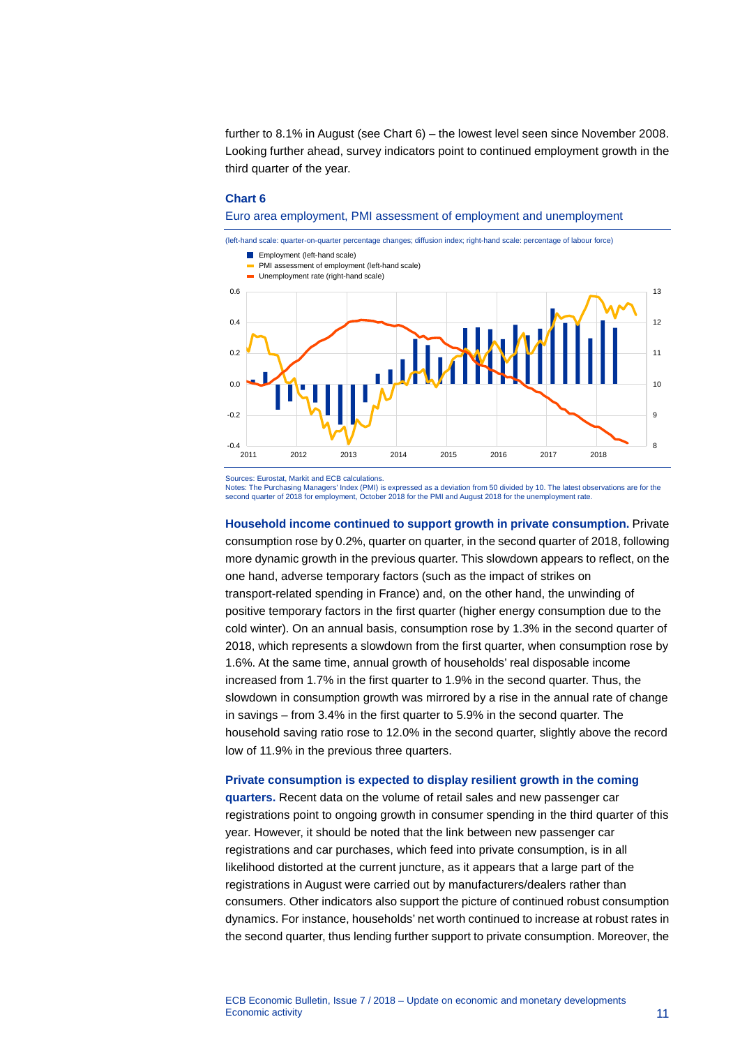further to 8.1% in August (see Chart 6) – the lowest level seen since November 2008. Looking further ahead, survey indicators point to continued employment growth in the third quarter of the year.

**Chart 6**

Euro area employment, PMI assessment of employment and unemployment

(left-hand scale: quarter-on-quarter percentage changes; diffusion index; right-hand scale: percentage of labour force)

Sources: Eurostat, Markit and ECB calculations.
Notes: The Purchasing Managers' Index (PMI) is expressed as a deviation from 50 divided by 10. The latest observations are for the second quarter of 2018 for employment, October 2018 for the PMI and August 2018 for the unemployment rate.

**Household income continued to support growth in private consumption.** Private consumption rose by 0.2%, quarter on quarter, in the second quarter of 2018, following more dynamic growth in the previous quarter. This slowdown appears to reflect, on the one hand, adverse temporary factors (such as the impact of strikes on transport-related spending in France) and, on the other hand, the unwinding of positive temporary factors in the first quarter (higher energy consumption due to the cold winter). On an annual basis, consumption rose by 1.3% in the second quarter of 2018, which represents a slowdown from the first quarter, when consumption rose by 1.6%. At the same time, annual growth of households' real disposable income increased from 1.7% in the first quarter to 1.9% in the second quarter. Thus, the slowdown in consumption growth was mirrored by a rise in the annual rate of change in savings – from 3.4% in the first quarter to 5.9% in the second quarter. The household saving ratio rose to 12.0% in the second quarter, slightly above the record low of 11.9% in the previous three quarters.

**Private consumption is expected to display resilient growth in the coming quarters.** Recent data on the volume of retail sales and new passenger car registrations point to ongoing growth in consumer spending in the third quarter of this year. However, it should be noted that the link between new passenger car registrations and car purchases, which feed into private consumption, is in all likelihood distorted at the current juncture, as it appears that a large part of the registrations in August were carried out by manufacturers/dealers rather than consumers. Other indicators also support the picture of continued robust consumption dynamics. For instance, households' net worth continued to increase at robust rates in the second quarter, thus lending further support to private consumption. Moreover, the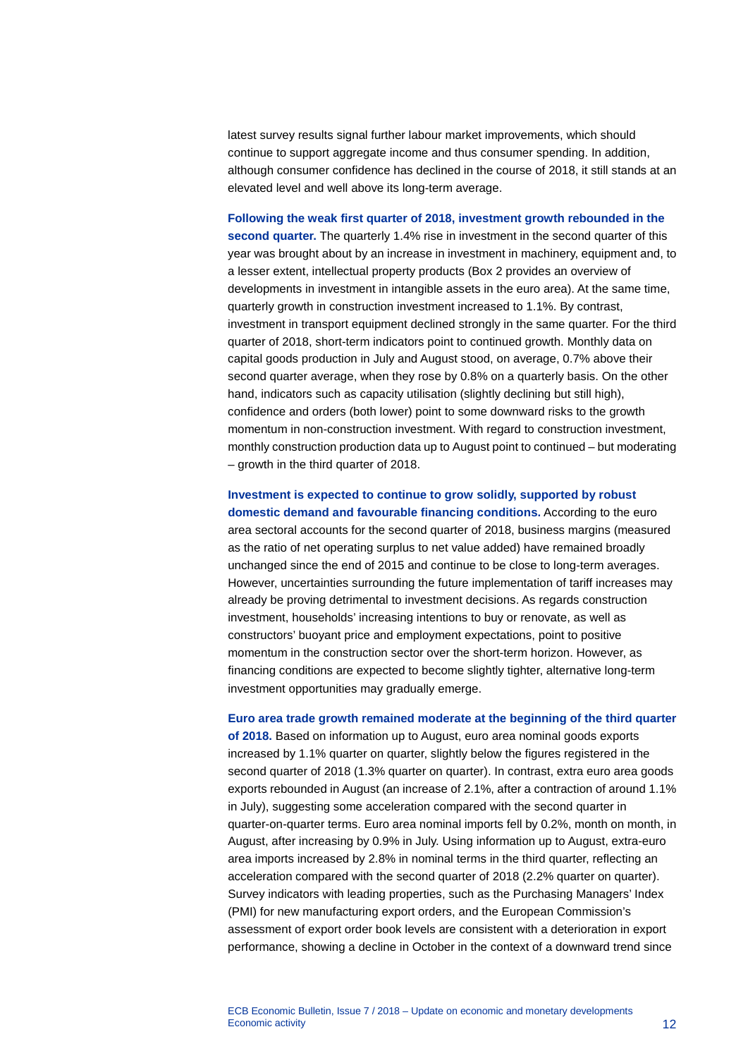latest survey results signal further labour market improvements, which should continue to support aggregate income and thus consumer spending. In addition, although consumer confidence has declined in the course of 2018, it still stands at an elevated level and well above its long-term average.

**Following the weak first quarter of 2018, investment growth rebounded in the second quarter.** The quarterly 1.4% rise in investment in the second quarter of this year was brought about by an increase in investment in machinery, equipment and, to a lesser extent, intellectual property products (Box 2 provides an overview of developments in investment in intangible assets in the euro area). At the same time, quarterly growth in construction investment increased to 1.1%. By contrast, investment in transport equipment declined strongly in the same quarter. For the third quarter of 2018, short-term indicators point to continued growth. Monthly data on capital goods production in July and August stood, on average, 0.7% above their second quarter average, when they rose by 0.8% on a quarterly basis. On the other hand, indicators such as capacity utilisation (slightly declining but still high), confidence and orders (both lower) point to some downward risks to the growth momentum in non-construction investment. With regard to construction investment, monthly construction production data up to August point to continued – but moderating – growth in the third quarter of 2018.

**Investment is expected to continue to grow solidly, supported by robust domestic demand and favourable financing conditions.** According to the euro area sectoral accounts for the second quarter of 2018, business margins (measured as the ratio of net operating surplus to net value added) have remained broadly unchanged since the end of 2015 and continue to be close to long-term averages. However, uncertainties surrounding the future implementation of tariff increases may already be proving detrimental to investment decisions. As regards construction investment, households' increasing intentions to buy or renovate, as well as constructors' buoyant price and employment expectations, point to positive momentum in the construction sector over the short-term horizon. However, as financing conditions are expected to become slightly tighter, alternative long-term investment opportunities may gradually emerge.

**Euro area trade growth remained moderate at the beginning of the third quarter of 2018.** Based on information up to August, euro area nominal goods exports increased by 1.1% quarter on quarter, slightly below the figures registered in the second quarter of 2018 (1.3% quarter on quarter). In contrast, extra euro area goods exports rebounded in August (an increase of 2.1%, after a contraction of around 1.1% in July), suggesting some acceleration compared with the second quarter in quarter-on-quarter terms. Euro area nominal imports fell by 0.2%, month on month, in August, after increasing by 0.9% in July. Using information up to August, extra-euro area imports increased by 2.8% in nominal terms in the third quarter, reflecting an acceleration compared with the second quarter of 2018 (2.2% quarter on quarter). Survey indicators with leading properties, such as the Purchasing Managers' Index (PMI) for new manufacturing export orders, and the European Commission's assessment of export order book levels are consistent with a deterioration in export performance, showing a decline in October in the context of a downward trend since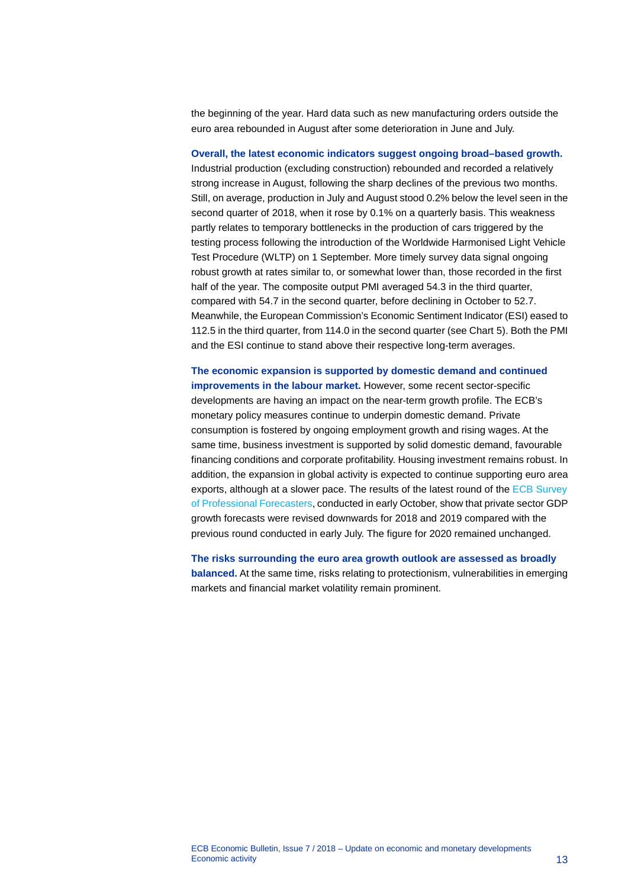the beginning of the year. Hard data such as new manufacturing orders outside the euro area rebounded in August after some deterioration in June and July.

**Overall, the latest economic indicators suggest ongoing broad–based growth.** Industrial production (excluding construction) rebounded and recorded a relatively strong increase in August, following the sharp declines of the previous two months. Still, on average, production in July and August stood 0.2% below the level seen in the second quarter of 2018, when it rose by 0.1% on a quarterly basis. This weakness partly relates to temporary bottlenecks in the production of cars triggered by the testing process following the introduction of the Worldwide Harmonised Light Vehicle Test Procedure (WLTP) on 1 September. More timely survey data signal ongoing robust growth at rates similar to, or somewhat lower than, those recorded in the first half of the year. The composite output PMI averaged 54.3 in the third quarter, compared with 54.7 in the second quarter, before declining in October to 52.7. Meanwhile, the European Commission's Economic Sentiment Indicator (ESI) eased to 112.5 in the third quarter, from 114.0 in the second quarter (see Chart 5). Both the PMI and the ESI continue to stand above their respective long-term averages.

**The economic expansion is supported by domestic demand and continued improvements in the labour market.** However, some recent sector-specific developments are having an impact on the near-term growth profile. The ECB's monetary policy measures continue to underpin domestic demand. Private consumption is fostered by ongoing employment growth and rising wages. At the same time, business investment is supported by solid domestic demand, favourable financing conditions and corporate profitability. Housing investment remains robust. In addition, the expansion in global activity is expected to continue supporting euro area exports, although at a slower pace. The results of the latest round of the ECB Survey of Professional Forecasters, conducted in early October, show that private sector GDP growth forecasts were revised downwards for 2018 and 2019 compared with the previous round conducted in early July. The figure for 2020 remained unchanged.

**The risks surrounding the euro area growth outlook are assessed as broadly balanced.** At the same time, risks relating to protectionism, vulnerabilities in emerging markets and financial market volatility remain prominent.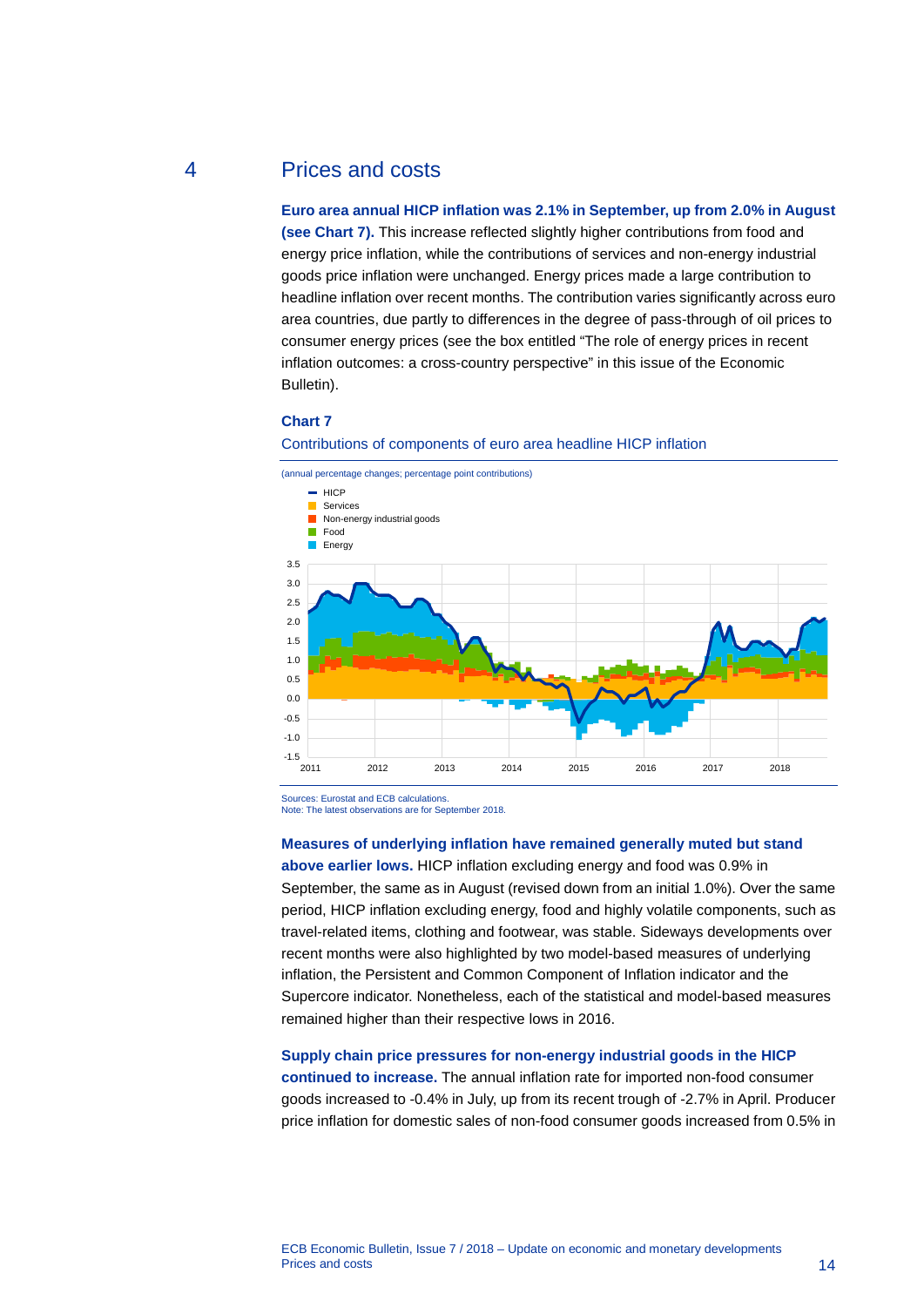## 4 Prices and costs

**Euro area annual HICP inflation was 2.1% in September, up from 2.0% in August (see Chart 7).** This increase reflected slightly higher contributions from food and energy price inflation, while the contributions of services and non-energy industrial goods price inflation were unchanged. Energy prices made a large contribution to headline inflation over recent months. The contribution varies significantly across euro area countries, due partly to differences in the degree of pass-through of oil prices to consumer energy prices (see the box entitled "The role of energy prices in recent inflation outcomes: a cross-country perspective" in this issue of the Economic Bulletin).

**Chart 7**

Contributions of components of euro area headline HICP inflation

(annual percentage changes; percentage point contributions)

Sources: Eurostat and ECB calculations.
Note: The latest observations are for September 2018.

**Measures of underlying inflation have remained generally muted but stand above earlier lows.** HICP inflation excluding energy and food was 0.9% in September, the same as in August (revised down from an initial 1.0%). Over the same period, HICP inflation excluding energy, food and highly volatile components, such as travel-related items, clothing and footwear, was stable. Sideways developments over recent months were also highlighted by two model-based measures of underlying inflation, the Persistent and Common Component of Inflation indicator and the Supercore indicator. Nonetheless, each of the statistical and model-based measures remained higher than their respective lows in 2016.

**Supply chain price pressures for non-energy industrial goods in the HICP continued to increase.** The annual inflation rate for imported non-food consumer goods increased to -0.4% in July, up from its recent trough of -2.7% in April. Producer price inflation for domestic sales of non-food consumer goods increased from 0.5% in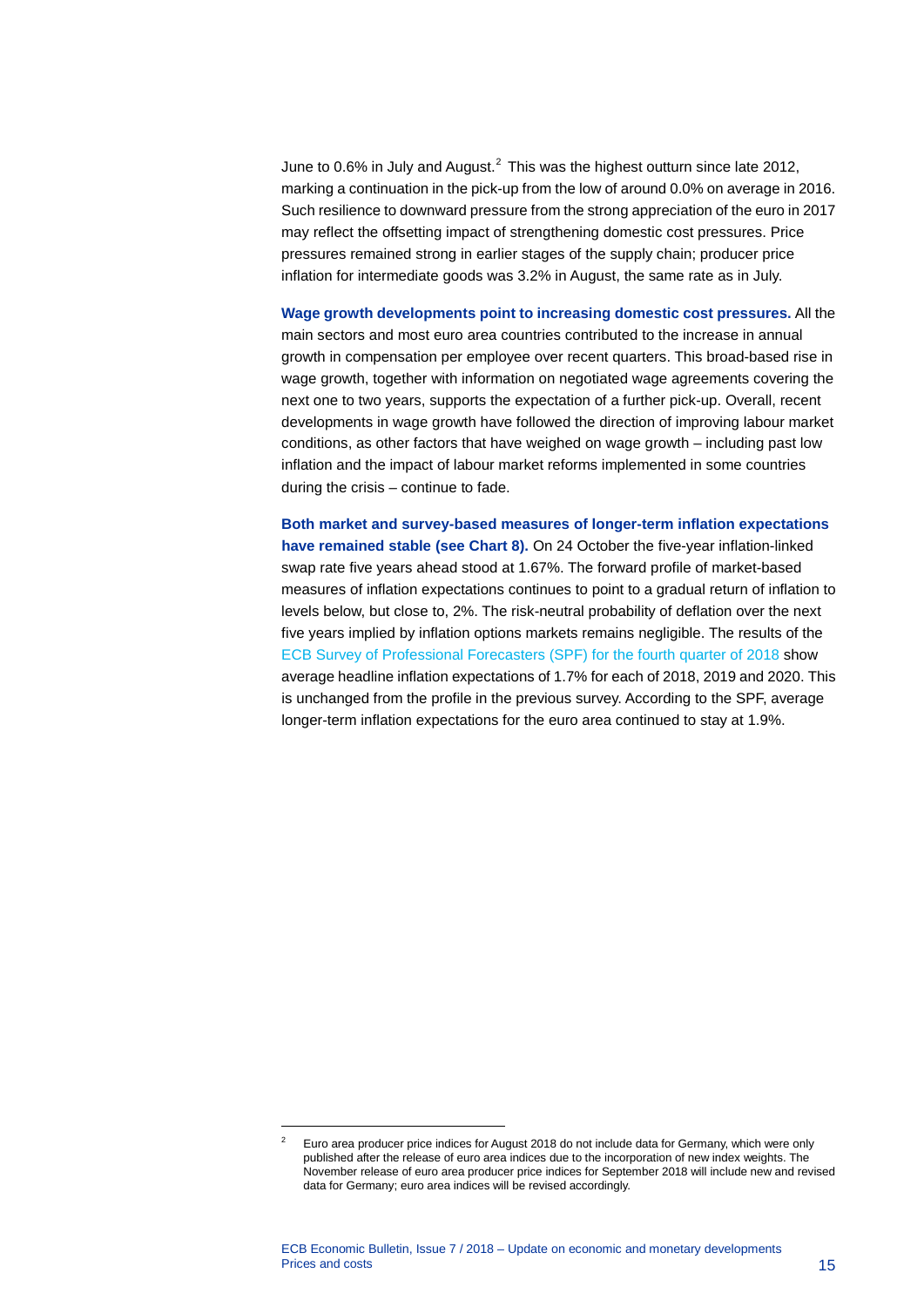June to 0.6% in July and August.[2] This was the highest outturn since late 2012, marking a continuation in the pick-up from the low of around 0.0% on average in 2016. Such resilience to downward pressure from the strong appreciation of the euro in 2017 may reflect the offsetting impact of strengthening domestic cost pressures. Price pressures remained strong in earlier stages of the supply chain; producer price inflation for intermediate goods was 3.2% in August, the same rate as in July.

**Wage growth developments point to increasing domestic cost pressures.** All the main sectors and most euro area countries contributed to the increase in annual growth in compensation per employee over recent quarters. This broad-based rise in wage growth, together with information on negotiated wage agreements covering the next one to two years, supports the expectation of a further pick-up. Overall, recent developments in wage growth have followed the direction of improving labour market conditions, as other factors that have weighed on wage growth – including past low inflation and the impact of labour market reforms implemented in some countries during the crisis – continue to fade.

**Both market and survey-based measures of longer-term inflation expectations have remained stable (see Chart 8).** On 24 October the five-year inflation-linked swap rate five years ahead stood at 1.67%. The forward profile of market-based measures of inflation expectations continues to point to a gradual return of inflation to levels below, but close to, 2%. The risk-neutral probability of deflation over the next five years implied by inflation options markets remains negligible. The results of the ECB Survey of Professional Forecasters (SPF) for the fourth quarter of 2018 show average headline inflation expectations of 1.7% for each of 2018, 2019 and 2020. This is unchanged from the profile in the previous survey. According to the SPF, average longer-term inflation expectations for the euro area continued to stay at 1.9%.

---

[2] Euro area producer price indices for August 2018 do not include data for Germany, which were only published after the release of euro area indices due to the incorporation of new index weights. The November release of euro area producer price indices for September 2018 will include new and revised data for Germany; euro area indices will be revised accordingly.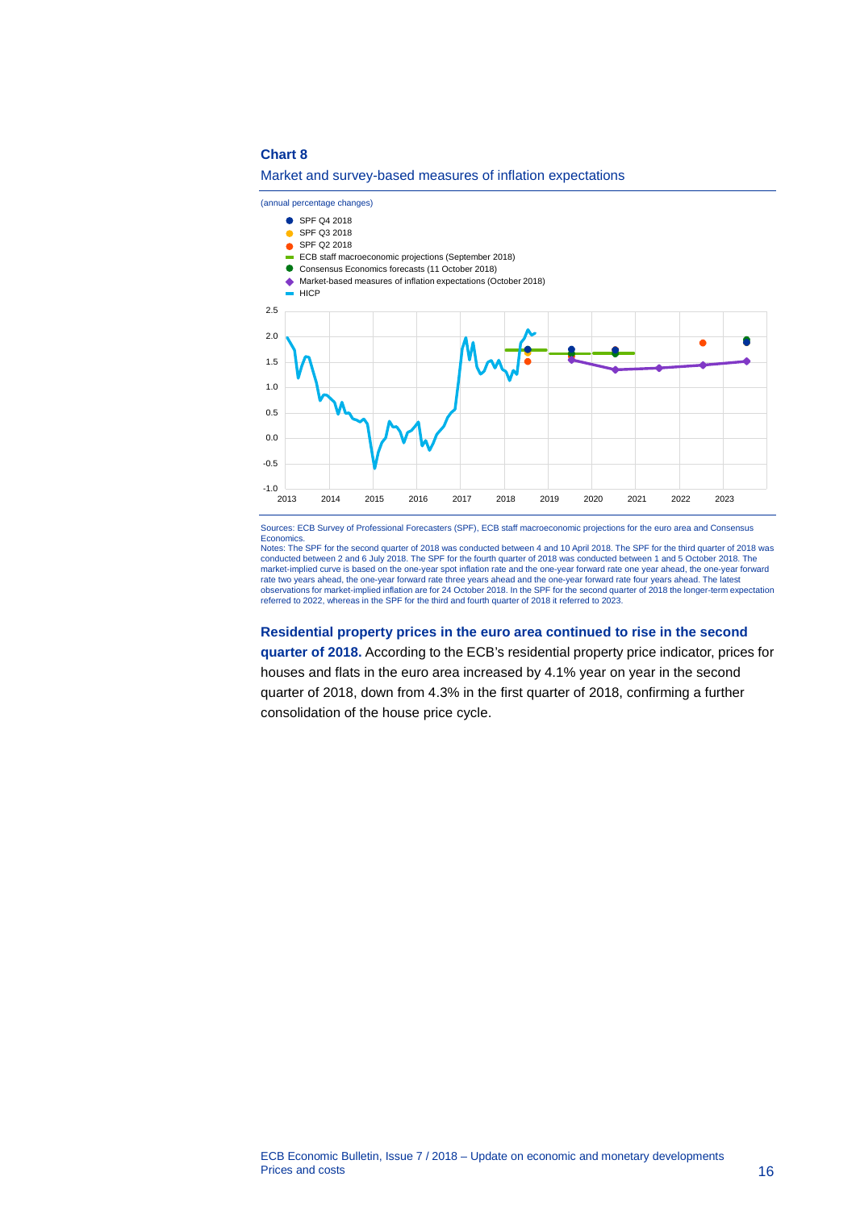**Chart 8**

Market and survey-based measures of inflation expectations

(annual percentage changes)

- SPF Q4 2018
- SPF Q3 2018
- SPF Q2 2018
- ECB staff macroeconomic projections (September 2018)
- Consensus Economics forecasts (11 October 2018)
- Market-based measures of inflation expectations (October 2018)
- HICP

Sources: ECB Survey of Professional Forecasters (SPF), ECB staff macroeconomic projections for the euro area and Consensus Economics.
Notes: The SPF for the second quarter of 2018 was conducted between 4 and 10 April 2018. The SPF for the third quarter of 2018 was conducted between 2 and 6 July 2018. The SPF for the fourth quarter of 2018 was conducted between 1 and 5 October 2018. The market-implied curve is based on the one-year spot inflation rate and the one-year forward rate one year ahead, the one-year forward rate two years ahead, the one-year forward rate three years ahead and the one-year forward rate four years ahead. The latest observations for market-implied inflation are for 24 October 2018. In the SPF for the second quarter of 2018 the longer-term expectation referred to 2022, whereas in the SPF for the third and fourth quarter of 2018 it referred to 2023.

**Residential property prices in the euro area continued to rise in the second quarter of 2018.** According to the ECB's residential property price indicator, prices for houses and flats in the euro area increased by 4.1% year on year in the second quarter of 2018, down from 4.3% in the first quarter of 2018, confirming a further consolidation of the house price cycle.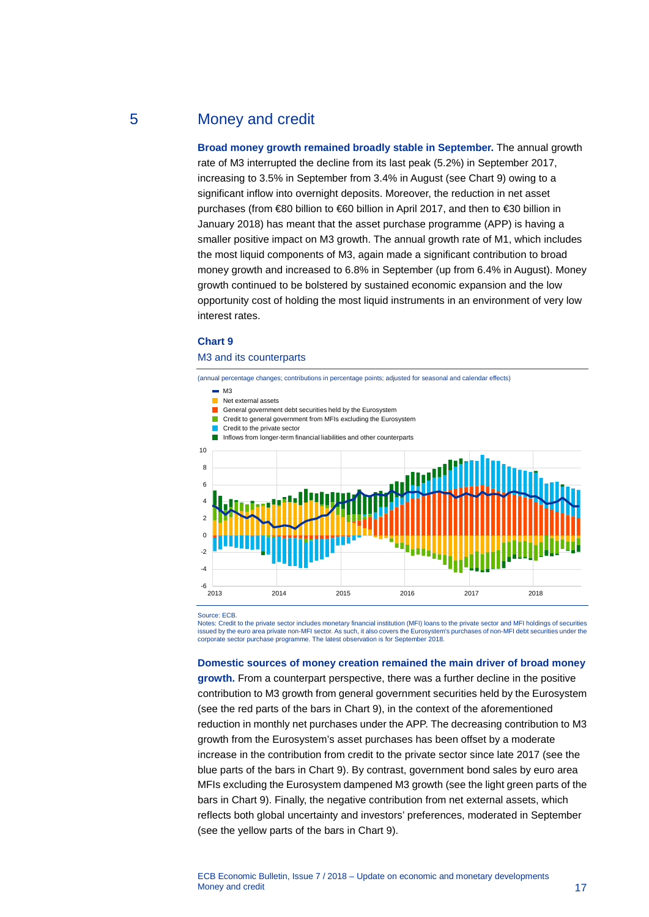## 5 Money and credit

**Broad money growth remained broadly stable in September.** The annual growth rate of M3 interrupted the decline from its last peak (5.2%) in September 2017, increasing to 3.5% in September from 3.4% in August (see Chart 9) owing to a significant inflow into overnight deposits. Moreover, the reduction in net asset purchases (from €80 billion to €60 billion in April 2017, and then to €30 billion in January 2018) has meant that the asset purchase programme (APP) is having a smaller positive impact on M3 growth. The annual growth rate of M1, which includes the most liquid components of M3, again made a significant contribution to broad money growth and increased to 6.8% in September (up from 6.4% in August). Money growth continued to be bolstered by sustained economic expansion and the low opportunity cost of holding the most liquid instruments in an environment of very low interest rates.

**Chart 9**

M3 and its counterparts

(annual percentage changes; contributions in percentage points; adjusted for seasonal and calendar effects)

- M3
- Net external assets
- General government debt securities held by the Eurosystem
- Credit to general government from MFIs excluding the Eurosystem
- Credit to the private sector
- Inflows from longer-term financial liabilities and other counterparts

Source: ECB.

Notes: Credit to the private sector includes monetary financial institution (MFI) loans to the private sector and MFI holdings of securities issued by the euro area private non-MFI sector. As such, it also covers the Eurosystem's purchases of non-MFI debt securities under the corporate sector purchase programme. The latest observation is for September 2018.

**Domestic sources of money creation remained the main driver of broad money growth.** From a counterpart perspective, there was a further decline in the positive contribution to M3 growth from general government securities held by the Eurosystem (see the red parts of the bars in Chart 9), in the context of the aforementioned reduction in monthly net purchases under the APP. The decreasing contribution to M3 growth from the Eurosystem's asset purchases has been offset by a moderate increase in the contribution from credit to the private sector since late 2017 (see the blue parts of the bars in Chart 9). By contrast, government bond sales by euro area MFIs excluding the Eurosystem dampened M3 growth (see the light green parts of the bars in Chart 9). Finally, the negative contribution from net external assets, which reflects both global uncertainty and investors' preferences, moderated in September (see the yellow parts of the bars in Chart 9).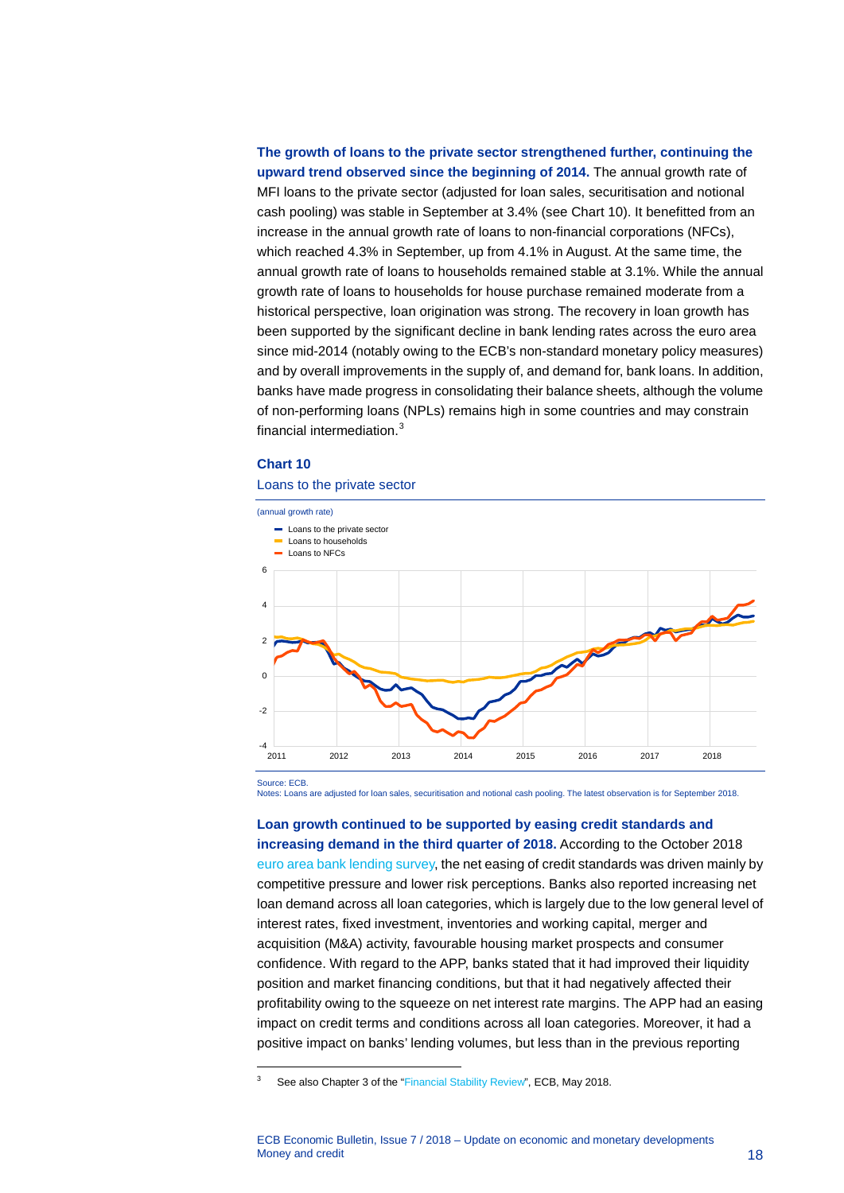**The growth of loans to the private sector strengthened further, continuing the upward trend observed since the beginning of 2014.** The annual growth rate of MFI loans to the private sector (adjusted for loan sales, securitisation and notional cash pooling) was stable in September at 3.4% (see Chart 10). It benefitted from an increase in the annual growth rate of loans to non-financial corporations (NFCs), which reached 4.3% in September, up from 4.1% in August. At the same time, the annual growth rate of loans to households remained stable at 3.1%. While the annual growth rate of loans to households for house purchase remained moderate from a historical perspective, loan origination was strong. The recovery in loan growth has been supported by the significant decline in bank lending rates across the euro area since mid-2014 (notably owing to the ECB's non-standard monetary policy measures) and by overall improvements in the supply of, and demand for, bank loans. In addition, banks have made progress in consolidating their balance sheets, although the volume of non-performing loans (NPLs) remains high in some countries and may constrain financial intermediation.[3]

**Chart 10**

Loans to the private sector

(annual growth rate)

- Loans to the private sector
- Loans to households
- Loans to NFCs

Source: ECB.
Notes: Loans are adjusted for loan sales, securitisation and notional cash pooling. The latest observation is for September 2018.

**Loan growth continued to be supported by easing credit standards and increasing demand in the third quarter of 2018.** According to the October 2018 euro area bank lending survey, the net easing of credit standards was driven mainly by competitive pressure and lower risk perceptions. Banks also reported increasing net loan demand across all loan categories, which is largely due to the low general level of interest rates, fixed investment, inventories and working capital, merger and acquisition (M&A) activity, favourable housing market prospects and consumer confidence. With regard to the APP, banks stated that it had improved their liquidity position and market financing conditions, but that it had negatively affected their profitability owing to the squeeze on net interest rate margins. The APP had an easing impact on credit terms and conditions across all loan categories. Moreover, it had a positive impact on banks' lending volumes, but less than in the previous reporting

[3] See also Chapter 3 of the "Financial Stability Review", ECB, May 2018.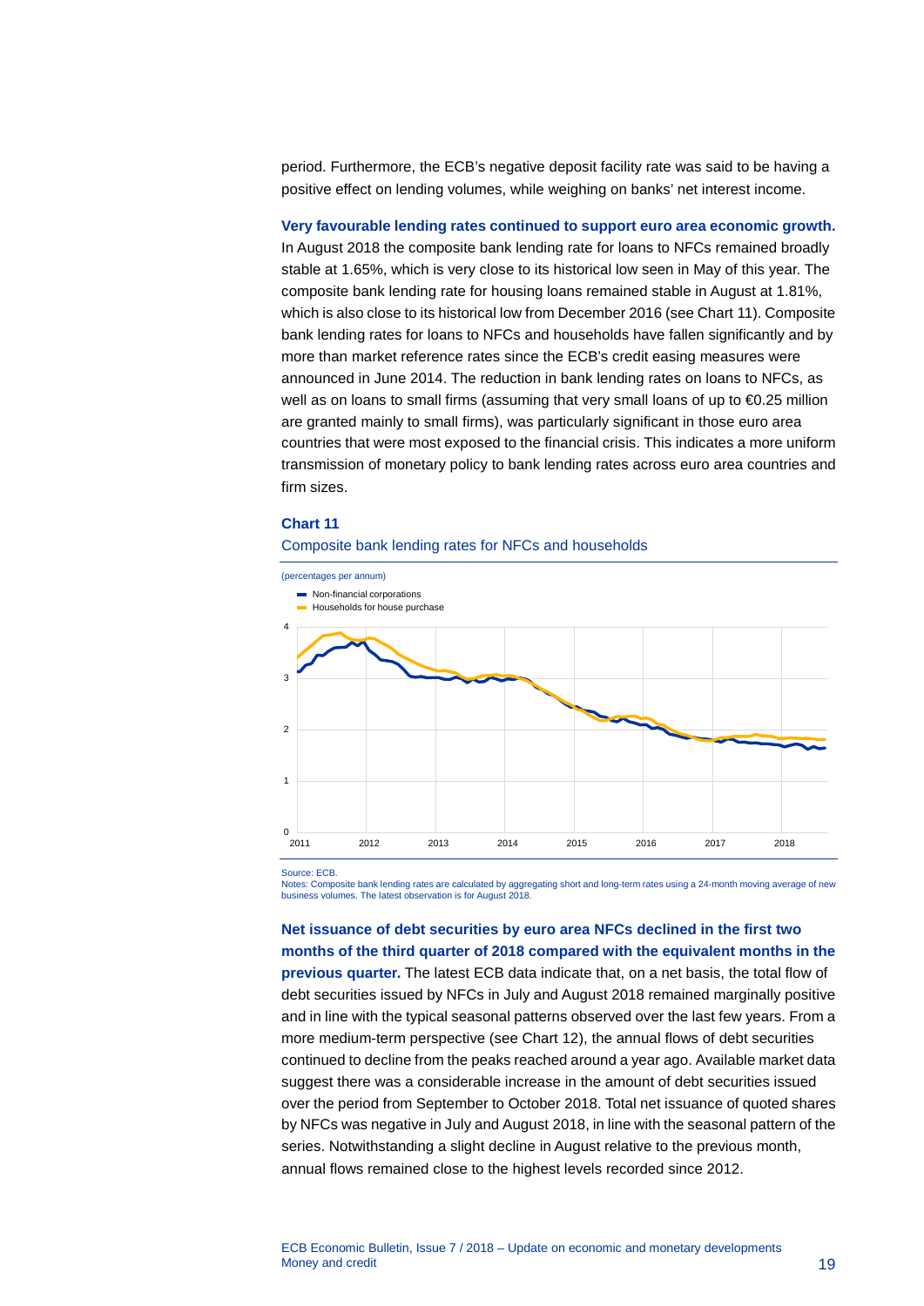period. Furthermore, the ECB's negative deposit facility rate was said to be having a positive effect on lending volumes, while weighing on banks' net interest income.

**Very favourable lending rates continued to support euro area economic growth.** In August 2018 the composite bank lending rate for loans to NFCs remained broadly stable at 1.65%, which is very close to its historical low seen in May of this year. The composite bank lending rate for housing loans remained stable in August at 1.81%, which is also close to its historical low from December 2016 (see Chart 11). Composite bank lending rates for loans to NFCs and households have fallen significantly and by more than market reference rates since the ECB's credit easing measures were announced in June 2014. The reduction in bank lending rates on loans to NFCs, as well as on loans to small firms (assuming that very small loans of up to €0.25 million are granted mainly to small firms), was particularly significant in those euro area countries that were most exposed to the financial crisis. This indicates a more uniform transmission of monetary policy to bank lending rates across euro area countries and firm sizes.

**Chart 11**

Composite bank lending rates for NFCs and households

(percentages per annum)

- Non-financial corporations
- Households for house purchase

Source: ECB.
Notes: Composite bank lending rates are calculated by aggregating short and long-term rates using a 24-month moving average of new business volumes. The latest observation is for August 2018.

**Net issuance of debt securities by euro area NFCs declined in the first two months of the third quarter of 2018 compared with the equivalent months in the previous quarter.** The latest ECB data indicate that, on a net basis, the total flow of debt securities issued by NFCs in July and August 2018 remained marginally positive and in line with the typical seasonal patterns observed over the last few years. From a more medium-term perspective (see Chart 12), the annual flows of debt securities continued to decline from the peaks reached around a year ago. Available market data suggest there was a considerable increase in the amount of debt securities issued over the period from September to October 2018. Total net issuance of quoted shares by NFCs was negative in July and August 2018, in line with the seasonal pattern of the series. Notwithstanding a slight decline in August relative to the previous month, annual flows remained close to the highest levels recorded since 2012.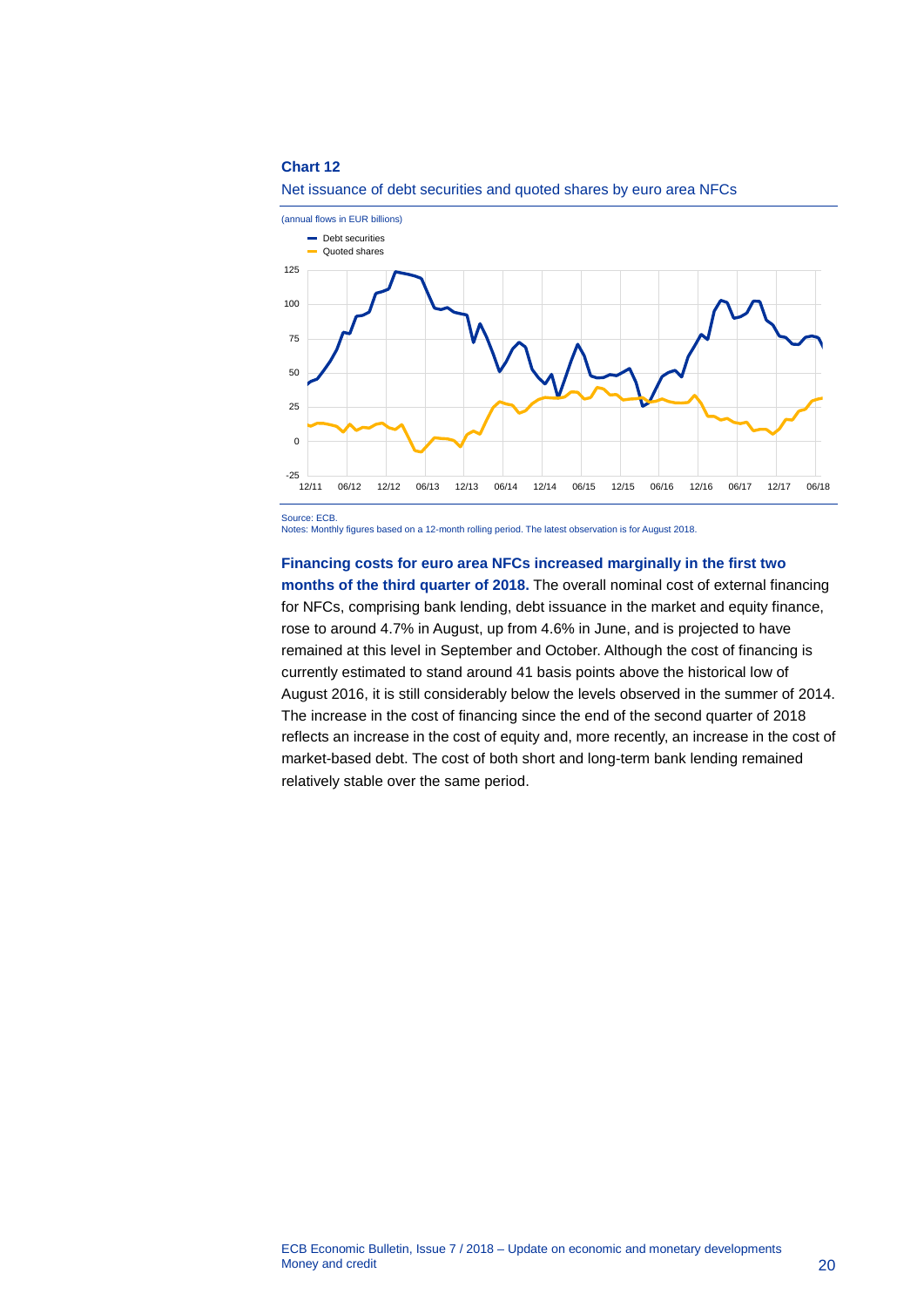**Chart 12**

Net issuance of debt securities and quoted shares by euro area NFCs

(annual flows in EUR billions)

Source: ECB.
Notes: Monthly figures based on a 12-month rolling period. The latest observation is for August 2018.

**Financing costs for euro area NFCs increased marginally in the first two months of the third quarter of 2018.** The overall nominal cost of external financing for NFCs, comprising bank lending, debt issuance in the market and equity finance, rose to around 4.7% in August, up from 4.6% in June, and is projected to have remained at this level in September and October. Although the cost of financing is currently estimated to stand around 41 basis points above the historical low of August 2016, it is still considerably below the levels observed in the summer of 2014. The increase in the cost of financing since the end of the second quarter of 2018 reflects an increase in the cost of equity and, more recently, an increase in the cost of market-based debt. The cost of both short and long-term bank lending remained relatively stable over the same period.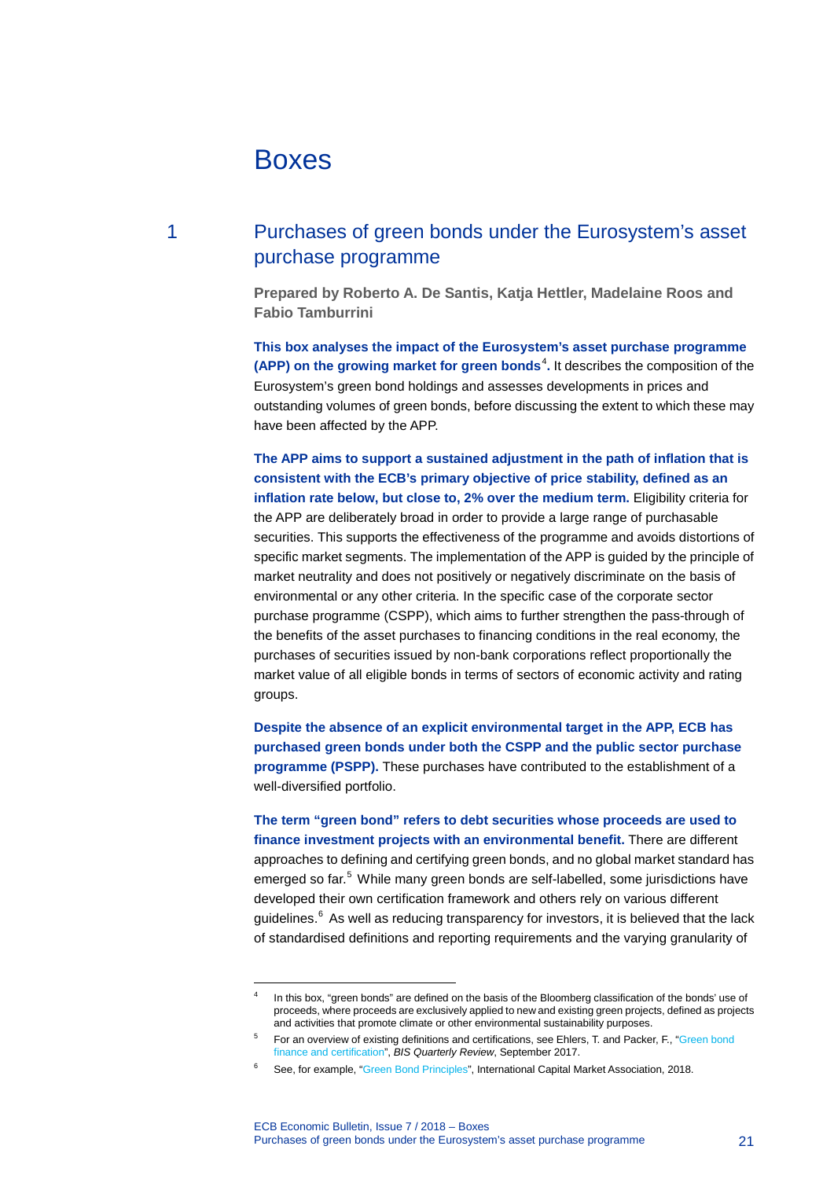# Boxes

## 1 Purchases of green bonds under the Eurosystem's asset purchase programme

**Prepared by Roberto A. De Santis, Katja Hettler, Madelaine Roos and Fabio Tamburrini**

**This box analyses the impact of the Eurosystem's asset purchase programme (APP) on the growing market for green bonds[4].** It describes the composition of the Eurosystem's green bond holdings and assesses developments in prices and outstanding volumes of green bonds, before discussing the extent to which these may have been affected by the APP.

**The APP aims to support a sustained adjustment in the path of inflation that is consistent with the ECB's primary objective of price stability, defined as an inflation rate below, but close to, 2% over the medium term.** Eligibility criteria for the APP are deliberately broad in order to provide a large range of purchasable securities. This supports the effectiveness of the programme and avoids distortions of specific market segments. The implementation of the APP is guided by the principle of market neutrality and does not positively or negatively discriminate on the basis of environmental or any other criteria. In the specific case of the corporate sector purchase programme (CSPP), which aims to further strengthen the pass-through of the benefits of the asset purchases to financing conditions in the real economy, the purchases of securities issued by non-bank corporations reflect proportionally the market value of all eligible bonds in terms of sectors of economic activity and rating groups.

**Despite the absence of an explicit environmental target in the APP, ECB has purchased green bonds under both the CSPP and the public sector purchase programme (PSPP).** These purchases have contributed to the establishment of a well-diversified portfolio.

**The term "green bond" refers to debt securities whose proceeds are used to finance investment projects with an environmental benefit.** There are different approaches to defining and certifying green bonds, and no global market standard has emerged so far.[5] While many green bonds are self-labelled, some jurisdictions have developed their own certification framework and others rely on various different guidelines.[6] As well as reducing transparency for investors, it is believed that the lack of standardised definitions and reporting requirements and the varying granularity of

---

[4] In this box, "green bonds" are defined on the basis of the Bloomberg classification of the bonds' use of proceeds, where proceeds are exclusively applied to new and existing green projects, defined as projects and activities that promote climate or other environmental sustainability purposes.

[5] For an overview of existing definitions and certifications, see Ehlers, T. and Packer, F., "Green bond finance and certification", *BIS Quarterly Review*, September 2017.

[6] See, for example, "Green Bond Principles", International Capital Market Association, 2018.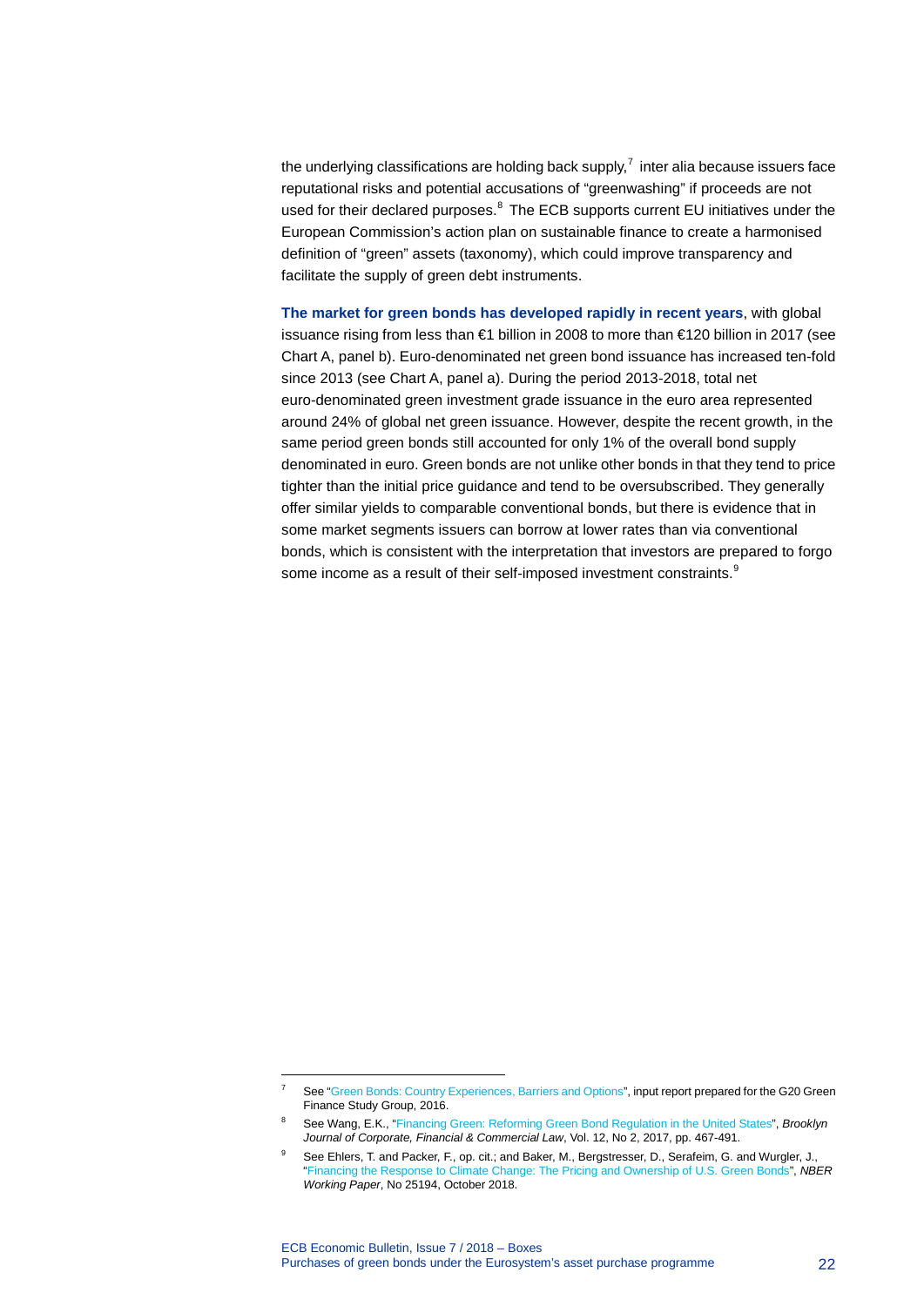the underlying classifications are holding back supply,[7] inter alia because issuers face reputational risks and potential accusations of "greenwashing" if proceeds are not used for their declared purposes.[8] The ECB supports current EU initiatives under the European Commission's action plan on sustainable finance to create a harmonised definition of "green" assets (taxonomy), which could improve transparency and facilitate the supply of green debt instruments.

**The market for green bonds has developed rapidly in recent years**, with global issuance rising from less than €1 billion in 2008 to more than €120 billion in 2017 (see Chart A, panel b). Euro-denominated net green bond issuance has increased ten-fold since 2013 (see Chart A, panel a). During the period 2013-2018, total net euro-denominated green investment grade issuance in the euro area represented around 24% of global net green issuance. However, despite the recent growth, in the same period green bonds still accounted for only 1% of the overall bond supply denominated in euro. Green bonds are not unlike other bonds in that they tend to price tighter than the initial price guidance and tend to be oversubscribed. They generally offer similar yields to comparable conventional bonds, but there is evidence that in some market segments issuers can borrow at lower rates than via conventional bonds, which is consistent with the interpretation that investors are prepared to forgo some income as a result of their self-imposed investment constraints.[9]

---

[7] See "Green Bonds: Country Experiences, Barriers and Options", input report prepared for the G20 Green Finance Study Group, 2016.

[8] See Wang, E.K., "Financing Green: Reforming Green Bond Regulation in the United States", *Brooklyn Journal of Corporate, Financial & Commercial Law*, Vol. 12, No 2, 2017, pp. 467-491.

[9] See Ehlers, T. and Packer, F., op. cit.; and Baker, M., Bergstresser, D., Serafeim, G. and Wurgler, J., "Financing the Response to Climate Change: The Pricing and Ownership of U.S. Green Bonds", *NBER Working Paper*, No 25194, October 2018.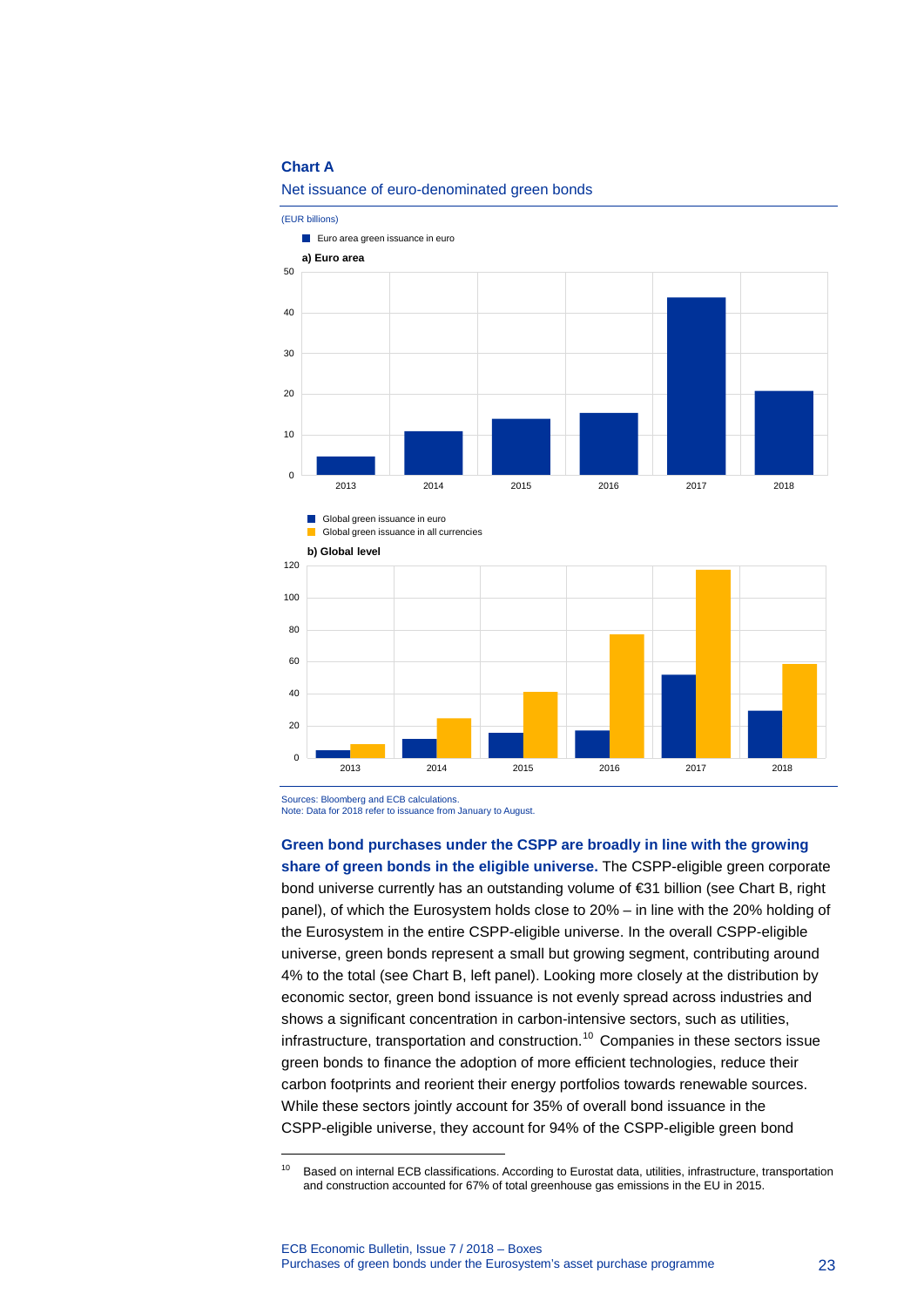**Chart A**

Net issuance of euro-denominated green bonds

(EUR billions)

■ Euro area green issuance in euro

**a) Euro area**

■ Global green issuance in euro
■ Global green issuance in all currencies

**b) Global level**

Sources: Bloomberg and ECB calculations.
Note: Data for 2018 refer to issuance from January to August.

**Green bond purchases under the CSPP are broadly in line with the growing share of green bonds in the eligible universe.** The CSPP-eligible green corporate bond universe currently has an outstanding volume of €31 billion (see Chart B, right panel), of which the Eurosystem holds close to 20% – in line with the 20% holding of the Eurosystem in the entire CSPP-eligible universe. In the overall CSPP-eligible universe, green bonds represent a small but growing segment, contributing around 4% to the total (see Chart B, left panel). Looking more closely at the distribution by economic sector, green bond issuance is not evenly spread across industries and shows a significant concentration in carbon-intensive sectors, such as utilities, infrastructure, transportation and construction.[10] Companies in these sectors issue green bonds to finance the adoption of more efficient technologies, reduce their carbon footprints and reorient their energy portfolios towards renewable sources. While these sectors jointly account for 35% of overall bond issuance in the CSPP-eligible universe, they account for 94% of the CSPP-eligible green bond

---

[10] Based on internal ECB classifications. According to Eurostat data, utilities, infrastructure, transportation and construction accounted for 67% of total greenhouse gas emissions in the EU in 2015.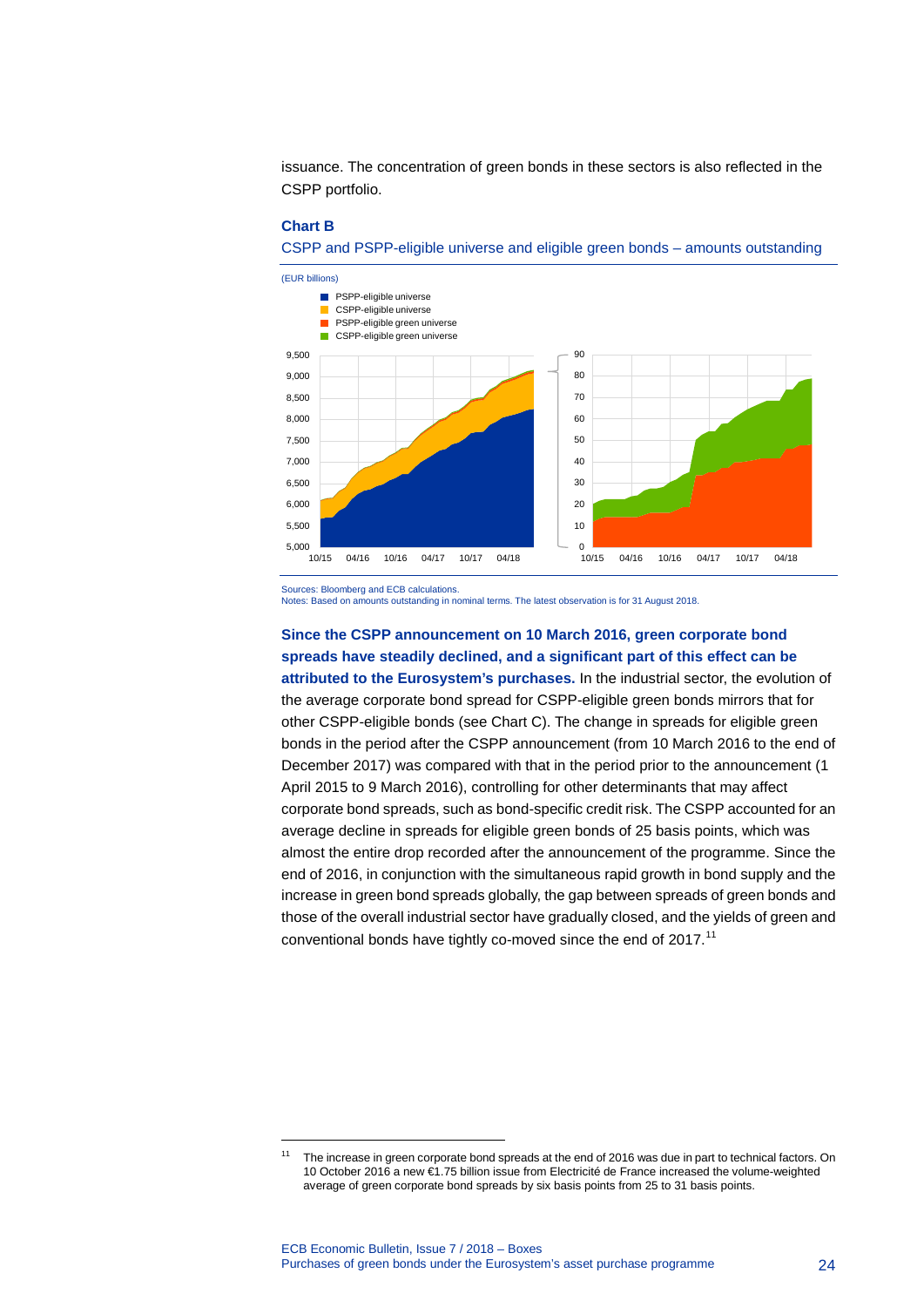issuance. The concentration of green bonds in these sectors is also reflected in the CSPP portfolio.

**Chart B**

CSPP and PSPP-eligible universe and eligible green bonds – amounts outstanding

(EUR billions)

Sources: Bloomberg and ECB calculations.
Notes: Based on amounts outstanding in nominal terms. The latest observation is for 31 August 2018.

**Since the CSPP announcement on 10 March 2016, green corporate bond spreads have steadily declined, and a significant part of this effect can be attributed to the Eurosystem's purchases.** In the industrial sector, the evolution of the average corporate bond spread for CSPP-eligible green bonds mirrors that for other CSPP-eligible bonds (see Chart C). The change in spreads for eligible green bonds in the period after the CSPP announcement (from 10 March 2016 to the end of December 2017) was compared with that in the period prior to the announcement (1 April 2015 to 9 March 2016), controlling for other determinants that may affect corporate bond spreads, such as bond-specific credit risk. The CSPP accounted for an average decline in spreads for eligible green bonds of 25 basis points, which was almost the entire drop recorded after the announcement of the programme. Since the end of 2016, in conjunction with the simultaneous rapid growth in bond supply and the increase in green bond spreads globally, the gap between spreads of green bonds and those of the overall industrial sector have gradually closed, and the yields of green and conventional bonds have tightly co-moved since the end of 2017.[11]

[11] The increase in green corporate bond spreads at the end of 2016 was due in part to technical factors. On 10 October 2016 a new €1.75 billion issue from Electricité de France increased the volume-weighted average of green corporate bond spreads by six basis points from 25 to 31 basis points.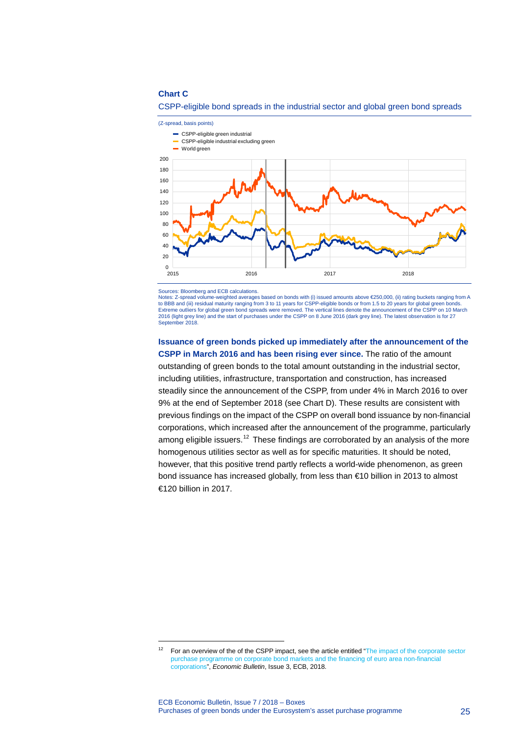**Chart C**

CSPP-eligible bond spreads in the industrial sector and global green bond spreads

(Z-spread, basis points)

Sources: Bloomberg and ECB calculations.
Notes: Z-spread volume-weighted averages based on bonds with (i) issued amounts above €250,000, (ii) rating buckets ranging from A to BBB and (iii) residual maturity ranging from 3 to 11 years for CSPP-eligible bonds or from 1.5 to 20 years for global green bonds. Extreme outliers for global green bond spreads were removed. The vertical lines denote the announcement of the CSPP on 10 March 2016 (light grey line) and the start of purchases under the CSPP on 8 June 2016 (dark grey line). The latest observation is for 27 September 2018.

**Issuance of green bonds picked up immediately after the announcement of the CSPP in March 2016 and has been rising ever since.** The ratio of the amount outstanding of green bonds to the total amount outstanding in the industrial sector, including utilities, infrastructure, transportation and construction, has increased steadily since the announcement of the CSPP, from under 4% in March 2016 to over 9% at the end of September 2018 (see Chart D). These results are consistent with previous findings on the impact of the CSPP on overall bond issuance by non-financial corporations, which increased after the announcement of the programme, particularly among eligible issuers.[12] These findings are corroborated by an analysis of the more homogenous utilities sector as well as for specific maturities. It should be noted, however, that this positive trend partly reflects a world-wide phenomenon, as green bond issuance has increased globally, from less than €10 billion in 2013 to almost €120 billion in 2017.

[12] For an overview of the of the CSPP impact, see the article entitled "The impact of the corporate sector purchase programme on corporate bond markets and the financing of euro area non-financial corporations", *Economic Bulletin*, Issue 3, ECB, 2018.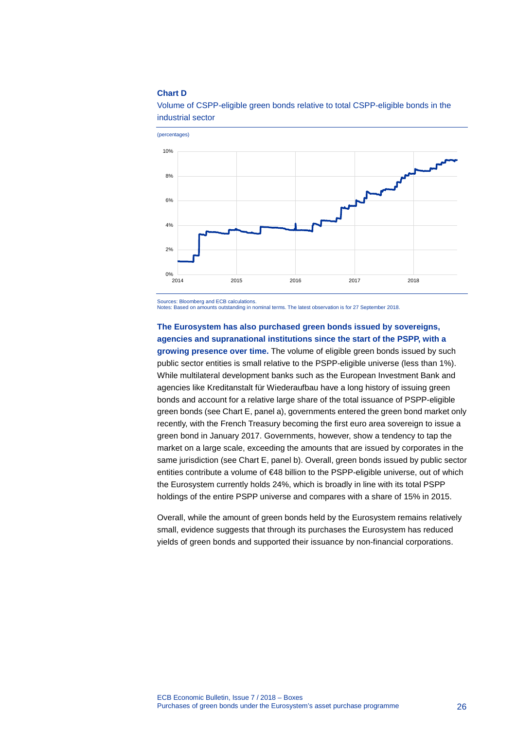**Chart D**

Volume of CSPP-eligible green bonds relative to total CSPP-eligible bonds in the industrial sector

(percentages)

Sources: Bloomberg and ECB calculations.
Notes: Based on amounts outstanding in nominal terms. The latest observation is for 27 September 2018.

**The Eurosystem has also purchased green bonds issued by sovereigns, agencies and supranational institutions since the start of the PSPP, with a growing presence over time.** The volume of eligible green bonds issued by such public sector entities is small relative to the PSPP-eligible universe (less than 1%). While multilateral development banks such as the European Investment Bank and agencies like Kreditanstalt für Wiederaufbau have a long history of issuing green bonds and account for a relative large share of the total issuance of PSPP-eligible green bonds (see Chart E, panel a), governments entered the green bond market only recently, with the French Treasury becoming the first euro area sovereign to issue a green bond in January 2017. Governments, however, show a tendency to tap the market on a large scale, exceeding the amounts that are issued by corporates in the same jurisdiction (see Chart E, panel b). Overall, green bonds issued by public sector entities contribute a volume of €48 billion to the PSPP-eligible universe, out of which the Eurosystem currently holds 24%, which is broadly in line with its total PSPP holdings of the entire PSPP universe and compares with a share of 15% in 2015.

Overall, while the amount of green bonds held by the Eurosystem remains relatively small, evidence suggests that through its purchases the Eurosystem has reduced yields of green bonds and supported their issuance by non-financial corporations.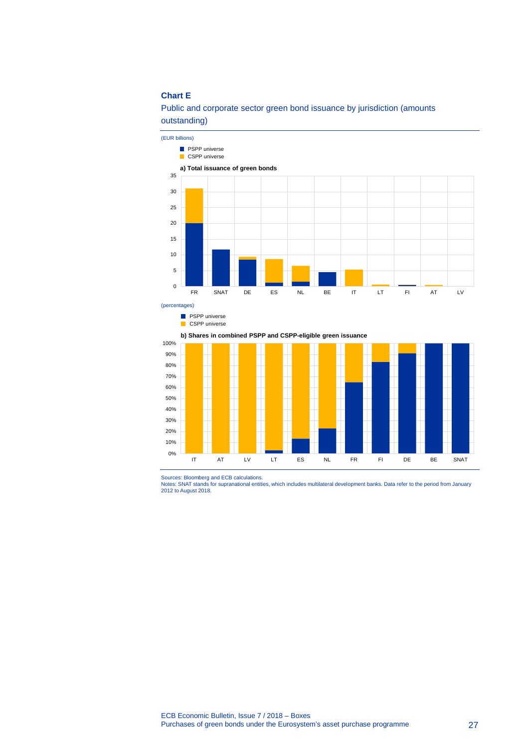**Chart E**

Public and corporate sector green bond issuance by jurisdiction (amounts outstanding)

(EUR billions)

- PSPP universe
- CSPP universe

**a) Total issuance of green bonds**

(percentages)

- PSPP universe
- CSPP universe

**b) Shares in combined PSPP and CSPP-eligible green issuance**

Sources: Bloomberg and ECB calculations.
Notes: SNAT stands for supranational entities, which includes multilateral development banks. Data refer to the period from January 2012 to August 2018.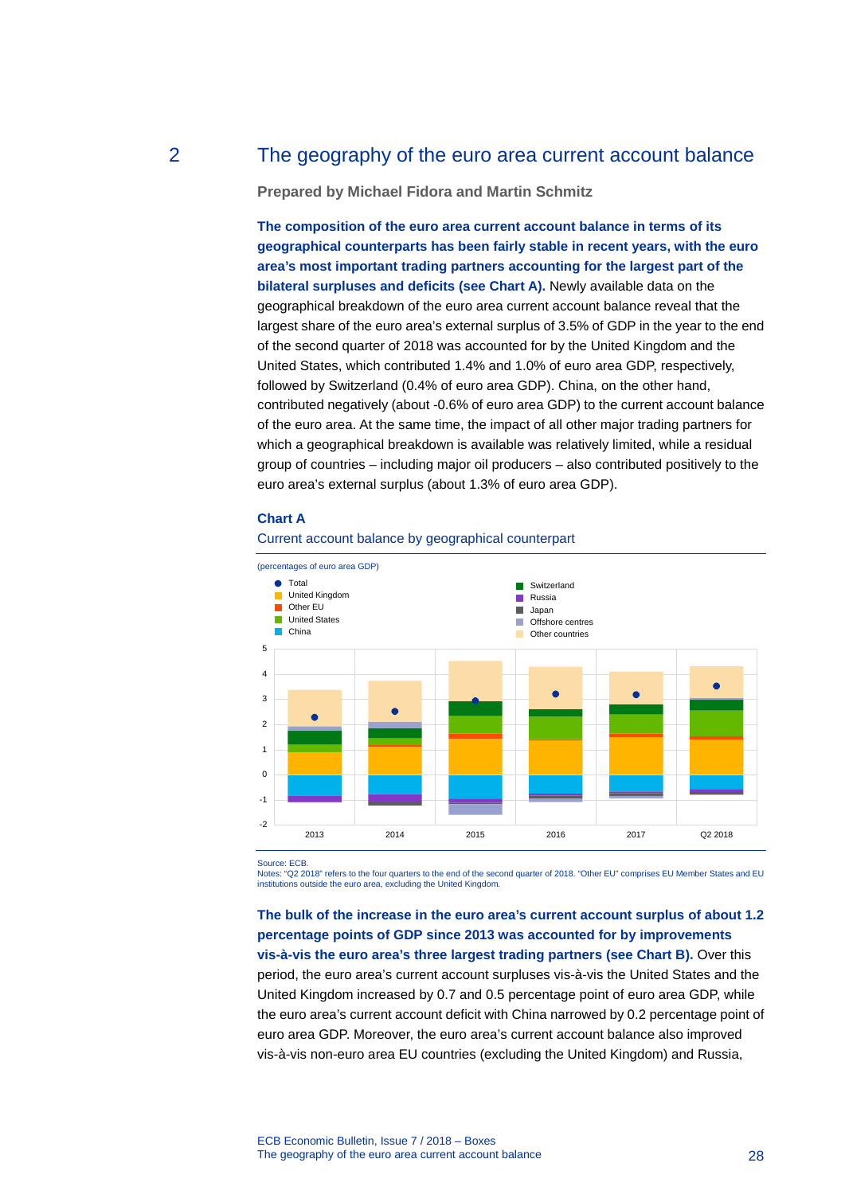## 2 The geography of the euro area current account balance

**Prepared by Michael Fidora and Martin Schmitz**

**The composition of the euro area current account balance in terms of its geographical counterparts has been fairly stable in recent years, with the euro area's most important trading partners accounting for the largest part of the bilateral surpluses and deficits (see Chart A).** Newly available data on the geographical breakdown of the euro area current account balance reveal that the largest share of the euro area's external surplus of 3.5% of GDP in the year to the end of the second quarter of 2018 was accounted for by the United Kingdom and the United States, which contributed 1.4% and 1.0% of euro area GDP, respectively, followed by Switzerland (0.4% of euro area GDP). China, on the other hand, contributed negatively (about -0.6% of euro area GDP) to the current account balance of the euro area. At the same time, the impact of all other major trading partners for which a geographical breakdown is available was relatively limited, while a residual group of countries – including major oil producers – also contributed positively to the euro area's external surplus (about 1.3% of euro area GDP).

**Chart A**

Current account balance by geographical counterpart

(percentages of euro area GDP)

Legend: Total; United Kingdom; Other EU; United States; China; Switzerland; Russia; Japan; Offshore centres; Other countries

Source: ECB.
Notes: "Q2 2018" refers to the four quarters to the end of the second quarter of 2018. "Other EU" comprises EU Member States and EU institutions outside the euro area, excluding the United Kingdom.

**The bulk of the increase in the euro area's current account surplus of about 1.2 percentage points of GDP since 2013 was accounted for by improvements vis-à-vis the euro area's three largest trading partners (see Chart B).** Over this period, the euro area's current account surpluses vis-à-vis the United States and the United Kingdom increased by 0.7 and 0.5 percentage point of euro area GDP, while the euro area's current account deficit with China narrowed by 0.2 percentage point of euro area GDP. Moreover, the euro area's current account balance also improved vis-à-vis non-euro area EU countries (excluding the United Kingdom) and Russia,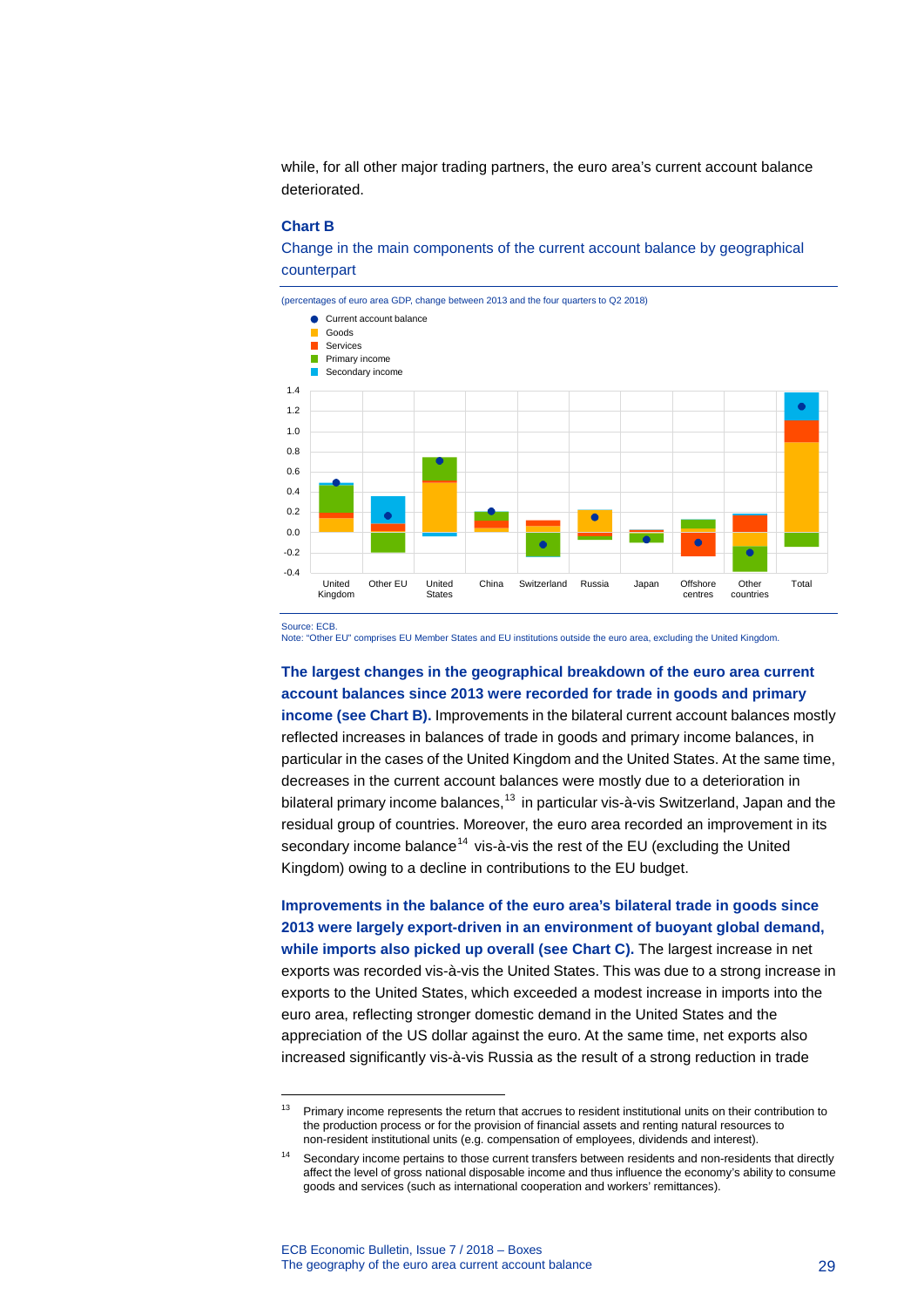while, for all other major trading partners, the euro area's current account balance deteriorated.

**Chart B**

Change in the main components of the current account balance by geographical counterpart

(percentages of euro area GDP, change between 2013 and the four quarters to Q2 2018)

Source: ECB.
Note: "Other EU" comprises EU Member States and EU institutions outside the euro area, excluding the United Kingdom.

**The largest changes in the geographical breakdown of the euro area current account balances since 2013 were recorded for trade in goods and primary income (see Chart B).** Improvements in the bilateral current account balances mostly reflected increases in balances of trade in goods and primary income balances, in particular in the cases of the United Kingdom and the United States. At the same time, decreases in the current account balances were mostly due to a deterioration in bilateral primary income balances,[13] in particular vis-à-vis Switzerland, Japan and the residual group of countries. Moreover, the euro area recorded an improvement in its secondary income balance[14] vis-à-vis the rest of the EU (excluding the United Kingdom) owing to a decline in contributions to the EU budget.

**Improvements in the balance of the euro area's bilateral trade in goods since 2013 were largely export-driven in an environment of buoyant global demand, while imports also picked up overall (see Chart C).** The largest increase in net exports was recorded vis-à-vis the United States. This was due to a strong increase in exports to the United States, which exceeded a modest increase in imports into the euro area, reflecting stronger domestic demand in the United States and the appreciation of the US dollar against the euro. At the same time, net exports also increased significantly vis-à-vis Russia as the result of a strong reduction in trade

---

[13] Primary income represents the return that accrues to resident institutional units on their contribution to the production process or for the provision of financial assets and renting natural resources to non-resident institutional units (e.g. compensation of employees, dividends and interest).

[14] Secondary income pertains to those current transfers between residents and non-residents that directly affect the level of gross national disposable income and thus influence the economy's ability to consume goods and services (such as international cooperation and workers' remittances).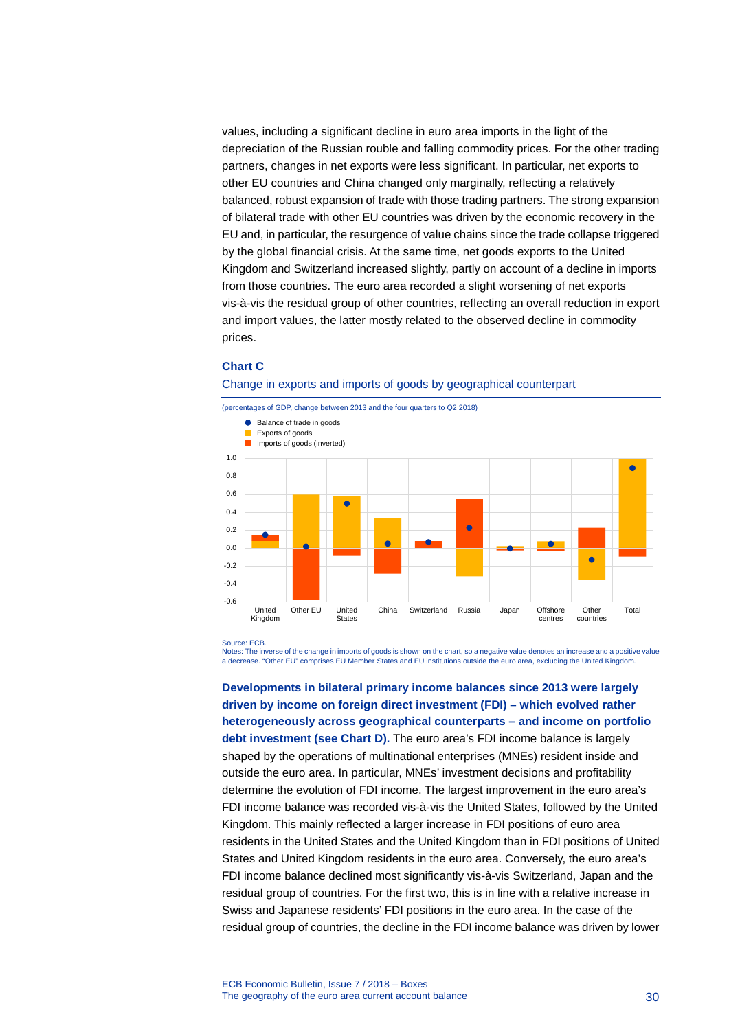values, including a significant decline in euro area imports in the light of the depreciation of the Russian rouble and falling commodity prices. For the other trading partners, changes in net exports were less significant. In particular, net exports to other EU countries and China changed only marginally, reflecting a relatively balanced, robust expansion of trade with those trading partners. The strong expansion of bilateral trade with other EU countries was driven by the economic recovery in the EU and, in particular, the resurgence of value chains since the trade collapse triggered by the global financial crisis. At the same time, net goods exports to the United Kingdom and Switzerland increased slightly, partly on account of a decline in imports from those countries. The euro area recorded a slight worsening of net exports vis-à-vis the residual group of other countries, reflecting an overall reduction in export and import values, the latter mostly related to the observed decline in commodity prices.

**Chart C**

Change in exports and imports of goods by geographical counterpart

(percentages of GDP, change between 2013 and the four quarters to Q2 2018)

Source: ECB.
Notes: The inverse of the change in imports of goods is shown on the chart, so a negative value denotes an increase and a positive value a decrease. "Other EU" comprises EU Member States and EU institutions outside the euro area, excluding the United Kingdom.

**Developments in bilateral primary income balances since 2013 were largely driven by income on foreign direct investment (FDI) – which evolved rather heterogeneously across geographical counterparts – and income on portfolio debt investment (see Chart D).** The euro area's FDI income balance is largely shaped by the operations of multinational enterprises (MNEs) resident inside and outside the euro area. In particular, MNEs' investment decisions and profitability determine the evolution of FDI income. The largest improvement in the euro area's FDI income balance was recorded vis-à-vis the United States, followed by the United Kingdom. This mainly reflected a larger increase in FDI positions of euro area residents in the United States and the United Kingdom than in FDI positions of United States and United Kingdom residents in the euro area. Conversely, the euro area's FDI income balance declined most significantly vis-à-vis Switzerland, Japan and the residual group of countries. For the first two, this is in line with a relative increase in Swiss and Japanese residents' FDI positions in the euro area. In the case of the residual group of countries, the decline in the FDI income balance was driven by lower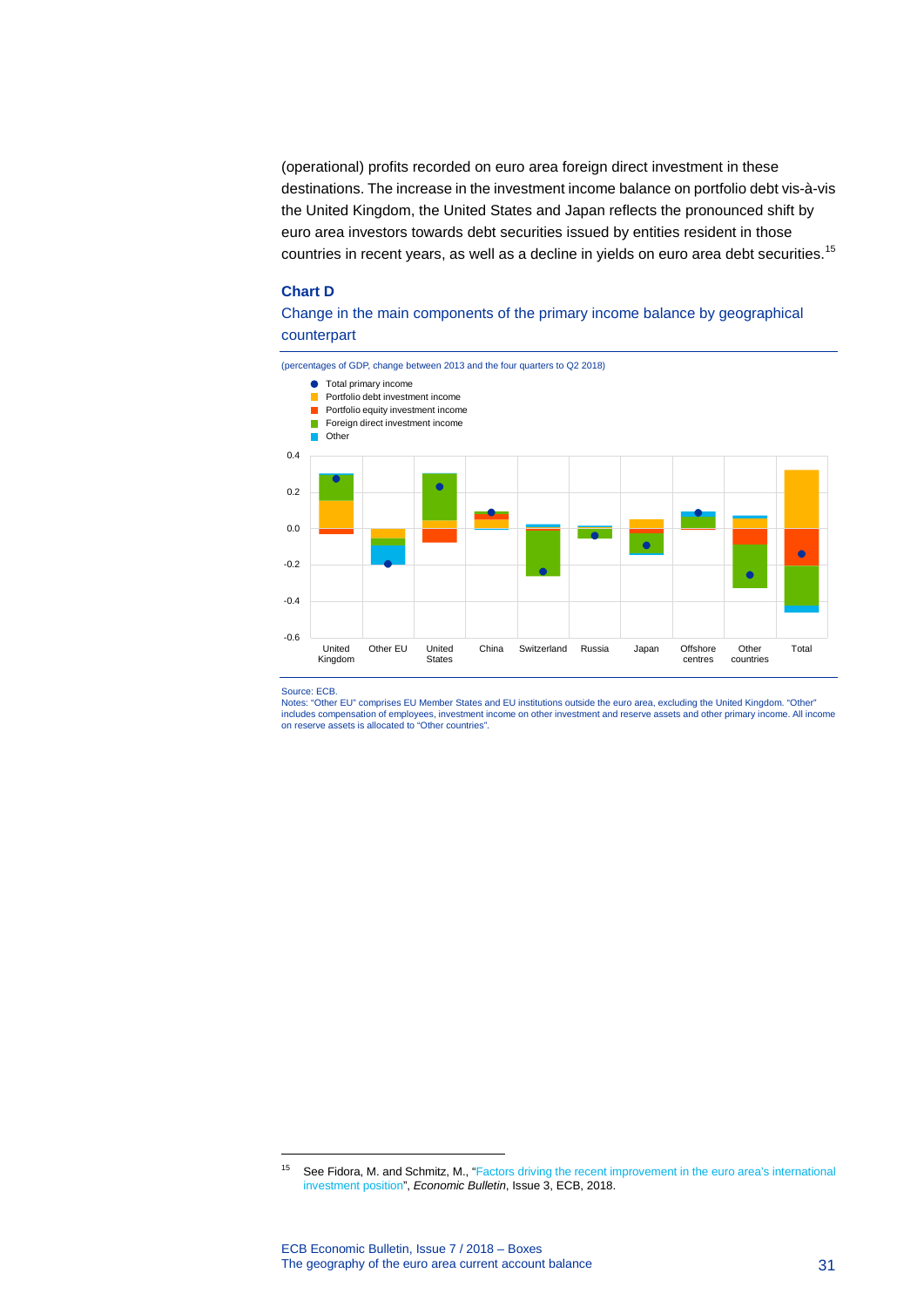(operational) profits recorded on euro area foreign direct investment in these destinations. The increase in the investment income balance on portfolio debt vis-à-vis the United Kingdom, the United States and Japan reflects the pronounced shift by euro area investors towards debt securities issued by entities resident in those countries in recent years, as well as a decline in yields on euro area debt securities.[15]

### Chart D

Change in the main components of the primary income balance by geographical counterpart

(percentages of GDP, change between 2013 and the four quarters to Q2 2018)

Source: ECB.
Notes: "Other EU" comprises EU Member States and EU institutions outside the euro area, excluding the United Kingdom. "Other" includes compensation of employees, investment income on other investment and reserve assets and other primary income. All income on reserve assets is allocated to "Other countries".

---

[15] See Fidora, M. and Schmitz, M., "Factors driving the recent improvement in the euro area's international investment position", *Economic Bulletin*, Issue 3, ECB, 2018.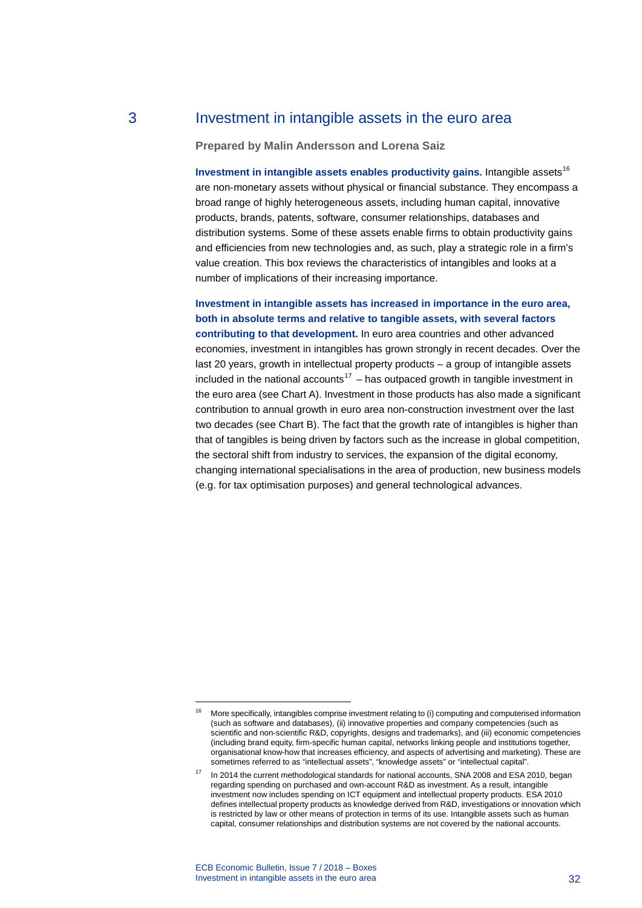# 3 Investment in intangible assets in the euro area

**Prepared by Malin Andersson and Lorena Saiz**

**Investment in intangible assets enables productivity gains.** Intangible assets[16] are non-monetary assets without physical or financial substance. They encompass a broad range of highly heterogeneous assets, including human capital, innovative products, brands, patents, software, consumer relationships, databases and distribution systems. Some of these assets enable firms to obtain productivity gains and efficiencies from new technologies and, as such, play a strategic role in a firm's value creation. This box reviews the characteristics of intangibles and looks at a number of implications of their increasing importance.

**Investment in intangible assets has increased in importance in the euro area, both in absolute terms and relative to tangible assets, with several factors contributing to that development.** In euro area countries and other advanced economies, investment in intangibles has grown strongly in recent decades. Over the last 20 years, growth in intellectual property products – a group of intangible assets included in the national accounts[17] – has outpaced growth in tangible investment in the euro area (see Chart A). Investment in those products has also made a significant contribution to annual growth in euro area non-construction investment over the last two decades (see Chart B). The fact that the growth rate of intangibles is higher than that of tangibles is being driven by factors such as the increase in global competition, the sectoral shift from industry to services, the expansion of the digital economy, changing international specialisations in the area of production, new business models (e.g. for tax optimisation purposes) and general technological advances.

---

[16] More specifically, intangibles comprise investment relating to (i) computing and computerised information (such as software and databases), (ii) innovative properties and company competencies (such as scientific and non-scientific R&D, copyrights, designs and trademarks), and (iii) economic competencies (including brand equity, firm-specific human capital, networks linking people and institutions together, organisational know-how that increases efficiency, and aspects of advertising and marketing). These are sometimes referred to as "intellectual assets", "knowledge assets" or "intellectual capital".

[17] In 2014 the current methodological standards for national accounts, SNA 2008 and ESA 2010, began regarding spending on purchased and own-account R&D as investment. As a result, intangible investment now includes spending on ICT equipment and intellectual property products. ESA 2010 defines intellectual property products as knowledge derived from R&D, investigations or innovation which is restricted by law or other means of protection in terms of its use. Intangible assets such as human capital, consumer relationships and distribution systems are not covered by the national accounts.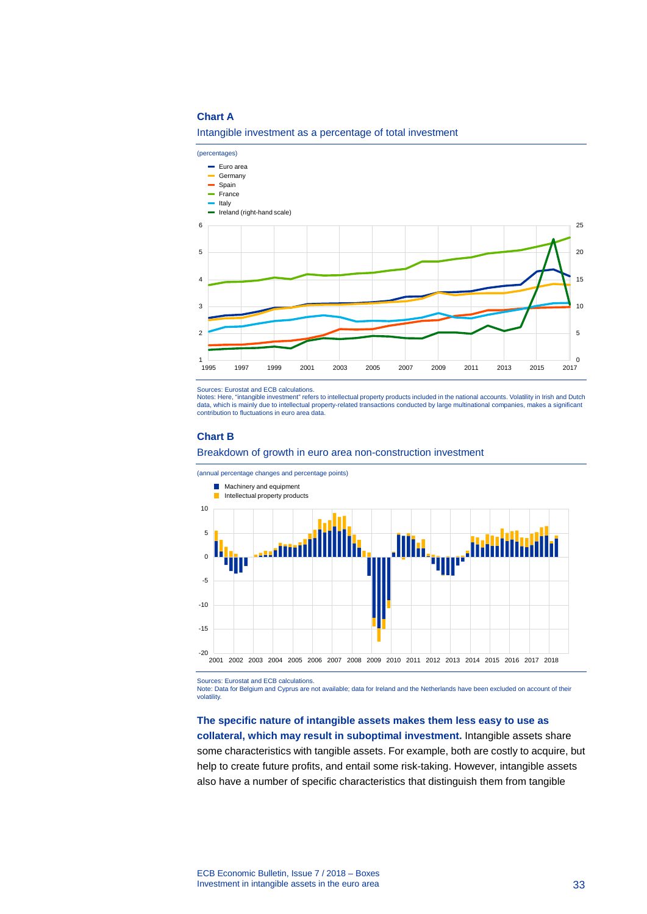**Chart A**

Intangible investment as a percentage of total investment

(percentages)

- Euro area
- Germany
- Spain
- France
- Italy
- Ireland (right-hand scale)

Sources: Eurostat and ECB calculations.
Notes: Here, "intangible investment" refers to intellectual property products included in the national accounts. Volatility in Irish and Dutch data, which is mainly due to intellectual property-related transactions conducted by large multinational companies, makes a significant contribution to fluctuations in euro area data.

**Chart B**

Breakdown of growth in euro area non-construction investment

(annual percentage changes and percentage points)

- Machinery and equipment
- Intellectual property products

Sources: Eurostat and ECB calculations.
Note: Data for Belgium and Cyprus are not available; data for Ireland and the Netherlands have been excluded on account of their volatility.

**The specific nature of intangible assets makes them less easy to use as collateral, which may result in suboptimal investment.** Intangible assets share some characteristics with tangible assets. For example, both are costly to acquire, but help to create future profits, and entail some risk-taking. However, intangible assets also have a number of specific characteristics that distinguish them from tangible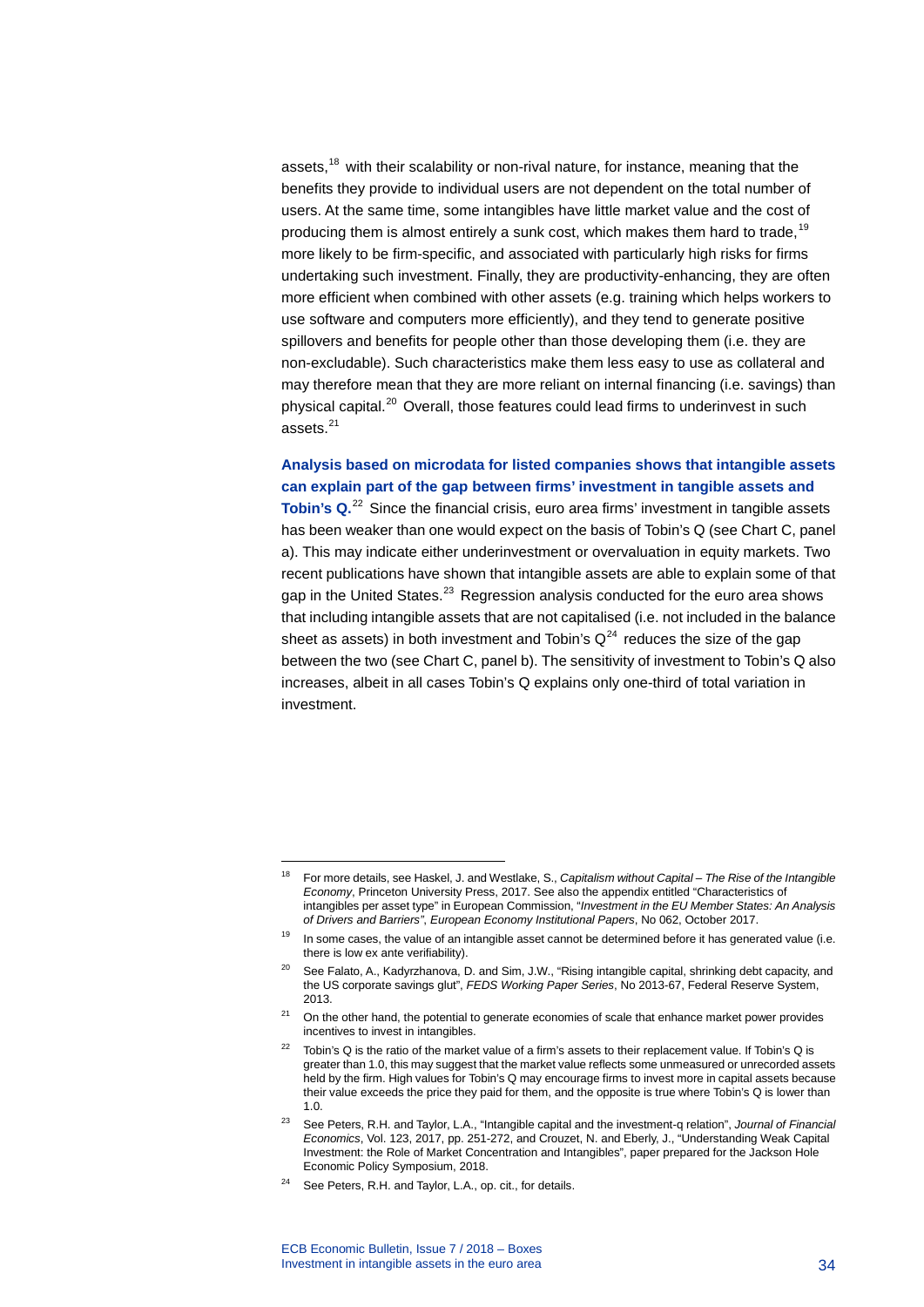assets,[18] with their scalability or non-rival nature, for instance, meaning that the benefits they provide to individual users are not dependent on the total number of users. At the same time, some intangibles have little market value and the cost of producing them is almost entirely a sunk cost, which makes them hard to trade,[19] more likely to be firm-specific, and associated with particularly high risks for firms undertaking such investment. Finally, they are productivity-enhancing, they are often more efficient when combined with other assets (e.g. training which helps workers to use software and computers more efficiently), and they tend to generate positive spillovers and benefits for people other than those developing them (i.e. they are non-excludable). Such characteristics make them less easy to use as collateral and may therefore mean that they are more reliant on internal financing (i.e. savings) than physical capital.[20] Overall, those features could lead firms to underinvest in such assets.[21]

**Analysis based on microdata for listed companies shows that intangible assets can explain part of the gap between firms' investment in tangible assets and Tobin's Q.**[22] Since the financial crisis, euro area firms' investment in tangible assets has been weaker than one would expect on the basis of Tobin's Q (see Chart C, panel a). This may indicate either underinvestment or overvaluation in equity markets. Two recent publications have shown that intangible assets are able to explain some of that gap in the United States.[23] Regression analysis conducted for the euro area shows that including intangible assets that are not capitalised (i.e. not included in the balance sheet as assets) in both investment and Tobin's Q[24] reduces the size of the gap between the two (see Chart C, panel b). The sensitivity of investment to Tobin's Q also increases, albeit in all cases Tobin's Q explains only one-third of total variation in investment.

---

[18] For more details, see Haskel, J. and Westlake, S., *Capitalism without Capital – The Rise of the Intangible Economy*, Princeton University Press, 2017. See also the appendix entitled "Characteristics of intangibles per asset type" in European Commission, "*Investment in the EU Member States: An Analysis of Drivers and Barriers*", *European Economy Institutional Papers*, No 062, October 2017.

[19] In some cases, the value of an intangible asset cannot be determined before it has generated value (i.e. there is low ex ante verifiability).

[20] See Falato, A., Kadyrzhanova, D. and Sim, J.W., "Rising intangible capital, shrinking debt capacity, and the US corporate savings glut", *FEDS Working Paper Series*, No 2013-67, Federal Reserve System, 2013.

[21] On the other hand, the potential to generate economies of scale that enhance market power provides incentives to invest in intangibles.

[22] Tobin's Q is the ratio of the market value of a firm's assets to their replacement value. If Tobin's Q is greater than 1.0, this may suggest that the market value reflects some unmeasured or unrecorded assets held by the firm. High values for Tobin's Q may encourage firms to invest more in capital assets because their value exceeds the price they paid for them, and the opposite is true where Tobin's Q is lower than 1.0.

[23] See Peters, R.H. and Taylor, L.A., "Intangible capital and the investment-q relation", *Journal of Financial Economics*, Vol. 123, 2017, pp. 251-272, and Crouzet, N. and Eberly, J., "Understanding Weak Capital Investment: the Role of Market Concentration and Intangibles", paper prepared for the Jackson Hole Economic Policy Symposium, 2018.

[24] See Peters, R.H. and Taylor, L.A., op. cit., for details.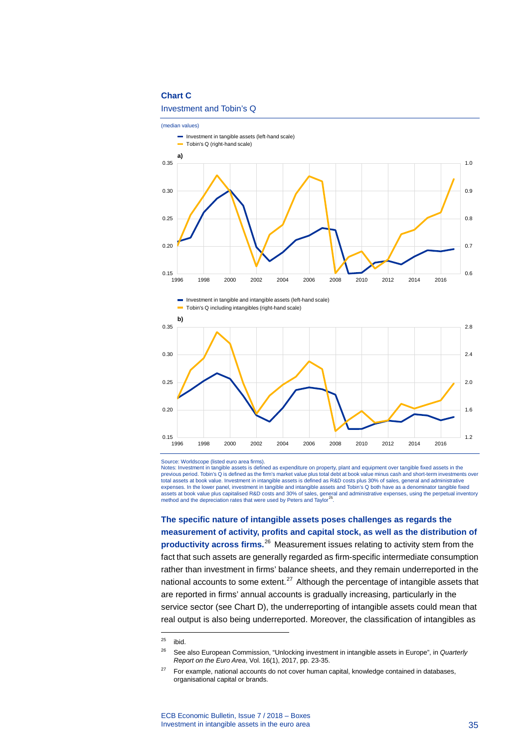**Chart C**

Investment and Tobin's Q

(median values)

- Investment in tangible assets (left-hand scale)
- Tobin's Q (right-hand scale)

**a)**

- Investment in tangible and intangible assets (left-hand scale)
- Tobin's Q including intangibles (right-hand scale)

**b)**

Source: Worldscope (listed euro area firms).
Notes: Investment in tangible assets is defined as expenditure on property, plant and equipment over tangible fixed assets in the previous period. Tobin's Q is defined as the firm's market value plus total debt at book value minus cash and short-term investments over total assets at book value. Investment in intangible assets is defined as R&D costs plus 30% of sales, general and administrative expenses. In the lower panel, investment in tangible and intangible assets and Tobin's Q both have as a denominator tangible fixed assets at book value plus capitalised R&D costs and 30% of sales, general and administrative expenses, using the perpetual inventory method and the depreciation rates that were used by Peters and Taylor[25].

**The specific nature of intangible assets poses challenges as regards the measurement of activity, profits and capital stock, as well as the distribution of productivity across firms.**[26] Measurement issues relating to activity stem from the fact that such assets are generally regarded as firm-specific intermediate consumption rather than investment in firms' balance sheets, and they remain underreported in the national accounts to some extent.[27] Although the percentage of intangible assets that are reported in firms' annual accounts is gradually increasing, particularly in the service sector (see Chart D), the underreporting of intangible assets could mean that real output is also being underreported. Moreover, the classification of intangibles as

[25] ibid.

[26] See also European Commission, "Unlocking investment in intangible assets in Europe", in *Quarterly Report on the Euro Area*, Vol. 16(1), 2017, pp. 23-35.

[27] For example, national accounts do not cover human capital, knowledge contained in databases, organisational capital or brands.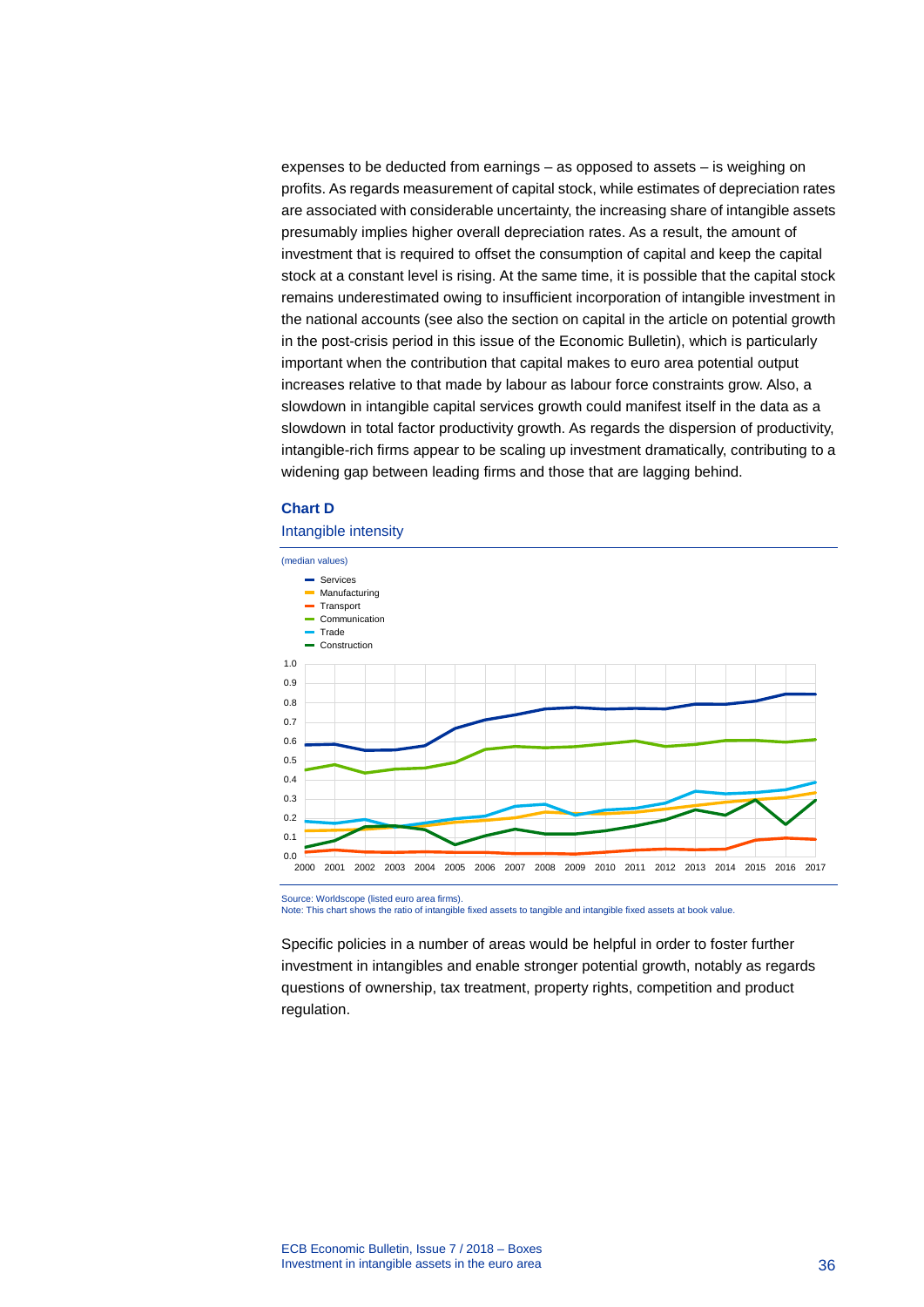expenses to be deducted from earnings – as opposed to assets – is weighing on profits. As regards measurement of capital stock, while estimates of depreciation rates are associated with considerable uncertainty, the increasing share of intangible assets presumably implies higher overall depreciation rates. As a result, the amount of investment that is required to offset the consumption of capital and keep the capital stock at a constant level is rising. At the same time, it is possible that the capital stock remains underestimated owing to insufficient incorporation of intangible investment in the national accounts (see also the section on capital in the article on potential growth in the post-crisis period in this issue of the Economic Bulletin), which is particularly important when the contribution that capital makes to euro area potential output increases relative to that made by labour as labour force constraints grow. Also, a slowdown in intangible capital services growth could manifest itself in the data as a slowdown in total factor productivity growth. As regards the dispersion of productivity, intangible-rich firms appear to be scaling up investment dramatically, contributing to a widening gap between leading firms and those that are lagging behind.

**Chart D**

Intangible intensity

(median values)

Services, Manufacturing, Transport, Communication, Trade, Construction

Source: Worldscope (listed euro area firms).
Note: This chart shows the ratio of intangible fixed assets to tangible and intangible fixed assets at book value.

Specific policies in a number of areas would be helpful in order to foster further investment in intangibles and enable stronger potential growth, notably as regards questions of ownership, tax treatment, property rights, competition and product regulation.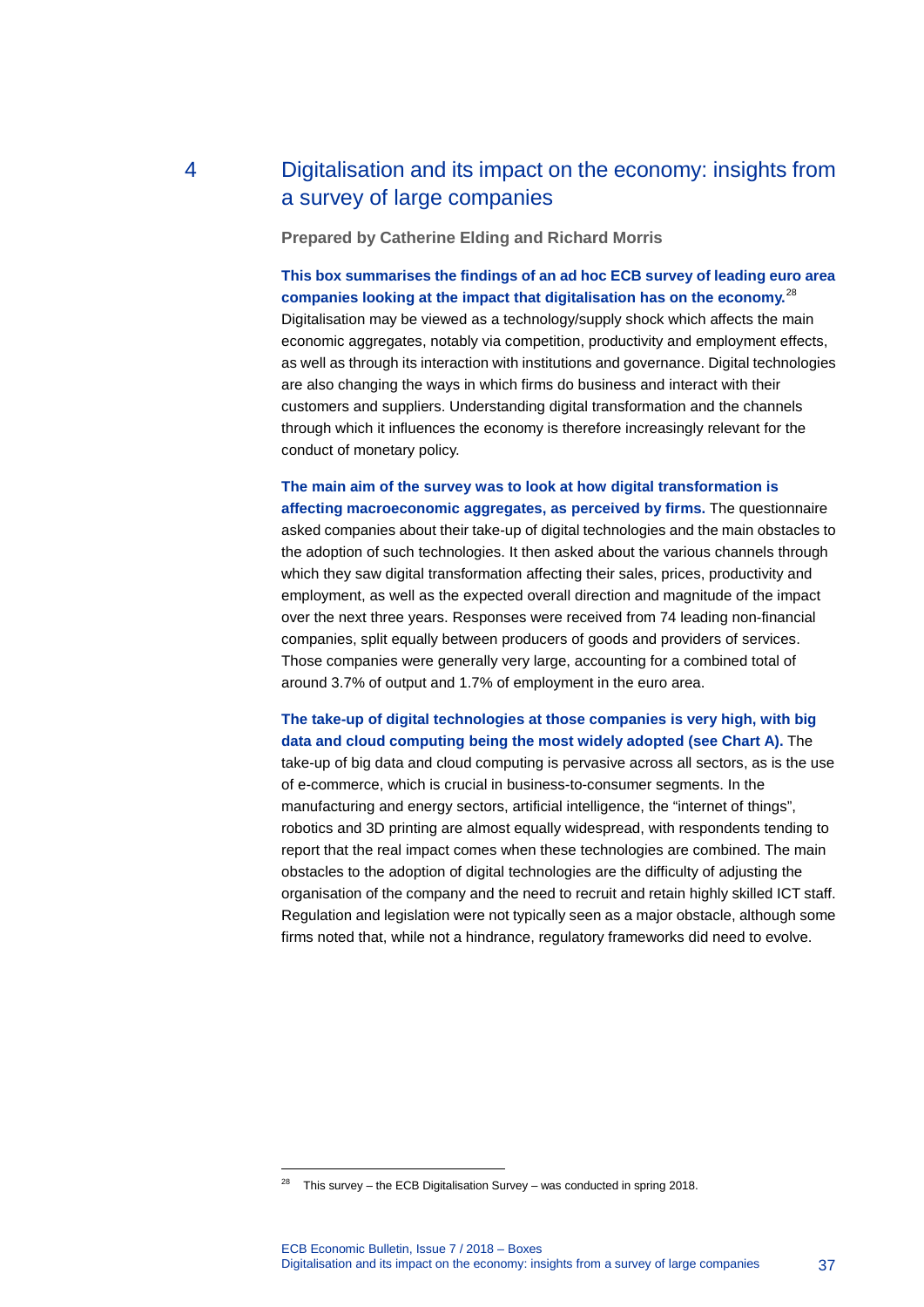## 4 Digitalisation and its impact on the economy: insights from a survey of large companies

**Prepared by Catherine Elding and Richard Morris**

**This box summarises the findings of an ad hoc ECB survey of leading euro area companies looking at the impact that digitalisation has on the economy.**[28] Digitalisation may be viewed as a technology/supply shock which affects the main economic aggregates, notably via competition, productivity and employment effects, as well as through its interaction with institutions and governance. Digital technologies are also changing the ways in which firms do business and interact with their customers and suppliers. Understanding digital transformation and the channels through which it influences the economy is therefore increasingly relevant for the conduct of monetary policy.

**The main aim of the survey was to look at how digital transformation is affecting macroeconomic aggregates, as perceived by firms.** The questionnaire asked companies about their take-up of digital technologies and the main obstacles to the adoption of such technologies. It then asked about the various channels through which they saw digital transformation affecting their sales, prices, productivity and employment, as well as the expected overall direction and magnitude of the impact over the next three years. Responses were received from 74 leading non-financial companies, split equally between producers of goods and providers of services. Those companies were generally very large, accounting for a combined total of around 3.7% of output and 1.7% of employment in the euro area.

**The take-up of digital technologies at those companies is very high, with big data and cloud computing being the most widely adopted (see Chart A).** The take-up of big data and cloud computing is pervasive across all sectors, as is the use of e-commerce, which is crucial in business-to-consumer segments. In the manufacturing and energy sectors, artificial intelligence, the "internet of things", robotics and 3D printing are almost equally widespread, with respondents tending to report that the real impact comes when these technologies are combined. The main obstacles to the adoption of digital technologies are the difficulty of adjusting the organisation of the company and the need to recruit and retain highly skilled ICT staff. Regulation and legislation were not typically seen as a major obstacle, although some firms noted that, while not a hindrance, regulatory frameworks did need to evolve.

---

[28] This survey – the ECB Digitalisation Survey – was conducted in spring 2018.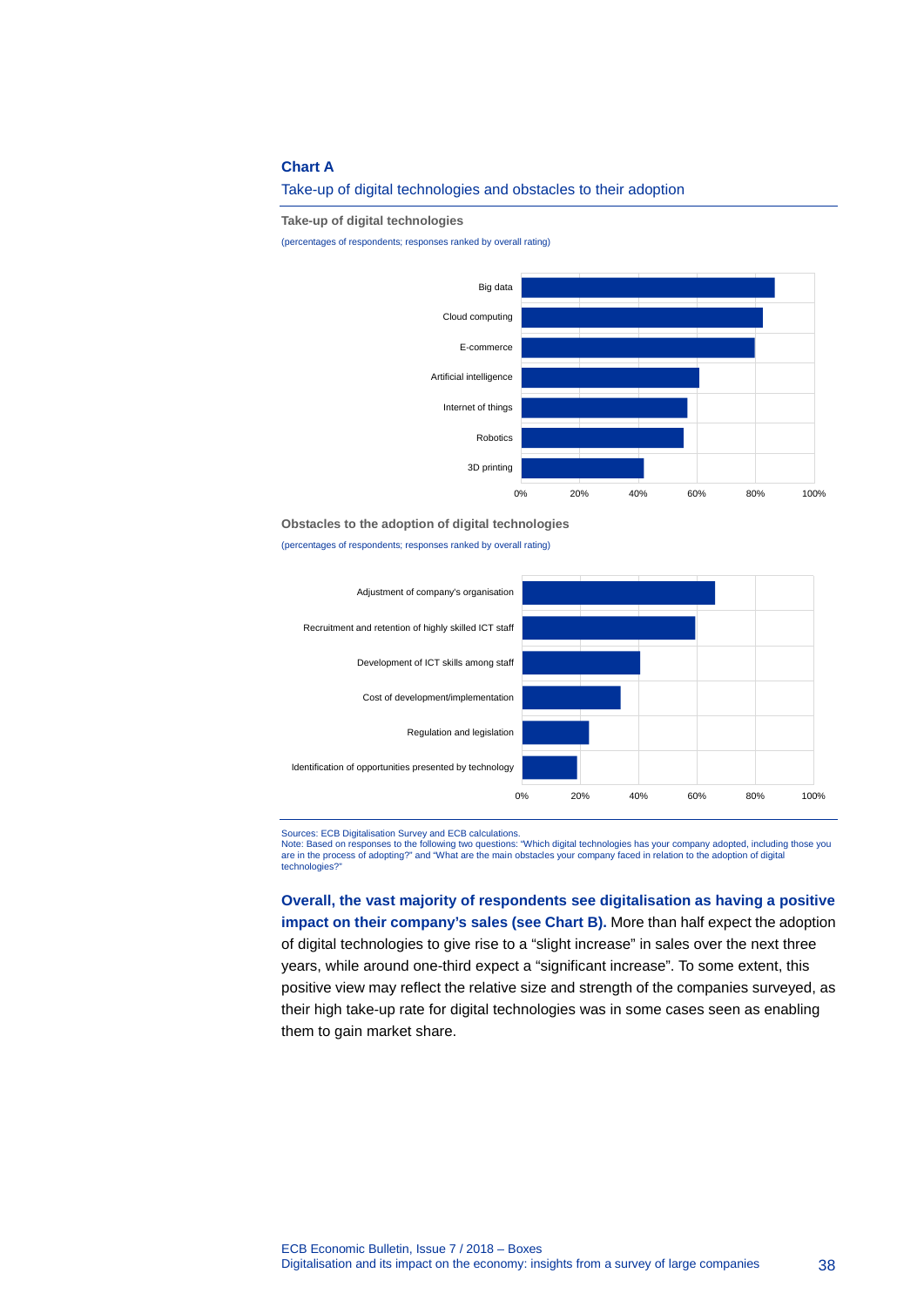**Chart A**

Take-up of digital technologies and obstacles to their adoption

**Take-up of digital technologies**

(percentages of respondents; responses ranked by overall rating)

| Technology | |
|---|---|
| Big data | |
| Cloud computing | |
| E-commerce | |
| Artificial intelligence | |
| Internet of things | |
| Robotics | |
| 3D printing | |

0% 20% 40% 60% 80% 100%

**Obstacles to the adoption of digital technologies**

(percentages of respondents; responses ranked by overall rating)

| Obstacle | |
|---|---|
| Adjustment of company's organisation | |
| Recruitment and retention of highly skilled ICT staff | |
| Development of ICT skills among staff | |
| Cost of development/implementation | |
| Regulation and legislation | |
| Identification of opportunities presented by technology | |

0% 20% 40% 60% 80% 100%

Sources: ECB Digitalisation Survey and ECB calculations.
Note: Based on responses to the following two questions: "Which digital technologies has your company adopted, including those you are in the process of adopting?" and "What are the main obstacles your company faced in relation to the adoption of digital technologies?"

**Overall, the vast majority of respondents see digitalisation as having a positive impact on their company's sales (see Chart B).** More than half expect the adoption of digital technologies to give rise to a "slight increase" in sales over the next three years, while around one-third expect a "significant increase". To some extent, this positive view may reflect the relative size and strength of the companies surveyed, as their high take-up rate for digital technologies was in some cases seen as enabling them to gain market share.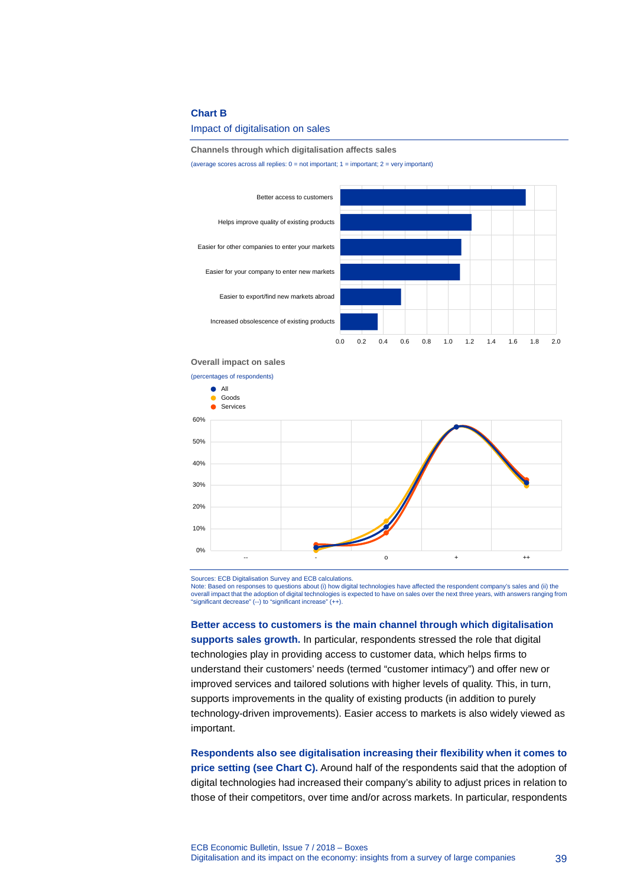**Chart B**

Impact of digitalisation on sales

**Channels through which digitalisation affects sales**

(average scores across all replies: 0 = not important; 1 = important; 2 = very important)

| Channel | Score |
| --- | --- |
| Better access to customers | 1.72 |
| Helps improve quality of existing products | 1.22 |
| Easier for other companies to enter your markets | 1.12 |
| Easier for your company to enter new markets | 1.11 |
| Easier to export/find new markets abroad | 0.56 |
| Increased obsolescence of existing products | 0.35 |

**Overall impact on sales**

(percentages of respondents)

| | -- | - | o | + | ++ |
| --- | --- | --- | --- | --- | --- |
| All | | 1% | 11% | 57% | 31% |
| Goods | | 0% | 13% | 57% | 30% |
| Services | | 3% | 8% | 57% | 32% |

Sources: ECB Digitalisation Survey and ECB calculations.
Note: Based on responses to questions about (i) how digital technologies have affected the respondent company's sales and (ii) the overall impact that the adoption of digital technologies is expected to have on sales over the next three years, with answers ranging from "significant decrease" (--) to "significant increase" (++).

**Better access to customers is the main channel through which digitalisation supports sales growth.** In particular, respondents stressed the role that digital technologies play in providing access to customer data, which helps firms to understand their customers' needs (termed "customer intimacy") and offer new or improved services and tailored solutions with higher levels of quality. This, in turn, supports improvements in the quality of existing products (in addition to purely technology-driven improvements). Easier access to markets is also widely viewed as important.

**Respondents also see digitalisation increasing their flexibility when it comes to price setting (see Chart C).** Around half of the respondents said that the adoption of digital technologies had increased their company's ability to adjust prices in relation to those of their competitors, over time and/or across markets. In particular, respondents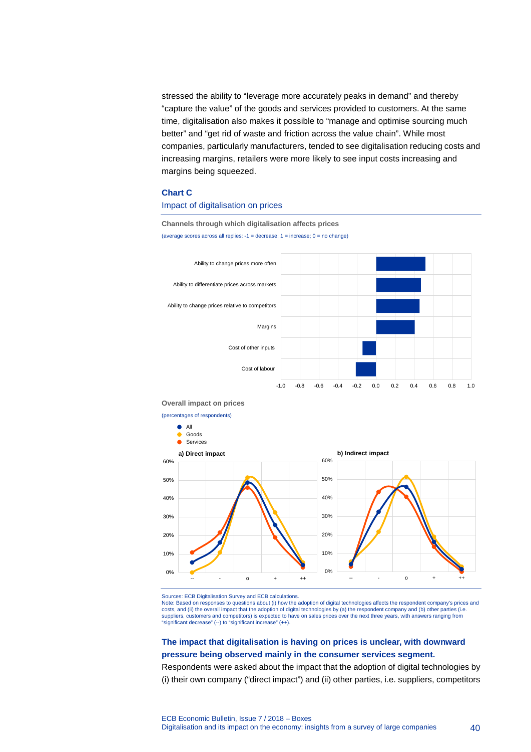stressed the ability to "leverage more accurately peaks in demand" and thereby "capture the value" of the goods and services provided to customers. At the same time, digitalisation also makes it possible to "manage and optimise sourcing much better" and "get rid of waste and friction across the value chain". While most companies, particularly manufacturers, tended to see digitalisation reducing costs and increasing margins, retailers were more likely to see input costs increasing and margins being squeezed.

**Chart C**

Impact of digitalisation on prices

**Channels through which digitalisation affects prices**

(average scores across all replies: -1 = decrease; 1 = increase; 0 = no change)

**Overall impact on prices**

(percentages of respondents)

Sources: ECB Digitalisation Survey and ECB calculations.
Note: Based on responses to questions about (i) how the adoption of digital technologies affects the respondent company's prices and costs, and (ii) the overall impact that the adoption of digital technologies by (a) the respondent company and (b) other parties (i.e. suppliers, customers and competitors) is expected to have on sales prices over the next three years, with answers ranging from "significant decrease" (--) to "significant increase" (++).

**The impact that digitalisation is having on prices is unclear, with downward pressure being observed mainly in the consumer services segment.**
Respondents were asked about the impact that the adoption of digital technologies by (i) their own company ("direct impact") and (ii) other parties, i.e. suppliers, competitors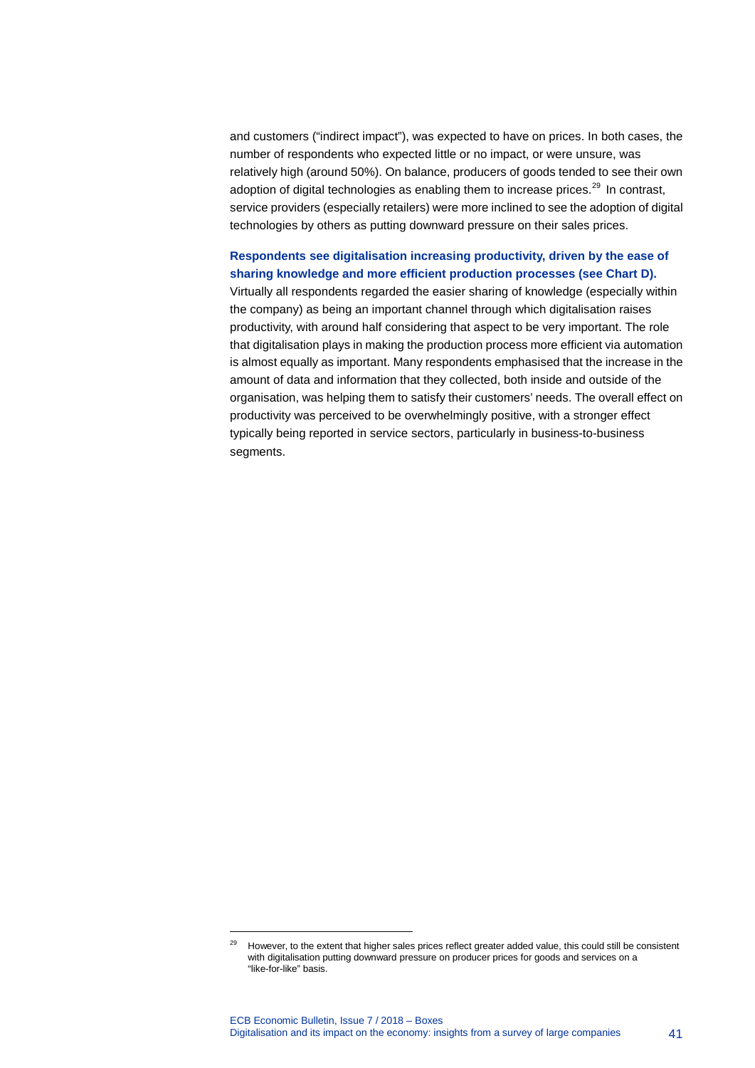and customers ("indirect impact"), was expected to have on prices. In both cases, the number of respondents who expected little or no impact, or were unsure, was relatively high (around 50%). On balance, producers of goods tended to see their own adoption of digital technologies as enabling them to increase prices.[29] In contrast, service providers (especially retailers) were more inclined to see the adoption of digital technologies by others as putting downward pressure on their sales prices.

**Respondents see digitalisation increasing productivity, driven by the ease of sharing knowledge and more efficient production processes (see Chart D).** Virtually all respondents regarded the easier sharing of knowledge (especially within the company) as being an important channel through which digitalisation raises productivity, with around half considering that aspect to be very important. The role that digitalisation plays in making the production process more efficient via automation is almost equally as important. Many respondents emphasised that the increase in the amount of data and information that they collected, both inside and outside of the organisation, was helping them to satisfy their customers' needs. The overall effect on productivity was perceived to be overwhelmingly positive, with a stronger effect typically being reported in service sectors, particularly in business-to-business segments.

[29] However, to the extent that higher sales prices reflect greater added value, this could still be consistent with digitalisation putting downward pressure on producer prices for goods and services on a "like-for-like" basis.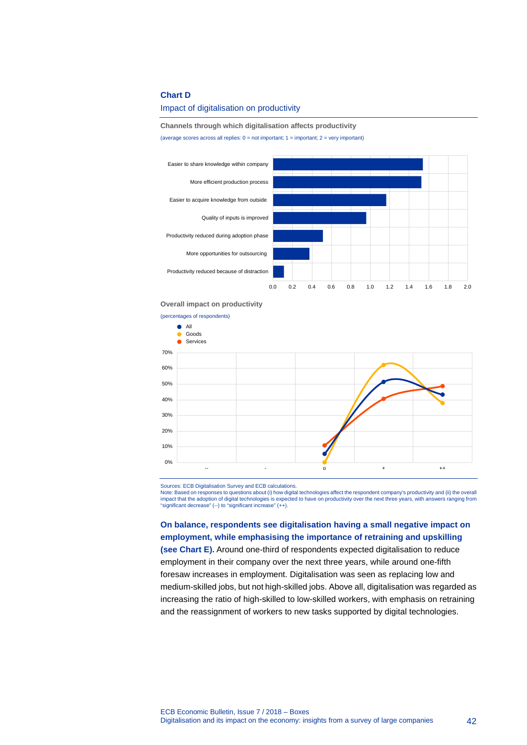**Chart D**

Impact of digitalisation on productivity

**Channels through which digitalisation affects productivity**

(average scores across all replies: 0 = not important; 1 = important; 2 = very important)

**Overall impact on productivity**

(percentages of respondents)

Sources: ECB Digitalisation Survey and ECB calculations.
Note: Based on responses to questions about (i) how digital technologies affect the respondent company's productivity and (ii) the overall impact that the adoption of digital technologies is expected to have on productivity over the next three years, with answers ranging from "significant decrease" (--) to "significant increase" (++).

**On balance, respondents see digitalisation having a small negative impact on employment, while emphasising the importance of retraining and upskilling (see Chart E).** Around one-third of respondents expected digitalisation to reduce employment in their company over the next three years, while around one-fifth foresaw increases in employment. Digitalisation was seen as replacing low and medium-skilled jobs, but not high-skilled jobs. Above all, digitalisation was regarded as increasing the ratio of high-skilled to low-skilled workers, with emphasis on retraining and the reassignment of workers to new tasks supported by digital technologies.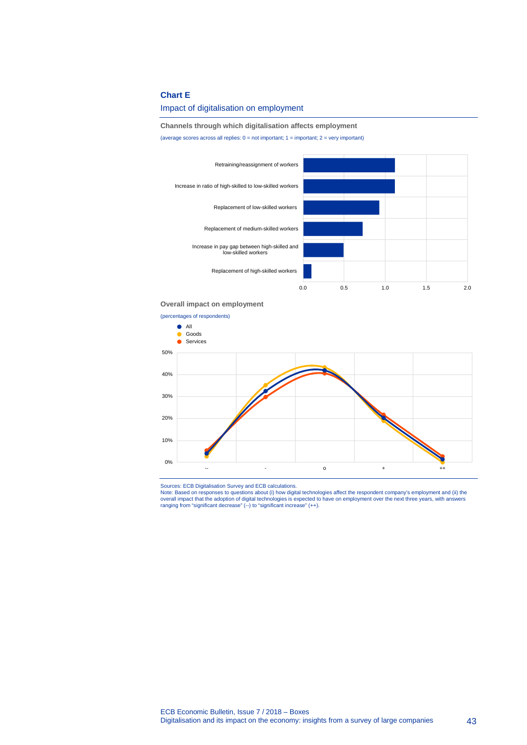**Chart E**

Impact of digitalisation on employment

**Channels through which digitalisation affects employment**

(average scores across all replies: 0 = not important; 1 = important; 2 = very important)

| Channel | Average score |
| --- | --- |
| Retraining/reassignment of workers | ~1.1 |
| Increase in ratio of high-skilled to low-skilled workers | ~1.1 |
| Replacement of low-skilled workers | ~0.9 |
| Replacement of medium-skilled workers | ~0.7 |
| Increase in pay gap between high-skilled and low-skilled workers | ~0.5 |
| Replacement of high-skilled workers | ~0.1 |

**Overall impact on employment**

(percentages of respondents)

| | -- | - | o | + | ++ |
| --- | --- | --- | --- | --- | --- |
| All | ~4% | ~32% | ~42% | ~20% | ~1% |
| Goods | ~3% | ~35% | ~43% | ~19% | ~0% |
| Services | ~5% | ~30% | ~41% | ~22% | ~3% |

Sources: ECB Digitalisation Survey and ECB calculations.
Note: Based on responses to questions about (i) how digital technologies affect the respondent company's employment and (ii) the overall impact that the adoption of digital technologies is expected to have on employment over the next three years, with answers ranging from "significant decrease" (--) to "significant increase" (++).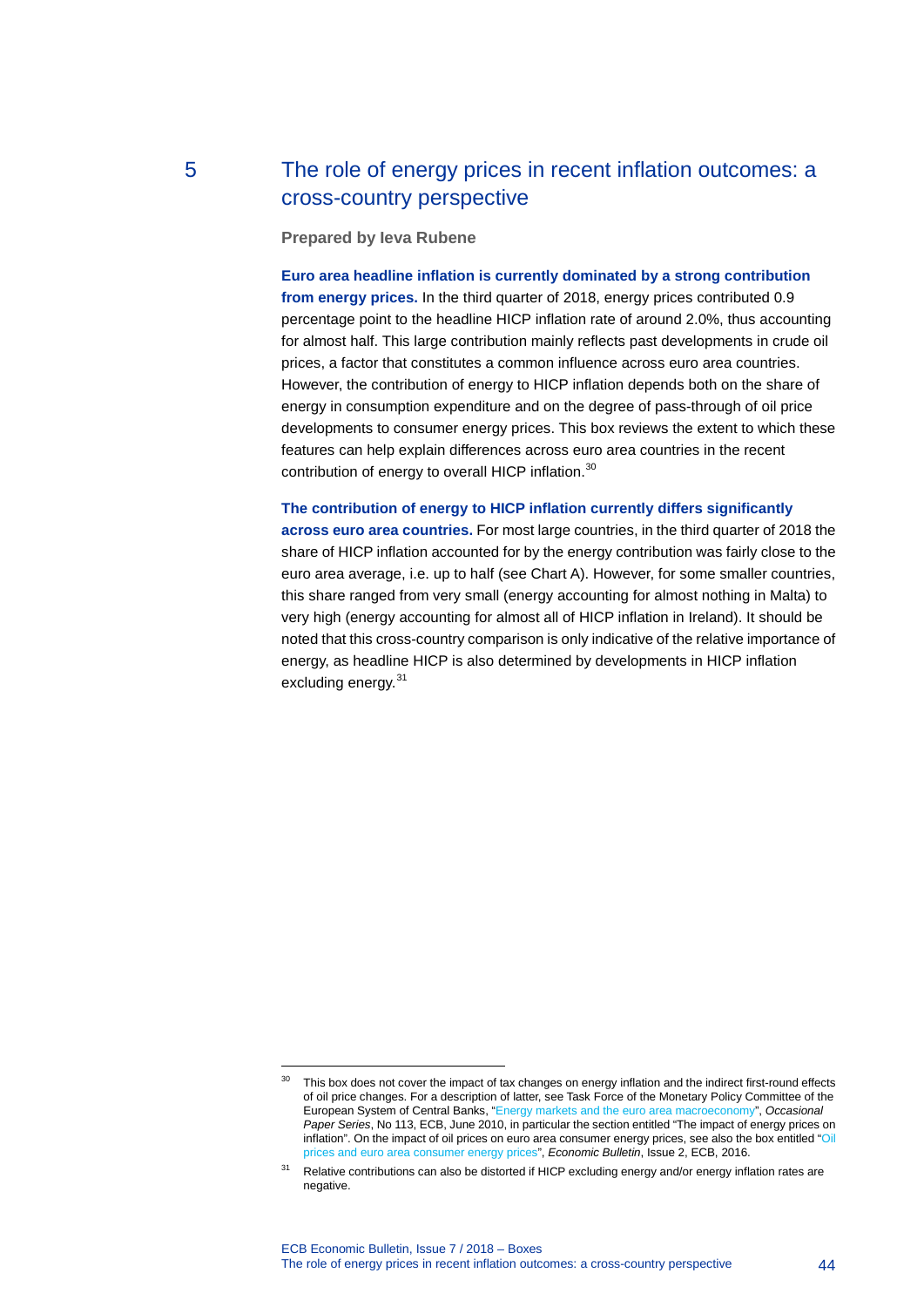## 5 The role of energy prices in recent inflation outcomes: a cross-country perspective

**Prepared by Ieva Rubene**

**Euro area headline inflation is currently dominated by a strong contribution from energy prices.** In the third quarter of 2018, energy prices contributed 0.9 percentage point to the headline HICP inflation rate of around 2.0%, thus accounting for almost half. This large contribution mainly reflects past developments in crude oil prices, a factor that constitutes a common influence across euro area countries. However, the contribution of energy to HICP inflation depends both on the share of energy in consumption expenditure and on the degree of pass-through of oil price developments to consumer energy prices. This box reviews the extent to which these features can help explain differences across euro area countries in the recent contribution of energy to overall HICP inflation.[30]

**The contribution of energy to HICP inflation currently differs significantly across euro area countries.** For most large countries, in the third quarter of 2018 the share of HICP inflation accounted for by the energy contribution was fairly close to the euro area average, i.e. up to half (see Chart A). However, for some smaller countries, this share ranged from very small (energy accounting for almost nothing in Malta) to very high (energy accounting for almost all of HICP inflation in Ireland). It should be noted that this cross-country comparison is only indicative of the relative importance of energy, as headline HICP is also determined by developments in HICP inflation excluding energy.[31]

---

[30] This box does not cover the impact of tax changes on energy inflation and the indirect first-round effects of oil price changes. For a description of latter, see Task Force of the Monetary Policy Committee of the European System of Central Banks, "Energy markets and the euro area macroeconomy", *Occasional Paper Series*, No 113, ECB, June 2010, in particular the section entitled "The impact of energy prices on inflation". On the impact of oil prices on euro area consumer energy prices, see also the box entitled "Oil prices and euro area consumer energy prices", *Economic Bulletin*, Issue 2, ECB, 2016.

[31] Relative contributions can also be distorted if HICP excluding energy and/or energy inflation rates are negative.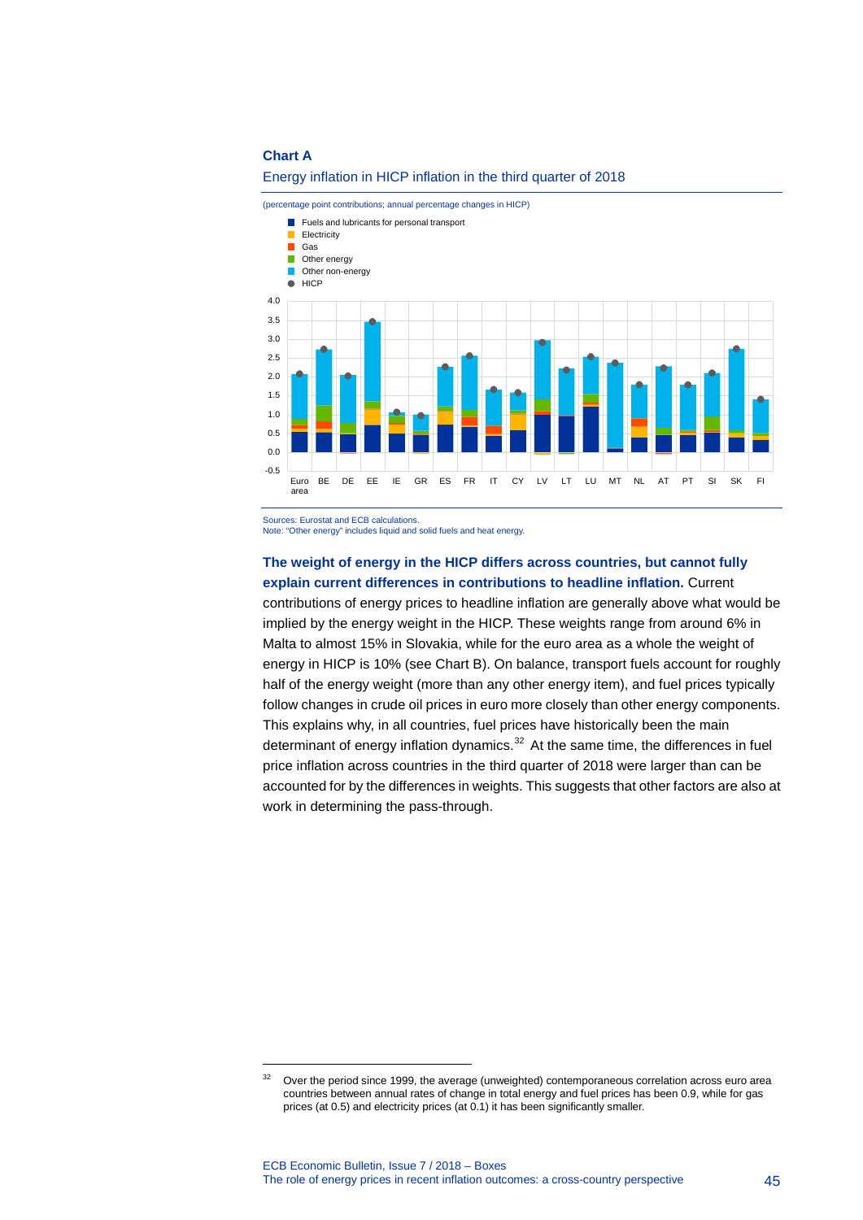**Chart A**

Energy inflation in HICP inflation in the third quarter of 2018

(percentage point contributions; annual percentage changes in HICP)

Sources: Eurostat and ECB calculations.
Note: "Other energy" includes liquid and solid fuels and heat energy.

**The weight of energy in the HICP differs across countries, but cannot fully explain current differences in contributions to headline inflation.** Current contributions of energy prices to headline inflation are generally above what would be implied by the energy weight in the HICP. These weights range from around 6% in Malta to almost 15% in Slovakia, while for the euro area as a whole the weight of energy in HICP is 10% (see Chart B). On balance, transport fuels account for roughly half of the energy weight (more than any other energy item), and fuel prices typically follow changes in crude oil prices in euro more closely than other energy components. This explains why, in all countries, fuel prices have historically been the main determinant of energy inflation dynamics.[32] At the same time, the differences in fuel price inflation across countries in the third quarter of 2018 were larger than can be accounted for by the differences in weights. This suggests that other factors are also at work in determining the pass-through.

[32] Over the period since 1999, the average (unweighted) contemporaneous correlation across euro area countries between annual rates of change in total energy and fuel prices has been 0.9, while for gas prices (at 0.5) and electricity prices (at 0.1) it has been significantly smaller.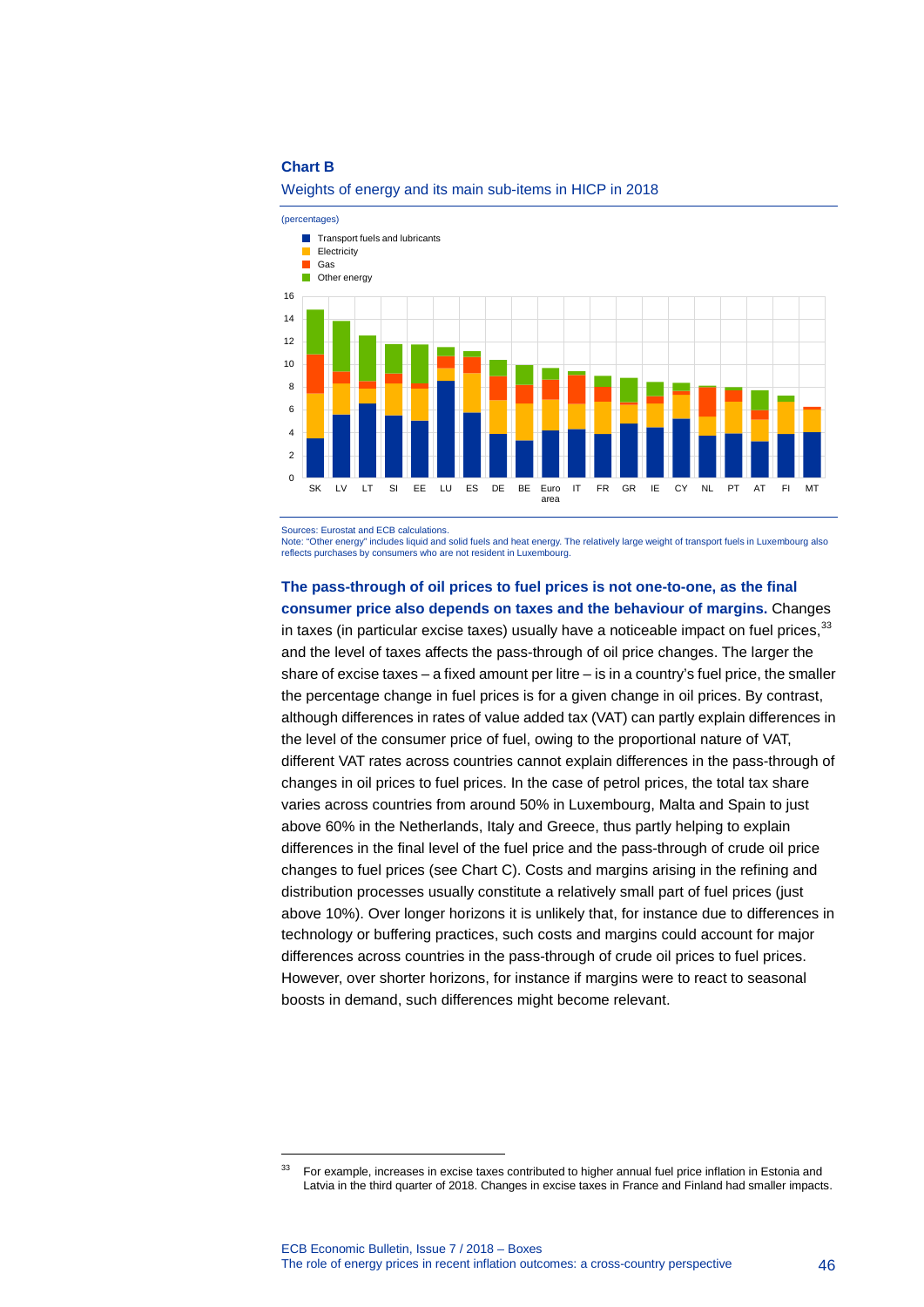**Chart B**

Weights of energy and its main sub-items in HICP in 2018

(percentages)

Sources: Eurostat and ECB calculations.
Note: "Other energy" includes liquid and solid fuels and heat energy. The relatively large weight of transport fuels in Luxembourg also reflects purchases by consumers who are not resident in Luxembourg.

**The pass-through of oil prices to fuel prices is not one-to-one, as the final consumer price also depends on taxes and the behaviour of margins.** Changes in taxes (in particular excise taxes) usually have a noticeable impact on fuel prices,[33] and the level of taxes affects the pass-through of oil price changes. The larger the share of excise taxes – a fixed amount per litre – is in a country's fuel price, the smaller the percentage change in fuel prices is for a given change in oil prices. By contrast, although differences in rates of value added tax (VAT) can partly explain differences in the level of the consumer price of fuel, owing to the proportional nature of VAT, different VAT rates across countries cannot explain differences in the pass-through of changes in oil prices to fuel prices. In the case of petrol prices, the total tax share varies across countries from around 50% in Luxembourg, Malta and Spain to just above 60% in the Netherlands, Italy and Greece, thus partly helping to explain differences in the final level of the fuel price and the pass-through of crude oil price changes to fuel prices (see Chart C). Costs and margins arising in the refining and distribution processes usually constitute a relatively small part of fuel prices (just above 10%). Over longer horizons it is unlikely that, for instance due to differences in technology or buffering practices, such costs and margins could account for major differences across countries in the pass-through of crude oil prices to fuel prices. However, over shorter horizons, for instance if margins were to react to seasonal boosts in demand, such differences might become relevant.

[33] For example, increases in excise taxes contributed to higher annual fuel price inflation in Estonia and Latvia in the third quarter of 2018. Changes in excise taxes in France and Finland had smaller impacts.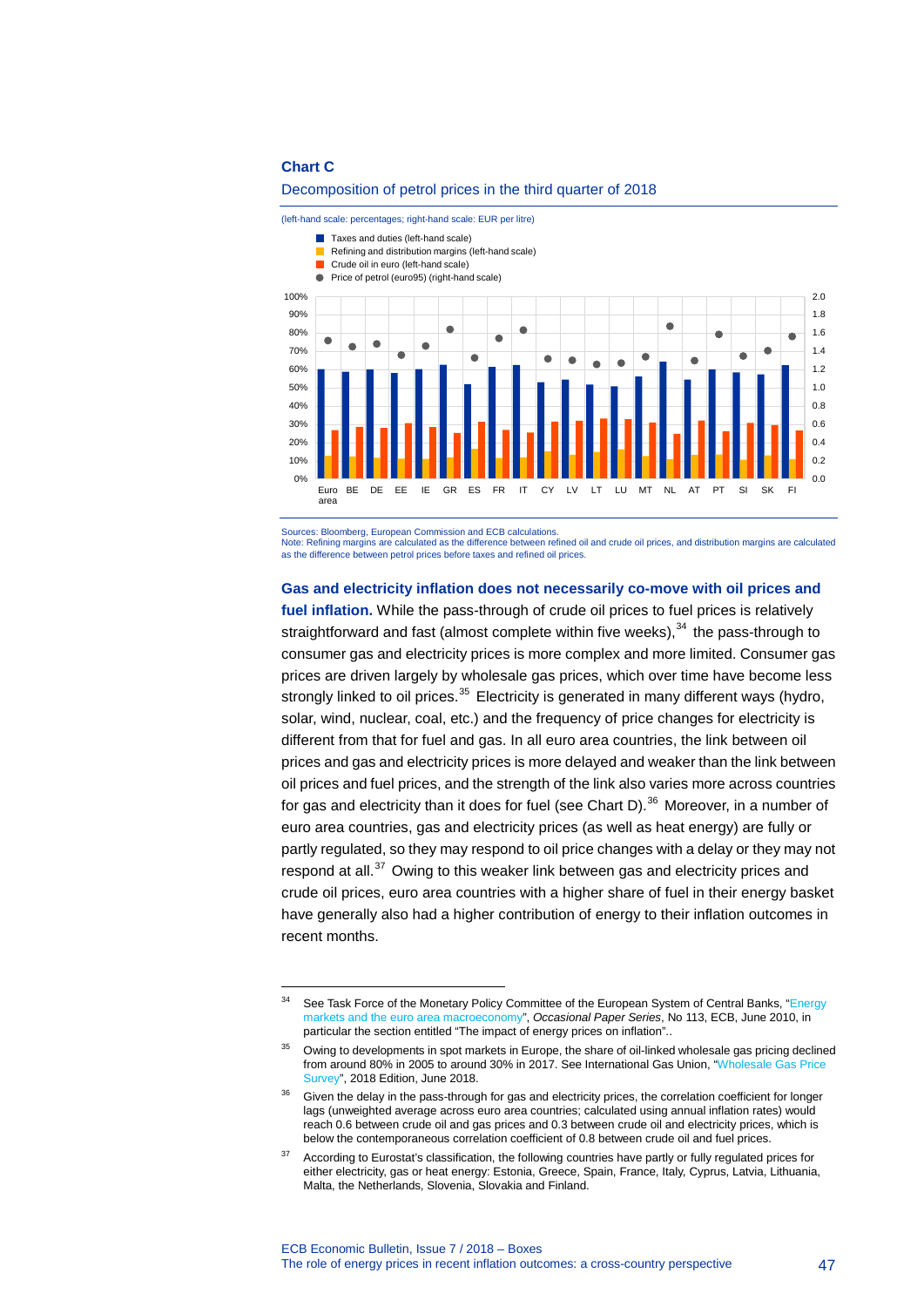**Chart C**

Decomposition of petrol prices in the third quarter of 2018

(left-hand scale: percentages; right-hand scale: EUR per litre)

- Taxes and duties (left-hand scale)
- Refining and distribution margins (left-hand scale)
- Crude oil in euro (left-hand scale)
- Price of petrol (euro95) (right-hand scale)

Sources: Bloomberg, European Commission and ECB calculations.
Note: Refining margins are calculated as the difference between refined oil and crude oil prices, and distribution margins are calculated as the difference between petrol prices before taxes and refined oil prices.

**Gas and electricity inflation does not necessarily co-move with oil prices and fuel inflation.** While the pass-through of crude oil prices to fuel prices is relatively straightforward and fast (almost complete within five weeks),[34] the pass-through to consumer gas and electricity prices is more complex and more limited. Consumer gas prices are driven largely by wholesale gas prices, which over time have become less strongly linked to oil prices.[35] Electricity is generated in many different ways (hydro, solar, wind, nuclear, coal, etc.) and the frequency of price changes for electricity is different from that for fuel and gas. In all euro area countries, the link between oil prices and gas and electricity prices is more delayed and weaker than the link between oil prices and fuel prices, and the strength of the link also varies more across countries for gas and electricity than it does for fuel (see Chart D).[36] Moreover, in a number of euro area countries, gas and electricity prices (as well as heat energy) are fully or partly regulated, so they may respond to oil price changes with a delay or they may not respond at all.[37] Owing to this weaker link between gas and electricity prices and crude oil prices, euro area countries with a higher share of fuel in their energy basket have generally also had a higher contribution of energy to their inflation outcomes in recent months.

---

[34] See Task Force of the Monetary Policy Committee of the European System of Central Banks, "Energy markets and the euro area macroeconomy", *Occasional Paper Series*, No 113, ECB, June 2010, in particular the section entitled "The impact of energy prices on inflation"..

[35] Owing to developments in spot markets in Europe, the share of oil-linked wholesale gas pricing declined from around 80% in 2005 to around 30% in 2017. See International Gas Union, "Wholesale Gas Price Survey", 2018 Edition, June 2018.

[36] Given the delay in the pass-through for gas and electricity prices, the correlation coefficient for longer lags (unweighted average across euro area countries; calculated using annual inflation rates) would reach 0.6 between crude oil and gas prices and 0.3 between crude oil and electricity prices, which is below the contemporaneous correlation coefficient of 0.8 between crude oil and fuel prices.

[37] According to Eurostat's classification, the following countries have partly or fully regulated prices for either electricity, gas or heat energy: Estonia, Greece, Spain, France, Italy, Cyprus, Latvia, Lithuania, Malta, the Netherlands, Slovenia, Slovakia and Finland.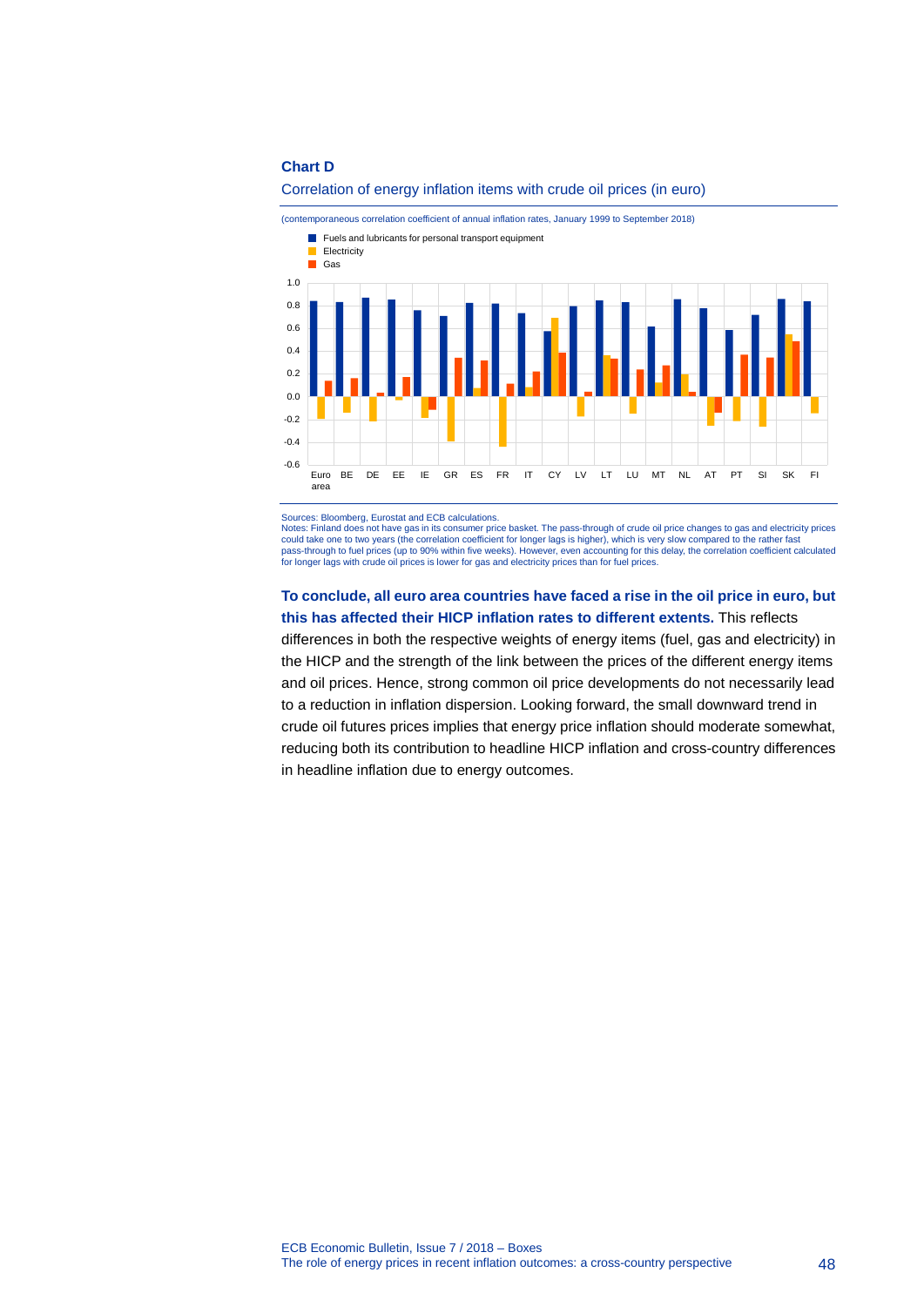**Chart D**

Correlation of energy inflation items with crude oil prices (in euro)

(contemporaneous correlation coefficient of annual inflation rates, January 1999 to September 2018)

Sources: Bloomberg, Eurostat and ECB calculations.
Notes: Finland does not have gas in its consumer price basket. The pass-through of crude oil price changes to gas and electricity prices could take one to two years (the correlation coefficient for longer lags is higher), which is very slow compared to the rather fast pass-through to fuel prices (up to 90% within five weeks). However, even accounting for this delay, the correlation coefficient calculated for longer lags with crude oil prices is lower for gas and electricity prices than for fuel prices.

**To conclude, all euro area countries have faced a rise in the oil price in euro, but this has affected their HICP inflation rates to different extents.** This reflects differences in both the respective weights of energy items (fuel, gas and electricity) in the HICP and the strength of the link between the prices of the different energy items and oil prices. Hence, strong common oil price developments do not necessarily lead to a reduction in inflation dispersion. Looking forward, the small downward trend in crude oil futures prices implies that energy price inflation should moderate somewhat, reducing both its contribution to headline HICP inflation and cross-country differences in headline inflation due to energy outcomes.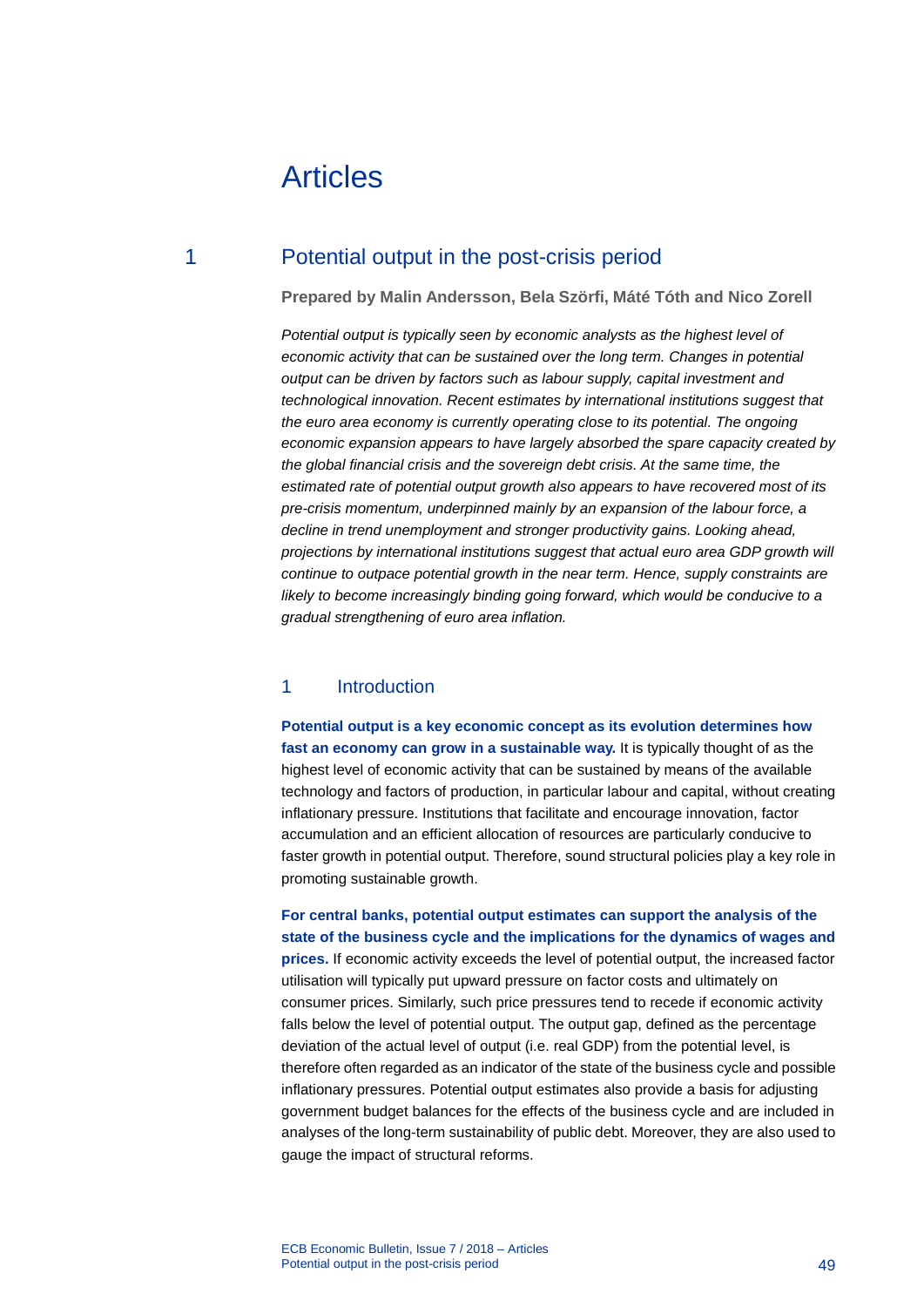# Articles

## 1 Potential output in the post-crisis period

**Prepared by Malin Andersson, Bela Szörfi, Máté Tóth and Nico Zorell**

*Potential output is typically seen by economic analysts as the highest level of economic activity that can be sustained over the long term. Changes in potential output can be driven by factors such as labour supply, capital investment and technological innovation. Recent estimates by international institutions suggest that the euro area economy is currently operating close to its potential. The ongoing economic expansion appears to have largely absorbed the spare capacity created by the global financial crisis and the sovereign debt crisis. At the same time, the estimated rate of potential output growth also appears to have recovered most of its pre-crisis momentum, underpinned mainly by an expansion of the labour force, a decline in trend unemployment and stronger productivity gains. Looking ahead, projections by international institutions suggest that actual euro area GDP growth will continue to outpace potential growth in the near term. Hence, supply constraints are likely to become increasingly binding going forward, which would be conducive to a gradual strengthening of euro area inflation.*

### 1 Introduction

**Potential output is a key economic concept as its evolution determines how fast an economy can grow in a sustainable way.** It is typically thought of as the highest level of economic activity that can be sustained by means of the available technology and factors of production, in particular labour and capital, without creating inflationary pressure. Institutions that facilitate and encourage innovation, factor accumulation and an efficient allocation of resources are particularly conducive to faster growth in potential output. Therefore, sound structural policies play a key role in promoting sustainable growth.

**For central banks, potential output estimates can support the analysis of the state of the business cycle and the implications for the dynamics of wages and prices.** If economic activity exceeds the level of potential output, the increased factor utilisation will typically put upward pressure on factor costs and ultimately on consumer prices. Similarly, such price pressures tend to recede if economic activity falls below the level of potential output. The output gap, defined as the percentage deviation of the actual level of output (i.e. real GDP) from the potential level, is therefore often regarded as an indicator of the state of the business cycle and possible inflationary pressures. Potential output estimates also provide a basis for adjusting government budget balances for the effects of the business cycle and are included in analyses of the long-term sustainability of public debt. Moreover, they are also used to gauge the impact of structural reforms.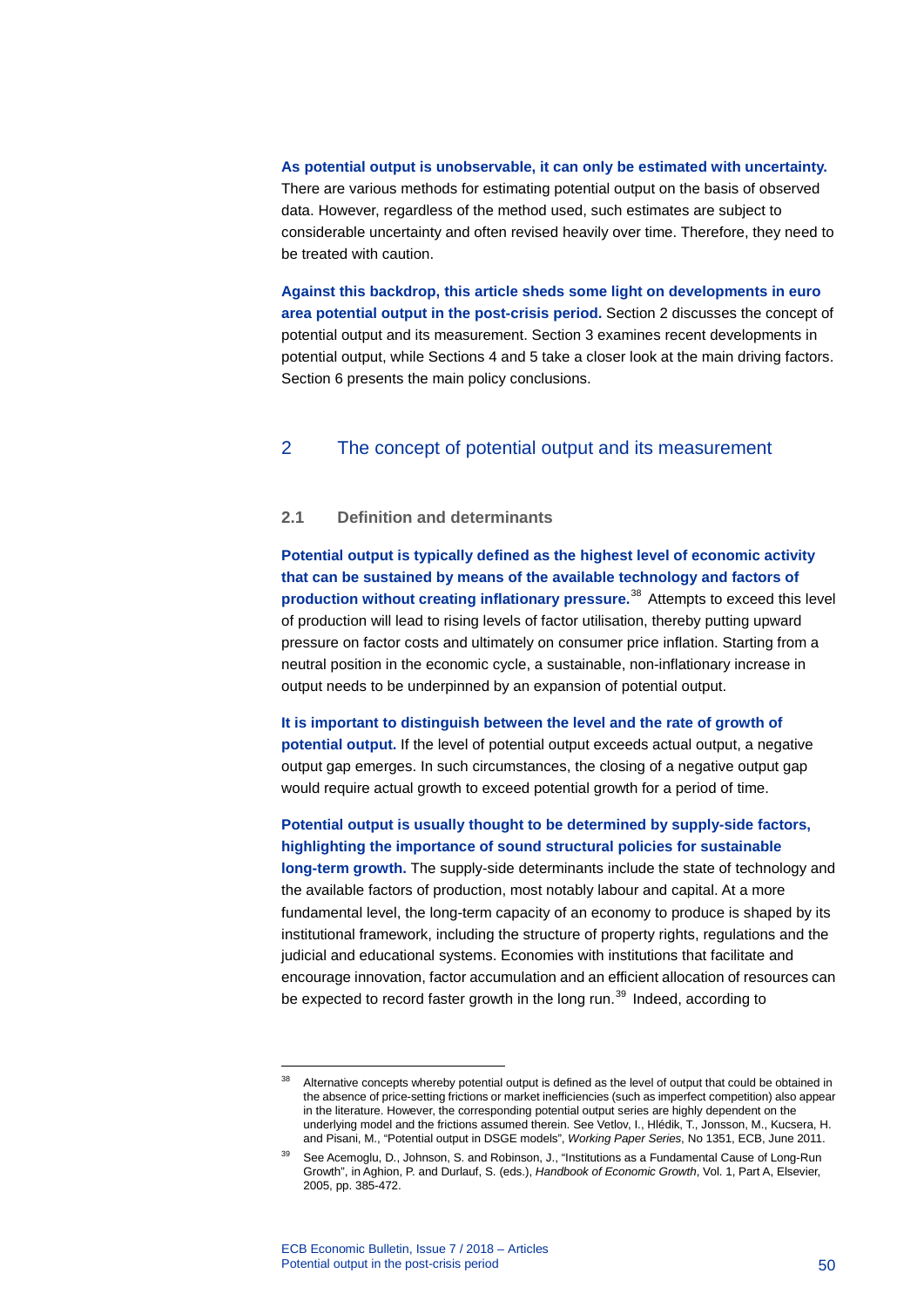**As potential output is unobservable, it can only be estimated with uncertainty.** There are various methods for estimating potential output on the basis of observed data. However, regardless of the method used, such estimates are subject to considerable uncertainty and often revised heavily over time. Therefore, they need to be treated with caution.

**Against this backdrop, this article sheds some light on developments in euro area potential output in the post-crisis period.** Section 2 discusses the concept of potential output and its measurement. Section 3 examines recent developments in potential output, while Sections 4 and 5 take a closer look at the main driving factors. Section 6 presents the main policy conclusions.

## 2 The concept of potential output and its measurement

### 2.1 Definition and determinants

**Potential output is typically defined as the highest level of economic activity that can be sustained by means of the available technology and factors of production without creating inflationary pressure.**[38] Attempts to exceed this level of production will lead to rising levels of factor utilisation, thereby putting upward pressure on factor costs and ultimately on consumer price inflation. Starting from a neutral position in the economic cycle, a sustainable, non-inflationary increase in output needs to be underpinned by an expansion of potential output.

**It is important to distinguish between the level and the rate of growth of potential output.** If the level of potential output exceeds actual output, a negative output gap emerges. In such circumstances, the closing of a negative output gap would require actual growth to exceed potential growth for a period of time.

**Potential output is usually thought to be determined by supply-side factors, highlighting the importance of sound structural policies for sustainable long-term growth.** The supply-side determinants include the state of technology and the available factors of production, most notably labour and capital. At a more fundamental level, the long-term capacity of an economy to produce is shaped by its institutional framework, including the structure of property rights, regulations and the judicial and educational systems. Economies with institutions that facilitate and encourage innovation, factor accumulation and an efficient allocation of resources can be expected to record faster growth in the long run.[39] Indeed, according to

---

[38] Alternative concepts whereby potential output is defined as the level of output that could be obtained in the absence of price-setting frictions or market inefficiencies (such as imperfect competition) also appear in the literature. However, the corresponding potential output series are highly dependent on the underlying model and the frictions assumed therein. See Vetlov, I., Hlédik, T., Jonsson, M., Kucsera, H. and Pisani, M., "Potential output in DSGE models", *Working Paper Series*, No 1351, ECB, June 2011.

[39] See Acemoglu, D., Johnson, S. and Robinson, J., "Institutions as a Fundamental Cause of Long-Run Growth", in Aghion, P. and Durlauf, S. (eds.), *Handbook of Economic Growth*, Vol. 1, Part A, Elsevier, 2005, pp. 385-472.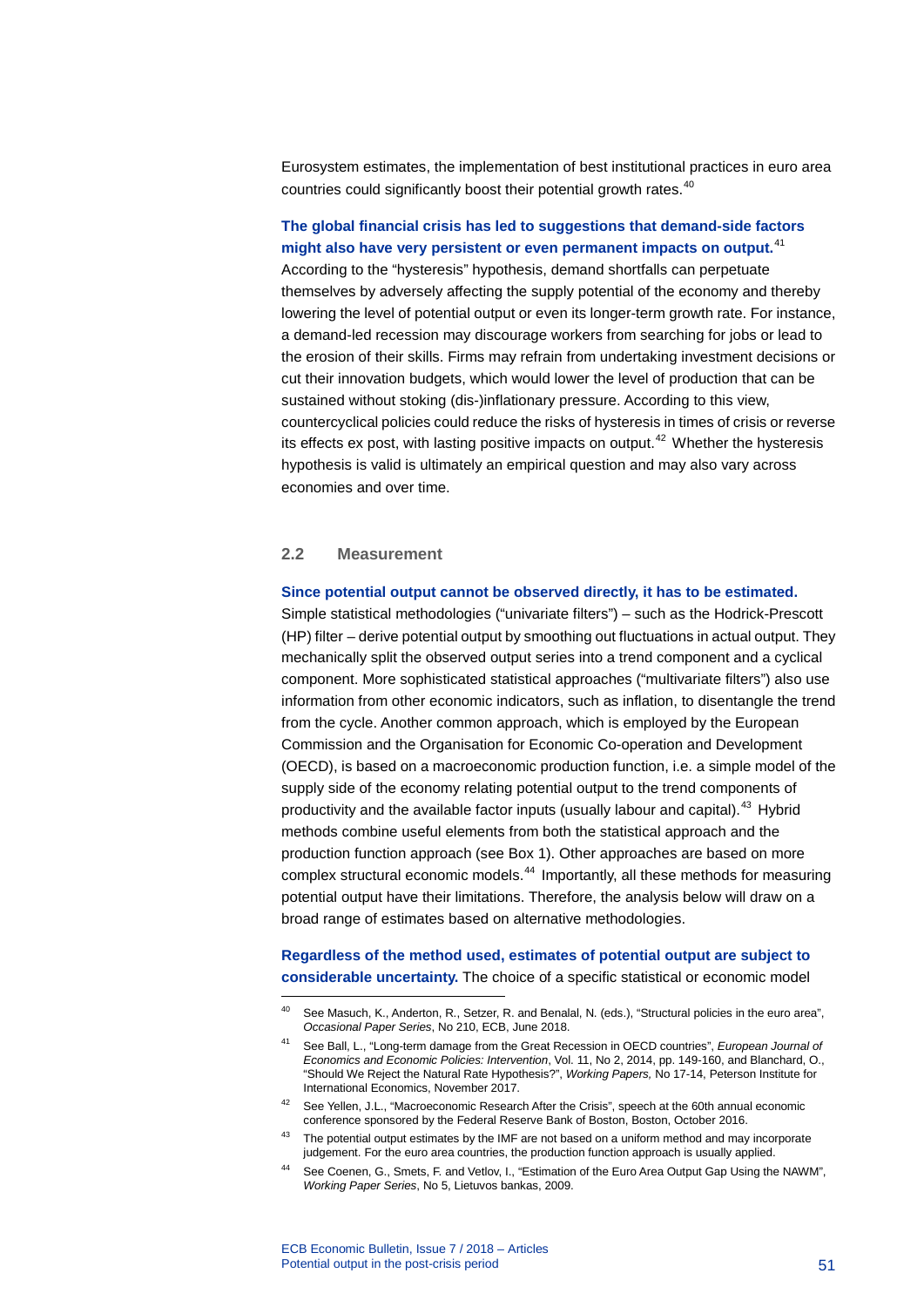Eurosystem estimates, the implementation of best institutional practices in euro area countries could significantly boost their potential growth rates.[40]

**The global financial crisis has led to suggestions that demand-side factors might also have very persistent or even permanent impacts on output.**[41] According to the "hysteresis" hypothesis, demand shortfalls can perpetuate themselves by adversely affecting the supply potential of the economy and thereby lowering the level of potential output or even its longer-term growth rate. For instance, a demand-led recession may discourage workers from searching for jobs or lead to the erosion of their skills. Firms may refrain from undertaking investment decisions or cut their innovation budgets, which would lower the level of production that can be sustained without stoking (dis-)inflationary pressure. According to this view, countercyclical policies could reduce the risks of hysteresis in times of crisis or reverse its effects ex post, with lasting positive impacts on output.[42] Whether the hysteresis hypothesis is valid is ultimately an empirical question and may also vary across economies and over time.

## 2.2 Measurement

**Since potential output cannot be observed directly, it has to be estimated.** Simple statistical methodologies ("univariate filters") – such as the Hodrick-Prescott (HP) filter – derive potential output by smoothing out fluctuations in actual output. They mechanically split the observed output series into a trend component and a cyclical component. More sophisticated statistical approaches ("multivariate filters") also use information from other economic indicators, such as inflation, to disentangle the trend from the cycle. Another common approach, which is employed by the European Commission and the Organisation for Economic Co-operation and Development (OECD), is based on a macroeconomic production function, i.e. a simple model of the supply side of the economy relating potential output to the trend components of productivity and the available factor inputs (usually labour and capital).[43] Hybrid methods combine useful elements from both the statistical approach and the production function approach (see Box 1). Other approaches are based on more complex structural economic models.[44] Importantly, all these methods for measuring potential output have their limitations. Therefore, the analysis below will draw on a broad range of estimates based on alternative methodologies.

**Regardless of the method used, estimates of potential output are subject to considerable uncertainty.** The choice of a specific statistical or economic model

---

[40] See Masuch, K., Anderton, R., Setzer, R. and Benalal, N. (eds.), "Structural policies in the euro area", *Occasional Paper Series*, No 210, ECB, June 2018.

[41] See Ball, L., "Long-term damage from the Great Recession in OECD countries", *European Journal of Economics and Economic Policies: Intervention*, Vol. 11, No 2, 2014, pp. 149-160, and Blanchard, O., "Should We Reject the Natural Rate Hypothesis?", *Working Papers,* No 17-14, Peterson Institute for International Economics, November 2017.

[42] See Yellen, J.L., "Macroeconomic Research After the Crisis", speech at the 60th annual economic conference sponsored by the Federal Reserve Bank of Boston, Boston, October 2016.

[43] The potential output estimates by the IMF are not based on a uniform method and may incorporate judgement. For the euro area countries, the production function approach is usually applied.

[44] See Coenen, G., Smets, F. and Vetlov, I., "Estimation of the Euro Area Output Gap Using the NAWM", *Working Paper Series*, No 5, Lietuvos bankas, 2009.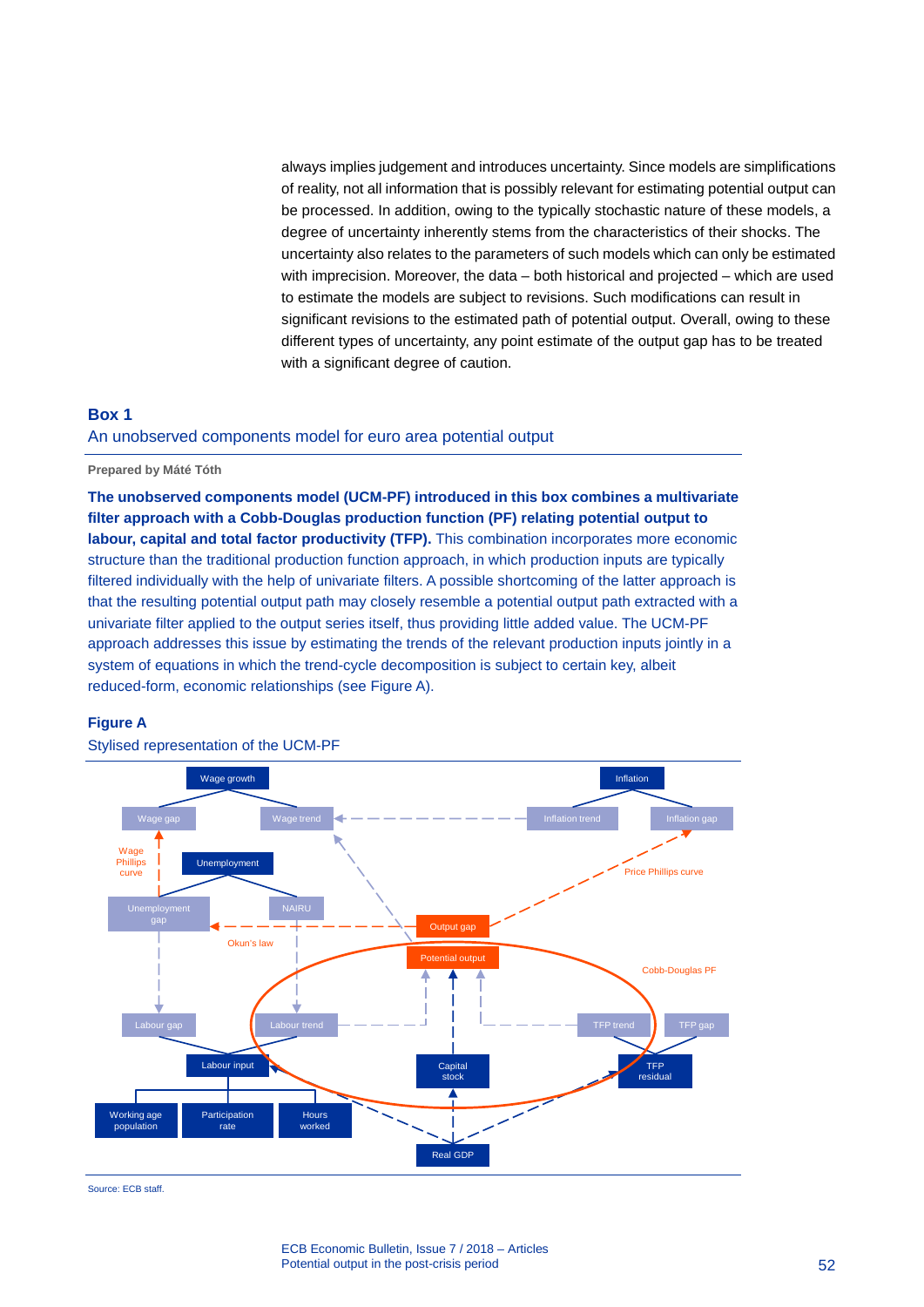always implies judgement and introduces uncertainty. Since models are simplifications of reality, not all information that is possibly relevant for estimating potential output can be processed. In addition, owing to the typically stochastic nature of these models, a degree of uncertainty inherently stems from the characteristics of their shocks. The uncertainty also relates to the parameters of such models which can only be estimated with imprecision. Moreover, the data – both historical and projected – which are used to estimate the models are subject to revisions. Such modifications can result in significant revisions to the estimated path of potential output. Overall, owing to these different types of uncertainty, any point estimate of the output gap has to be treated with a significant degree of caution.

## Box 1

### An unobserved components model for euro area potential output

**Prepared by Máté Tóth**

**The unobserved components model (UCM-PF) introduced in this box combines a multivariate filter approach with a Cobb-Douglas production function (PF) relating potential output to labour, capital and total factor productivity (TFP).** This combination incorporates more economic structure than the traditional production function approach, in which production inputs are typically filtered individually with the help of univariate filters. A possible shortcoming of the latter approach is that the resulting potential output path may closely resemble a potential output path extracted with a univariate filter applied to the output series itself, thus providing little added value. The UCM-PF approach addresses this issue by estimating the trends of the relevant production inputs jointly in a system of equations in which the trend-cycle decomposition is subject to certain key, albeit reduced-form, economic relationships (see Figure A).

**Figure A**

Stylised representation of the UCM-PF

Source: ECB staff.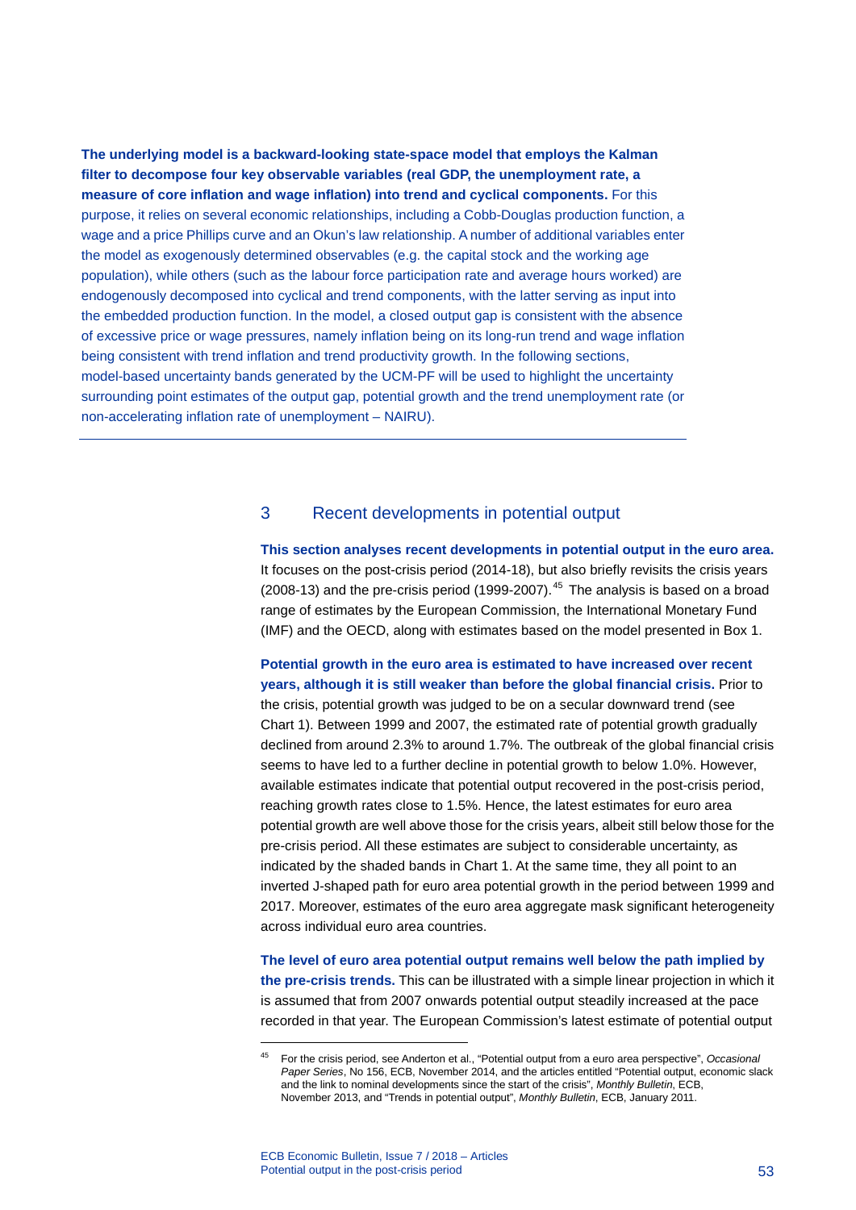**The underlying model is a backward-looking state-space model that employs the Kalman filter to decompose four key observable variables (real GDP, the unemployment rate, a measure of core inflation and wage inflation) into trend and cyclical components.** For this purpose, it relies on several economic relationships, including a Cobb-Douglas production function, a wage and a price Phillips curve and an Okun's law relationship. A number of additional variables enter the model as exogenously determined observables (e.g. the capital stock and the working age population), while others (such as the labour force participation rate and average hours worked) are endogenously decomposed into cyclical and trend components, with the latter serving as input into the embedded production function. In the model, a closed output gap is consistent with the absence of excessive price or wage pressures, namely inflation being on its long-run trend and wage inflation being consistent with trend inflation and trend productivity growth. In the following sections, model-based uncertainty bands generated by the UCM-PF will be used to highlight the uncertainty surrounding point estimates of the output gap, potential growth and the trend unemployment rate (or non-accelerating inflation rate of unemployment – NAIRU).

## 3 Recent developments in potential output

**This section analyses recent developments in potential output in the euro area.** It focuses on the post-crisis period (2014-18), but also briefly revisits the crisis years (2008-13) and the pre-crisis period (1999-2007).[45] The analysis is based on a broad range of estimates by the European Commission, the International Monetary Fund (IMF) and the OECD, along with estimates based on the model presented in Box 1.

**Potential growth in the euro area is estimated to have increased over recent years, although it is still weaker than before the global financial crisis.** Prior to the crisis, potential growth was judged to be on a secular downward trend (see Chart 1). Between 1999 and 2007, the estimated rate of potential growth gradually declined from around 2.3% to around 1.7%. The outbreak of the global financial crisis seems to have led to a further decline in potential growth to below 1.0%. However, available estimates indicate that potential output recovered in the post-crisis period, reaching growth rates close to 1.5%. Hence, the latest estimates for euro area potential growth are well above those for the crisis years, albeit still below those for the pre-crisis period. All these estimates are subject to considerable uncertainty, as indicated by the shaded bands in Chart 1. At the same time, they all point to an inverted J-shaped path for euro area potential growth in the period between 1999 and 2017. Moreover, estimates of the euro area aggregate mask significant heterogeneity across individual euro area countries.

**The level of euro area potential output remains well below the path implied by the pre-crisis trends.** This can be illustrated with a simple linear projection in which it is assumed that from 2007 onwards potential output steadily increased at the pace recorded in that year. The European Commission's latest estimate of potential output

[45] For the crisis period, see Anderton et al., "Potential output from a euro area perspective", *Occasional Paper Series*, No 156, ECB, November 2014, and the articles entitled "Potential output, economic slack and the link to nominal developments since the start of the crisis", *Monthly Bulletin*, ECB, November 2013, and "Trends in potential output", *Monthly Bulletin*, ECB, January 2011.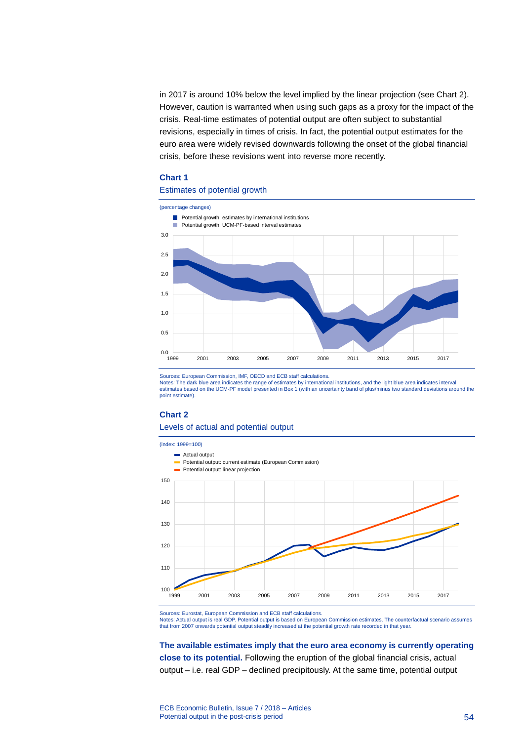in 2017 is around 10% below the level implied by the linear projection (see Chart 2). However, caution is warranted when using such gaps as a proxy for the impact of the crisis. Real-time estimates of potential output are often subject to substantial revisions, especially in times of crisis. In fact, the potential output estimates for the euro area were widely revised downwards following the onset of the global financial crisis, before these revisions went into reverse more recently.

**Chart 1**

Estimates of potential growth

(percentage changes)

Sources: European Commission, IMF, OECD and ECB staff calculations.
Notes: The dark blue area indicates the range of estimates by international institutions, and the light blue area indicates interval estimates based on the UCM-PF model presented in Box 1 (with an uncertainty band of plus/minus two standard deviations around the point estimate).

**Chart 2**

Levels of actual and potential output

(index: 1999=100)

Sources: Eurostat, European Commission and ECB staff calculations.
Notes: Actual output is real GDP. Potential output is based on European Commission estimates. The counterfactual scenario assumes that from 2007 onwards potential output steadily increased at the potential growth rate recorded in that year.

**The available estimates imply that the euro area economy is currently operating close to its potential.** Following the eruption of the global financial crisis, actual output – i.e. real GDP – declined precipitously. At the same time, potential output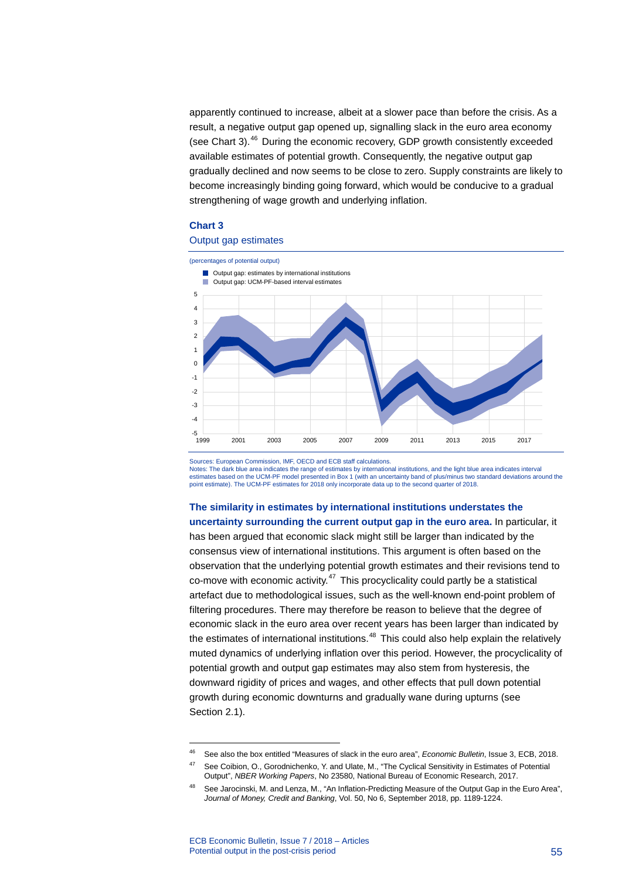apparently continued to increase, albeit at a slower pace than before the crisis. As a result, a negative output gap opened up, signalling slack in the euro area economy (see Chart 3).[46] During the economic recovery, GDP growth consistently exceeded available estimates of potential growth. Consequently, the negative output gap gradually declined and now seems to be close to zero. Supply constraints are likely to become increasingly binding going forward, which would be conducive to a gradual strengthening of wage growth and underlying inflation.

**Chart 3**

Output gap estimates

(percentages of potential output)

- Output gap: estimates by international institutions
- Output gap: UCM-PF-based interval estimates

Sources: European Commission, IMF, OECD and ECB staff calculations.
Notes: The dark blue area indicates the range of estimates by international institutions, and the light blue area indicates interval estimates based on the UCM-PF model presented in Box 1 (with an uncertainty band of plus/minus two standard deviations around the point estimate). The UCM-PF estimates for 2018 only incorporate data up to the second quarter of 2018.

**The similarity in estimates by international institutions understates the uncertainty surrounding the current output gap in the euro area.** In particular, it has been argued that economic slack might still be larger than indicated by the consensus view of international institutions. This argument is often based on the observation that the underlying potential growth estimates and their revisions tend to co-move with economic activity.[47] This procyclicality could partly be a statistical artefact due to methodological issues, such as the well-known end-point problem of filtering procedures. There may therefore be reason to believe that the degree of economic slack in the euro area over recent years has been larger than indicated by the estimates of international institutions.[48] This could also help explain the relatively muted dynamics of underlying inflation over this period. However, the procyclicality of potential growth and output gap estimates may also stem from hysteresis, the downward rigidity of prices and wages, and other effects that pull down potential growth during economic downturns and gradually wane during upturns (see Section 2.1).

[46] See also the box entitled "Measures of slack in the euro area", *Economic Bulletin*, Issue 3, ECB, 2018.

[47] See Coibion, O., Gorodnichenko, Y. and Ulate, M., "The Cyclical Sensitivity in Estimates of Potential Output", *NBER Working Papers*, No 23580, National Bureau of Economic Research, 2017.

[48] See Jarocinski, M. and Lenza, M., "An Inflation-Predicting Measure of the Output Gap in the Euro Area", *Journal of Money, Credit and Banking*, Vol. 50, No 6, September 2018, pp. 1189-1224.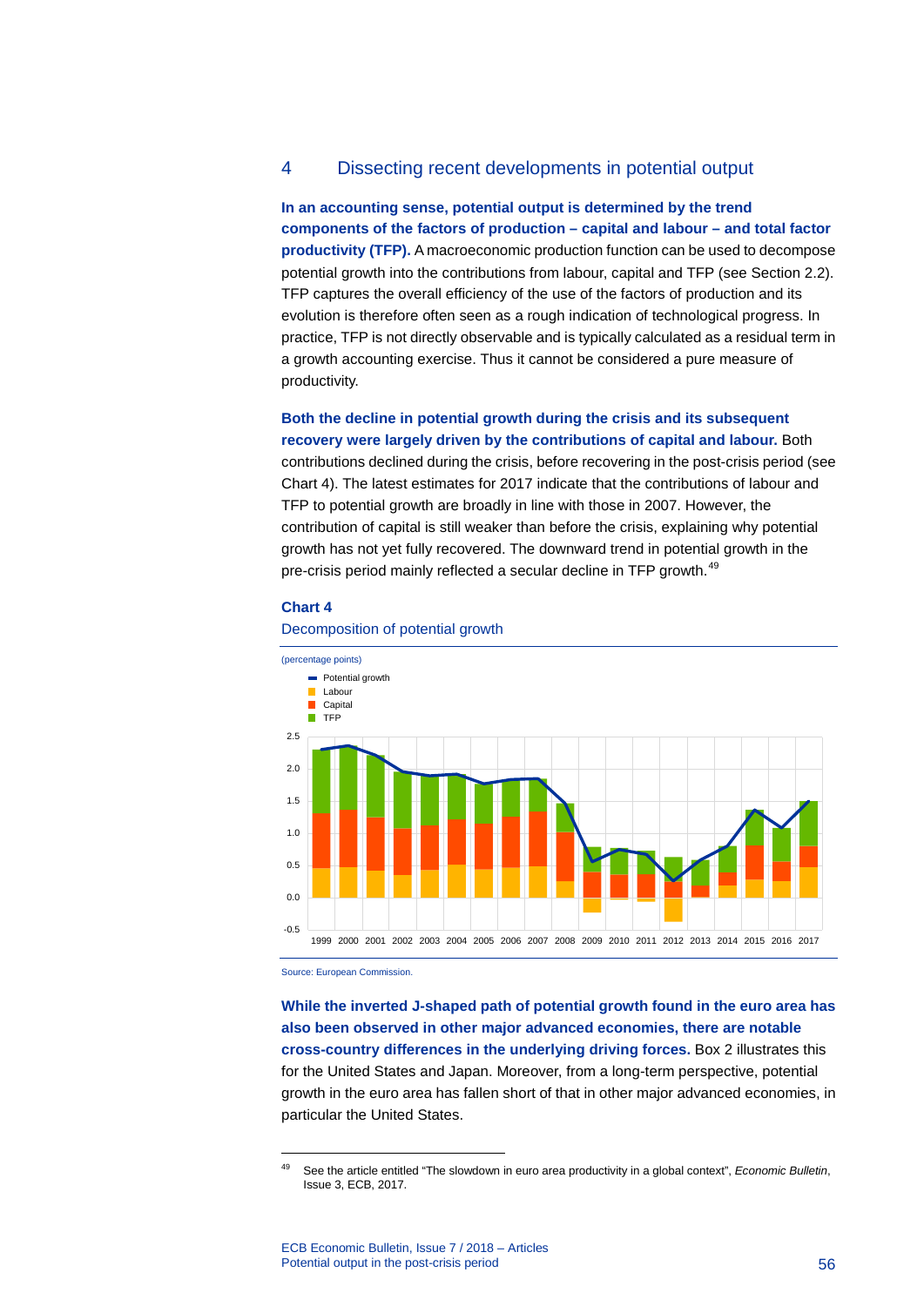## 4 Dissecting recent developments in potential output

**In an accounting sense, potential output is determined by the trend components of the factors of production – capital and labour – and total factor productivity (TFP).** A macroeconomic production function can be used to decompose potential growth into the contributions from labour, capital and TFP (see Section 2.2). TFP captures the overall efficiency of the use of the factors of production and its evolution is therefore often seen as a rough indication of technological progress. In practice, TFP is not directly observable and is typically calculated as a residual term in a growth accounting exercise. Thus it cannot be considered a pure measure of productivity.

**Both the decline in potential growth during the crisis and its subsequent recovery were largely driven by the contributions of capital and labour.** Both contributions declined during the crisis, before recovering in the post-crisis period (see Chart 4). The latest estimates for 2017 indicate that the contributions of labour and TFP to potential growth are broadly in line with those in 2007. However, the contribution of capital is still weaker than before the crisis, explaining why potential growth has not yet fully recovered. The downward trend in potential growth in the pre-crisis period mainly reflected a secular decline in TFP growth.[49]

**Chart 4**

Decomposition of potential growth

(percentage points)

- Potential growth
- Labour
- Capital
- TFP

Source: European Commission.

**While the inverted J-shaped path of potential growth found in the euro area has also been observed in other major advanced economies, there are notable cross-country differences in the underlying driving forces.** Box 2 illustrates this for the United States and Japan. Moreover, from a long-term perspective, potential growth in the euro area has fallen short of that in other major advanced economies, in particular the United States.

[49] See the article entitled "The slowdown in euro area productivity in a global context", *Economic Bulletin*, Issue 3, ECB, 2017.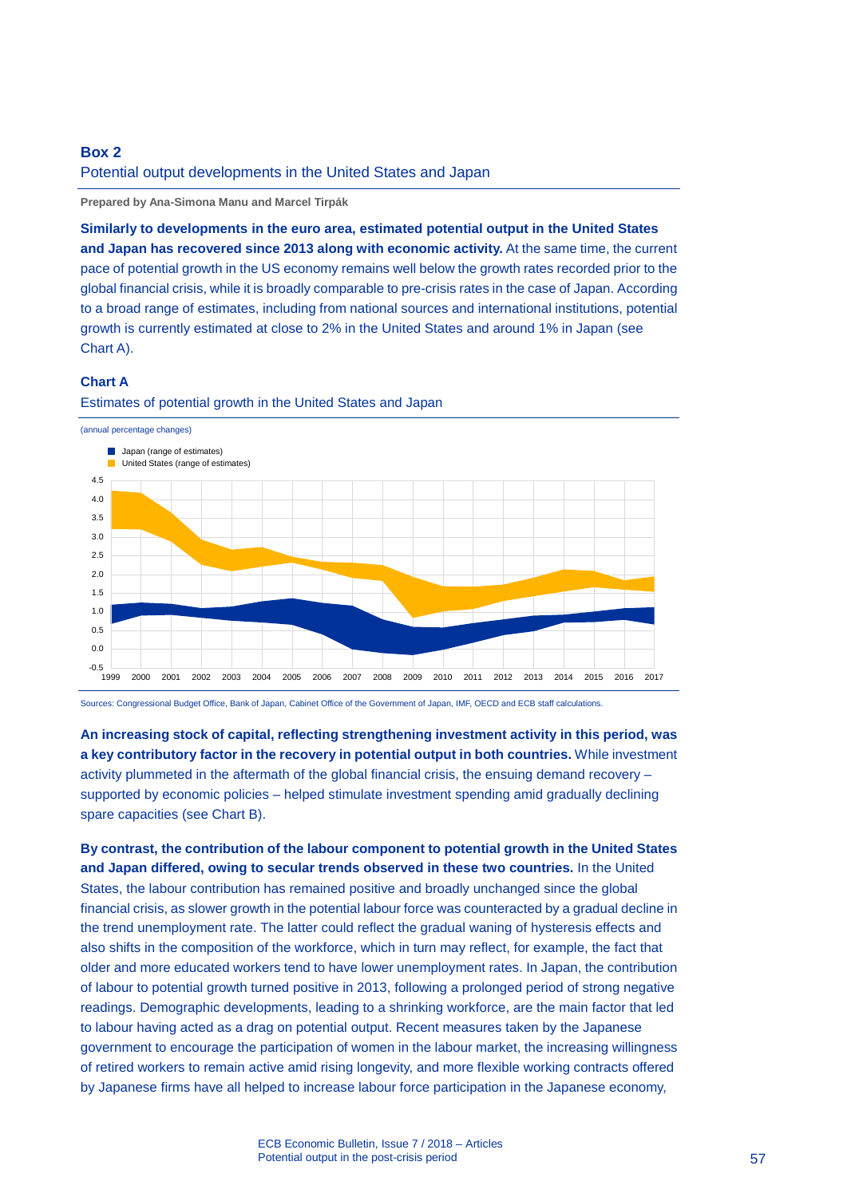## Box 2

### Potential output developments in the United States and Japan

**Prepared by Ana-Simona Manu and Marcel Tirpák**

**Similarly to developments in the euro area, estimated potential output in the United States and Japan has recovered since 2013 along with economic activity.** At the same time, the current pace of potential growth in the US economy remains well below the growth rates recorded prior to the global financial crisis, while it is broadly comparable to pre-crisis rates in the case of Japan. According to a broad range of estimates, including from national sources and international institutions, potential growth is currently estimated at close to 2% in the United States and around 1% in Japan (see Chart A).

**Chart A**

Estimates of potential growth in the United States and Japan

(annual percentage changes)

Sources: Congressional Budget Office, Bank of Japan, Cabinet Office of the Government of Japan, IMF, OECD and ECB staff calculations.

**An increasing stock of capital, reflecting strengthening investment activity in this period, was a key contributory factor in the recovery in potential output in both countries.** While investment activity plummeted in the aftermath of the global financial crisis, the ensuing demand recovery – supported by economic policies – helped stimulate investment spending amid gradually declining spare capacities (see Chart B).

**By contrast, the contribution of the labour component to potential growth in the United States and Japan differed, owing to secular trends observed in these two countries.** In the United States, the labour contribution has remained positive and broadly unchanged since the global financial crisis, as slower growth in the potential labour force was counteracted by a gradual decline in the trend unemployment rate. The latter could reflect the gradual waning of hysteresis effects and also shifts in the composition of the workforce, which in turn may reflect, for example, the fact that older and more educated workers tend to have lower unemployment rates. In Japan, the contribution of labour to potential growth turned positive in 2013, following a prolonged period of strong negative readings. Demographic developments, leading to a shrinking workforce, are the main factor that led to labour having acted as a drag on potential output. Recent measures taken by the Japanese government to encourage the participation of women in the labour market, the increasing willingness of retired workers to remain active amid rising longevity, and more flexible working contracts offered by Japanese firms have all helped to increase labour force participation in the Japanese economy,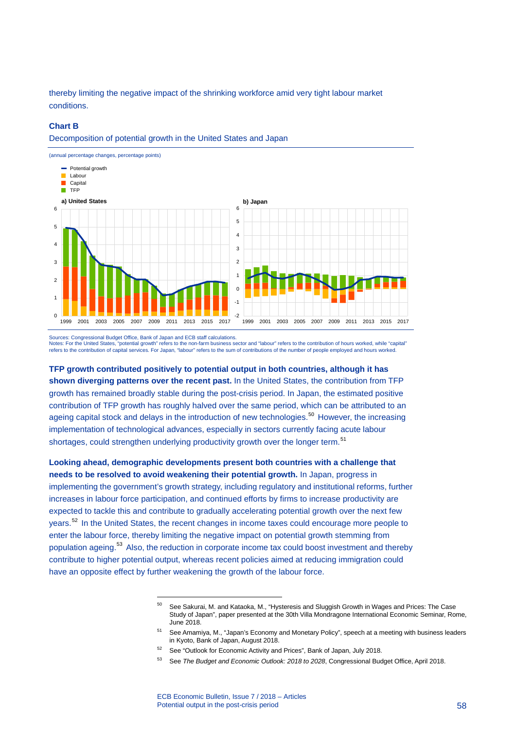thereby limiting the negative impact of the shrinking workforce amid very tight labour market conditions.

**Chart B**

Decomposition of potential growth in the United States and Japan

(annual percentage changes, percentage points)

Sources: Congressional Budget Office, Bank of Japan and ECB staff calculations.
Notes: For the United States, "potential growth" refers to the non-farm business sector and "labour" refers to the contribution of hours worked, while "capital" refers to the contribution of capital services. For Japan, "labour" refers to the sum of contributions of the number of people employed and hours worked.

**TFP growth contributed positively to potential output in both countries, although it has shown diverging patterns over the recent past.** In the United States, the contribution from TFP growth has remained broadly stable during the post-crisis period. In Japan, the estimated positive contribution of TFP growth has roughly halved over the same period, which can be attributed to an ageing capital stock and delays in the introduction of new technologies.[50] However, the increasing implementation of technological advances, especially in sectors currently facing acute labour shortages, could strengthen underlying productivity growth over the longer term.[51]

**Looking ahead, demographic developments present both countries with a challenge that needs to be resolved to avoid weakening their potential growth.** In Japan, progress in implementing the government's growth strategy, including regulatory and institutional reforms, further increases in labour force participation, and continued efforts by firms to increase productivity are expected to tackle this and contribute to gradually accelerating potential growth over the next few years.[52] In the United States, the recent changes in income taxes could encourage more people to enter the labour force, thereby limiting the negative impact on potential growth stemming from population ageing.[53] Also, the reduction in corporate income tax could boost investment and thereby contribute to higher potential output, whereas recent policies aimed at reducing immigration could have an opposite effect by further weakening the growth of the labour force.

[50] See Sakurai, M. and Kataoka, M., "Hysteresis and Sluggish Growth in Wages and Prices: The Case Study of Japan", paper presented at the 30th Villa Mondragone International Economic Seminar, Rome, June 2018.

[51] See Amamiya, M., "Japan's Economy and Monetary Policy", speech at a meeting with business leaders in Kyoto, Bank of Japan, August 2018.

[52] See "Outlook for Economic Activity and Prices", Bank of Japan, July 2018.

[53] See *The Budget and Economic Outlook: 2018 to 2028*, Congressional Budget Office, April 2018.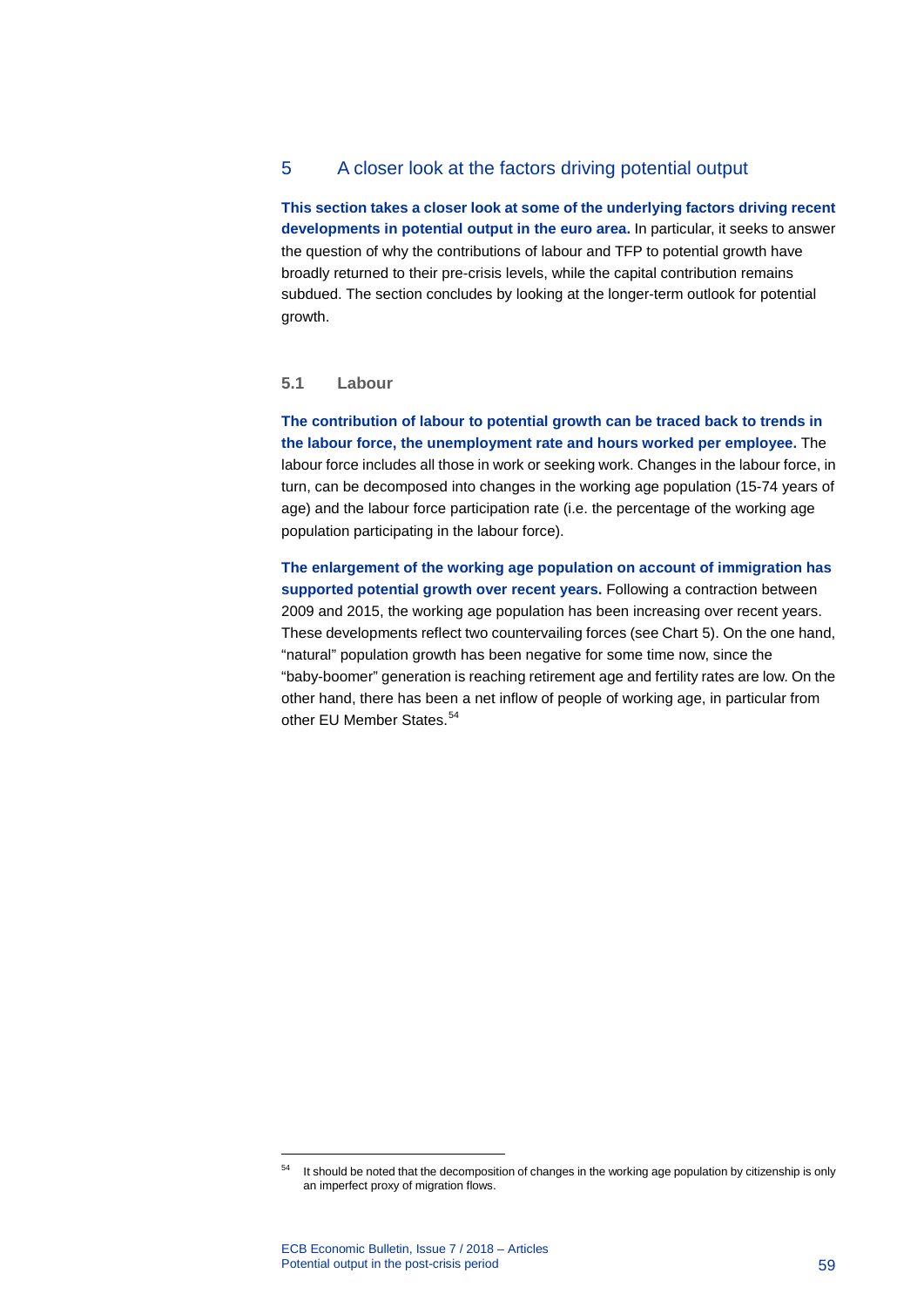## 5 A closer look at the factors driving potential output

**This section takes a closer look at some of the underlying factors driving recent developments in potential output in the euro area.** In particular, it seeks to answer the question of why the contributions of labour and TFP to potential growth have broadly returned to their pre-crisis levels, while the capital contribution remains subdued. The section concludes by looking at the longer-term outlook for potential growth.

### 5.1 Labour

**The contribution of labour to potential growth can be traced back to trends in the labour force, the unemployment rate and hours worked per employee.** The labour force includes all those in work or seeking work. Changes in the labour force, in turn, can be decomposed into changes in the working age population (15-74 years of age) and the labour force participation rate (i.e. the percentage of the working age population participating in the labour force).

**The enlargement of the working age population on account of immigration has supported potential growth over recent years.** Following a contraction between 2009 and 2015, the working age population has been increasing over recent years. These developments reflect two countervailing forces (see Chart 5). On the one hand, "natural" population growth has been negative for some time now, since the "baby-boomer" generation is reaching retirement age and fertility rates are low. On the other hand, there has been a net inflow of people of working age, in particular from other EU Member States.[54]

---

[54] It should be noted that the decomposition of changes in the working age population by citizenship is only an imperfect proxy of migration flows.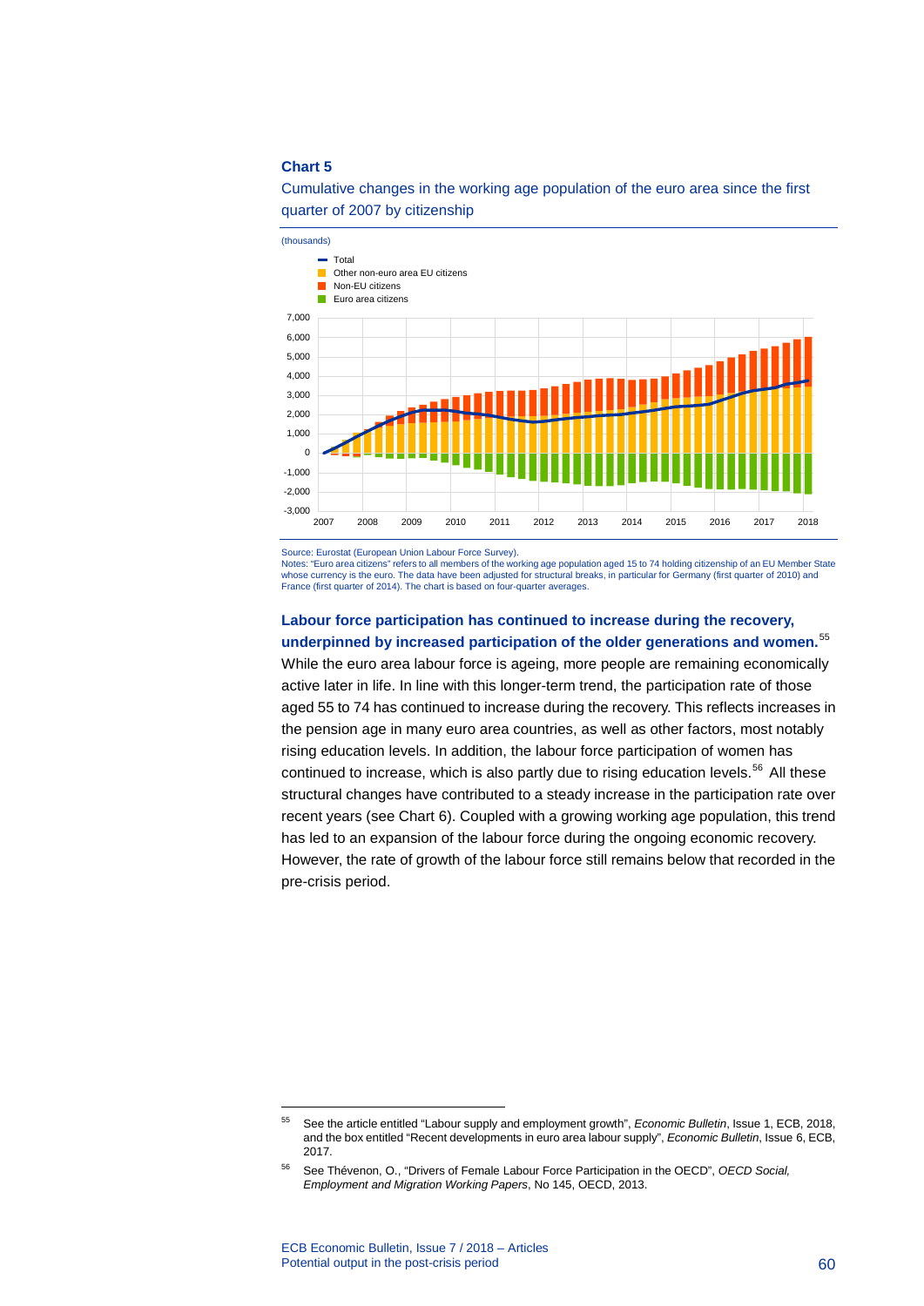**Chart 5**

Cumulative changes in the working age population of the euro area since the first quarter of 2007 by citizenship

(thousands)

Source: Eurostat (European Union Labour Force Survey).
Notes: "Euro area citizens" refers to all members of the working age population aged 15 to 74 holding citizenship of an EU Member State whose currency is the euro. The data have been adjusted for structural breaks, in particular for Germany (first quarter of 2010) and France (first quarter of 2014). The chart is based on four-quarter averages.

**Labour force participation has continued to increase during the recovery, underpinned by increased participation of the older generations and women.**[55] While the euro area labour force is ageing, more people are remaining economically active later in life. In line with this longer-term trend, the participation rate of those aged 55 to 74 has continued to increase during the recovery. This reflects increases in the pension age in many euro area countries, as well as other factors, most notably rising education levels. In addition, the labour force participation of women has continued to increase, which is also partly due to rising education levels.[56] All these structural changes have contributed to a steady increase in the participation rate over recent years (see Chart 6). Coupled with a growing working age population, this trend has led to an expansion of the labour force during the ongoing economic recovery. However, the rate of growth of the labour force still remains below that recorded in the pre-crisis period.

---

[55] See the article entitled "Labour supply and employment growth", *Economic Bulletin*, Issue 1, ECB, 2018, and the box entitled "Recent developments in euro area labour supply", *Economic Bulletin*, Issue 6, ECB, 2017.

[56] See Thévenon, O., "Drivers of Female Labour Force Participation in the OECD", *OECD Social, Employment and Migration Working Papers*, No 145, OECD, 2013.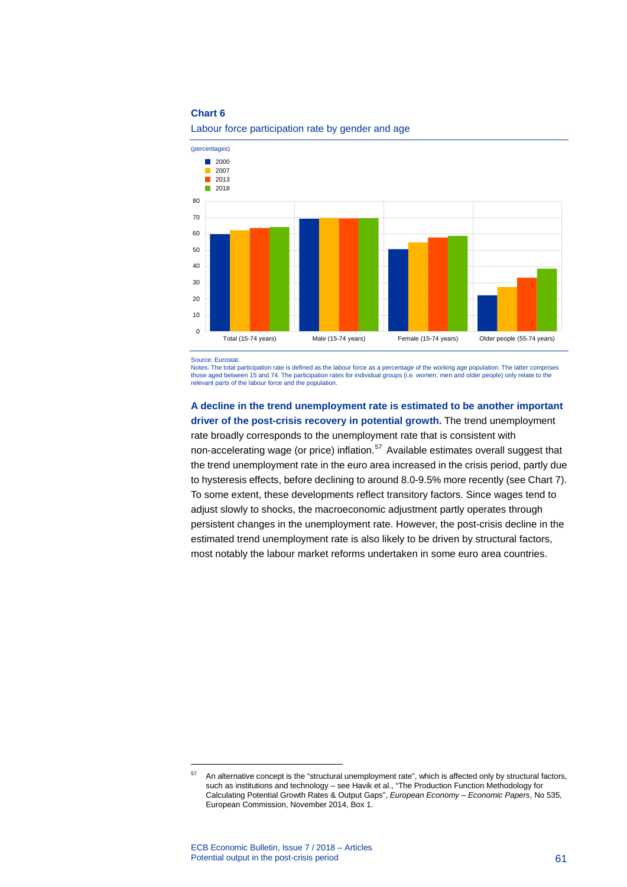**Chart 6**

Labour force participation rate by gender and age

(percentages)

Source: Eurostat.
Notes: The total participation rate is defined as the labour force as a percentage of the working age population. The latter comprises those aged between 15 and 74. The participation rates for individual groups (i.e. women, men and older people) only relate to the relevant parts of the labour force and the population.

**A decline in the trend unemployment rate is estimated to be another important driver of the post-crisis recovery in potential growth.** The trend unemployment rate broadly corresponds to the unemployment rate that is consistent with non-accelerating wage (or price) inflation.[57] Available estimates overall suggest that the trend unemployment rate in the euro area increased in the crisis period, partly due to hysteresis effects, before declining to around 8.0-9.5% more recently (see Chart 7). To some extent, these developments reflect transitory factors. Since wages tend to adjust slowly to shocks, the macroeconomic adjustment partly operates through persistent changes in the unemployment rate. However, the post-crisis decline in the estimated trend unemployment rate is also likely to be driven by structural factors, most notably the labour market reforms undertaken in some euro area countries.

[57] An alternative concept is the "structural unemployment rate", which is affected only by structural factors, such as institutions and technology – see Havik et al., "The Production Function Methodology for Calculating Potential Growth Rates & Output Gaps", *European Economy – Economic Papers*, No 535, European Commission, November 2014, Box 1.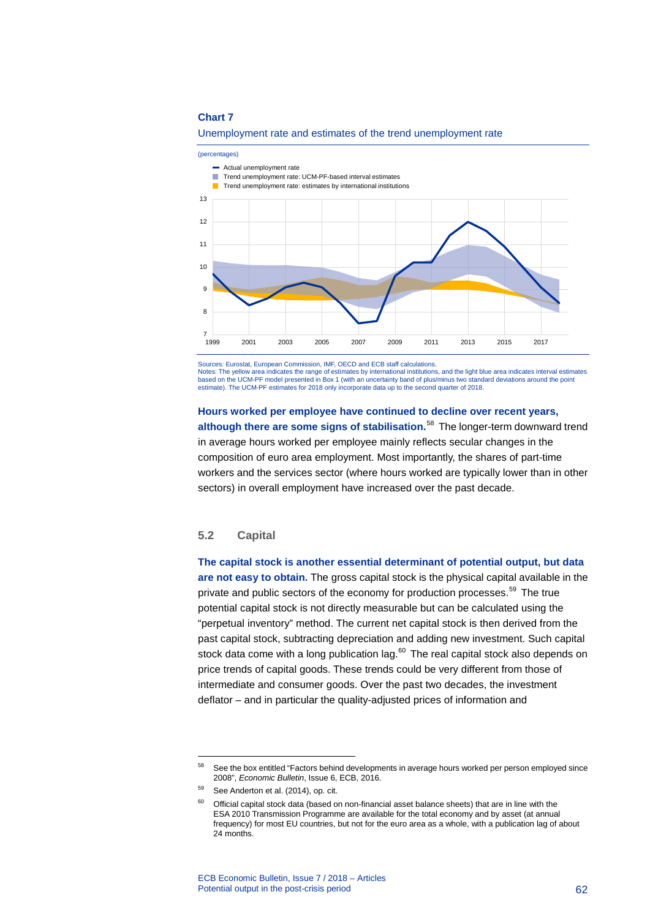**Chart 7**

Unemployment rate and estimates of the trend unemployment rate

(percentages)

- Actual unemployment rate
- Trend unemployment rate: UCM-PF-based interval estimates
- Trend unemployment rate: estimates by international institutions

Sources: Eurostat, European Commission, IMF, OECD and ECB staff calculations.
Notes: The yellow area indicates the range of estimates by international institutions, and the light blue area indicates interval estimates based on the UCM-PF model presented in Box 1 (with an uncertainty band of plus/minus two standard deviations around the point estimate). The UCM-PF estimates for 2018 only incorporate data up to the second quarter of 2018.

**Hours worked per employee have continued to decline over recent years, although there are some signs of stabilisation.**[58] The longer-term downward trend in average hours worked per employee mainly reflects secular changes in the composition of euro area employment. Most importantly, the shares of part-time workers and the services sector (where hours worked are typically lower than in other sectors) in overall employment have increased over the past decade.

## 5.2 Capital

**The capital stock is another essential determinant of potential output, but data are not easy to obtain.** The gross capital stock is the physical capital available in the private and public sectors of the economy for production processes.[59] The true potential capital stock is not directly measurable but can be calculated using the "perpetual inventory" method. The current net capital stock is then derived from the past capital stock, subtracting depreciation and adding new investment. Such capital stock data come with a long publication lag.[60] The real capital stock also depends on price trends of capital goods. These trends could be very different from those of intermediate and consumer goods. Over the past two decades, the investment deflator – and in particular the quality-adjusted prices of information and

---

[58] See the box entitled "Factors behind developments in average hours worked per person employed since 2008", *Economic Bulletin*, Issue 6, ECB, 2016.

[59] See Anderton et al. (2014), op. cit.

[60] Official capital stock data (based on non-financial asset balance sheets) that are in line with the ESA 2010 Transmission Programme are available for the total economy and by asset (at annual frequency) for most EU countries, but not for the euro area as a whole, with a publication lag of about 24 months.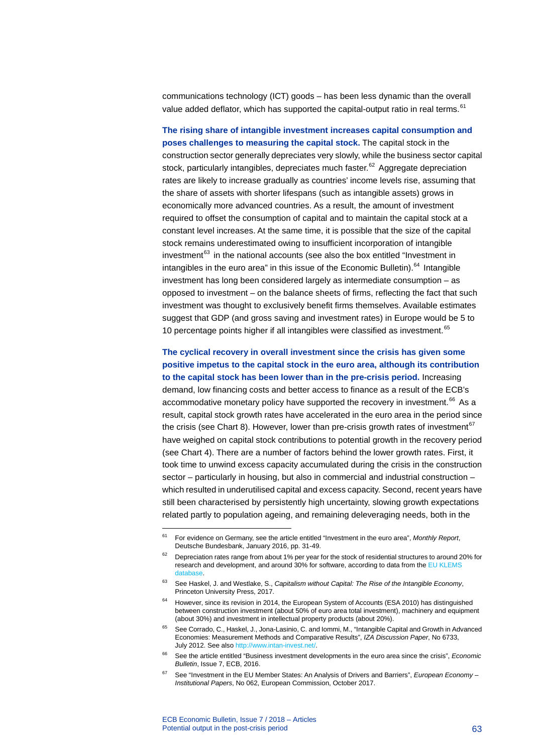communications technology (ICT) goods – has been less dynamic than the overall value added deflator, which has supported the capital-output ratio in real terms.[61]

**The rising share of intangible investment increases capital consumption and poses challenges to measuring the capital stock.** The capital stock in the construction sector generally depreciates very slowly, while the business sector capital stock, particularly intangibles, depreciates much faster.[62] Aggregate depreciation rates are likely to increase gradually as countries' income levels rise, assuming that the share of assets with shorter lifespans (such as intangible assets) grows in economically more advanced countries. As a result, the amount of investment required to offset the consumption of capital and to maintain the capital stock at a constant level increases. At the same time, it is possible that the size of the capital stock remains underestimated owing to insufficient incorporation of intangible investment[63] in the national accounts (see also the box entitled "Investment in intangibles in the euro area" in this issue of the Economic Bulletin).[64] Intangible investment has long been considered largely as intermediate consumption – as opposed to investment – on the balance sheets of firms, reflecting the fact that such investment was thought to exclusively benefit firms themselves. Available estimates suggest that GDP (and gross saving and investment rates) in Europe would be 5 to 10 percentage points higher if all intangibles were classified as investment.[65]

**The cyclical recovery in overall investment since the crisis has given some positive impetus to the capital stock in the euro area, although its contribution to the capital stock has been lower than in the pre-crisis period.** Increasing demand, low financing costs and better access to finance as a result of the ECB's accommodative monetary policy have supported the recovery in investment.[66] As a result, capital stock growth rates have accelerated in the euro area in the period since the crisis (see Chart 8). However, lower than pre-crisis growth rates of investment[67] have weighed on capital stock contributions to potential growth in the recovery period (see Chart 4). There are a number of factors behind the lower growth rates. First, it took time to unwind excess capacity accumulated during the crisis in the construction sector – particularly in housing, but also in commercial and industrial construction – which resulted in underutilised capital and excess capacity. Second, recent years have still been characterised by persistently high uncertainty, slowing growth expectations related partly to population ageing, and remaining deleveraging needs, both in the

---

[61] For evidence on Germany, see the article entitled "Investment in the euro area", *Monthly Report*, Deutsche Bundesbank, January 2016, pp. 31-49.

[62] Depreciation rates range from about 1% per year for the stock of residential structures to around 20% for research and development, and around 30% for software, according to data from the EU KLEMS database.

[63] See Haskel, J. and Westlake, S., *Capitalism without Capital: The Rise of the Intangible Economy*, Princeton University Press, 2017.

[64] However, since its revision in 2014, the European System of Accounts (ESA 2010) has distinguished between construction investment (about 50% of euro area total investment), machinery and equipment (about 30%) and investment in intellectual property products (about 20%).

[65] See Corrado, C., Haskel, J., Jona-Lasinio, C. and Iommi, M., "Intangible Capital and Growth in Advanced Economies: Measurement Methods and Comparative Results", *IZA Discussion Paper*, No 6733, July 2012. See also http://www.intan-invest.net/.

[66] See the article entitled "Business investment developments in the euro area since the crisis", *Economic Bulletin*, Issue 7, ECB, 2016.

[67] See "Investment in the EU Member States: An Analysis of Drivers and Barriers", *European Economy – Institutional Papers*, No 062, European Commission, October 2017.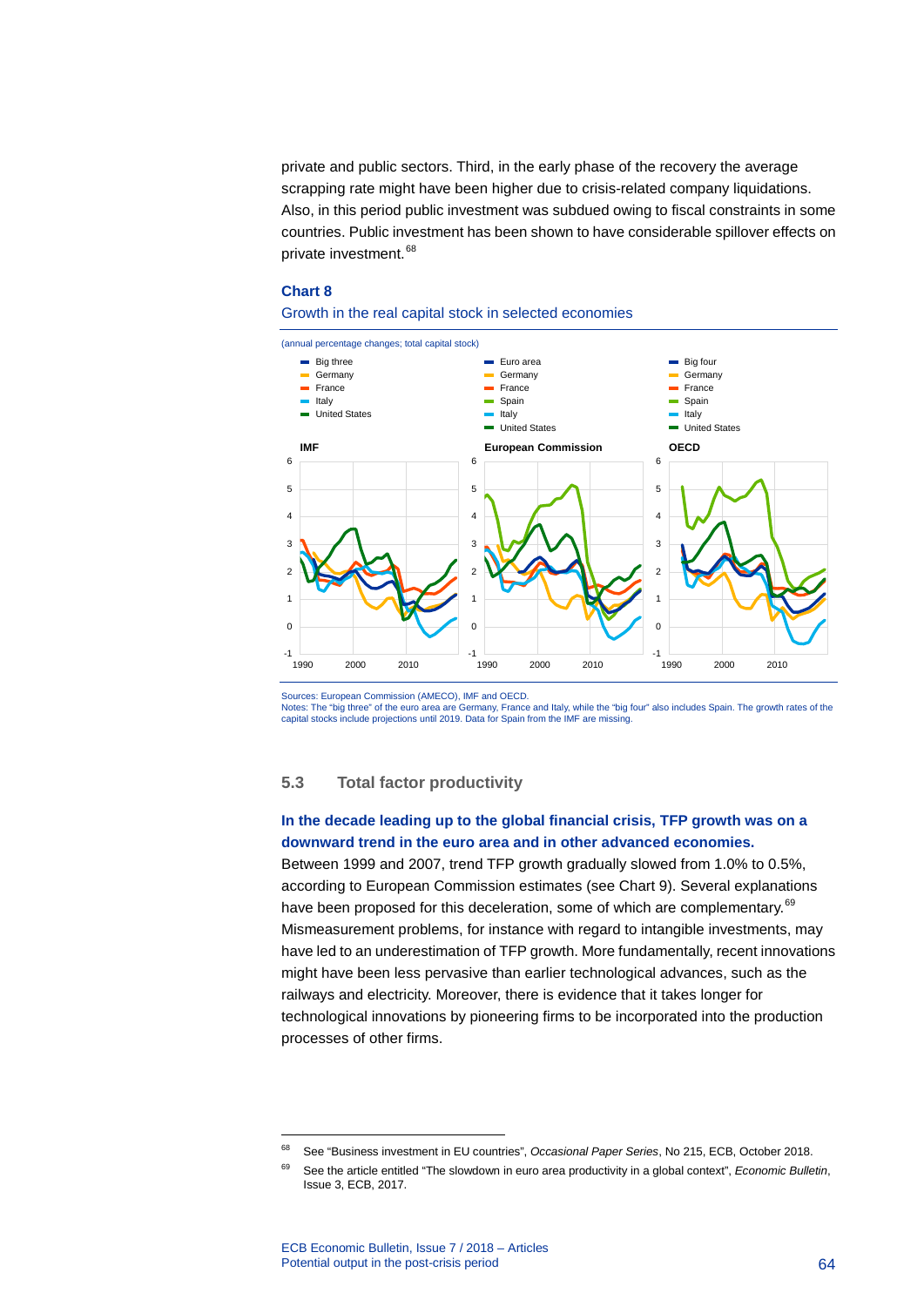private and public sectors. Third, in the early phase of the recovery the average scrapping rate might have been higher due to crisis-related company liquidations. Also, in this period public investment was subdued owing to fiscal constraints in some countries. Public investment has been shown to have considerable spillover effects on private investment.[68]

**Chart 8**

Growth in the real capital stock in selected economies

(annual percentage changes; total capital stock)

Sources: European Commission (AMECO), IMF and OECD.
Notes: The "big three" of the euro area are Germany, France and Italy, while the "big four" also includes Spain. The growth rates of the capital stocks include projections until 2019. Data for Spain from the IMF are missing.

### 5.3 Total factor productivity

**In the decade leading up to the global financial crisis, TFP growth was on a downward trend in the euro area and in other advanced economies.**

Between 1999 and 2007, trend TFP growth gradually slowed from 1.0% to 0.5%, according to European Commission estimates (see Chart 9). Several explanations have been proposed for this deceleration, some of which are complementary.[69] Mismeasurement problems, for instance with regard to intangible investments, may have led to an underestimation of TFP growth. More fundamentally, recent innovations might have been less pervasive than earlier technological advances, such as the railways and electricity. Moreover, there is evidence that it takes longer for technological innovations by pioneering firms to be incorporated into the production processes of other firms.

[68] See "Business investment in EU countries", *Occasional Paper Series*, No 215, ECB, October 2018.

[69] See the article entitled "The slowdown in euro area productivity in a global context", *Economic Bulletin*, Issue 3, ECB, 2017.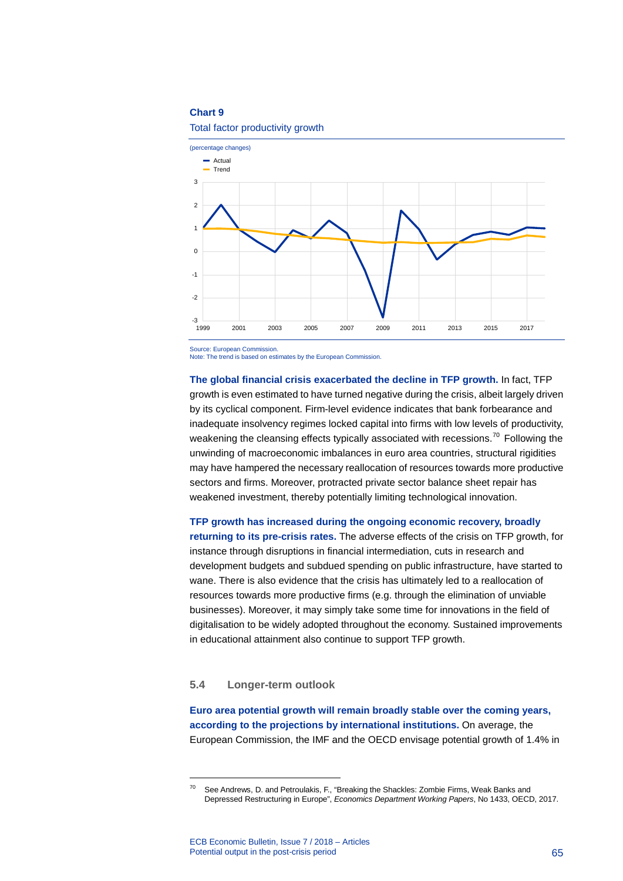**Chart 9**

Total factor productivity growth

(percentage changes)

Source: European Commission.
Note: The trend is based on estimates by the European Commission.

**The global financial crisis exacerbated the decline in TFP growth.** In fact, TFP growth is even estimated to have turned negative during the crisis, albeit largely driven by its cyclical component. Firm-level evidence indicates that bank forbearance and inadequate insolvency regimes locked capital into firms with low levels of productivity, weakening the cleansing effects typically associated with recessions.[70] Following the unwinding of macroeconomic imbalances in euro area countries, structural rigidities may have hampered the necessary reallocation of resources towards more productive sectors and firms. Moreover, protracted private sector balance sheet repair has weakened investment, thereby potentially limiting technological innovation.

**TFP growth has increased during the ongoing economic recovery, broadly returning to its pre-crisis rates.** The adverse effects of the crisis on TFP growth, for instance through disruptions in financial intermediation, cuts in research and development budgets and subdued spending on public infrastructure, have started to wane. There is also evidence that the crisis has ultimately led to a reallocation of resources towards more productive firms (e.g. through the elimination of unviable businesses). Moreover, it may simply take some time for innovations in the field of digitalisation to be widely adopted throughout the economy. Sustained improvements in educational attainment also continue to support TFP growth.

## 5.4 Longer-term outlook

**Euro area potential growth will remain broadly stable over the coming years, according to the projections by international institutions.** On average, the European Commission, the IMF and the OECD envisage potential growth of 1.4% in

[70] See Andrews, D. and Petroulakis, F., "Breaking the Shackles: Zombie Firms, Weak Banks and Depressed Restructuring in Europe", *Economics Department Working Papers*, No 1433, OECD, 2017.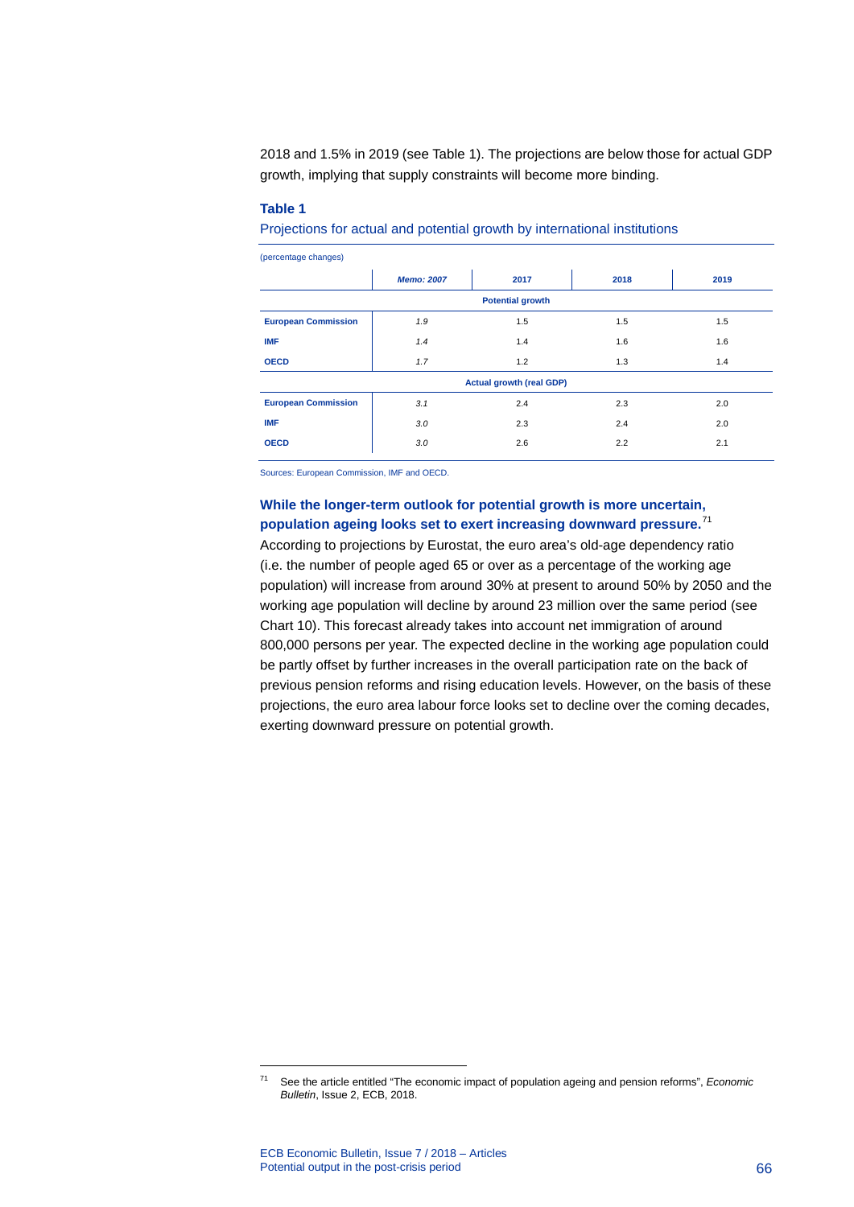2018 and 1.5% in 2019 (see Table 1). The projections are below those for actual GDP growth, implying that supply constraints will become more binding.

**Table 1**

Projections for actual and potential growth by international institutions

(percentage changes)

| | *Memo: 2007* | 2017 | 2018 | 2019 |
|---|---|---|---|---|
| **Potential growth** | | | | |
| **European Commission** | *1.9* | 1.5 | 1.5 | 1.5 |
| **IMF** | *1.4* | 1.4 | 1.6 | 1.6 |
| **OECD** | *1.7* | 1.2 | 1.3 | 1.4 |
| **Actual growth (real GDP)** | | | | |
| **European Commission** | *3.1* | 2.4 | 2.3 | 2.0 |
| **IMF** | *3.0* | 2.3 | 2.4 | 2.0 |
| **OECD** | *3.0* | 2.6 | 2.2 | 2.1 |

Sources: European Commission, IMF and OECD.

**While the longer-term outlook for potential growth is more uncertain, population ageing looks set to exert increasing downward pressure.**[71] According to projections by Eurostat, the euro area's old-age dependency ratio (i.e. the number of people aged 65 or over as a percentage of the working age population) will increase from around 30% at present to around 50% by 2050 and the working age population will decline by around 23 million over the same period (see Chart 10). This forecast already takes into account net immigration of around 800,000 persons per year. The expected decline in the working age population could be partly offset by further increases in the overall participation rate on the back of previous pension reforms and rising education levels. However, on the basis of these projections, the euro area labour force looks set to decline over the coming decades, exerting downward pressure on potential growth.

[71] See the article entitled "The economic impact of population ageing and pension reforms", *Economic Bulletin*, Issue 2, ECB, 2018.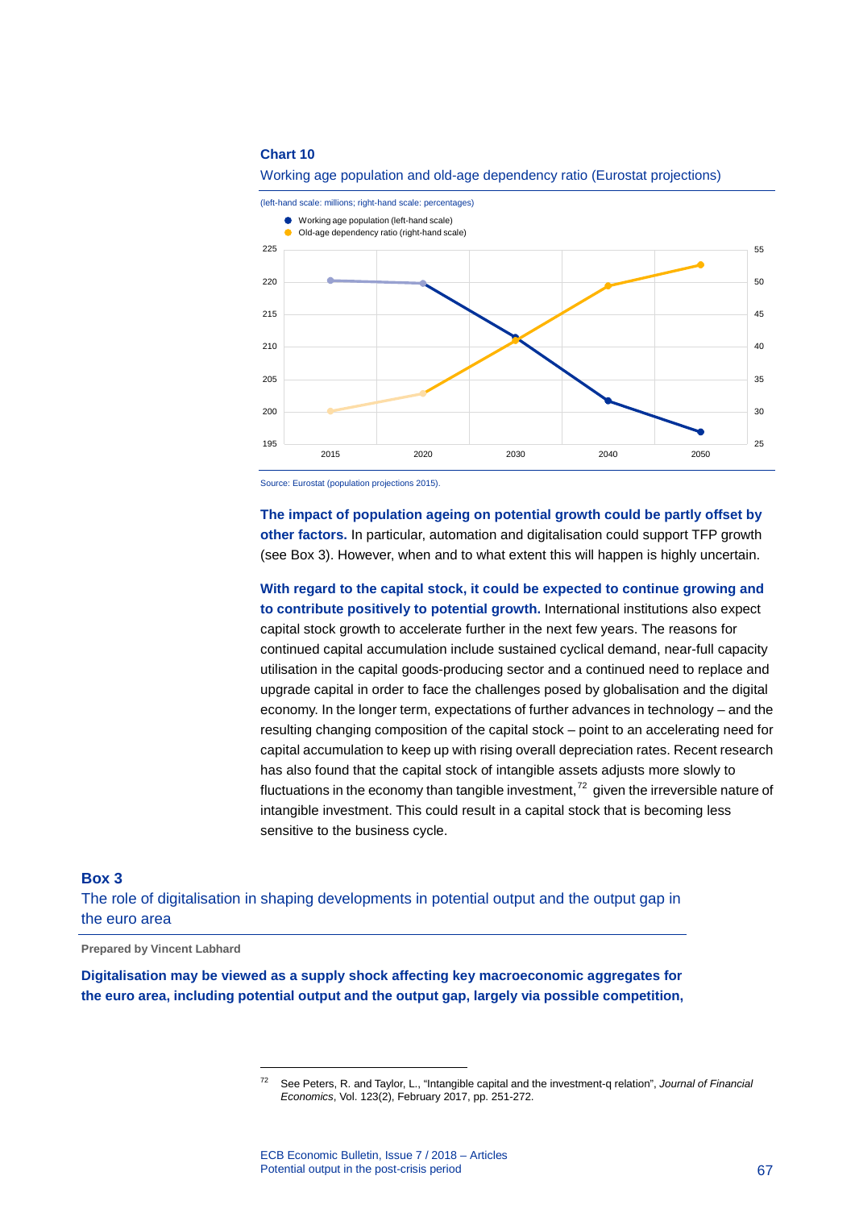**Chart 10**

Working age population and old-age dependency ratio (Eurostat projections)

(left-hand scale: millions; right-hand scale: percentages)

- Working age population (left-hand scale)
- Old-age dependency ratio (right-hand scale)

Source: Eurostat (population projections 2015).

**The impact of population ageing on potential growth could be partly offset by other factors.** In particular, automation and digitalisation could support TFP growth (see Box 3). However, when and to what extent this will happen is highly uncertain.

**With regard to the capital stock, it could be expected to continue growing and to contribute positively to potential growth.** International institutions also expect capital stock growth to accelerate further in the next few years. The reasons for continued capital accumulation include sustained cyclical demand, near-full capacity utilisation in the capital goods-producing sector and a continued need to replace and upgrade capital in order to face the challenges posed by globalisation and the digital economy. In the longer term, expectations of further advances in technology – and the resulting changing composition of the capital stock – point to an accelerating need for capital accumulation to keep up with rising overall depreciation rates. Recent research has also found that the capital stock of intangible assets adjusts more slowly to fluctuations in the economy than tangible investment,[72] given the irreversible nature of intangible investment. This could result in a capital stock that is becoming less sensitive to the business cycle.

## Box 3

### The role of digitalisation in shaping developments in potential output and the output gap in the euro area

**Prepared by Vincent Labhard**

**Digitalisation may be viewed as a supply shock affecting key macroeconomic aggregates for the euro area, including potential output and the output gap, largely via possible competition,**

[72] See Peters, R. and Taylor, L., "Intangible capital and the investment-q relation", *Journal of Financial Economics*, Vol. 123(2), February 2017, pp. 251-272.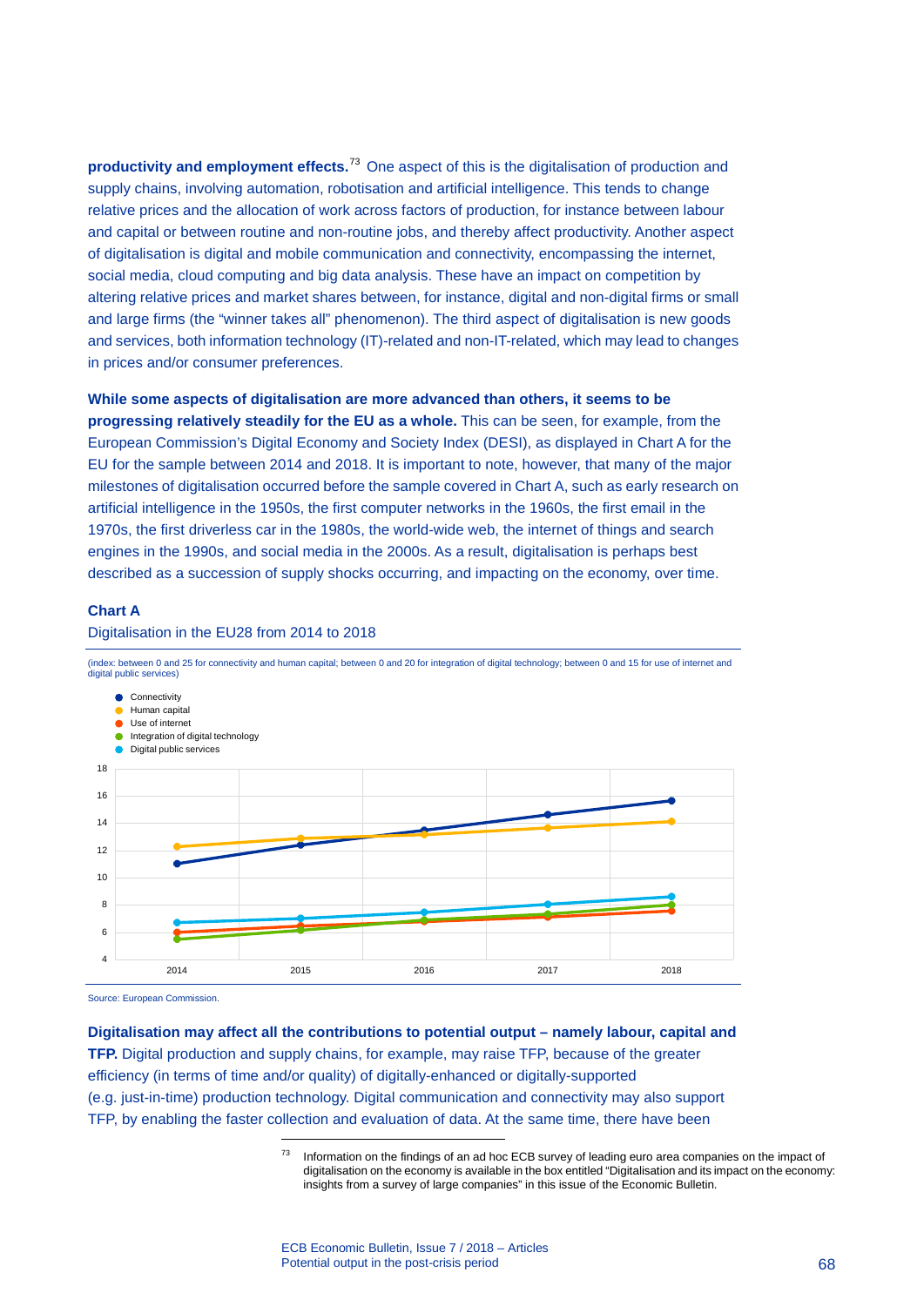**productivity and employment effects.**[73] One aspect of this is the digitalisation of production and supply chains, involving automation, robotisation and artificial intelligence. This tends to change relative prices and the allocation of work across factors of production, for instance between labour and capital or between routine and non-routine jobs, and thereby affect productivity. Another aspect of digitalisation is digital and mobile communication and connectivity, encompassing the internet, social media, cloud computing and big data analysis. These have an impact on competition by altering relative prices and market shares between, for instance, digital and non-digital firms or small and large firms (the "winner takes all" phenomenon). The third aspect of digitalisation is new goods and services, both information technology (IT)-related and non-IT-related, which may lead to changes in prices and/or consumer preferences.

**While some aspects of digitalisation are more advanced than others, it seems to be progressing relatively steadily for the EU as a whole.** This can be seen, for example, from the European Commission's Digital Economy and Society Index (DESI), as displayed in Chart A for the EU for the sample between 2014 and 2018. It is important to note, however, that many of the major milestones of digitalisation occurred before the sample covered in Chart A, such as early research on artificial intelligence in the 1950s, the first computer networks in the 1960s, the first email in the 1970s, the first driverless car in the 1980s, the world-wide web, the internet of things and search engines in the 1990s, and social media in the 2000s. As a result, digitalisation is perhaps best described as a succession of supply shocks occurring, and impacting on the economy, over time.

**Chart A**

Digitalisation in the EU28 from 2014 to 2018

(index: between 0 and 25 for connectivity and human capital; between 0 and 20 for integration of digital technology; between 0 and 15 for use of internet and digital public services)

Source: European Commission.

**Digitalisation may affect all the contributions to potential output – namely labour, capital and TFP.** Digital production and supply chains, for example, may raise TFP, because of the greater efficiency (in terms of time and/or quality) of digitally-enhanced or digitally-supported (e.g. just-in-time) production technology. Digital communication and connectivity may also support TFP, by enabling the faster collection and evaluation of data. At the same time, there have been

[73] Information on the findings of an ad hoc ECB survey of leading euro area companies on the impact of digitalisation on the economy is available in the box entitled "Digitalisation and its impact on the economy: insights from a survey of large companies" in this issue of the Economic Bulletin.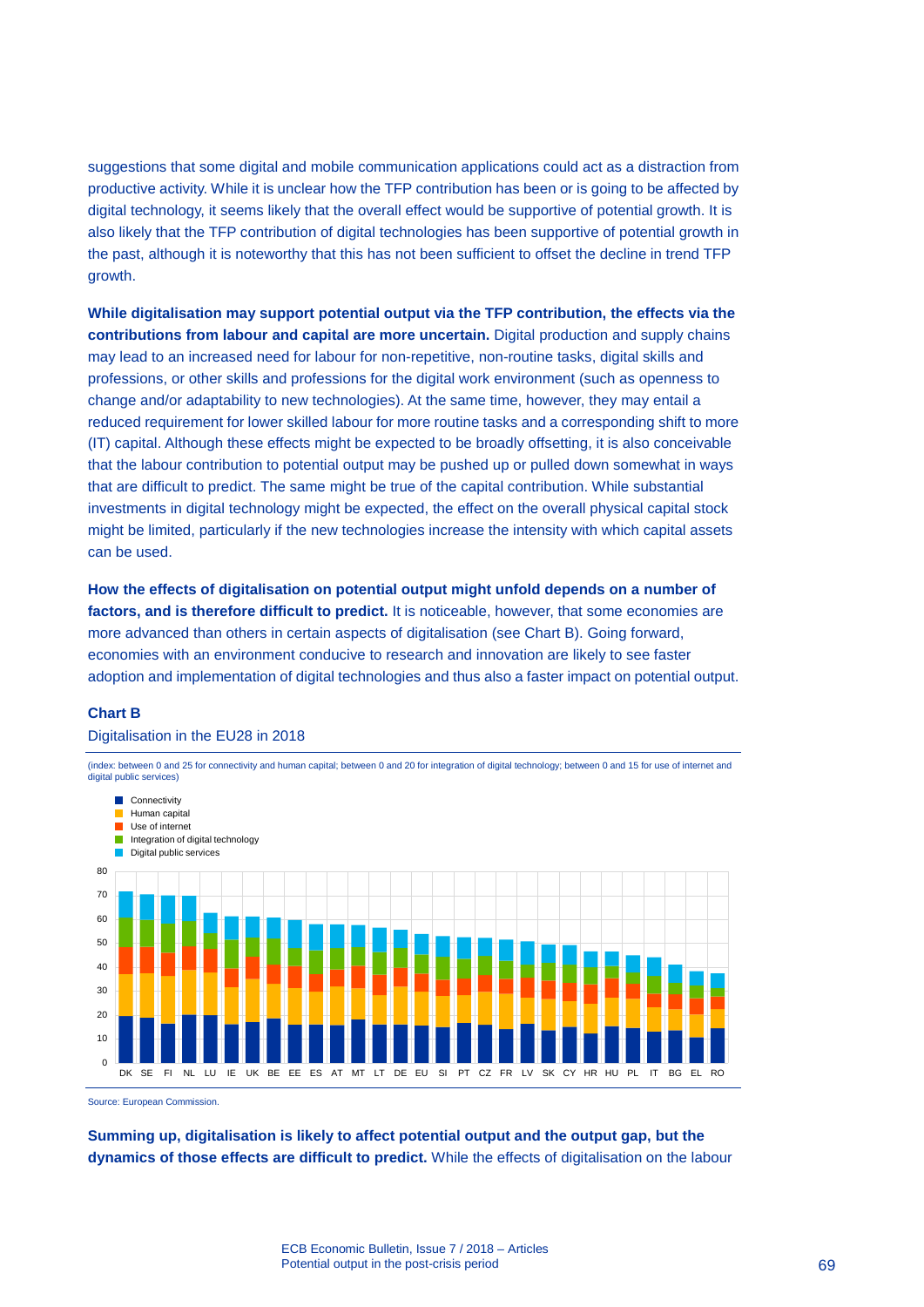suggestions that some digital and mobile communication applications could act as a distraction from productive activity. While it is unclear how the TFP contribution has been or is going to be affected by digital technology, it seems likely that the overall effect would be supportive of potential growth. It is also likely that the TFP contribution of digital technologies has been supportive of potential growth in the past, although it is noteworthy that this has not been sufficient to offset the decline in trend TFP growth.

**While digitalisation may support potential output via the TFP contribution, the effects via the contributions from labour and capital are more uncertain.** Digital production and supply chains may lead to an increased need for labour for non-repetitive, non-routine tasks, digital skills and professions, or other skills and professions for the digital work environment (such as openness to change and/or adaptability to new technologies). At the same time, however, they may entail a reduced requirement for lower skilled labour for more routine tasks and a corresponding shift to more (IT) capital. Although these effects might be expected to be broadly offsetting, it is also conceivable that the labour contribution to potential output may be pushed up or pulled down somewhat in ways that are difficult to predict. The same might be true of the capital contribution. While substantial investments in digital technology might be expected, the effect on the overall physical capital stock might be limited, particularly if the new technologies increase the intensity with which capital assets can be used.

**How the effects of digitalisation on potential output might unfold depends on a number of factors, and is therefore difficult to predict.** It is noticeable, however, that some economies are more advanced than others in certain aspects of digitalisation (see Chart B). Going forward, economies with an environment conducive to research and innovation are likely to see faster adoption and implementation of digital technologies and thus also a faster impact on potential output.

**Chart B**

Digitalisation in the EU28 in 2018

(index: between 0 and 25 for connectivity and human capital; between 0 and 20 for integration of digital technology; between 0 and 15 for use of internet and digital public services)

Source: European Commission.

**Summing up, digitalisation is likely to affect potential output and the output gap, but the dynamics of those effects are difficult to predict.** While the effects of digitalisation on the labour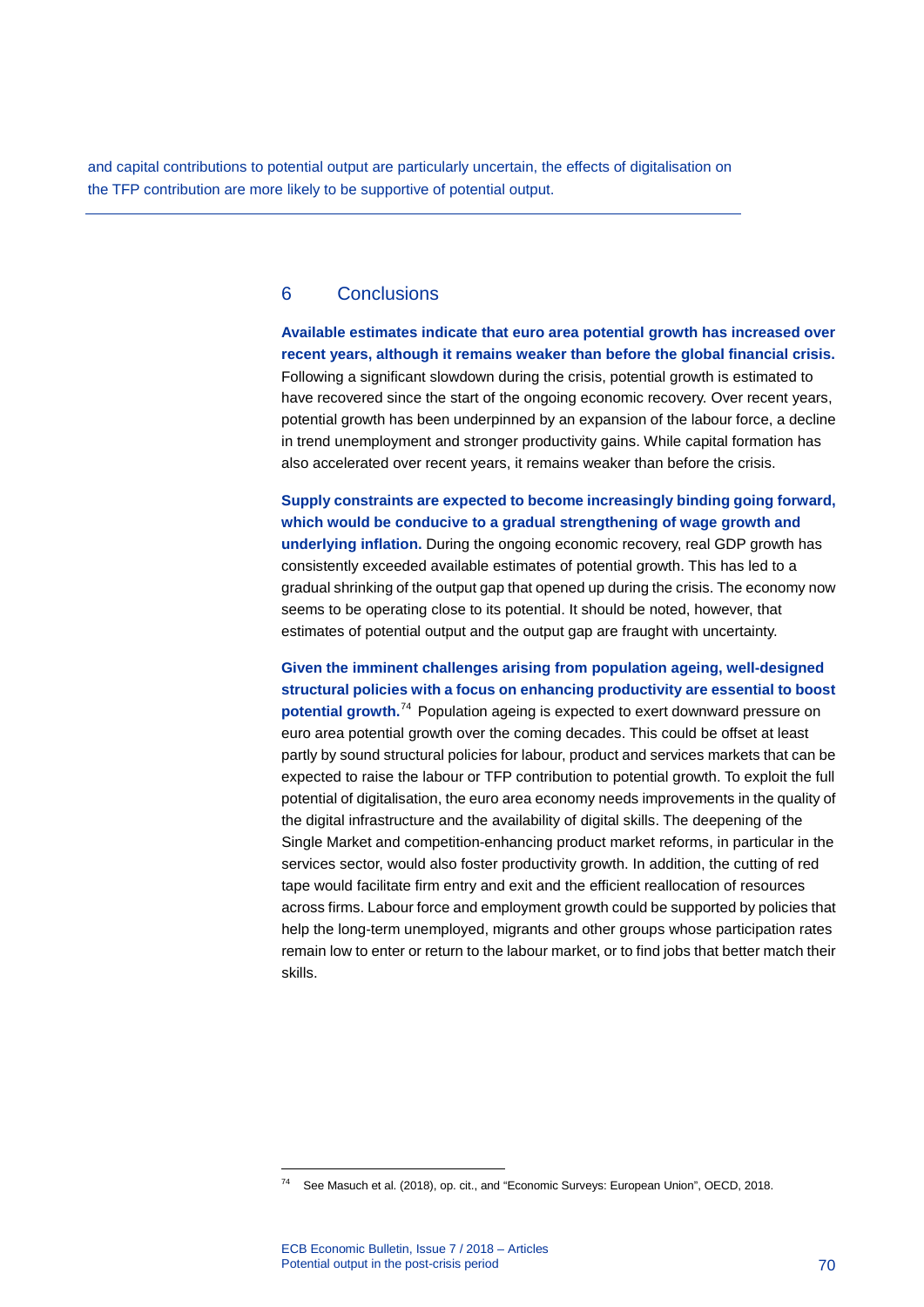and capital contributions to potential output are particularly uncertain, the effects of digitalisation on the TFP contribution are more likely to be supportive of potential output.

## 6 Conclusions

**Available estimates indicate that euro area potential growth has increased over recent years, although it remains weaker than before the global financial crisis.** Following a significant slowdown during the crisis, potential growth is estimated to have recovered since the start of the ongoing economic recovery. Over recent years, potential growth has been underpinned by an expansion of the labour force, a decline in trend unemployment and stronger productivity gains. While capital formation has also accelerated over recent years, it remains weaker than before the crisis.

**Supply constraints are expected to become increasingly binding going forward, which would be conducive to a gradual strengthening of wage growth and underlying inflation.** During the ongoing economic recovery, real GDP growth has consistently exceeded available estimates of potential growth. This has led to a gradual shrinking of the output gap that opened up during the crisis. The economy now seems to be operating close to its potential. It should be noted, however, that estimates of potential output and the output gap are fraught with uncertainty.

**Given the imminent challenges arising from population ageing, well-designed structural policies with a focus on enhancing productivity are essential to boost potential growth.**[74] Population ageing is expected to exert downward pressure on euro area potential growth over the coming decades. This could be offset at least partly by sound structural policies for labour, product and services markets that can be expected to raise the labour or TFP contribution to potential growth. To exploit the full potential of digitalisation, the euro area economy needs improvements in the quality of the digital infrastructure and the availability of digital skills. The deepening of the Single Market and competition-enhancing product market reforms, in particular in the services sector, would also foster productivity growth. In addition, the cutting of red tape would facilitate firm entry and exit and the efficient reallocation of resources across firms. Labour force and employment growth could be supported by policies that help the long-term unemployed, migrants and other groups whose participation rates remain low to enter or return to the labour market, or to find jobs that better match their skills.

[74] See Masuch et al. (2018), op. cit., and "Economic Surveys: European Union", OECD, 2018.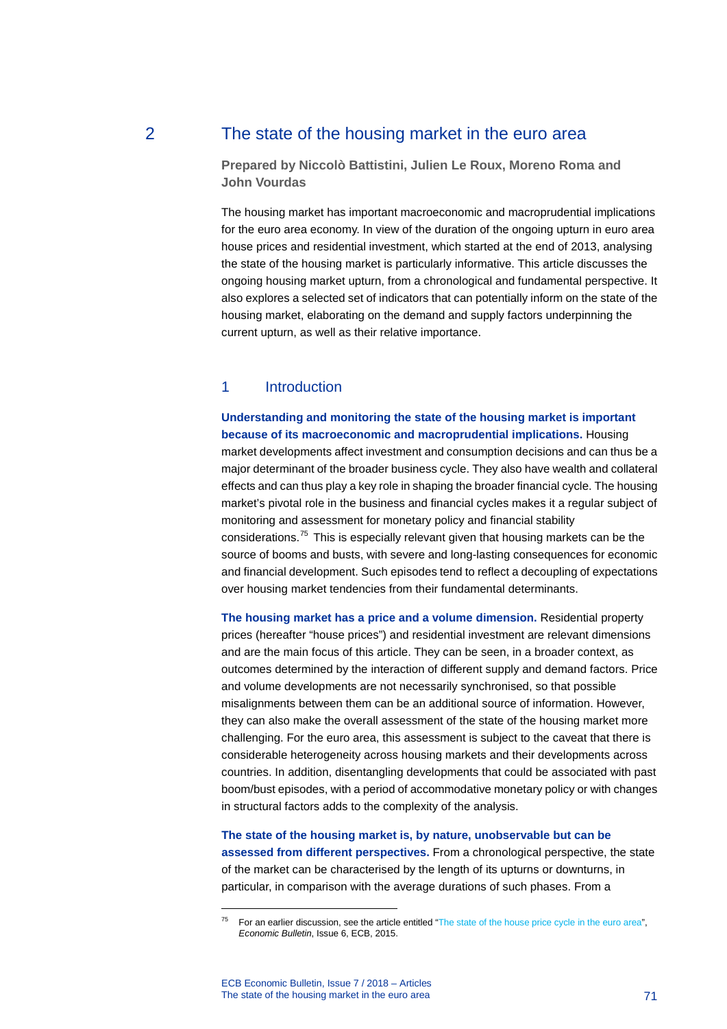# 2 The state of the housing market in the euro area

**Prepared by Niccolò Battistini, Julien Le Roux, Moreno Roma and John Vourdas**

The housing market has important macroeconomic and macroprudential implications for the euro area economy. In view of the duration of the ongoing upturn in euro area house prices and residential investment, which started at the end of 2013, analysing the state of the housing market is particularly informative. This article discusses the ongoing housing market upturn, from a chronological and fundamental perspective. It also explores a selected set of indicators that can potentially inform on the state of the housing market, elaborating on the demand and supply factors underpinning the current upturn, as well as their relative importance.

## 1 Introduction

**Understanding and monitoring the state of the housing market is important because of its macroeconomic and macroprudential implications.** Housing market developments affect investment and consumption decisions and can thus be a major determinant of the broader business cycle. They also have wealth and collateral effects and can thus play a key role in shaping the broader financial cycle. The housing market's pivotal role in the business and financial cycles makes it a regular subject of monitoring and assessment for monetary policy and financial stability considerations.[75] This is especially relevant given that housing markets can be the source of booms and busts, with severe and long-lasting consequences for economic and financial development. Such episodes tend to reflect a decoupling of expectations over housing market tendencies from their fundamental determinants.

**The housing market has a price and a volume dimension.** Residential property prices (hereafter "house prices") and residential investment are relevant dimensions and are the main focus of this article. They can be seen, in a broader context, as outcomes determined by the interaction of different supply and demand factors. Price and volume developments are not necessarily synchronised, so that possible misalignments between them can be an additional source of information. However, they can also make the overall assessment of the state of the housing market more challenging. For the euro area, this assessment is subject to the caveat that there is considerable heterogeneity across housing markets and their developments across countries. In addition, disentangling developments that could be associated with past boom/bust episodes, with a period of accommodative monetary policy or with changes in structural factors adds to the complexity of the analysis.

**The state of the housing market is, by nature, unobservable but can be assessed from different perspectives.** From a chronological perspective, the state of the market can be characterised by the length of its upturns or downturns, in particular, in comparison with the average durations of such phases. From a

[75] For an earlier discussion, see the article entitled "The state of the house price cycle in the euro area", *Economic Bulletin*, Issue 6, ECB, 2015.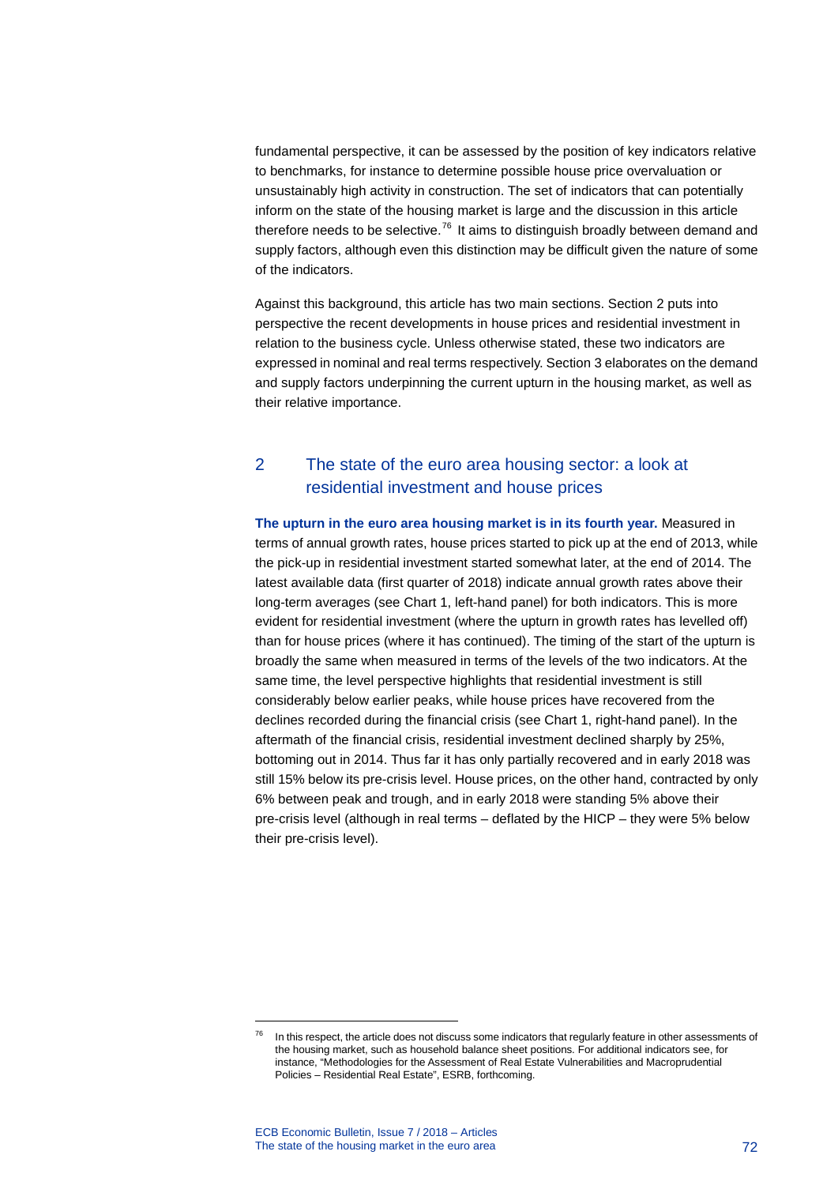fundamental perspective, it can be assessed by the position of key indicators relative to benchmarks, for instance to determine possible house price overvaluation or unsustainably high activity in construction. The set of indicators that can potentially inform on the state of the housing market is large and the discussion in this article therefore needs to be selective.[76] It aims to distinguish broadly between demand and supply factors, although even this distinction may be difficult given the nature of some of the indicators.

Against this background, this article has two main sections. Section 2 puts into perspective the recent developments in house prices and residential investment in relation to the business cycle. Unless otherwise stated, these two indicators are expressed in nominal and real terms respectively. Section 3 elaborates on the demand and supply factors underpinning the current upturn in the housing market, as well as their relative importance.

## 2 The state of the euro area housing sector: a look at residential investment and house prices

**The upturn in the euro area housing market is in its fourth year.** Measured in terms of annual growth rates, house prices started to pick up at the end of 2013, while the pick-up in residential investment started somewhat later, at the end of 2014. The latest available data (first quarter of 2018) indicate annual growth rates above their long-term averages (see Chart 1, left-hand panel) for both indicators. This is more evident for residential investment (where the upturn in growth rates has levelled off) than for house prices (where it has continued). The timing of the start of the upturn is broadly the same when measured in terms of the levels of the two indicators. At the same time, the level perspective highlights that residential investment is still considerably below earlier peaks, while house prices have recovered from the declines recorded during the financial crisis (see Chart 1, right-hand panel). In the aftermath of the financial crisis, residential investment declined sharply by 25%, bottoming out in 2014. Thus far it has only partially recovered and in early 2018 was still 15% below its pre-crisis level. House prices, on the other hand, contracted by only 6% between peak and trough, and in early 2018 were standing 5% above their pre-crisis level (although in real terms – deflated by the HICP – they were 5% below their pre-crisis level).

[76] In this respect, the article does not discuss some indicators that regularly feature in other assessments of the housing market, such as household balance sheet positions. For additional indicators see, for instance, "Methodologies for the Assessment of Real Estate Vulnerabilities and Macroprudential Policies – Residential Real Estate", ESRB, forthcoming.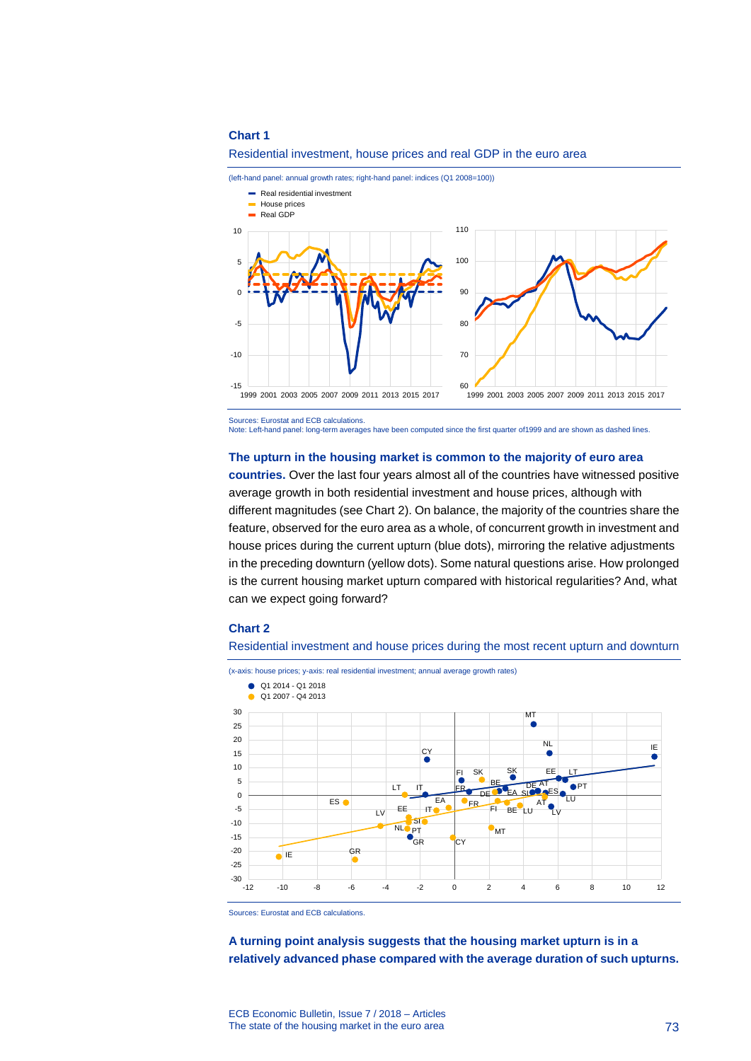**Chart 1**

Residential investment, house prices and real GDP in the euro area

(left-hand panel: annual growth rates; right-hand panel: indices (Q1 2008=100))

Sources: Eurostat and ECB calculations.
Note: Left-hand panel: long-term averages have been computed since the first quarter of1999 and are shown as dashed lines.

**The upturn in the housing market is common to the majority of euro area countries.** Over the last four years almost all of the countries have witnessed positive average growth in both residential investment and house prices, although with different magnitudes (see Chart 2). On balance, the majority of the countries share the feature, observed for the euro area as a whole, of concurrent growth in investment and house prices during the current upturn (blue dots), mirroring the relative adjustments in the preceding downturn (yellow dots). Some natural questions arise. How prolonged is the current housing market upturn compared with historical regularities? And, what can we expect going forward?

**Chart 2**

Residential investment and house prices during the most recent upturn and downturn

(x-axis: house prices; y-axis: real residential investment; annual average growth rates)

Sources: Eurostat and ECB calculations.

**A turning point analysis suggests that the housing market upturn is in a relatively advanced phase compared with the average duration of such upturns.**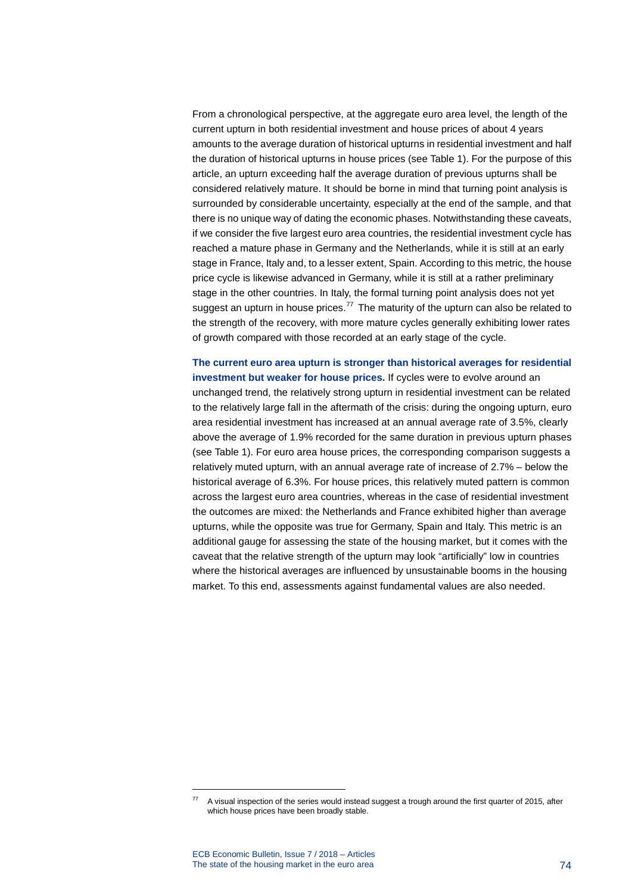From a chronological perspective, at the aggregate euro area level, the length of the current upturn in both residential investment and house prices of about 4 years amounts to the average duration of historical upturns in residential investment and half the duration of historical upturns in house prices (see Table 1). For the purpose of this article, an upturn exceeding half the average duration of previous upturns shall be considered relatively mature. It should be borne in mind that turning point analysis is surrounded by considerable uncertainty, especially at the end of the sample, and that there is no unique way of dating the economic phases. Notwithstanding these caveats, if we consider the five largest euro area countries, the residential investment cycle has reached a mature phase in Germany and the Netherlands, while it is still at an early stage in France, Italy and, to a lesser extent, Spain. According to this metric, the house price cycle is likewise advanced in Germany, while it is still at a rather preliminary stage in the other countries. In Italy, the formal turning point analysis does not yet suggest an upturn in house prices.[77] The maturity of the upturn can also be related to the strength of the recovery, with more mature cycles generally exhibiting lower rates of growth compared with those recorded at an early stage of the cycle.

**The current euro area upturn is stronger than historical averages for residential investment but weaker for house prices.** If cycles were to evolve around an unchanged trend, the relatively strong upturn in residential investment can be related to the relatively large fall in the aftermath of the crisis: during the ongoing upturn, euro area residential investment has increased at an annual average rate of 3.5%, clearly above the average of 1.9% recorded for the same duration in previous upturn phases (see Table 1). For euro area house prices, the corresponding comparison suggests a relatively muted upturn, with an annual average rate of increase of 2.7% – below the historical average of 6.3%. For house prices, this relatively muted pattern is common across the largest euro area countries, whereas in the case of residential investment the outcomes are mixed: the Netherlands and France exhibited higher than average upturns, while the opposite was true for Germany, Spain and Italy. This metric is an additional gauge for assessing the state of the housing market, but it comes with the caveat that the relative strength of the upturn may look "artificially" low in countries where the historical averages are influenced by unsustainable booms in the housing market. To this end, assessments against fundamental values are also needed.

---

[77] A visual inspection of the series would instead suggest a trough around the first quarter of 2015, after which house prices have been broadly stable.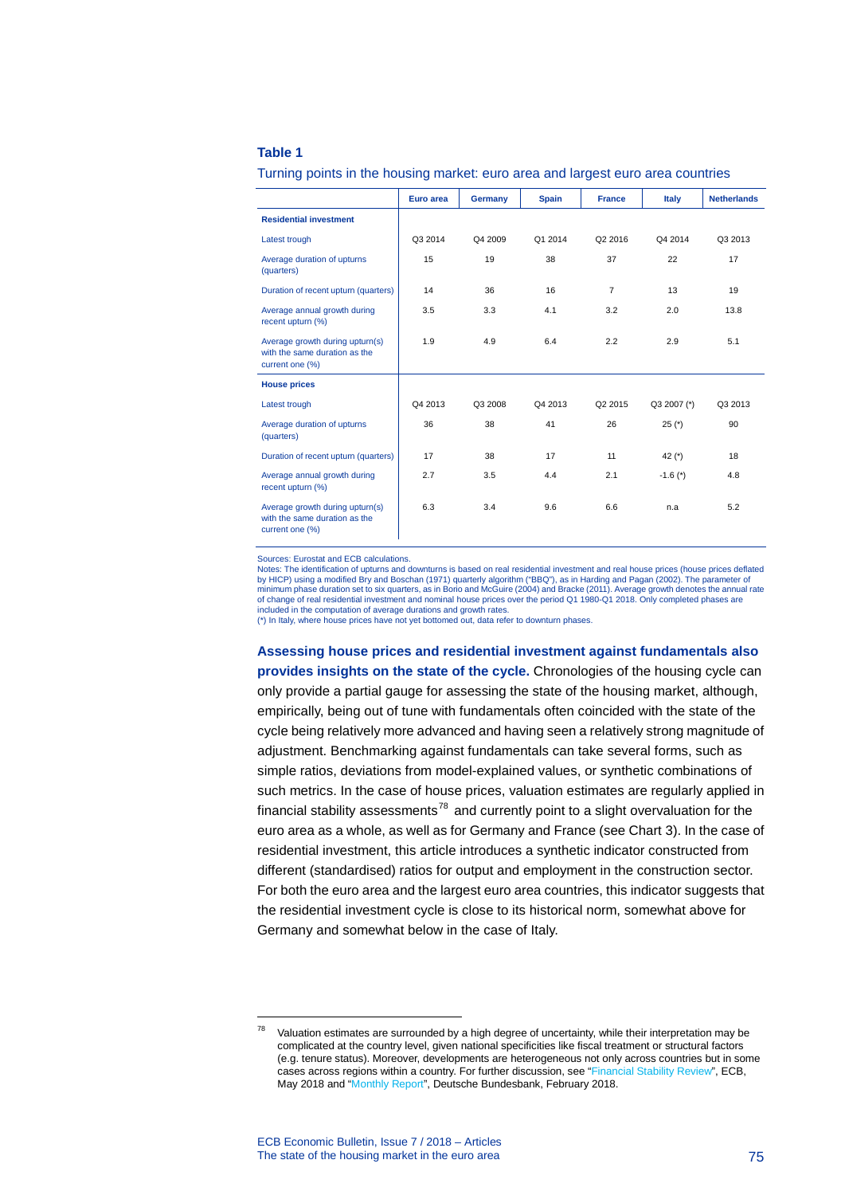**Table 1**

Turning points in the housing market: euro area and largest euro area countries

| | Euro area | Germany | Spain | France | Italy | Netherlands |
|---|---|---|---|---|---|---|
| **Residential investment** | | | | | | |
| Latest trough | Q3 2014 | Q4 2009 | Q1 2014 | Q2 2016 | Q4 2014 | Q3 2013 |
| Average duration of upturns (quarters) | 15 | 19 | 38 | 37 | 22 | 17 |
| Duration of recent upturn (quarters) | 14 | 36 | 16 | 7 | 13 | 19 |
| Average annual growth during recent upturn (%) | 3.5 | 3.3 | 4.1 | 3.2 | 2.0 | 13.8 |
| Average growth during upturn(s) with the same duration as the current one (%) | 1.9 | 4.9 | 6.4 | 2.2 | 2.9 | 5.1 |
| **House prices** | | | | | | |
| Latest trough | Q4 2013 | Q3 2008 | Q4 2013 | Q2 2015 | Q3 2007 (*) | Q3 2013 |
| Average duration of upturns (quarters) | 36 | 38 | 41 | 26 | 25 (*) | 90 |
| Duration of recent upturn (quarters) | 17 | 38 | 17 | 11 | 42 (*) | 18 |
| Average annual growth during recent upturn (%) | 2.7 | 3.5 | 4.4 | 2.1 | -1.6 (*) | 4.8 |
| Average growth during upturn(s) with the same duration as the current one (%) | 6.3 | 3.4 | 9.6 | 6.6 | n.a | 5.2 |

Sources: Eurostat and ECB calculations.
Notes: The identification of upturns and downturns is based on real residential investment and real house prices (house prices deflated by HICP) using a modified Bry and Boschan (1971) quarterly algorithm ("BBQ"), as in Harding and Pagan (2002). The parameter of minimum phase duration set to six quarters, as in Borio and McGuire (2004) and Bracke (2011). Average growth denotes the annual rate of change of real residential investment and nominal house prices over the period Q1 1980-Q1 2018. Only completed phases are included in the computation of average durations and growth rates.
(*) In Italy, where house prices have not yet bottomed out, data refer to downturn phases.

**Assessing house prices and residential investment against fundamentals also provides insights on the state of the cycle.** Chronologies of the housing cycle can only provide a partial gauge for assessing the state of the housing market, although, empirically, being out of tune with fundamentals often coincided with the state of the cycle being relatively more advanced and having seen a relatively strong magnitude of adjustment. Benchmarking against fundamentals can take several forms, such as simple ratios, deviations from model-explained values, or synthetic combinations of such metrics. In the case of house prices, valuation estimates are regularly applied in financial stability assessments[78] and currently point to a slight overvaluation for the euro area as a whole, as well as for Germany and France (see Chart 3). In the case of residential investment, this article introduces a synthetic indicator constructed from different (standardised) ratios for output and employment in the construction sector. For both the euro area and the largest euro area countries, this indicator suggests that the residential investment cycle is close to its historical norm, somewhat above for Germany and somewhat below in the case of Italy.

[78] Valuation estimates are surrounded by a high degree of uncertainty, while their interpretation may be complicated at the country level, given national specificities like fiscal treatment or structural factors (e.g. tenure status). Moreover, developments are heterogeneous not only across countries but in some cases across regions within a country. For further discussion, see "Financial Stability Review", ECB, May 2018 and "Monthly Report", Deutsche Bundesbank, February 2018.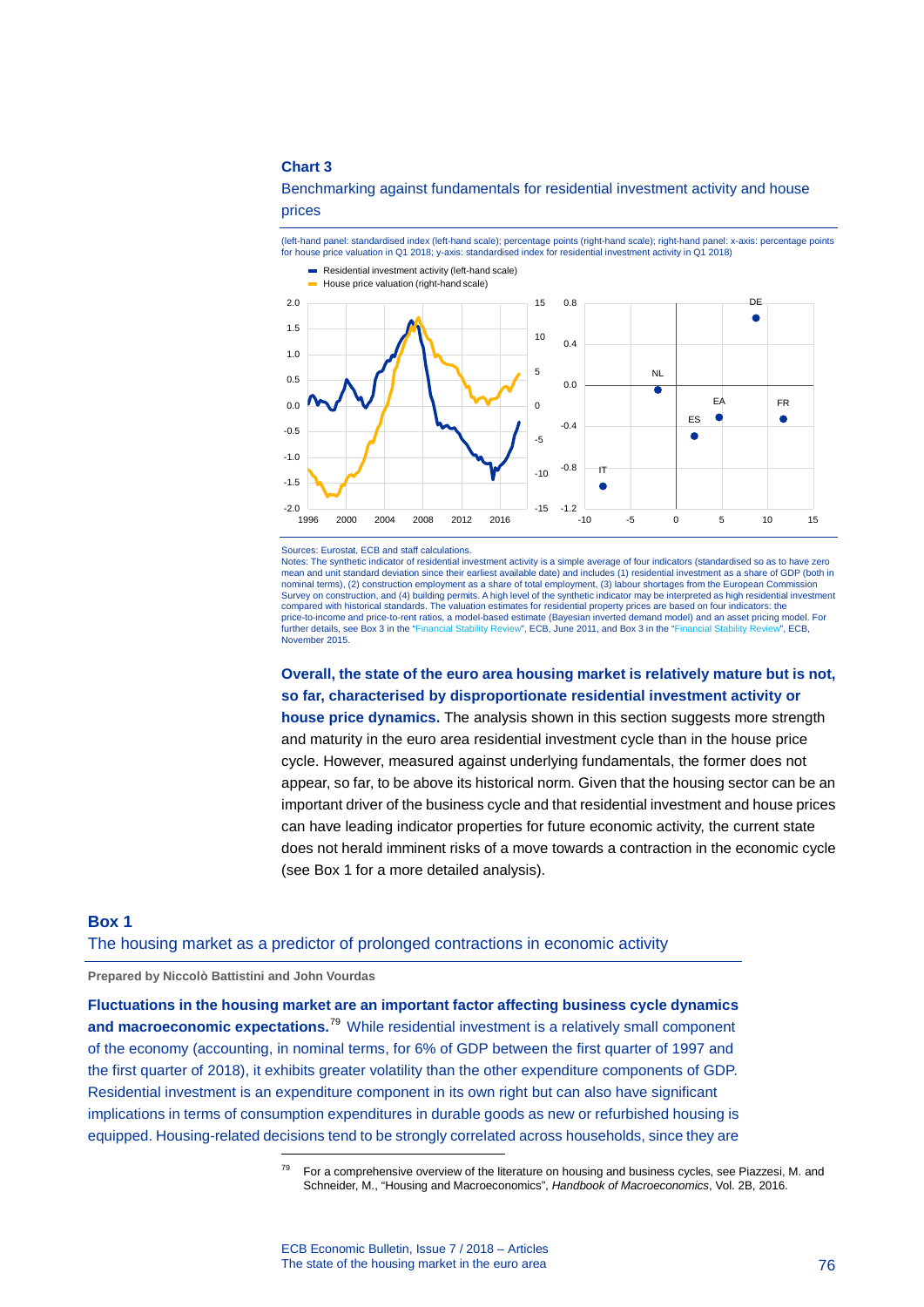**Chart 3**

Benchmarking against fundamentals for residential investment activity and house prices

(left-hand panel: standardised index (left-hand scale); percentage points (right-hand scale); right-hand panel: x-axis: percentage points for house price valuation in Q1 2018; y-axis: standardised index for residential investment activity in Q1 2018)

Sources: Eurostat, ECB and staff calculations.
Notes: The synthetic indicator of residential investment activity is a simple average of four indicators (standardised so as to have zero mean and unit standard deviation since their earliest available date) and includes (1) residential investment as a share of GDP (both in nominal terms), (2) construction employment as a share of total employment, (3) labour shortages from the European Commission Survey on construction, and (4) building permits. A high level of the synthetic indicator may be interpreted as high residential investment compared with historical standards. The valuation estimates for residential property prices are based on four indicators: the price-to-income and price-to-rent ratios, a model-based estimate (Bayesian inverted demand model) and an asset pricing model. For further details, see Box 3 in the "Financial Stability Review", ECB, June 2011, and Box 3 in the "Financial Stability Review", ECB, November 2015.

**Overall, the state of the euro area housing market is relatively mature but is not, so far, characterised by disproportionate residential investment activity or house price dynamics.** The analysis shown in this section suggests more strength and maturity in the euro area residential investment cycle than in the house price cycle. However, measured against underlying fundamentals, the former does not appear, so far, to be above its historical norm. Given that the housing sector can be an important driver of the business cycle and that residential investment and house prices can have leading indicator properties for future economic activity, the current state does not herald imminent risks of a move towards a contraction in the economic cycle (see Box 1 for a more detailed analysis).

## Box 1

## The housing market as a predictor of prolonged contractions in economic activity

**Prepared by Niccolò Battistini and John Vourdas**

**Fluctuations in the housing market are an important factor affecting business cycle dynamics and macroeconomic expectations.**[79] While residential investment is a relatively small component of the economy (accounting, in nominal terms, for 6% of GDP between the first quarter of 1997 and the first quarter of 2018), it exhibits greater volatility than the other expenditure components of GDP. Residential investment is an expenditure component in its own right but can also have significant implications in terms of consumption expenditures in durable goods as new or refurbished housing is equipped. Housing-related decisions tend to be strongly correlated across households, since they are

[79] For a comprehensive overview of the literature on housing and business cycles, see Piazzesi, M. and Schneider, M., "Housing and Macroeconomics", *Handbook of Macroeconomics*, Vol. 2B, 2016.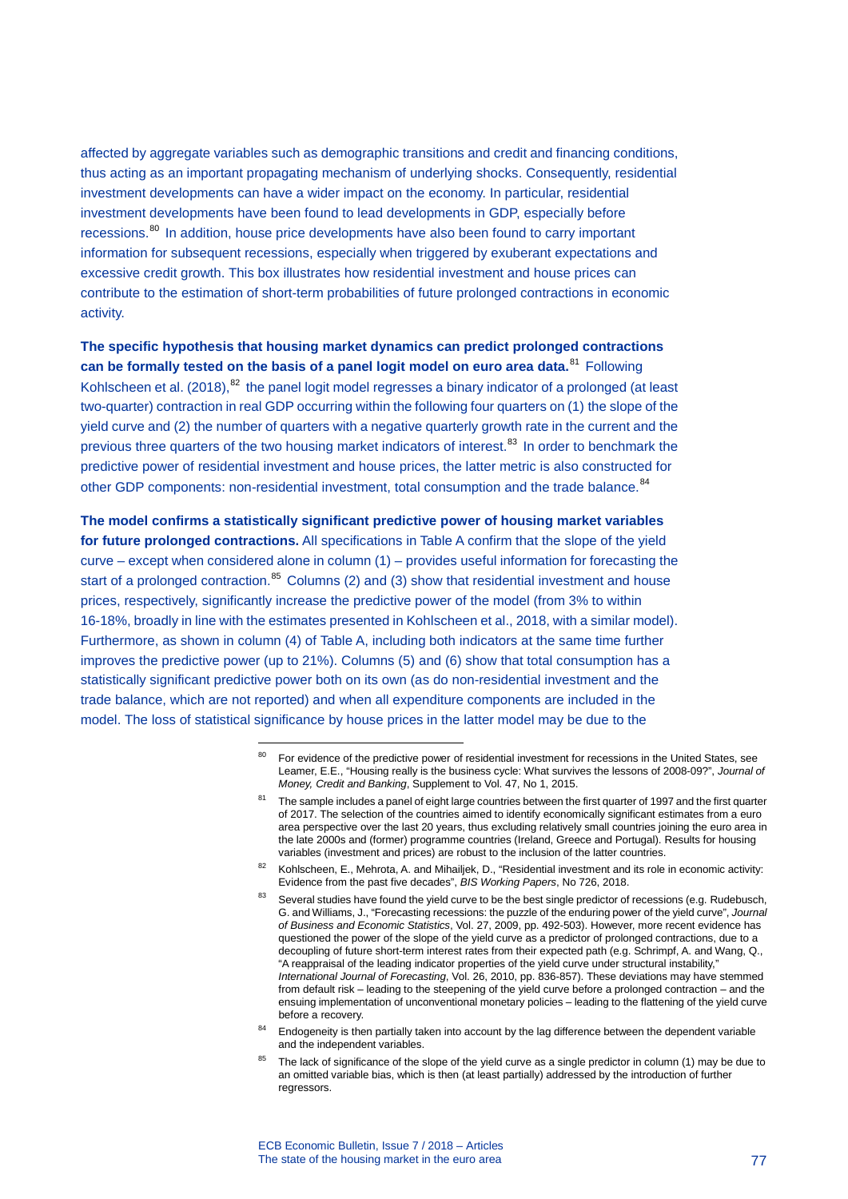affected by aggregate variables such as demographic transitions and credit and financing conditions, thus acting as an important propagating mechanism of underlying shocks. Consequently, residential investment developments can have a wider impact on the economy. In particular, residential investment developments have been found to lead developments in GDP, especially before recessions.[80] In addition, house price developments have also been found to carry important information for subsequent recessions, especially when triggered by exuberant expectations and excessive credit growth. This box illustrates how residential investment and house prices can contribute to the estimation of short-term probabilities of future prolonged contractions in economic activity.

**The specific hypothesis that housing market dynamics can predict prolonged contractions can be formally tested on the basis of a panel logit model on euro area data.**[81] Following Kohlscheen et al. (2018),[82] the panel logit model regresses a binary indicator of a prolonged (at least two-quarter) contraction in real GDP occurring within the following four quarters on (1) the slope of the yield curve and (2) the number of quarters with a negative quarterly growth rate in the current and the previous three quarters of the two housing market indicators of interest.[83] In order to benchmark the predictive power of residential investment and house prices, the latter metric is also constructed for other GDP components: non-residential investment, total consumption and the trade balance.[84]

**The model confirms a statistically significant predictive power of housing market variables for future prolonged contractions.** All specifications in Table A confirm that the slope of the yield curve – except when considered alone in column (1) – provides useful information for forecasting the start of a prolonged contraction.[85] Columns (2) and (3) show that residential investment and house prices, respectively, significantly increase the predictive power of the model (from 3% to within 16-18%, broadly in line with the estimates presented in Kohlscheen et al., 2018, with a similar model). Furthermore, as shown in column (4) of Table A, including both indicators at the same time further improves the predictive power (up to 21%). Columns (5) and (6) show that total consumption has a statistically significant predictive power both on its own (as do non-residential investment and the trade balance, which are not reported) and when all expenditure components are included in the model. The loss of statistical significance by house prices in the latter model may be due to the

---

[80] For evidence of the predictive power of residential investment for recessions in the United States, see Leamer, E.E., "Housing really is the business cycle: What survives the lessons of 2008-09?", *Journal of Money, Credit and Banking*, Supplement to Vol. 47, No 1, 2015.

[81] The sample includes a panel of eight large countries between the first quarter of 1997 and the first quarter of 2017. The selection of the countries aimed to identify economically significant estimates from a euro area perspective over the last 20 years, thus excluding relatively small countries joining the euro area in the late 2000s and (former) programme countries (Ireland, Greece and Portugal). Results for housing variables (investment and prices) are robust to the inclusion of the latter countries.

[82] Kohlscheen, E., Mehrota, A. and Mihailjek, D., "Residential investment and its role in economic activity: Evidence from the past five decades", *BIS Working Papers*, No 726, 2018.

[83] Several studies have found the yield curve to be the best single predictor of recessions (e.g. Rudebusch, G. and Williams, J., "Forecasting recessions: the puzzle of the enduring power of the yield curve", *Journal of Business and Economic Statistics*, Vol. 27, 2009, pp. 492-503). However, more recent evidence has questioned the power of the slope of the yield curve as a predictor of prolonged contractions, due to a decoupling of future short-term interest rates from their expected path (e.g. Schrimpf, A. and Wang, Q., "A reappraisal of the leading indicator properties of the yield curve under structural instability," *International Journal of Forecasting*, Vol. 26, 2010, pp. 836-857). These deviations may have stemmed from default risk – leading to the steepening of the yield curve before a prolonged contraction – and the ensuing implementation of unconventional monetary policies – leading to the flattening of the yield curve before a recovery.

[84] Endogeneity is then partially taken into account by the lag difference between the dependent variable and the independent variables.

[85] The lack of significance of the slope of the yield curve as a single predictor in column (1) may be due to an omitted variable bias, which is then (at least partially) addressed by the introduction of further regressors.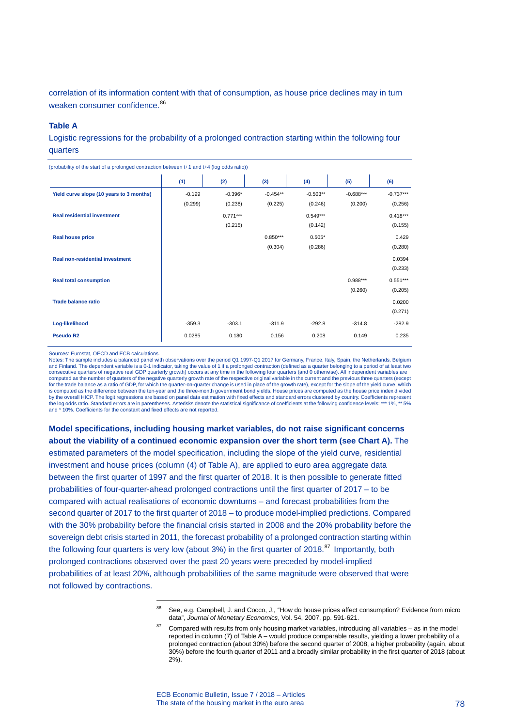correlation of its information content with that of consumption, as house price declines may in turn weaken consumer confidence.[86]

**Table A**

Logistic regressions for the probability of a prolonged contraction starting within the following four quarters

(probability of the start of a prolonged contraction between t+1 and t+4 (log odds ratio))

| | (1) | (2) | (3) | (4) | (5) | (6) |
|---|---|---|---|---|---|---|
| **Yield curve slope (10 years to 3 months)** | -0.199 | -0.396* | -0.454** | -0.503** | -0.688*** | -0.737*** |
| | (0.299) | (0.238) | (0.225) | (0.246) | (0.200) | (0.256) |
| **Real residential investment** | | 0.771*** | | 0.549*** | | 0.418*** |
| | | (0.215) | | (0.142) | | (0.155) |
| **Real house price** | | | 0.850*** | 0.505* | | 0.429 |
| | | | (0.304) | (0.286) | | (0.280) |
| **Real non-residential investment** | | | | | | 0.0394 |
| | | | | | | (0.233) |
| **Real total consumption** | | | | | 0.988*** | 0.551*** |
| | | | | | (0.260) | (0.205) |
| **Trade balance ratio** | | | | | | 0.0200 |
| | | | | | | (0.271) |
| **Log-likelihood** | -359.3 | -303.1 | -311.9 | -292.8 | -314.8 | -282.9 |
| **Pseudo R2** | 0.0285 | 0.180 | 0.156 | 0.208 | 0.149 | 0.235 |

Sources: Eurostat, OECD and ECB calculations.
Notes: The sample includes a balanced panel with observations over the period Q1 1997-Q1 2017 for Germany, France, Italy, Spain, the Netherlands, Belgium and Finland. The dependent variable is a 0-1 indicator, taking the value of 1 if a prolonged contraction (defined as a quarter belonging to a period of at least two consecutive quarters of negative real GDP quarterly growth) occurs at any time in the following four quarters (and 0 otherwise). All independent variables are computed as the number of quarters of the negative quarterly growth rate of the respective original variable in the current and the previous three quarters (except for the trade balance as a ratio of GDP, for which the quarter-on-quarter change is used in place of the growth rate), except for the slope of the yield curve, which is computed as the difference between the ten-year and the three-month government bond yields. House prices are computed as the house price index divided by the overall HICP. The logit regressions are based on panel data estimation with fixed effects and standard errors clustered by country. Coefficients represent the log odds ratio. Standard errors are in parentheses. Asterisks denote the statistical significance of coefficients at the following confidence levels: *** 1%, ** 5% and * 10%. Coefficients for the constant and fixed effects are not reported.

**Model specifications, including housing market variables, do not raise significant concerns about the viability of a continued economic expansion over the short term (see Chart A).** The estimated parameters of the model specification, including the slope of the yield curve, residential investment and house prices (column (4) of Table A), are applied to euro area aggregate data between the first quarter of 1997 and the first quarter of 2018. It is then possible to generate fitted probabilities of four-quarter-ahead prolonged contractions until the first quarter of 2017 – to be compared with actual realisations of economic downturns – and forecast probabilities from the second quarter of 2017 to the first quarter of 2018 – to produce model-implied predictions. Compared with the 30% probability before the financial crisis started in 2008 and the 20% probability before the sovereign debt crisis started in 2011, the forecast probability of a prolonged contraction starting within the following four quarters is very low (about 3%) in the first quarter of 2018.[87] Importantly, both prolonged contractions observed over the past 20 years were preceded by model-implied probabilities of at least 20%, although probabilities of the same magnitude were observed that were not followed by contractions.

[86] See, e.g. Campbell, J. and Cocco, J., "How do house prices affect consumption? Evidence from micro data", *Journal of Monetary Economics*, Vol. 54, 2007, pp. 591-621.

[87] Compared with results from only housing market variables, introducing all variables – as in the model reported in column (7) of Table A – would produce comparable results, yielding a lower probability of a prolonged contraction (about 30%) before the second quarter of 2008, a higher probability (again, about 30%) before the fourth quarter of 2011 and a broadly similar probability in the first quarter of 2018 (about 2%).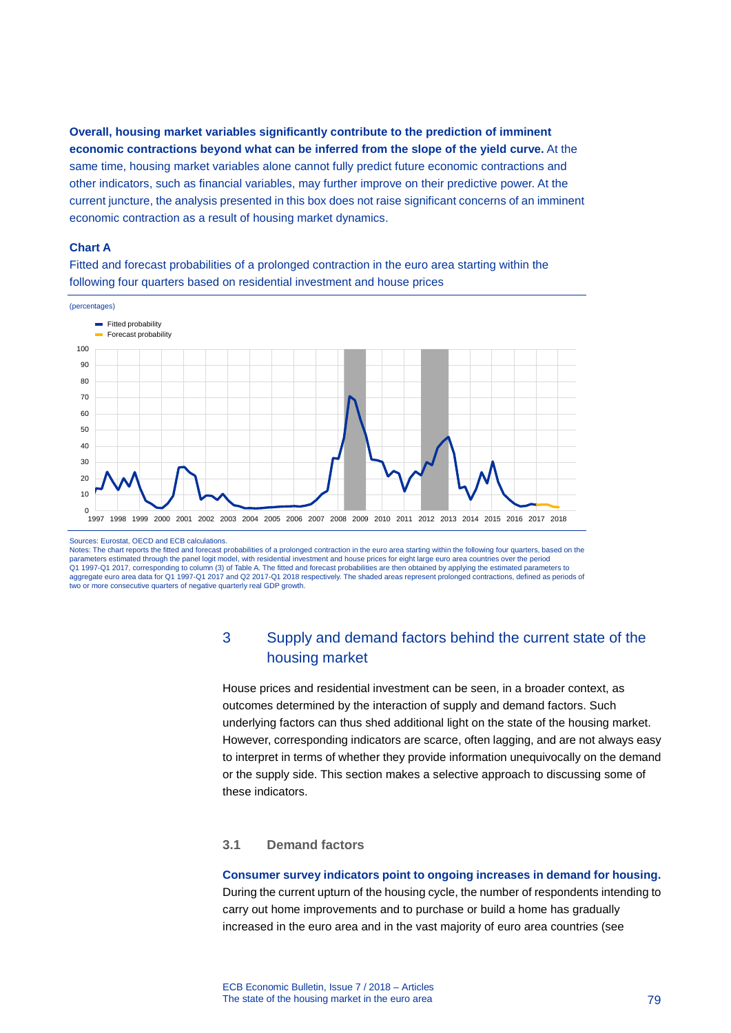**Overall, housing market variables significantly contribute to the prediction of imminent economic contractions beyond what can be inferred from the slope of the yield curve.** At the same time, housing market variables alone cannot fully predict future economic contractions and other indicators, such as financial variables, may further improve on their predictive power. At the current juncture, the analysis presented in this box does not raise significant concerns of an imminent economic contraction as a result of housing market dynamics.

**Chart A**

Fitted and forecast probabilities of a prolonged contraction in the euro area starting within the following four quarters based on residential investment and house prices

(percentages)

Sources: Eurostat, OECD and ECB calculations.
Notes: The chart reports the fitted and forecast probabilities of a prolonged contraction in the euro area starting within the following four quarters, based on the parameters estimated through the panel logit model, with residential investment and house prices for eight large euro area countries over the period Q1 1997-Q1 2017, corresponding to column (3) of Table A. The fitted and forecast probabilities are then obtained by applying the estimated parameters to aggregate euro area data for Q1 1997-Q1 2017 and Q2 2017-Q1 2018 respectively. The shaded areas represent prolonged contractions, defined as periods of two or more consecutive quarters of negative quarterly real GDP growth.

## 3 Supply and demand factors behind the current state of the housing market

House prices and residential investment can be seen, in a broader context, as outcomes determined by the interaction of supply and demand factors. Such underlying factors can thus shed additional light on the state of the housing market. However, corresponding indicators are scarce, often lagging, and are not always easy to interpret in terms of whether they provide information unequivocally on the demand or the supply side. This section makes a selective approach to discussing some of these indicators.

### 3.1 Demand factors

**Consumer survey indicators point to ongoing increases in demand for housing.** During the current upturn of the housing cycle, the number of respondents intending to carry out home improvements and to purchase or build a home has gradually increased in the euro area and in the vast majority of euro area countries (see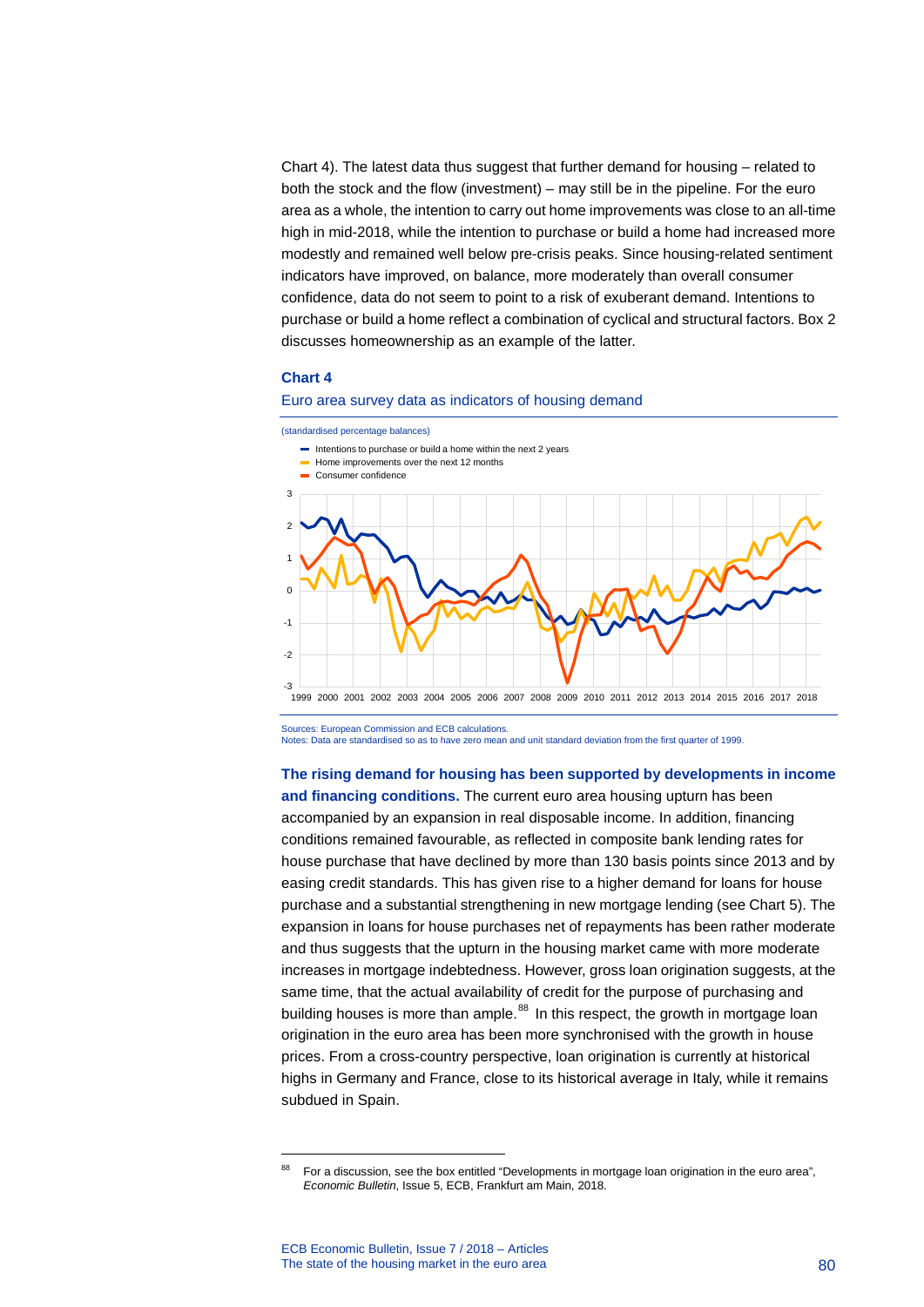Chart 4). The latest data thus suggest that further demand for housing – related to both the stock and the flow (investment) – may still be in the pipeline. For the euro area as a whole, the intention to carry out home improvements was close to an all-time high in mid-2018, while the intention to purchase or build a home had increased more modestly and remained well below pre-crisis peaks. Since housing-related sentiment indicators have improved, on balance, more moderately than overall consumer confidence, data do not seem to point to a risk of exuberant demand. Intentions to purchase or build a home reflect a combination of cyclical and structural factors. Box 2 discusses homeownership as an example of the latter.

### Chart 4

Euro area survey data as indicators of housing demand

(standardised percentage balances)

- Intentions to purchase or build a home within the next 2 years
- Home improvements over the next 12 months
- Consumer confidence

Sources: European Commission and ECB calculations.
Notes: Data are standardised so as to have zero mean and unit standard deviation from the first quarter of 1999.

**The rising demand for housing has been supported by developments in income and financing conditions.** The current euro area housing upturn has been accompanied by an expansion in real disposable income. In addition, financing conditions remained favourable, as reflected in composite bank lending rates for house purchase that have declined by more than 130 basis points since 2013 and by easing credit standards. This has given rise to a higher demand for loans for house purchase and a substantial strengthening in new mortgage lending (see Chart 5). The expansion in loans for house purchases net of repayments has been rather moderate and thus suggests that the upturn in the housing market came with more moderate increases in mortgage indebtedness. However, gross loan origination suggests, at the same time, that the actual availability of credit for the purpose of purchasing and building houses is more than ample.[88] In this respect, the growth in mortgage loan origination in the euro area has been more synchronised with the growth in house prices. From a cross-country perspective, loan origination is currently at historical highs in Germany and France, close to its historical average in Italy, while it remains subdued in Spain.

[88] For a discussion, see the box entitled "Developments in mortgage loan origination in the euro area", *Economic Bulletin*, Issue 5, ECB, Frankfurt am Main, 2018.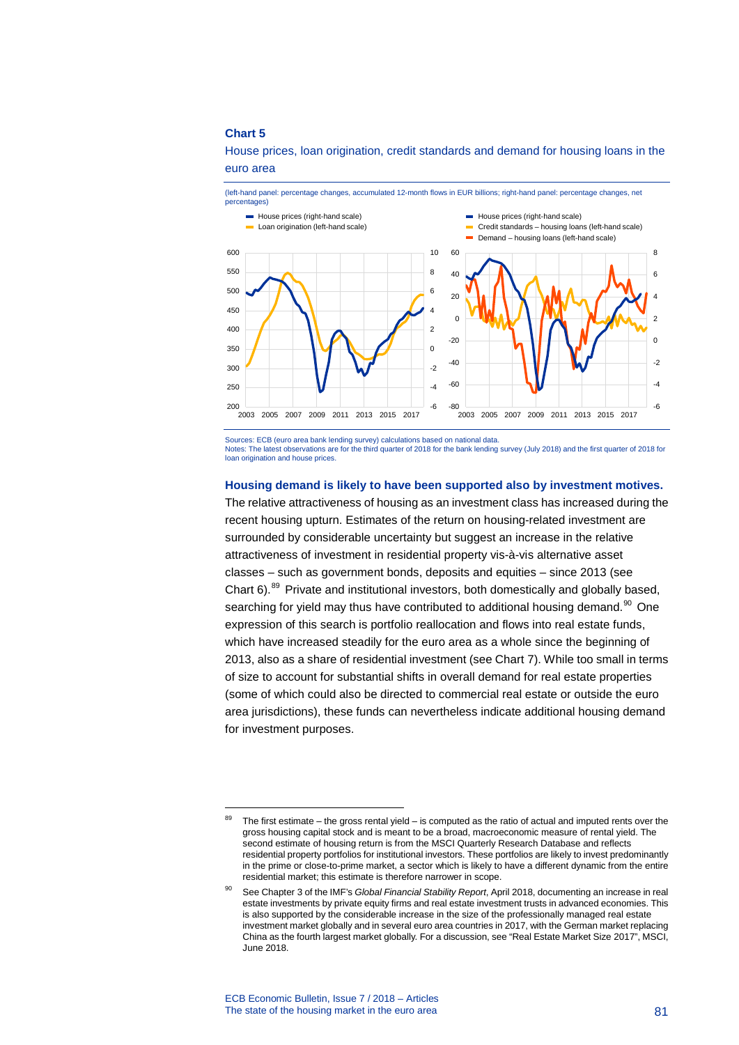**Chart 5**

House prices, loan origination, credit standards and demand for housing loans in the euro area

(left-hand panel: percentage changes, accumulated 12-month flows in EUR billions; right-hand panel: percentage changes, net percentages)

Sources: ECB (euro area bank lending survey) calculations based on national data.
Notes: The latest observations are for the third quarter of 2018 for the bank lending survey (July 2018) and the first quarter of 2018 for loan origination and house prices.

**Housing demand is likely to have been supported also by investment motives.** The relative attractiveness of housing as an investment class has increased during the recent housing upturn. Estimates of the return on housing-related investment are surrounded by considerable uncertainty but suggest an increase in the relative attractiveness of investment in residential property vis-à-vis alternative asset classes – such as government bonds, deposits and equities – since 2013 (see Chart 6).[89] Private and institutional investors, both domestically and globally based, searching for yield may thus have contributed to additional housing demand.[90] One expression of this search is portfolio reallocation and flows into real estate funds, which have increased steadily for the euro area as a whole since the beginning of 2013, also as a share of residential investment (see Chart 7). While too small in terms of size to account for substantial shifts in overall demand for real estate properties (some of which could also be directed to commercial real estate or outside the euro area jurisdictions), these funds can nevertheless indicate additional housing demand for investment purposes.

---

[89] The first estimate – the gross rental yield – is computed as the ratio of actual and imputed rents over the gross housing capital stock and is meant to be a broad, macroeconomic measure of rental yield. The second estimate of housing return is from the MSCI Quarterly Research Database and reflects residential property portfolios for institutional investors. These portfolios are likely to invest predominantly in the prime or close-to-prime market, a sector which is likely to have a different dynamic from the entire residential market; this estimate is therefore narrower in scope.

[90] See Chapter 3 of the IMF's *Global Financial Stability Report*, April 2018, documenting an increase in real estate investments by private equity firms and real estate investment trusts in advanced economies. This is also supported by the considerable increase in the size of the professionally managed real estate investment market globally and in several euro area countries in 2017, with the German market replacing China as the fourth largest market globally. For a discussion, see "Real Estate Market Size 2017", MSCI, June 2018.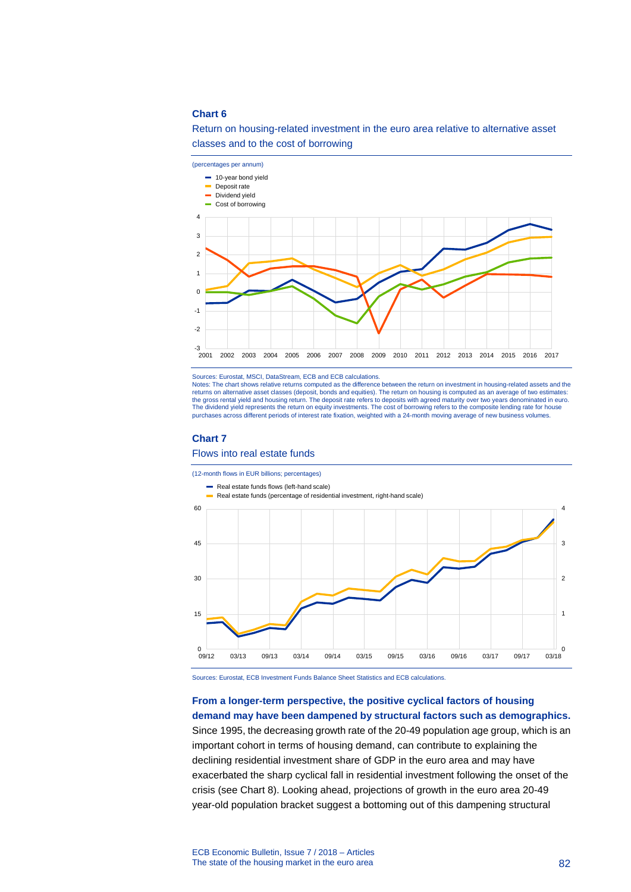**Chart 6**

Return on housing-related investment in the euro area relative to alternative asset classes and to the cost of borrowing

(percentages per annum)

- 10-year bond yield
- Deposit rate
- Dividend yield
- Cost of borrowing

Sources: Eurostat, MSCI, DataStream, ECB and ECB calculations.
Notes: The chart shows relative returns computed as the difference between the return on investment in housing-related assets and the returns on alternative asset classes (deposit, bonds and equities). The return on housing is computed as an average of two estimates: the gross rental yield and housing return. The deposit rate refers to deposits with agreed maturity over two years denominated in euro. The dividend yield represents the return on equity investments. The cost of borrowing refers to the composite lending rate for house purchases across different periods of interest rate fixation, weighted with a 24-month moving average of new business volumes.

**Chart 7**

Flows into real estate funds

(12-month flows in EUR billions; percentages)

- Real estate funds flows (left-hand scale)
- Real estate funds (percentage of residential investment, right-hand scale)

Sources: Eurostat, ECB Investment Funds Balance Sheet Statistics and ECB calculations.

**From a longer-term perspective, the positive cyclical factors of housing demand may have been dampened by structural factors such as demographics.** Since 1995, the decreasing growth rate of the 20-49 population age group, which is an important cohort in terms of housing demand, can contribute to explaining the declining residential investment share of GDP in the euro area and may have exacerbated the sharp cyclical fall in residential investment following the onset of the crisis (see Chart 8). Looking ahead, projections of growth in the euro area 20-49 year-old population bracket suggest a bottoming out of this dampening structural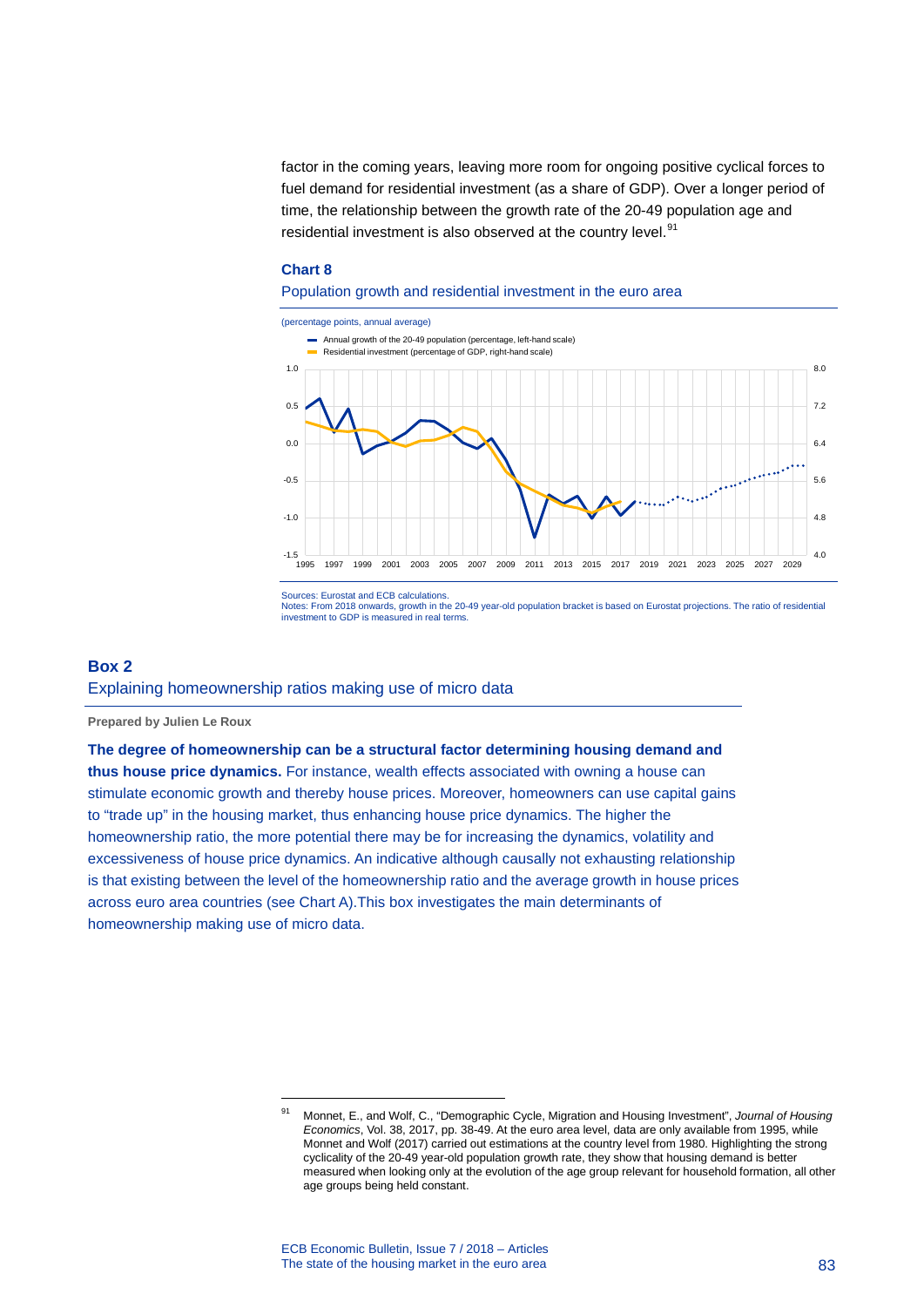factor in the coming years, leaving more room for ongoing positive cyclical forces to fuel demand for residential investment (as a share of GDP). Over a longer period of time, the relationship between the growth rate of the 20-49 population age and residential investment is also observed at the country level.[91]

**Chart 8**

Population growth and residential investment in the euro area

(percentage points, annual average)

- Annual growth of the 20-49 population (percentage, left-hand scale)
- Residential investment (percentage of GDP, right-hand scale)

Sources: Eurostat and ECB calculations.
Notes: From 2018 onwards, growth in the 20-49 year-old population bracket is based on Eurostat projections. The ratio of residential investment to GDP is measured in real terms.

## Box 2
### Explaining homeownership ratios making use of micro data

**Prepared by Julien Le Roux**

**The degree of homeownership can be a structural factor determining housing demand and thus house price dynamics.** For instance, wealth effects associated with owning a house can stimulate economic growth and thereby house prices. Moreover, homeowners can use capital gains to “trade up” in the housing market, thus enhancing house price dynamics. The higher the homeownership ratio, the more potential there may be for increasing the dynamics, volatility and excessiveness of house price dynamics. An indicative although causally not exhausting relationship is that existing between the level of the homeownership ratio and the average growth in house prices across euro area countries (see Chart A).This box investigates the main determinants of homeownership making use of micro data.

---

[91] Monnet, E., and Wolf, C., “Demographic Cycle, Migration and Housing Investment”, *Journal of Housing Economics*, Vol. 38, 2017, pp. 38-49. At the euro area level, data are only available from 1995, while Monnet and Wolf (2017) carried out estimations at the country level from 1980. Highlighting the strong cyclicality of the 20-49 year-old population growth rate, they show that housing demand is better measured when looking only at the evolution of the age group relevant for household formation, all other age groups being held constant.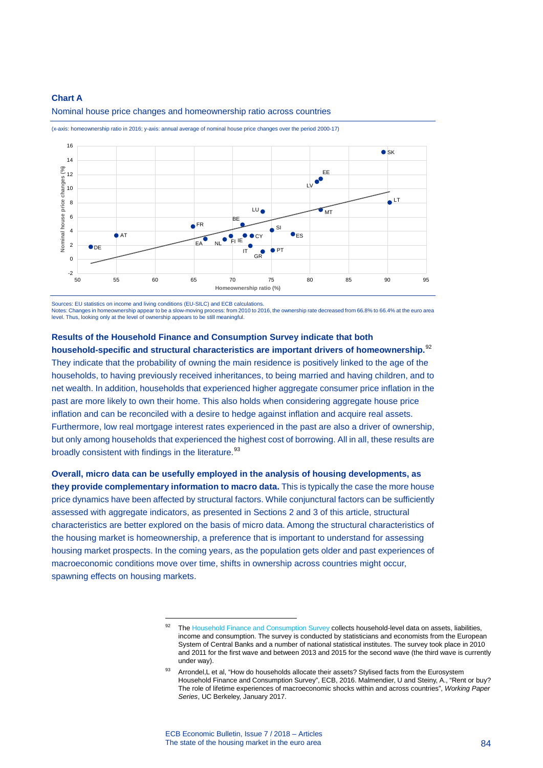**Chart A**

Nominal house price changes and homeownership ratio across countries

(x-axis: homeownership ratio in 2016; y-axis: annual average of nominal house price changes over the period 2000-17)

Sources: EU statistics on income and living conditions (EU-SILC) and ECB calculations.
Notes: Changes in homeownership appear to be a slow-moving process: from 2010 to 2016, the ownership rate decreased from 66.8% to 66.4% at the euro area level. Thus, looking only at the level of ownership appears to be still meaningful.

**Results of the Household Finance and Consumption Survey indicate that both household-specific and structural characteristics are important drivers of homeownership.**[92] They indicate that the probability of owning the main residence is positively linked to the age of the households, to having previously received inheritances, to being married and having children, and to net wealth. In addition, households that experienced higher aggregate consumer price inflation in the past are more likely to own their home. This also holds when considering aggregate house price inflation and can be reconciled with a desire to hedge against inflation and acquire real assets. Furthermore, low real mortgage interest rates experienced in the past are also a driver of ownership, but only among households that experienced the highest cost of borrowing. All in all, these results are broadly consistent with findings in the literature.[93]

**Overall, micro data can be usefully employed in the analysis of housing developments, as they provide complementary information to macro data.** This is typically the case the more house price dynamics have been affected by structural factors. While conjunctural factors can be sufficiently assessed with aggregate indicators, as presented in Sections 2 and 3 of this article, structural characteristics are better explored on the basis of micro data. Among the structural characteristics of the housing market is homeownership, a preference that is important to understand for assessing housing market prospects. In the coming years, as the population gets older and past experiences of macroeconomic conditions move over time, shifts in ownership across countries might occur, spawning effects on housing markets.

---

[92] The Household Finance and Consumption Survey collects household-level data on assets, liabilities, income and consumption. The survey is conducted by statisticians and economists from the European System of Central Banks and a number of national statistical institutes. The survey took place in 2010 and 2011 for the first wave and between 2013 and 2015 for the second wave (the third wave is currently under way).

[93] Arrondel,L et al, "How do households allocate their assets? Stylised facts from the Eurosystem Household Finance and Consumption Survey", ECB, 2016. Malmendier, U and Steiny, A., "Rent or buy? The role of lifetime experiences of macroeconomic shocks within and across countries", *Working Paper Series*, UC Berkeley, January 2017.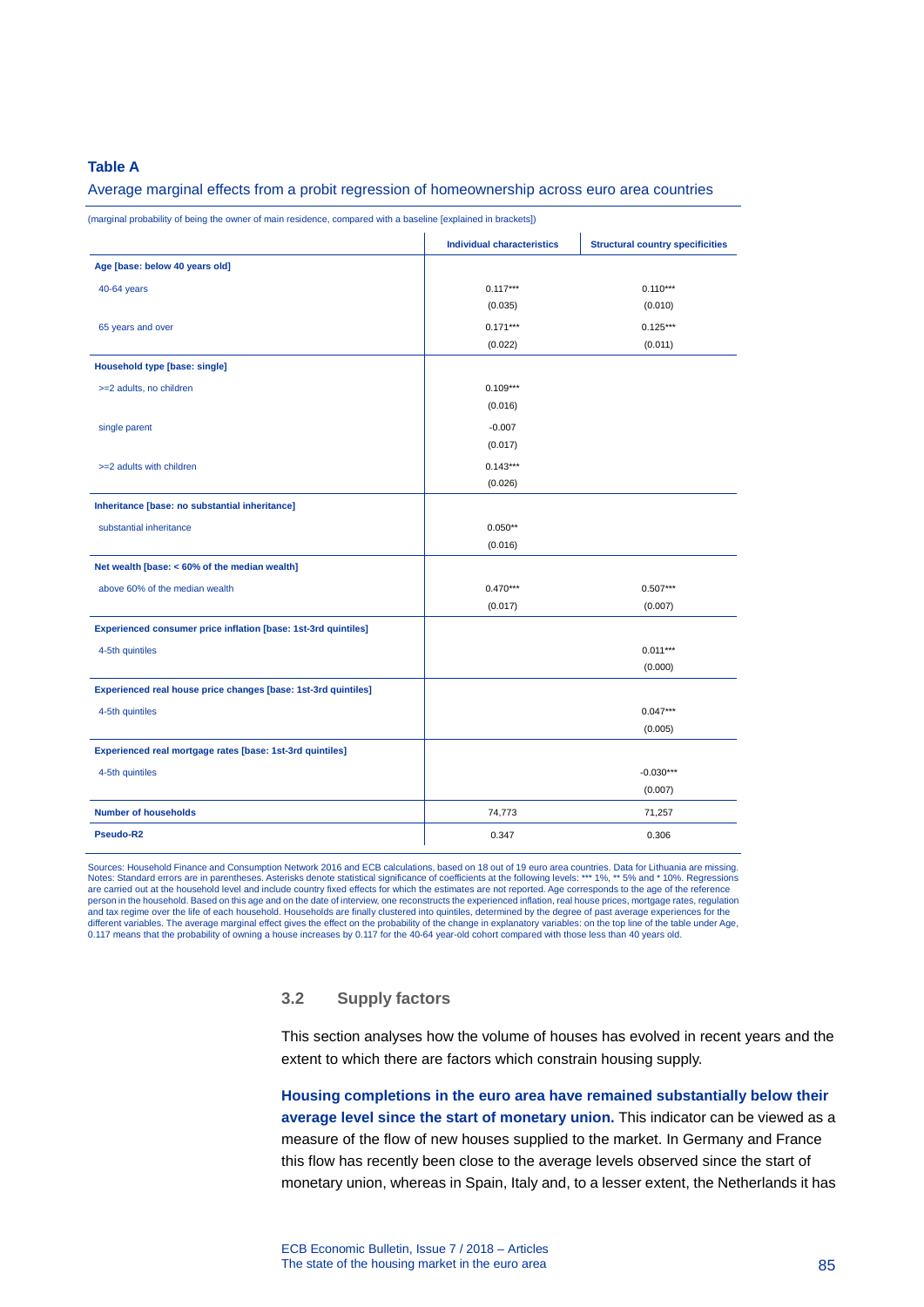**Table A**

Average marginal effects from a probit regression of homeownership across euro area countries

(marginal probability of being the owner of main residence, compared with a baseline [explained in brackets])

| | Individual characteristics | Structural country specificities |
|---|---|---|
| **Age [base: below 40 years old]** | | |
| 40-64 years | 0.117*** | 0.110*** |
| | (0.035) | (0.010) |
| 65 years and over | 0.171*** | 0.125*** |
| | (0.022) | (0.011) |
| **Household type [base: single]** | | |
| >=2 adults, no children | 0.109*** | |
| | (0.016) | |
| single parent | -0.007 | |
| | (0.017) | |
| >=2 adults with children | 0.143*** | |
| | (0.026) | |
| **Inheritance [base: no substantial inheritance]** | | |
| substantial inheritance | 0.050** | |
| | (0.016) | |
| **Net wealth [base: < 60% of the median wealth]** | | |
| above 60% of the median wealth | 0.470*** | 0.507*** |
| | (0.017) | (0.007) |
| **Experienced consumer price inflation [base: 1st-3rd quintiles]** | | |
| 4-5th quintiles | | 0.011*** |
| | | (0.000) |
| **Experienced real house price changes [base: 1st-3rd quintiles]** | | |
| 4-5th quintiles | | 0.047*** |
| | | (0.005) |
| **Experienced real mortgage rates [base: 1st-3rd quintiles]** | | |
| 4-5th quintiles | | -0.030*** |
| | | (0.007) |
| **Number of households** | 74,773 | 71,257 |
| **Pseudo-R2** | 0.347 | 0.306 |

Sources: Household Finance and Consumption Network 2016 and ECB calculations, based on 18 out of 19 euro area countries. Data for Lithuania are missing.
Notes: Standard errors are in parentheses. Asterisks denote statistical significance of coefficients at the following levels: *** 1%, ** 5% and * 10%. Regressions are carried out at the household level and include country fixed effects for which the estimates are not reported. Age corresponds to the age of the reference person in the household. Based on this age and on the date of interview, one reconstructs the experienced inflation, real house prices, mortgage rates, regulation and tax regime over the life of each household. Households are finally clustered into quintiles, determined by the degree of past average experiences for the different variables. The average marginal effect gives the effect on the probability of the change in explanatory variables: on the top line of the table under Age, 0.117 means that the probability of owning a house increases by 0.117 for the 40-64 year-old cohort compared with those less than 40 years old.

### 3.2 Supply factors

This section analyses how the volume of houses has evolved in recent years and the extent to which there are factors which constrain housing supply.

**Housing completions in the euro area have remained substantially below their average level since the start of monetary union.** This indicator can be viewed as a measure of the flow of new houses supplied to the market. In Germany and France this flow has recently been close to the average levels observed since the start of monetary union, whereas in Spain, Italy and, to a lesser extent, the Netherlands it has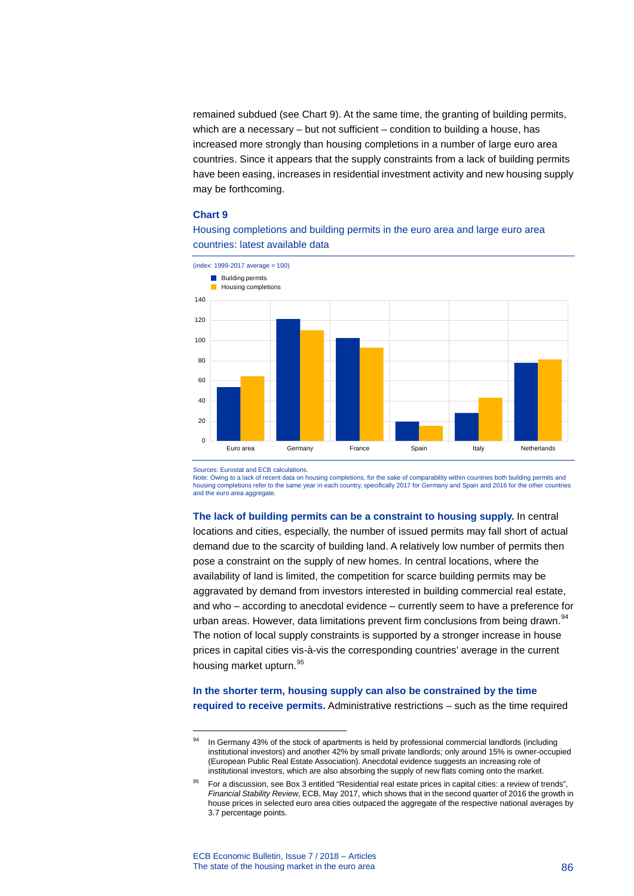remained subdued (see Chart 9). At the same time, the granting of building permits, which are a necessary – but not sufficient – condition to building a house, has increased more strongly than housing completions in a number of large euro area countries. Since it appears that the supply constraints from a lack of building permits have been easing, increases in residential investment activity and new housing supply may be forthcoming.

**Chart 9**

Housing completions and building permits in the euro area and large euro area countries: latest available data

(index: 1999-2017 average = 100)

Sources: Eurostat and ECB calculations.
Note: Owing to a lack of recent data on housing completions, for the sake of comparability within countries both building permits and housing completions refer to the same year in each country, specifically 2017 for Germany and Spain and 2016 for the other countries and the euro area aggregate.

**The lack of building permits can be a constraint to housing supply.** In central locations and cities, especially, the number of issued permits may fall short of actual demand due to the scarcity of building land. A relatively low number of permits then pose a constraint on the supply of new homes. In central locations, where the availability of land is limited, the competition for scarce building permits may be aggravated by demand from investors interested in building commercial real estate, and who – according to anecdotal evidence – currently seem to have a preference for urban areas. However, data limitations prevent firm conclusions from being drawn.[94] The notion of local supply constraints is supported by a stronger increase in house prices in capital cities vis-à-vis the corresponding countries' average in the current housing market upturn.[95]

**In the shorter term, housing supply can also be constrained by the time required to receive permits.** Administrative restrictions – such as the time required

---

[94] In Germany 43% of the stock of apartments is held by professional commercial landlords (including institutional investors) and another 42% by small private landlords; only around 15% is owner-occupied (European Public Real Estate Association). Anecdotal evidence suggests an increasing role of institutional investors, which are also absorbing the supply of new flats coming onto the market.

[95] For a discussion, see Box 3 entitled "Residential real estate prices in capital cities: a review of trends", *Financial Stability Review*, ECB, May 2017, which shows that in the second quarter of 2016 the growth in house prices in selected euro area cities outpaced the aggregate of the respective national averages by 3.7 percentage points.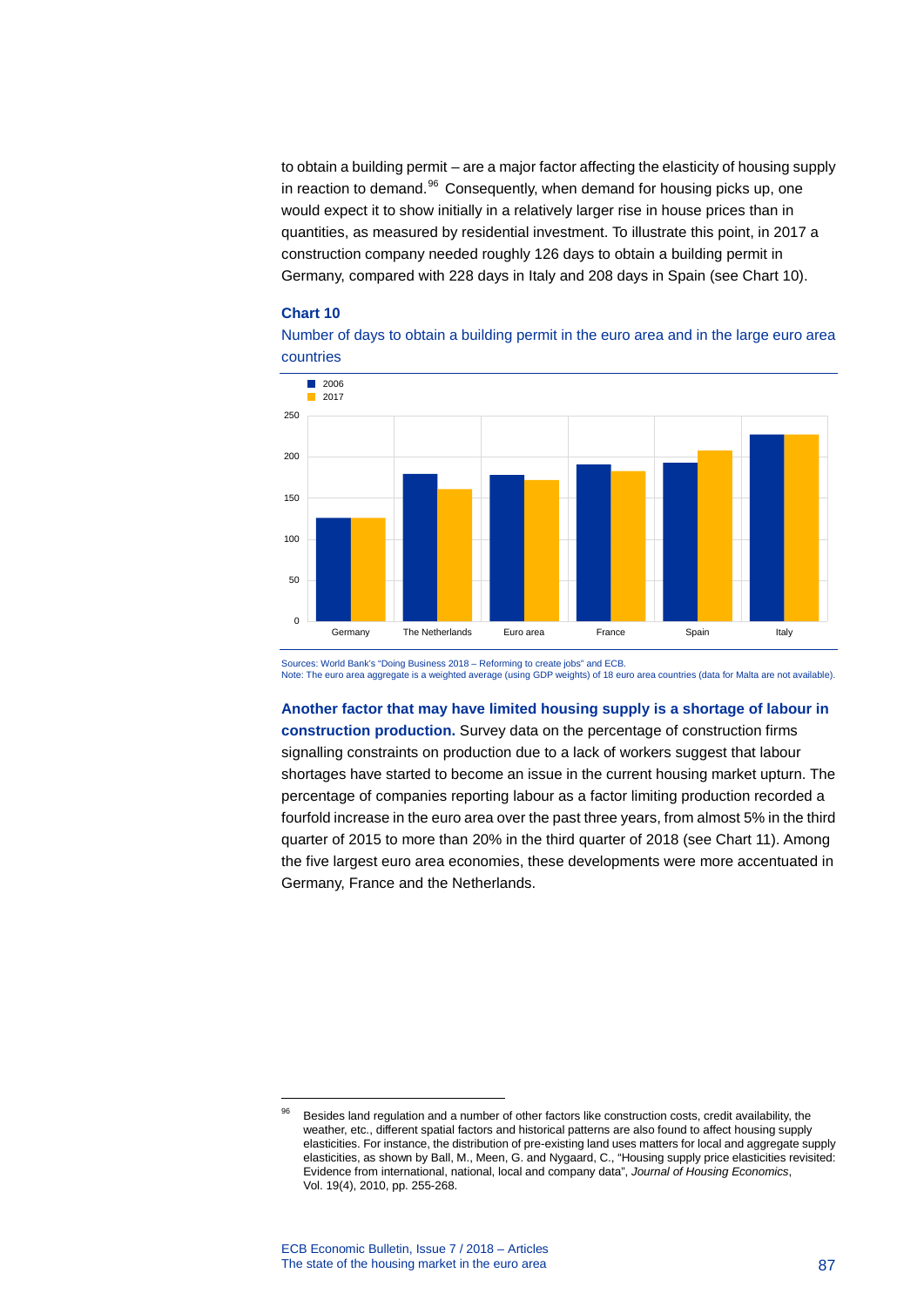to obtain a building permit – are a major factor affecting the elasticity of housing supply in reaction to demand.[96] Consequently, when demand for housing picks up, one would expect it to show initially in a relatively larger rise in house prices than in quantities, as measured by residential investment. To illustrate this point, in 2017 a construction company needed roughly 126 days to obtain a building permit in Germany, compared with 228 days in Italy and 208 days in Spain (see Chart 10).

**Chart 10**

Number of days to obtain a building permit in the euro area and in the large euro area countries

Sources: World Bank's "Doing Business 2018 – Reforming to create jobs" and ECB.
Note: The euro area aggregate is a weighted average (using GDP weights) of 18 euro area countries (data for Malta are not available).

**Another factor that may have limited housing supply is a shortage of labour in construction production.** Survey data on the percentage of construction firms signalling constraints on production due to a lack of workers suggest that labour shortages have started to become an issue in the current housing market upturn. The percentage of companies reporting labour as a factor limiting production recorded a fourfold increase in the euro area over the past three years, from almost 5% in the third quarter of 2015 to more than 20% in the third quarter of 2018 (see Chart 11). Among the five largest euro area economies, these developments were more accentuated in Germany, France and the Netherlands.

[96] Besides land regulation and a number of other factors like construction costs, credit availability, the weather, etc., different spatial factors and historical patterns are also found to affect housing supply elasticities. For instance, the distribution of pre-existing land uses matters for local and aggregate supply elasticities, as shown by Ball, M., Meen, G. and Nygaard, C., "Housing supply price elasticities revisited: Evidence from international, national, local and company data", *Journal of Housing Economics*, Vol. 19(4), 2010, pp. 255-268.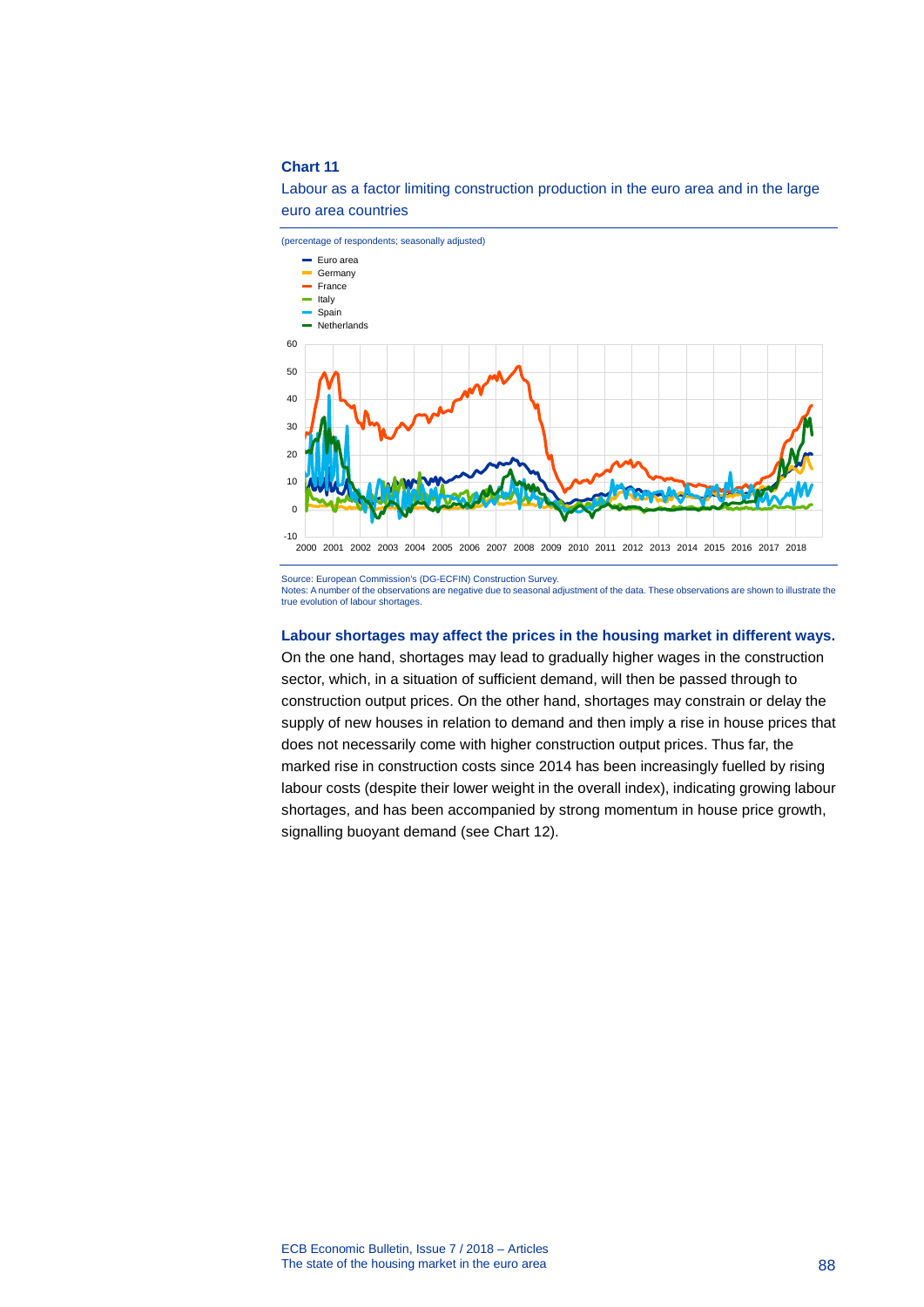**Chart 11**

Labour as a factor limiting construction production in the euro area and in the large euro area countries

(percentage of respondents; seasonally adjusted)

Source: European Commission's (DG-ECFIN) Construction Survey.
Notes: A number of the observations are negative due to seasonal adjustment of the data. These observations are shown to illustrate the true evolution of labour shortages.

**Labour shortages may affect the prices in the housing market in different ways.** On the one hand, shortages may lead to gradually higher wages in the construction sector, which, in a situation of sufficient demand, will then be passed through to construction output prices. On the other hand, shortages may constrain or delay the supply of new houses in relation to demand and then imply a rise in house prices that does not necessarily come with higher construction output prices. Thus far, the marked rise in construction costs since 2014 has been increasingly fuelled by rising labour costs (despite their lower weight in the overall index), indicating growing labour shortages, and has been accompanied by strong momentum in house price growth, signalling buoyant demand (see Chart 12).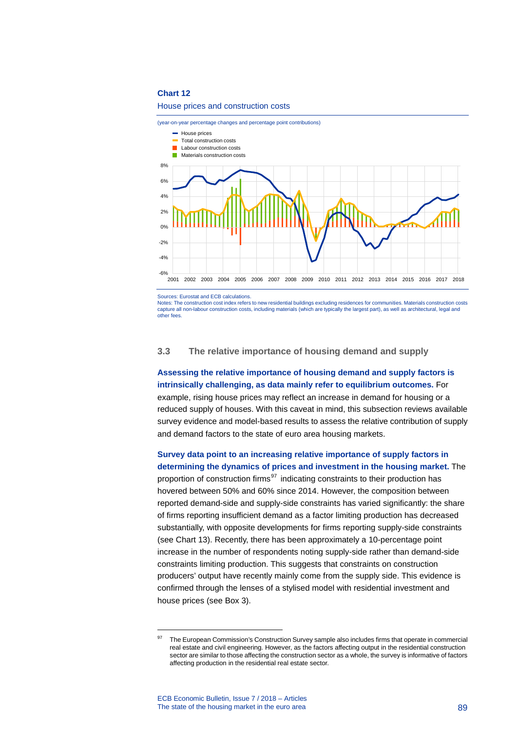**Chart 12**

House prices and construction costs

(year-on-year percentage changes and percentage point contributions)

Sources: Eurostat and ECB calculations.
Notes: The construction cost index refers to new residential buildings excluding residences for communities. Materials construction costs capture all non-labour construction costs, including materials (which are typically the largest part), as well as architectural, legal and other fees.

## 3.3 The relative importance of housing demand and supply

**Assessing the relative importance of housing demand and supply factors is intrinsically challenging, as data mainly refer to equilibrium outcomes.** For example, rising house prices may reflect an increase in demand for housing or a reduced supply of houses. With this caveat in mind, this subsection reviews available survey evidence and model-based results to assess the relative contribution of supply and demand factors to the state of euro area housing markets.

**Survey data point to an increasing relative importance of supply factors in determining the dynamics of prices and investment in the housing market.** The proportion of construction firms[97] indicating constraints to their production has hovered between 50% and 60% since 2014. However, the composition between reported demand-side and supply-side constraints has varied significantly: the share of firms reporting insufficient demand as a factor limiting production has decreased substantially, with opposite developments for firms reporting supply-side constraints (see Chart 13). Recently, there has been approximately a 10-percentage point increase in the number of respondents noting supply-side rather than demand-side constraints limiting production. This suggests that constraints on construction producers' output have recently mainly come from the supply side. This evidence is confirmed through the lenses of a stylised model with residential investment and house prices (see Box 3).

[97] The European Commission's Construction Survey sample also includes firms that operate in commercial real estate and civil engineering. However, as the factors affecting output in the residential construction sector are similar to those affecting the construction sector as a whole, the survey is informative of factors affecting production in the residential real estate sector.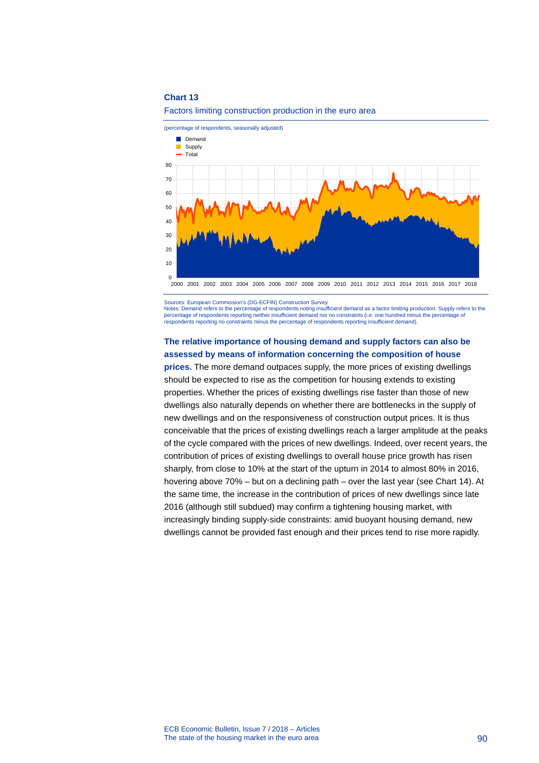**Chart 13**

Factors limiting construction production in the euro area

(percentage of respondents, seasonally adjusted)

Sources: European Commission's (DG-ECFIN) Construction Survey.
Notes: Demand refers to the percentage of respondents noting insufficient demand as a factor limiting production. Supply refers to the percentage of respondents reporting neither insufficient demand nor no constraints (i.e. one hundred minus the percentage of respondents reporting no constraints minus the percentage of respondents reporting insufficient demand).

**The relative importance of housing demand and supply factors can also be assessed by means of information concerning the composition of house prices.** The more demand outpaces supply, the more prices of existing dwellings should be expected to rise as the competition for housing extends to existing properties. Whether the prices of existing dwellings rise faster than those of new dwellings also naturally depends on whether there are bottlenecks in the supply of new dwellings and on the responsiveness of construction output prices. It is thus conceivable that the prices of existing dwellings reach a larger amplitude at the peaks of the cycle compared with the prices of new dwellings. Indeed, over recent years, the contribution of prices of existing dwellings to overall house price growth has risen sharply, from close to 10% at the start of the upturn in 2014 to almost 80% in 2016, hovering above 70% – but on a declining path – over the last year (see Chart 14). At the same time, the increase in the contribution of prices of new dwellings since late 2016 (although still subdued) may confirm a tightening housing market, with increasingly binding supply-side constraints: amid buoyant housing demand, new dwellings cannot be provided fast enough and their prices tend to rise more rapidly.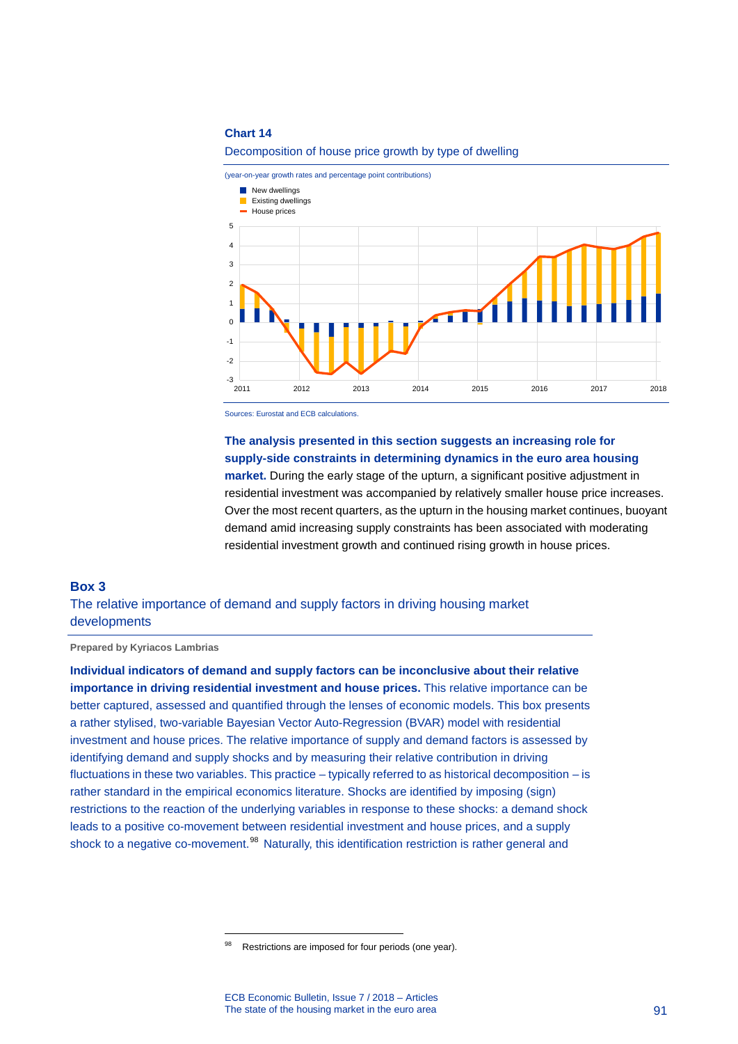**Chart 14**

Decomposition of house price growth by type of dwelling

(year-on-year growth rates and percentage point contributions)

Sources: Eurostat and ECB calculations.

**The analysis presented in this section suggests an increasing role for supply-side constraints in determining dynamics in the euro area housing market.** During the early stage of the upturn, a significant positive adjustment in residential investment was accompanied by relatively smaller house price increases. Over the most recent quarters, as the upturn in the housing market continues, buoyant demand amid increasing supply constraints has been associated with moderating residential investment growth and continued rising growth in house prices.

## Box 3
## The relative importance of demand and supply factors in driving housing market developments

**Prepared by Kyriacos Lambrias**

**Individual indicators of demand and supply factors can be inconclusive about their relative importance in driving residential investment and house prices.** This relative importance can be better captured, assessed and quantified through the lenses of economic models. This box presents a rather stylised, two-variable Bayesian Vector Auto-Regression (BVAR) model with residential investment and house prices. The relative importance of supply and demand factors is assessed by identifying demand and supply shocks and by measuring their relative contribution in driving fluctuations in these two variables. This practice – typically referred to as historical decomposition – is rather standard in the empirical economics literature. Shocks are identified by imposing (sign) restrictions to the reaction of the underlying variables in response to these shocks: a demand shock leads to a positive co-movement between residential investment and house prices, and a supply shock to a negative co-movement.[98] Naturally, this identification restriction is rather general and

---

[98] Restrictions are imposed for four periods (one year).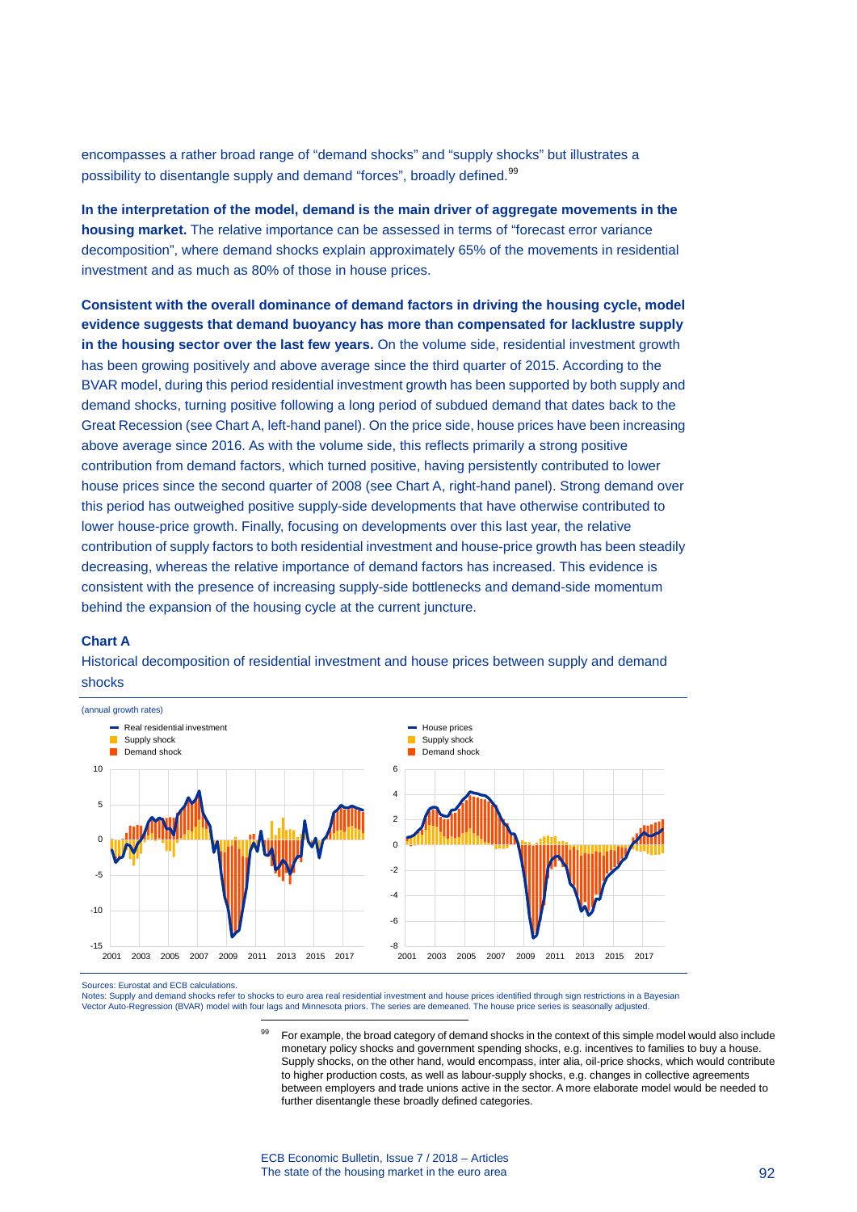encompasses a rather broad range of "demand shocks" and "supply shocks" but illustrates a possibility to disentangle supply and demand "forces", broadly defined.[99]

**In the interpretation of the model, demand is the main driver of aggregate movements in the housing market.** The relative importance can be assessed in terms of "forecast error variance decomposition", where demand shocks explain approximately 65% of the movements in residential investment and as much as 80% of those in house prices.

**Consistent with the overall dominance of demand factors in driving the housing cycle, model evidence suggests that demand buoyancy has more than compensated for lacklustre supply in the housing sector over the last few years.** On the volume side, residential investment growth has been growing positively and above average since the third quarter of 2015. According to the BVAR model, during this period residential investment growth has been supported by both supply and demand shocks, turning positive following a long period of subdued demand that dates back to the Great Recession (see Chart A, left-hand panel). On the price side, house prices have been increasing above average since 2016. As with the volume side, this reflects primarily a strong positive contribution from demand factors, which turned positive, having persistently contributed to lower house prices since the second quarter of 2008 (see Chart A, right-hand panel). Strong demand over this period has outweighed positive supply-side developments that have otherwise contributed to lower house-price growth. Finally, focusing on developments over this last year, the relative contribution of supply factors to both residential investment and house-price growth has been steadily decreasing, whereas the relative importance of demand factors has increased. This evidence is consistent with the presence of increasing supply-side bottlenecks and demand-side momentum behind the expansion of the housing cycle at the current juncture.

**Chart A**

Historical decomposition of residential investment and house prices between supply and demand shocks

(annual growth rates)

Sources: Eurostat and ECB calculations.
Notes: Supply and demand shocks refer to shocks to euro area real residential investment and house prices identified through sign restrictions in a Bayesian Vector Auto-Regression (BVAR) model with four lags and Minnesota priors. The series are demeaned. The house price series is seasonally adjusted.

---

[99] For example, the broad category of demand shocks in the context of this simple model would also include monetary policy shocks and government spending shocks, e.g. incentives to families to buy a house. Supply shocks, on the other hand, would encompass, inter alia, oil-price shocks, which would contribute to higher production costs, as well as labour-supply shocks, e.g. changes in collective agreements between employers and trade unions active in the sector. A more elaborate model would be needed to further disentangle these broadly defined categories.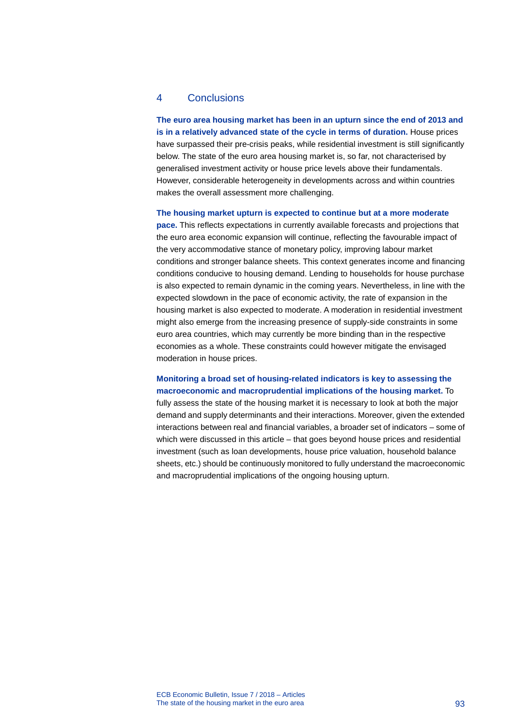## 4 Conclusions

**The euro area housing market has been in an upturn since the end of 2013 and is in a relatively advanced state of the cycle in terms of duration.** House prices have surpassed their pre-crisis peaks, while residential investment is still significantly below. The state of the euro area housing market is, so far, not characterised by generalised investment activity or house price levels above their fundamentals. However, considerable heterogeneity in developments across and within countries makes the overall assessment more challenging.

**The housing market upturn is expected to continue but at a more moderate pace.** This reflects expectations in currently available forecasts and projections that the euro area economic expansion will continue, reflecting the favourable impact of the very accommodative stance of monetary policy, improving labour market conditions and stronger balance sheets. This context generates income and financing conditions conducive to housing demand. Lending to households for house purchase is also expected to remain dynamic in the coming years. Nevertheless, in line with the expected slowdown in the pace of economic activity, the rate of expansion in the housing market is also expected to moderate. A moderation in residential investment might also emerge from the increasing presence of supply-side constraints in some euro area countries, which may currently be more binding than in the respective economies as a whole. These constraints could however mitigate the envisaged moderation in house prices.

**Monitoring a broad set of housing-related indicators is key to assessing the macroeconomic and macroprudential implications of the housing market.** To fully assess the state of the housing market it is necessary to look at both the major demand and supply determinants and their interactions. Moreover, given the extended interactions between real and financial variables, a broader set of indicators – some of which were discussed in this article – that goes beyond house prices and residential investment (such as loan developments, house price valuation, household balance sheets, etc.) should be continuously monitored to fully understand the macroeconomic and macroprudential implications of the ongoing housing upturn.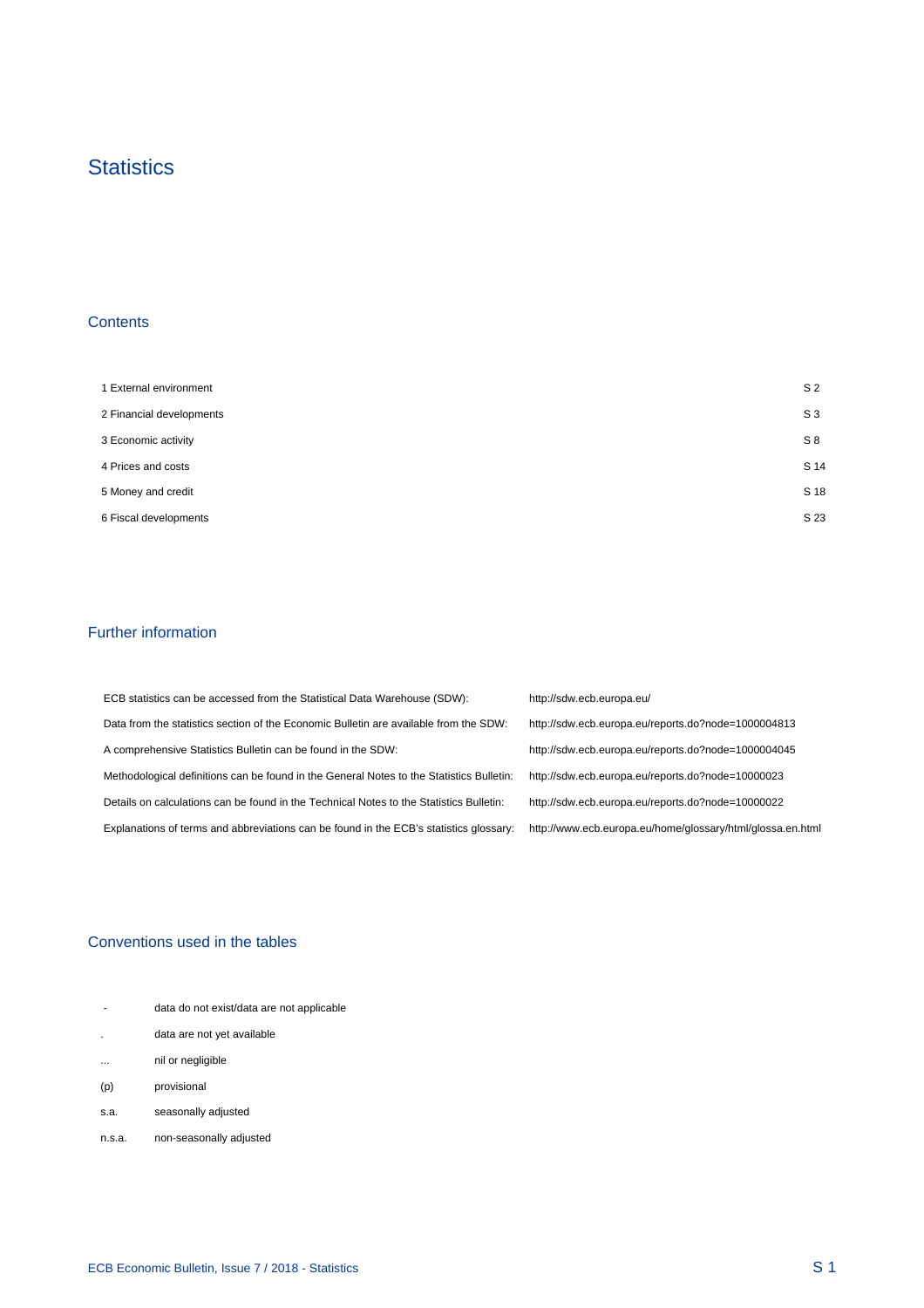# Statistics

## Contents

| | |
|---|---|
| 1 External environment | S 2 |
| 2 Financial developments | S 3 |
| 3 Economic activity | S 8 |
| 4 Prices and costs | S 14 |
| 5 Money and credit | S 18 |
| 6 Fiscal developments | S 23 |

## Further information

| | |
|---|---|
| ECB statistics can be accessed from the Statistical Data Warehouse (SDW): | http://sdw.ecb.europa.eu/ |
| Data from the statistics section of the Economic Bulletin are available from the SDW: | http://sdw.ecb.europa.eu/reports.do?node=1000004813 |
| A comprehensive Statistics Bulletin can be found in the SDW: | http://sdw.ecb.europa.eu/reports.do?node=1000004045 |
| Methodological definitions can be found in the General Notes to the Statistics Bulletin: | http://sdw.ecb.europa.eu/reports.do?node=10000023 |
| Details on calculations can be found in the Technical Notes to the Statistics Bulletin: | http://sdw.ecb.europa.eu/reports.do?node=10000022 |
| Explanations of terms and abbreviations can be found in the ECB's statistics glossary: | http://www.ecb.europa.eu/home/glossary/html/glossa.en.html |

## Conventions used in the tables

| | |
|---|---|
| - | data do not exist/data are not applicable |
| . | data are not yet available |
| ... | nil or negligible |
| (p) | provisional |
| s.a. | seasonally adjusted |
| n.s.a. | non-seasonally adjusted |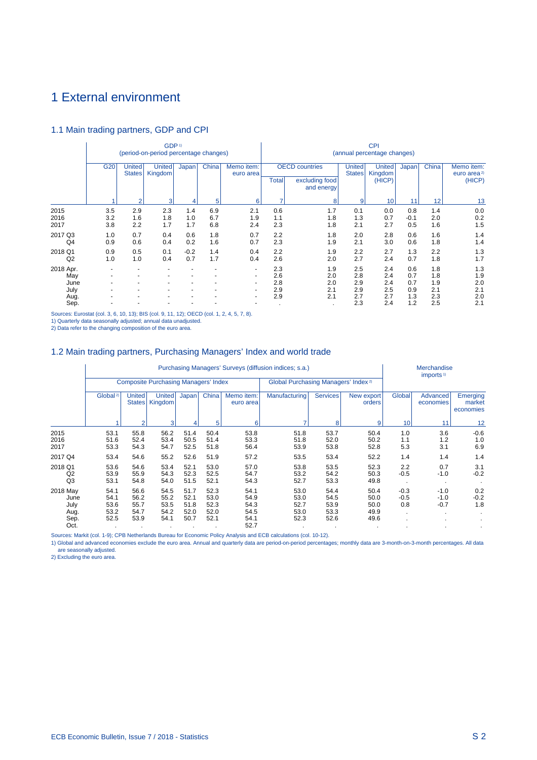# 1 External environment

## 1.1 Main trading partners, GDP and CPI

| | GDP [1] (period-on-period percentage changes) | | | | | | CPI (annual percentage changes) | | | | | | |
|---|---|---|---|---|---|---|---|---|---|---|---|---|---|
| | G20 | United States | United Kingdom | Japan | China | Memo item: euro area | OECD countries | | United States | United Kingdom (HICP) | Japan | China | Memo item: euro area [2] (HICP) |
| | | | | | | | Total | excluding food and energy | | | | | |
| | 1 | 2 | 3 | 4 | 5 | 6 | 7 | 8 | 9 | 10 | 11 | 12 | 13 |
| 2015 | 3.5 | 2.9 | 2.3 | 1.4 | 6.9 | 2.1 | 0.6 | 1.7 | 0.1 | 0.0 | 0.8 | 1.4 | 0.0 |
| 2016 | 3.2 | 1.6 | 1.8 | 1.0 | 6.7 | 1.9 | 1.1 | 1.8 | 1.3 | 0.7 | -0.1 | 2.0 | 0.2 |
| 2017 | 3.8 | 2.2 | 1.7 | 1.7 | 6.8 | 2.4 | 2.3 | 1.8 | 2.1 | 2.7 | 0.5 | 1.6 | 1.5 |
| 2017 Q3 | 1.0 | 0.7 | 0.4 | 0.6 | 1.8 | 0.7 | 2.2 | 1.8 | 2.0 | 2.8 | 0.6 | 1.6 | 1.4 |
| Q4 | 0.9 | 0.6 | 0.4 | 0.2 | 1.6 | 0.7 | 2.3 | 1.9 | 2.1 | 3.0 | 0.6 | 1.8 | 1.4 |
| 2018 Q1 | 0.9 | 0.5 | 0.1 | -0.2 | 1.4 | 0.4 | 2.2 | 1.9 | 2.2 | 2.7 | 1.3 | 2.2 | 1.3 |
| Q2 | 1.0 | 1.0 | 0.4 | 0.7 | 1.7 | 0.4 | 2.6 | 2.0 | 2.7 | 2.4 | 0.7 | 1.8 | 1.7 |
| 2018 Apr. | - | - | - | - | - | - | 2.3 | 1.9 | 2.5 | 2.4 | 0.6 | 1.8 | 1.3 |
| May | - | - | - | - | - | - | 2.6 | 2.0 | 2.8 | 2.4 | 0.7 | 1.8 | 1.9 |
| June | - | - | - | - | - | - | 2.8 | 2.0 | 2.9 | 2.4 | 0.7 | 1.9 | 2.0 |
| July | - | - | - | - | - | - | 2.9 | 2.1 | 2.9 | 2.5 | 0.9 | 2.1 | 2.1 |
| Aug. | - | - | - | - | - | - | 2.9 | 2.1 | 2.7 | 2.7 | 1.3 | 2.3 | 2.0 |
| Sep. | - | - | - | - | - | - | . | . | 2.3 | 2.4 | 1.2 | 2.5 | 2.1 |

Sources: Eurostat (col. 3, 6, 10, 13); BIS (col. 9, 11, 12); OECD (col. 1, 2, 4, 5, 7, 8).
1) Quarterly data seasonally adjusted; annual data unadjusted.
2) Data refer to the changing composition of the euro area.

## 1.2 Main trading partners, Purchasing Managers' Index and world trade

| | Purchasing Managers' Surveys (diffusion indices; s.a.) | | | | | | | | | Merchandise imports [1] | | |
|---|---|---|---|---|---|---|---|---|---|---|---|---|
| | Composite Purchasing Managers' Index | | | | | | Global Purchasing Managers' Index [2] | | | | | |
| | Global [2] | United States | United Kingdom | Japan | China | Memo item: euro area | Manufacturing | Services | New export orders | Global | Advanced economies | Emerging market economies |
| | 1 | 2 | 3 | 4 | 5 | 6 | 7 | 8 | 9 | 10 | 11 | 12 |
| 2015 | 53.1 | 55.8 | 56.2 | 51.4 | 50.4 | 53.8 | 51.8 | 53.7 | 50.4 | 1.0 | 3.6 | -0.6 |
| 2016 | 51.6 | 52.4 | 53.4 | 50.5 | 51.4 | 53.3 | 51.8 | 52.0 | 50.2 | 1.1 | 1.2 | 1.0 |
| 2017 | 53.3 | 54.3 | 54.7 | 52.5 | 51.8 | 56.4 | 53.9 | 53.8 | 52.8 | 5.3 | 3.1 | 6.9 |
| 2017 Q4 | 53.4 | 54.6 | 55.2 | 52.6 | 51.9 | 57.2 | 53.5 | 53.4 | 52.2 | 1.4 | 1.4 | 1.4 |
| 2018 Q1 | 53.6 | 54.6 | 53.4 | 52.1 | 53.0 | 57.0 | 53.8 | 53.5 | 52.3 | 2.2 | 0.7 | 3.1 |
| Q2 | 53.9 | 55.9 | 54.3 | 52.3 | 52.5 | 54.7 | 53.2 | 54.2 | 50.3 | -0.5 | -1.0 | -0.2 |
| Q3 | 53.1 | 54.8 | 54.0 | 51.5 | 52.1 | 54.3 | 52.7 | 53.3 | 49.8 | . | . | . |
| 2018 May | 54.1 | 56.6 | 54.5 | 51.7 | 52.3 | 54.1 | 53.0 | 54.4 | 50.4 | -0.3 | -1.0 | 0.2 |
| June | 54.1 | 56.2 | 55.2 | 52.1 | 53.0 | 54.9 | 53.0 | 54.5 | 50.0 | -0.5 | -1.0 | -0.2 |
| July | 53.6 | 55.7 | 53.5 | 51.8 | 52.3 | 54.3 | 52.7 | 53.9 | 50.0 | 0.8 | -0.7 | 1.8 |
| Aug. | 53.2 | 54.7 | 54.2 | 52.0 | 52.0 | 54.5 | 53.0 | 53.3 | 49.9 | . | . | . |
| Sep. | 52.5 | 53.9 | 54.1 | 50.7 | 52.1 | 54.1 | 52.3 | 52.6 | 49.6 | . | . | . |
| Oct. | . | . | . | . | . | 52.7 | . | . | . | . | . | . |

Sources: Markit (col. 1-9); CPB Netherlands Bureau for Economic Policy Analysis and ECB calculations (col. 10-12).
1) Global and advanced economies exclude the euro area. Annual and quarterly data are period-on-period percentages; monthly data are 3-month-on-3-month percentages. All data are seasonally adjusted.
2) Excluding the euro area.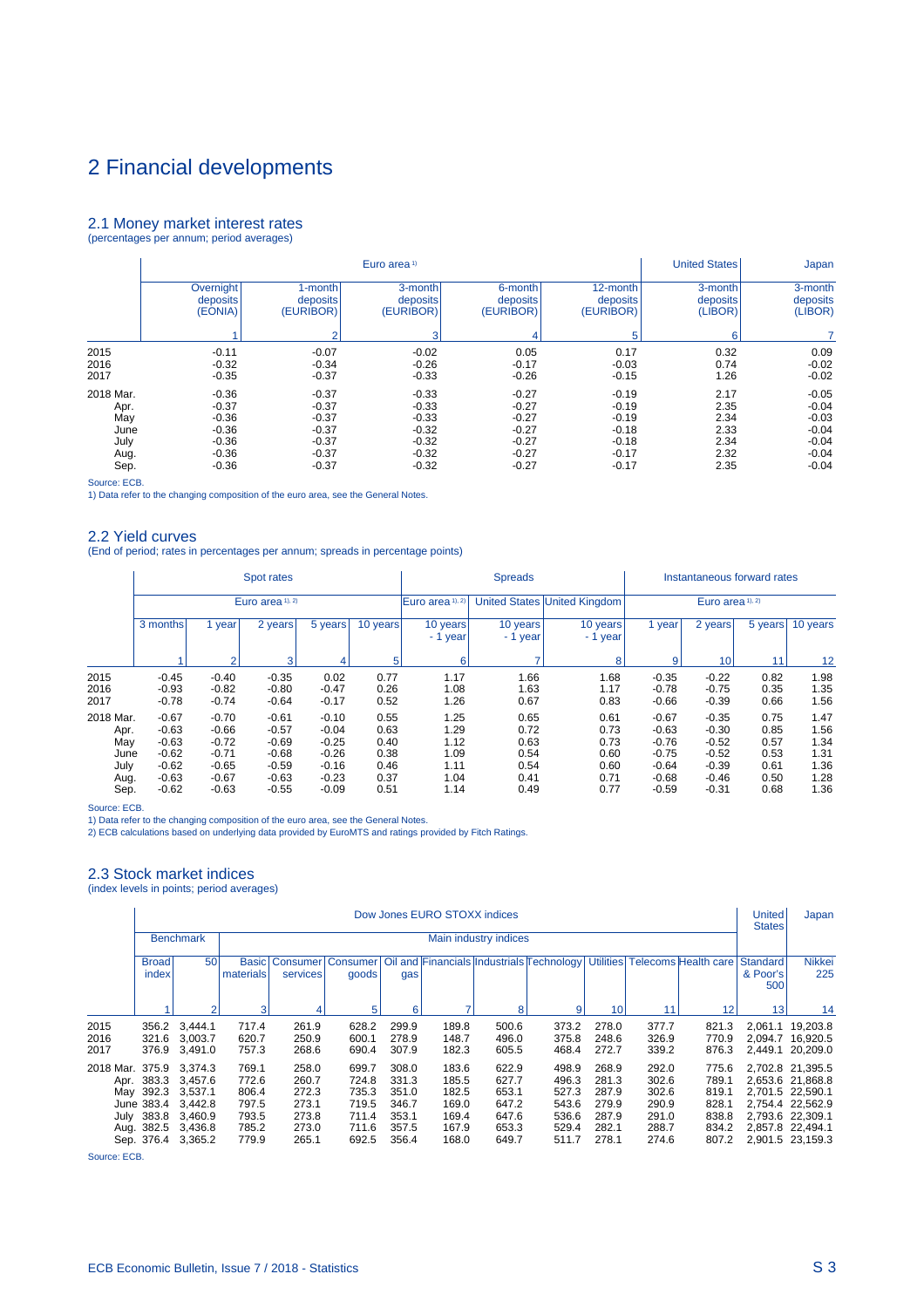# 2 Financial developments

## 2.1 Money market interest rates

(percentages per annum; period averages)

| | Euro area [1] | | | | | United States | Japan |
|---|---|---|---|---|---|---|---|
| | Overnight deposits (EONIA) | 1-month deposits (EURIBOR) | 3-month deposits (EURIBOR) | 6-month deposits (EURIBOR) | 12-month deposits (EURIBOR) | 3-month deposits (LIBOR) | 3-month deposits (LIBOR) |
| | 1 | 2 | 3 | 4 | 5 | 6 | 7 |
| 2015 | -0.11 | -0.07 | -0.02 | 0.05 | 0.17 | 0.32 | 0.09 |
| 2016 | -0.32 | -0.34 | -0.26 | -0.17 | -0.03 | 0.74 | -0.02 |
| 2017 | -0.35 | -0.37 | -0.33 | -0.26 | -0.15 | 1.26 | -0.02 |
| 2018 Mar. | -0.36 | -0.37 | -0.33 | -0.27 | -0.19 | 2.17 | -0.05 |
| Apr. | -0.37 | -0.37 | -0.33 | -0.27 | -0.19 | 2.35 | -0.04 |
| May | -0.36 | -0.37 | -0.33 | -0.27 | -0.19 | 2.34 | -0.03 |
| June | -0.36 | -0.37 | -0.32 | -0.27 | -0.18 | 2.33 | -0.04 |
| July | -0.36 | -0.37 | -0.32 | -0.27 | -0.18 | 2.34 | -0.04 |
| Aug. | -0.36 | -0.37 | -0.32 | -0.27 | -0.17 | 2.32 | -0.04 |
| Sep. | -0.36 | -0.37 | -0.32 | -0.27 | -0.17 | 2.35 | -0.04 |

Source: ECB.
1) Data refer to the changing composition of the euro area, see the General Notes.

## 2.2 Yield curves

(End of period; rates in percentages per annum; spreads in percentage points)

| | Spot rates | | | | | Spreads | | | Instantaneous forward rates | | | |
|---|---|---|---|---|---|---|---|---|---|---|---|---|
| | Euro area [1), 2)] | | | | | Euro area [1), 2)] | United States | United Kingdom | Euro area [1), 2)] | | | |
| | 3 months | 1 year | 2 years | 5 years | 10 years | 10 years - 1 year | 10 years - 1 year | 10 years - 1 year | 1 year | 2 years | 5 years | 10 years |
| | 1 | 2 | 3 | 4 | 5 | 6 | 7 | 8 | 9 | 10 | 11 | 12 |
| 2015 | -0.45 | -0.40 | -0.35 | 0.02 | 0.77 | 1.17 | 1.66 | 1.68 | -0.35 | -0.22 | 0.82 | 1.98 |
| 2016 | -0.93 | -0.82 | -0.80 | -0.47 | 0.26 | 1.08 | 1.63 | 1.17 | -0.78 | -0.75 | 0.35 | 1.35 |
| 2017 | -0.78 | -0.74 | -0.64 | -0.17 | 0.52 | 1.26 | 0.67 | 0.83 | -0.66 | -0.39 | 0.66 | 1.56 |
| 2018 Mar. | -0.67 | -0.70 | -0.61 | -0.10 | 0.55 | 1.25 | 0.65 | 0.61 | -0.67 | -0.35 | 0.75 | 1.47 |
| Apr. | -0.63 | -0.66 | -0.57 | -0.04 | 0.63 | 1.29 | 0.72 | 0.73 | -0.63 | -0.30 | 0.85 | 1.56 |
| May | -0.63 | -0.72 | -0.69 | -0.25 | 0.40 | 1.12 | 0.63 | 0.73 | -0.76 | -0.52 | 0.57 | 1.34 |
| June | -0.62 | -0.71 | -0.68 | -0.26 | 0.38 | 1.09 | 0.54 | 0.60 | -0.75 | -0.52 | 0.53 | 1.31 |
| July | -0.62 | -0.65 | -0.59 | -0.16 | 0.46 | 1.11 | 0.54 | 0.60 | -0.64 | -0.39 | 0.61 | 1.36 |
| Aug. | -0.63 | -0.67 | -0.63 | -0.23 | 0.37 | 1.04 | 0.41 | 0.71 | -0.68 | -0.46 | 0.50 | 1.28 |
| Sep. | -0.62 | -0.63 | -0.55 | -0.09 | 0.51 | 1.14 | 0.49 | 0.77 | -0.59 | -0.31 | 0.68 | 1.36 |

Source: ECB.
1) Data refer to the changing composition of the euro area, see the General Notes.
2) ECB calculations based on underlying data provided by EuroMTS and ratings provided by Fitch Ratings.

## 2.3 Stock market indices

(index levels in points; period averages)

| | Dow Jones EURO STOXX indices | | | | | | | | | | | | United States | Japan |
|---|---|---|---|---|---|---|---|---|---|---|---|---|---|---|
| | Benchmark | | Main industry indices | | | | | | | | | | | |
| | Broad index | 50 | Basic materials | Consumer services | Consumer goods | Oil and gas | Financials | Industrials | Technology | Utilities | Telecoms | Health care | Standard & Poor's 500 | Nikkei 225 |
| | 1 | 2 | 3 | 4 | 5 | 6 | 7 | 8 | 9 | 10 | 11 | 12 | 13 | 14 |
| 2015 | 356.2 | 3,444.1 | 717.4 | 261.9 | 628.2 | 299.9 | 189.8 | 500.6 | 373.2 | 278.0 | 377.7 | 821.3 | 2,061.1 | 19,203.8 |
| 2016 | 321.6 | 3,003.7 | 620.7 | 250.9 | 600.1 | 278.9 | 148.7 | 496.0 | 375.8 | 248.6 | 326.9 | 770.9 | 2,094.7 | 16,920.5 |
| 2017 | 376.9 | 3,491.0 | 757.3 | 268.6 | 690.4 | 307.9 | 182.3 | 605.5 | 468.4 | 272.7 | 339.2 | 876.3 | 2,449.1 | 20,209.0 |
| 2018 Mar. | 375.9 | 3,374.3 | 769.1 | 258.0 | 699.7 | 308.0 | 183.6 | 622.9 | 498.9 | 268.9 | 292.0 | 775.6 | 2,702.8 | 21,395.5 |
| Apr. | 383.3 | 3,457.6 | 772.6 | 260.7 | 724.8 | 331.3 | 185.5 | 627.7 | 496.3 | 281.3 | 302.6 | 789.1 | 2,653.6 | 21,868.8 |
| May | 392.3 | 3,537.1 | 806.4 | 272.3 | 735.3 | 351.0 | 182.5 | 653.1 | 527.3 | 287.9 | 302.6 | 819.1 | 2,701.5 | 22,590.1 |
| June | 383.4 | 3,442.8 | 797.5 | 273.1 | 719.5 | 346.7 | 169.0 | 647.2 | 543.6 | 279.9 | 290.9 | 828.1 | 2,754.4 | 22,562.9 |
| July | 383.8 | 3,460.9 | 793.5 | 273.8 | 711.4 | 353.1 | 169.4 | 647.6 | 536.6 | 287.9 | 291.0 | 838.8 | 2,793.6 | 22,309.1 |
| Aug. | 382.5 | 3,436.8 | 785.2 | 273.0 | 711.6 | 357.5 | 167.9 | 653.3 | 529.4 | 282.1 | 288.7 | 834.2 | 2,857.8 | 22,494.1 |
| Sep. | 376.4 | 3,365.2 | 779.9 | 265.1 | 692.5 | 356.4 | 168.0 | 649.7 | 511.7 | 278.1 | 274.6 | 807.2 | 2,901.5 | 23,159.3 |

Source: ECB.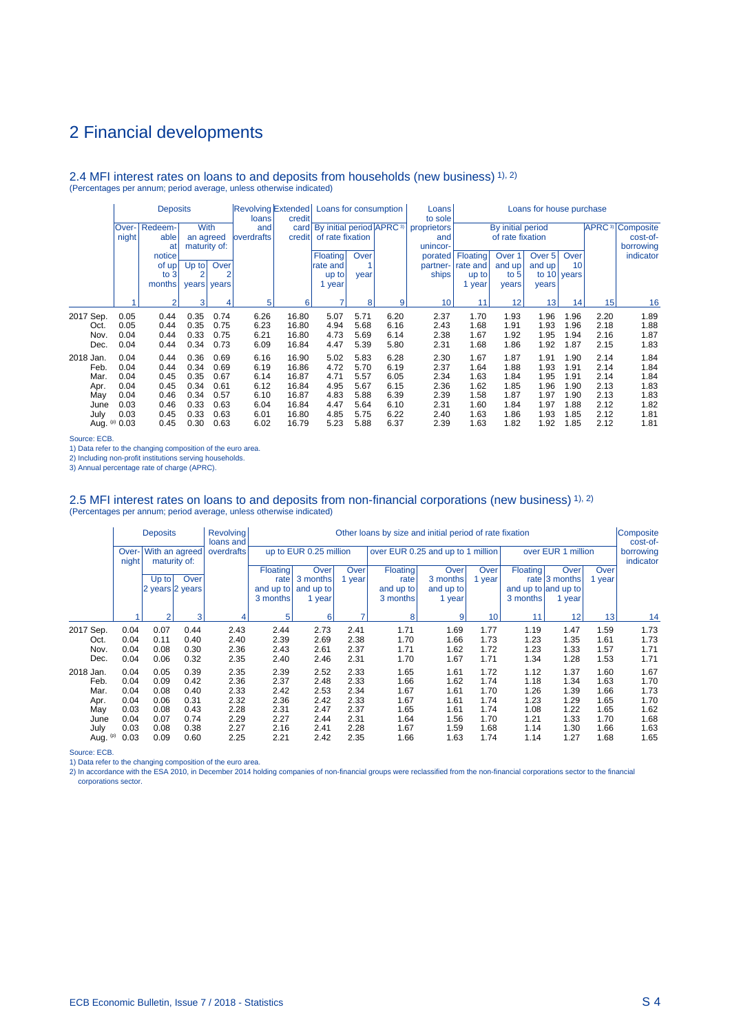# 2 Financial developments

## 2.4 MFI interest rates on loans to and deposits from households (new business) 1), 2)

(Percentages per annum; period average, unless otherwise indicated)

| | Deposits | | | | Revolving loans and overdrafts | Extended credit card credit | Loans for consumption | | | Loans to sole proprietors and unincorporated partnerships | Loans for house purchase | | | | | |
|---|---|---|---|---|---|---|---|---|---|---|---|---|---|---|---|---|
| | Overnight | Redeemable at notice of up to 3 months | With an agreed maturity of: | | | | By initial period of rate fixation | | APRC 3) | | By initial period of rate fixation | | | | APRC 3) | Composite cost-of-borrowing indicator |
| | | | Up to 2 years | Over 2 years | | | Floating rate and up to 1 year | Over 1 year | | | Floating rate and up to 1 year | Over 1 and up to 5 years | Over 5 and up to 10 years | Over 10 years | | |
| | 1 | 2 | 3 | 4 | 5 | 6 | 7 | 8 | 9 | 10 | 11 | 12 | 13 | 14 | 15 | 16 |
| 2017 Sep. | 0.05 | 0.44 | 0.35 | 0.74 | 6.26 | 16.80 | 5.07 | 5.71 | 6.20 | 2.37 | 1.70 | 1.93 | 1.96 | 1.96 | 2.20 | 1.89 |
| Oct. | 0.05 | 0.44 | 0.35 | 0.75 | 6.23 | 16.80 | 4.94 | 5.68 | 6.16 | 2.43 | 1.68 | 1.91 | 1.93 | 1.96 | 2.18 | 1.88 |
| Nov. | 0.04 | 0.44 | 0.33 | 0.75 | 6.21 | 16.80 | 4.73 | 5.69 | 6.14 | 2.38 | 1.67 | 1.92 | 1.95 | 1.94 | 2.16 | 1.87 |
| Dec. | 0.04 | 0.44 | 0.34 | 0.73 | 6.09 | 16.84 | 4.47 | 5.39 | 5.80 | 2.31 | 1.68 | 1.86 | 1.92 | 1.87 | 2.15 | 1.83 |
| 2018 Jan. | 0.04 | 0.44 | 0.36 | 0.69 | 6.16 | 16.90 | 5.02 | 5.83 | 6.28 | 2.30 | 1.67 | 1.87 | 1.91 | 1.90 | 2.14 | 1.84 |
| Feb. | 0.04 | 0.44 | 0.34 | 0.69 | 6.19 | 16.86 | 4.72 | 5.70 | 6.19 | 2.37 | 1.64 | 1.88 | 1.93 | 1.91 | 2.14 | 1.84 |
| Mar. | 0.04 | 0.45 | 0.35 | 0.67 | 6.14 | 16.87 | 4.71 | 5.57 | 6.05 | 2.34 | 1.63 | 1.84 | 1.95 | 1.91 | 2.14 | 1.84 |
| Apr. | 0.04 | 0.45 | 0.34 | 0.61 | 6.12 | 16.84 | 4.95 | 5.67 | 6.15 | 2.36 | 1.62 | 1.85 | 1.96 | 1.90 | 2.13 | 1.83 |
| May | 0.04 | 0.46 | 0.34 | 0.57 | 6.10 | 16.87 | 4.83 | 5.88 | 6.39 | 2.39 | 1.58 | 1.87 | 1.97 | 1.90 | 2.13 | 1.83 |
| June | 0.03 | 0.46 | 0.33 | 0.63 | 6.04 | 16.84 | 4.47 | 5.64 | 6.10 | 2.31 | 1.60 | 1.84 | 1.97 | 1.88 | 2.12 | 1.82 |
| July | 0.03 | 0.45 | 0.33 | 0.63 | 6.01 | 16.80 | 4.85 | 5.75 | 6.22 | 2.40 | 1.63 | 1.86 | 1.93 | 1.85 | 2.12 | 1.81 |
| Aug. (p) | 0.03 | 0.45 | 0.30 | 0.63 | 6.02 | 16.79 | 5.23 | 5.88 | 6.37 | 2.39 | 1.63 | 1.82 | 1.92 | 1.85 | 2.12 | 1.81 |

Source: ECB.
1) Data refer to the changing composition of the euro area.
2) Including non-profit institutions serving households.
3) Annual percentage rate of charge (APRC).

## 2.5 MFI interest rates on loans to and deposits from non-financial corporations (new business) 1), 2)

(Percentages per annum; period average, unless otherwise indicated)

| | Deposits | | | Revolving loans and overdrafts | Other loans by size and initial period of rate fixation | | | | | | | | | Composite cost-of-borrowing indicator |
|---|---|---|---|---|---|---|---|---|---|---|---|---|---|---|
| | Overnight | With an agreed maturity of: | | | up to EUR 0.25 million | | | over EUR 0.25 and up to 1 million | | | over EUR 1 million | | | |
| | | Up to 2 years | Over 2 years | | Floating rate and up to 3 months | Over 3 months and up to 1 year | Over 1 year | Floating rate and up to 3 months | Over 3 months and up to 1 year | Over 1 year | Floating rate and up to 3 months | Over 3 months and up to 1 year | Over 1 year | |
| | 1 | 2 | 3 | 4 | 5 | 6 | 7 | 8 | 9 | 10 | 11 | 12 | 13 | 14 |
| 2017 Sep. | 0.04 | 0.07 | 0.44 | 2.43 | 2.44 | 2.73 | 2.41 | 1.71 | 1.69 | 1.77 | 1.19 | 1.47 | 1.59 | 1.73 |
| Oct. | 0.04 | 0.11 | 0.40 | 2.40 | 2.39 | 2.69 | 2.38 | 1.70 | 1.66 | 1.73 | 1.23 | 1.35 | 1.61 | 1.73 |
| Nov. | 0.04 | 0.08 | 0.30 | 2.36 | 2.43 | 2.61 | 2.37 | 1.71 | 1.62 | 1.72 | 1.23 | 1.33 | 1.57 | 1.71 |
| Dec. | 0.04 | 0.06 | 0.32 | 2.35 | 2.40 | 2.46 | 2.31 | 1.70 | 1.67 | 1.71 | 1.34 | 1.28 | 1.53 | 1.71 |
| 2018 Jan. | 0.04 | 0.05 | 0.39 | 2.35 | 2.39 | 2.52 | 2.33 | 1.65 | 1.61 | 1.72 | 1.12 | 1.37 | 1.60 | 1.67 |
| Feb. | 0.04 | 0.09 | 0.42 | 2.36 | 2.37 | 2.48 | 2.33 | 1.66 | 1.62 | 1.74 | 1.18 | 1.34 | 1.63 | 1.70 |
| Mar. | 0.04 | 0.08 | 0.40 | 2.33 | 2.42 | 2.53 | 2.34 | 1.67 | 1.61 | 1.70 | 1.26 | 1.39 | 1.66 | 1.73 |
| Apr. | 0.04 | 0.06 | 0.31 | 2.32 | 2.36 | 2.42 | 2.33 | 1.67 | 1.61 | 1.74 | 1.23 | 1.29 | 1.65 | 1.70 |
| May | 0.03 | 0.08 | 0.43 | 2.28 | 2.31 | 2.47 | 2.37 | 1.65 | 1.61 | 1.74 | 1.08 | 1.22 | 1.65 | 1.62 |
| June | 0.04 | 0.07 | 0.74 | 2.29 | 2.27 | 2.44 | 2.31 | 1.64 | 1.56 | 1.70 | 1.21 | 1.33 | 1.70 | 1.68 |
| July | 0.03 | 0.08 | 0.38 | 2.27 | 2.16 | 2.41 | 2.28 | 1.67 | 1.59 | 1.68 | 1.14 | 1.30 | 1.66 | 1.63 |
| Aug. (p) | 0.03 | 0.09 | 0.60 | 2.25 | 2.21 | 2.42 | 2.35 | 1.66 | 1.63 | 1.74 | 1.14 | 1.27 | 1.68 | 1.65 |

Source: ECB.
1) Data refer to the changing composition of the euro area.
2) In accordance with the ESA 2010, in December 2014 holding companies of non-financial groups were reclassified from the non-financial corporations sector to the financial corporations sector.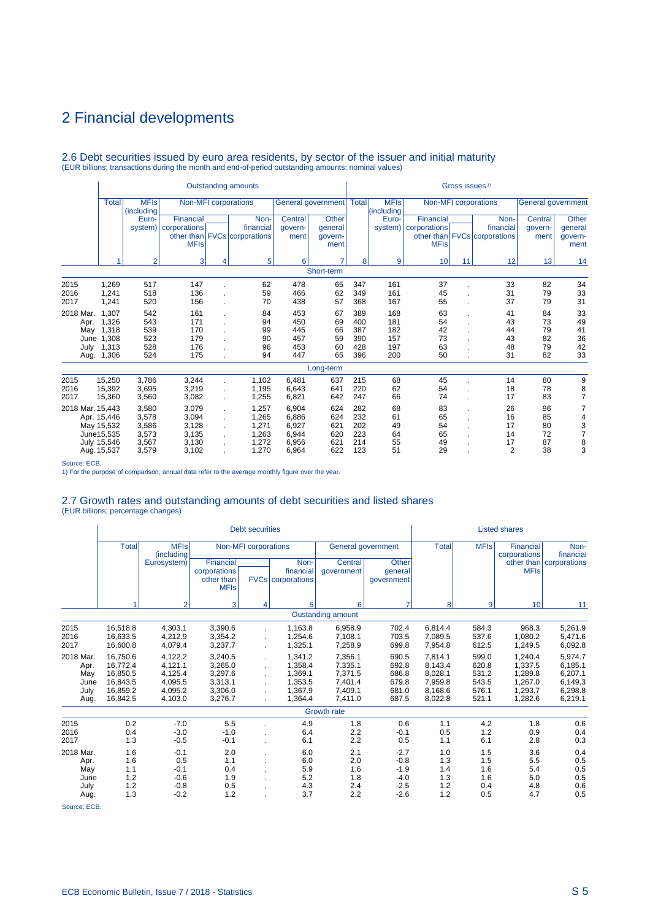# 2 Financial developments

## 2.6 Debt securities issued by euro area residents, by sector of the issuer and initial maturity

(EUR billions; transactions during the month and end-of-period outstanding amounts; nominal values)

| | Outstanding amounts | | | | | | | Gross issues [1] | | | | | | |
|---|---|---|---|---|---|---|---|---|---|---|---|---|---|---|
| | Total | MFIs (including Euro-system) | Non-MFI corporations | | | General government | | Total | MFIs (including Euro-system) | Non-MFI corporations | | | General government | |
| | | | Financial corporations other than MFIs | FVCs | Non-financial corporations | Central govern-ment | Other general govern-ment | | | Financial corporations other than MFIs | FVCs | Non-financial corporations | Central govern-ment | Other general govern-ment |
| | 1 | 2 | 3 | 4 | 5 | 6 | 7 | 8 | 9 | 10 | 11 | 12 | 13 | 14 |
| | | | | | | | Short-term | | | | | | | |
| 2015 | 1,269 | 517 | 147 | . | 62 | 478 | 65 | 347 | 161 | 37 | . | 33 | 82 | 34 |
| 2016 | 1,241 | 518 | 136 | . | 59 | 466 | 62 | 349 | 161 | 45 | . | 31 | 79 | 33 |
| 2017 | 1,241 | 520 | 156 | . | 70 | 438 | 57 | 368 | 167 | 55 | . | 37 | 79 | 31 |
| 2018 Mar. | 1,307 | 542 | 161 | . | 84 | 453 | 67 | 389 | 168 | 63 | . | 41 | 84 | 33 |
| Apr. | 1,326 | 543 | 171 | . | 94 | 450 | 69 | 400 | 181 | 54 | . | 43 | 73 | 49 |
| May | 1,318 | 539 | 170 | . | 99 | 445 | 66 | 387 | 182 | 42 | . | 44 | 79 | 41 |
| June | 1,308 | 523 | 179 | . | 90 | 457 | 59 | 390 | 157 | 73 | . | 43 | 82 | 36 |
| July | 1,313 | 528 | 176 | . | 96 | 453 | 60 | 428 | 197 | 63 | . | 48 | 79 | 42 |
| Aug. | 1,306 | 524 | 175 | . | 94 | 447 | 65 | 396 | 200 | 50 | . | 31 | 82 | 33 |
| | | | | | | | Long-term | | | | | | | |
| 2015 | 15,250 | 3,786 | 3,244 | . | 1,102 | 6,481 | 637 | 215 | 68 | 45 | . | 14 | 80 | 9 |
| 2016 | 15,392 | 3,695 | 3,219 | . | 1,195 | 6,643 | 641 | 220 | 62 | 54 | . | 18 | 78 | 8 |
| 2017 | 15,360 | 3,560 | 3,082 | . | 1,255 | 6,821 | 642 | 247 | 66 | 74 | . | 17 | 83 | 7 |
| 2018 Mar. | 15,443 | 3,580 | 3,079 | . | 1,257 | 6,904 | 624 | 282 | 68 | 83 | . | 26 | 96 | 7 |
| Apr. | 15,446 | 3,578 | 3,094 | . | 1,265 | 6,886 | 624 | 232 | 61 | 65 | . | 16 | 85 | 4 |
| May | 15,532 | 3,586 | 3,128 | . | 1,271 | 6,927 | 621 | 202 | 49 | 54 | . | 17 | 80 | 3 |
| June | 15,535 | 3,573 | 3,135 | . | 1,263 | 6,944 | 620 | 223 | 64 | 65 | . | 14 | 72 | 7 |
| July | 15,546 | 3,567 | 3,130 | . | 1,272 | 6,956 | 621 | 214 | 55 | 49 | . | 17 | 87 | 8 |
| Aug. | 15,537 | 3,579 | 3,102 | . | 1,270 | 6,964 | 622 | 123 | 51 | 29 | . | 2 | 38 | 3 |

Source: ECB.
1) For the purpose of comparison, annual data refer to the average monthly figure over the year.

## 2.7 Growth rates and outstanding amounts of debt securities and listed shares

(EUR billions; percentage changes)

| | Debt securities | | | | | | | Listed shares | | | |
|---|---|---|---|---|---|---|---|---|---|---|---|
| | Total | MFIs (including Eurosystem) | Non-MFI corporations | | | General government | | Total | MFIs | Financial corporations other than MFIs | Non-financial corporations |
| | | | Financial corporations other than MFIs | FVCs | Non-financial corporations | Central government | Other general government | | | | |
| | 1 | 2 | 3 | 4 | 5 | 6 | 7 | 8 | 9 | 10 | 11 |
| | | | | | | Oustanding amount | | | | | |
| 2015 | 16,518.8 | 4,303.1 | 3,390.6 | . | 1,163.8 | 6,958.9 | 702.4 | 6,814.4 | 584.3 | 968.3 | 5,261.9 |
| 2016 | 16,633.5 | 4,212.9 | 3,354.2 | . | 1,254.6 | 7,108.1 | 703.5 | 7,089.5 | 537.6 | 1,080.2 | 5,471.6 |
| 2017 | 16,600.8 | 4,079.4 | 3,237.7 | . | 1,325.1 | 7,258.9 | 699.8 | 7,954.8 | 612.5 | 1,249.5 | 6,092.8 |
| 2018 Mar. | 16,750.6 | 4,122.2 | 3,240.5 | . | 1,341.2 | 7,356.1 | 690.5 | 7,814.1 | 599.0 | 1,240.4 | 5,974.7 |
| Apr. | 16,772.4 | 4,121.1 | 3,265.0 | . | 1,358.4 | 7,335.1 | 692.8 | 8,143.4 | 620.8 | 1,337.5 | 6,185.1 |
| May | 16,850.5 | 4,125.4 | 3,297.6 | . | 1,369.1 | 7,371.5 | 686.8 | 8,028.1 | 531.2 | 1,289.8 | 6,207.1 |
| June | 16,843.5 | 4,095.5 | 3,313.1 | . | 1,353.5 | 7,401.4 | 679.8 | 7,959.8 | 543.5 | 1,267.0 | 6,149.3 |
| July | 16,859.2 | 4,095.2 | 3,306.0 | . | 1,367.9 | 7,409.1 | 681.0 | 8,168.6 | 576.1 | 1,293.7 | 6,298.8 |
| Aug. | 16,842.5 | 4,103.0 | 3,276.7 | . | 1,364.4 | 7,411.0 | 687.5 | 8,022.8 | 521.1 | 1,282.6 | 6,219.1 |
| | | | | | | Growth rate | | | | | |
| 2015 | 0.2 | -7.0 | 5.5 | . | 4.9 | 1.8 | 0.6 | 1.1 | 4.2 | 1.8 | 0.6 |
| 2016 | 0.4 | -3.0 | -1.0 | . | 6.4 | 2.2 | -0.1 | 0.5 | 1.2 | 0.9 | 0.4 |
| 2017 | 1.3 | -0.5 | -0.1 | . | 6.1 | 2.2 | 0.5 | 1.1 | 6.1 | 2.8 | 0.3 |
| 2018 Mar. | 1.6 | -0.1 | 2.0 | . | 6.0 | 2.1 | -2.7 | 1.0 | 1.5 | 3.6 | 0.4 |
| Apr. | 1.6 | 0.5 | 1.1 | . | 6.0 | 2.0 | -0.8 | 1.3 | 1.5 | 5.5 | 0.5 |
| May | 1.1 | -0.1 | 0.4 | . | 5.9 | 1.6 | -1.9 | 1.4 | 1.6 | 5.4 | 0.5 |
| June | 1.2 | -0.6 | 1.9 | . | 5.2 | 1.8 | -4.0 | 1.3 | 1.6 | 5.0 | 0.5 |
| July | 1.2 | -0.8 | 0.5 | . | 4.3 | 2.4 | -2.5 | 1.2 | 0.4 | 4.8 | 0.6 |
| Aug. | 1.3 | -0.2 | 1.2 | . | 3.7 | 2.2 | -2.6 | 1.2 | 0.5 | 4.7 | 0.5 |

Source: ECB.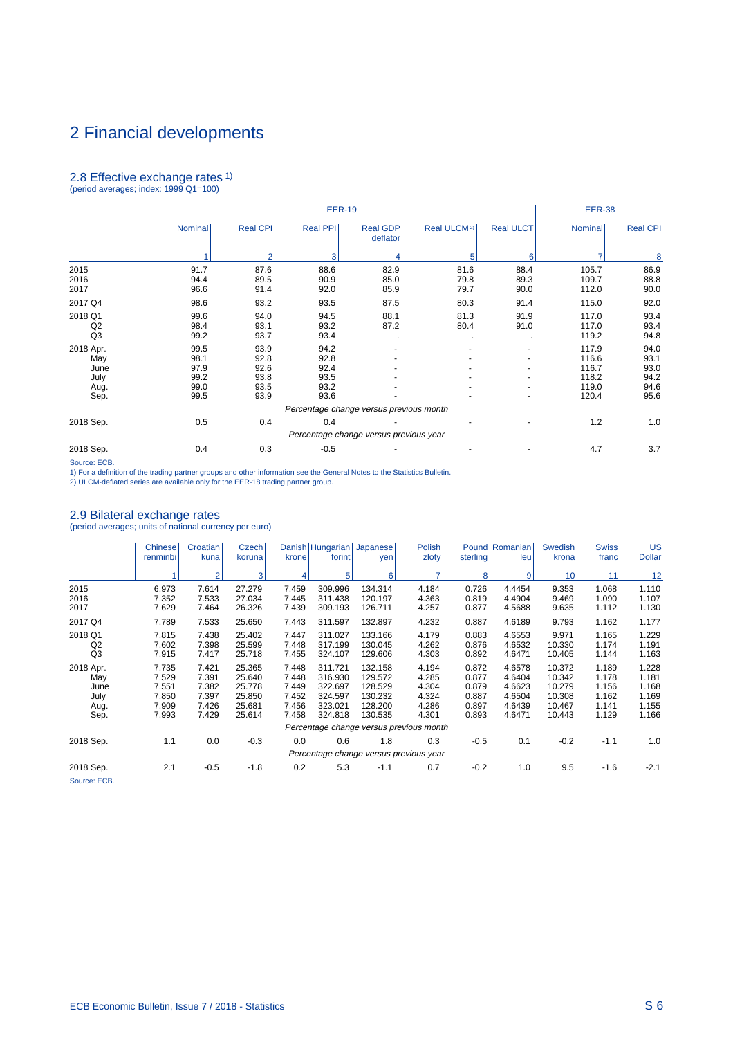# 2 Financial developments

## 2.8 Effective exchange rates 1)

(period averages; index: 1999 Q1=100)

| | EER-19 | | | | | | EER-38 | |
|---|---|---|---|---|---|---|---|---|
| | Nominal | Real CPI | Real PPI | Real GDP deflator | Real ULCM 2) | Real ULCT | Nominal | Real CPI |
| | 1 | 2 | 3 | 4 | 5 | 6 | 7 | 8 |
| 2015 | 91.7 | 87.6 | 88.6 | 82.9 | 81.6 | 88.4 | 105.7 | 86.9 |
| 2016 | 94.4 | 89.5 | 90.9 | 85.0 | 79.8 | 89.3 | 109.7 | 88.8 |
| 2017 | 96.6 | 91.4 | 92.0 | 85.9 | 79.7 | 90.0 | 112.0 | 90.0 |
| 2017 Q4 | 98.6 | 93.2 | 93.5 | 87.5 | 80.3 | 91.4 | 115.0 | 92.0 |
| 2018 Q1 | 99.6 | 94.0 | 94.5 | 88.1 | 81.3 | 91.9 | 117.0 | 93.4 |
| Q2 | 98.4 | 93.1 | 93.2 | 87.2 | 80.4 | 91.0 | 117.0 | 93.4 |
| Q3 | 99.2 | 93.7 | 93.4 | . | . | . | 119.2 | 94.8 |
| 2018 Apr. | 99.5 | 93.9 | 94.2 | - | - | - | 117.9 | 94.0 |
| May | 98.1 | 92.8 | 92.8 | - | - | - | 116.6 | 93.1 |
| June | 97.9 | 92.6 | 92.4 | - | - | - | 116.7 | 93.0 |
| July | 99.2 | 93.8 | 93.5 | - | - | - | 118.2 | 94.2 |
| Aug. | 99.0 | 93.5 | 93.2 | - | - | - | 119.0 | 94.6 |
| Sep. | 99.5 | 93.9 | 93.6 | - | - | - | 120.4 | 95.6 |
| | *Percentage change versus previous month* | | | | | | | |
| 2018 Sep. | 0.5 | 0.4 | 0.4 | - | - | - | 1.2 | 1.0 |
| | *Percentage change versus previous year* | | | | | | | |
| 2018 Sep. | 0.4 | 0.3 | -0.5 | - | - | - | 4.7 | 3.7 |

Source: ECB.

1) For a definition of the trading partner groups and other information see the General Notes to the Statistics Bulletin.

2) ULCM-deflated series are available only for the EER-18 trading partner group.

## 2.9 Bilateral exchange rates

(period averages; units of national currency per euro)

| | Chinese renminbi | Croatian kuna | Czech koruna | Danish krone | Hungarian forint | Japanese yen | Polish zloty | Pound sterling | Romanian leu | Swedish krona | Swiss franc | US Dollar |
|---|---|---|---|---|---|---|---|---|---|---|---|---|
| | 1 | 2 | 3 | 4 | 5 | 6 | 7 | 8 | 9 | 10 | 11 | 12 |
| 2015 | 6.973 | 7.614 | 27.279 | 7.459 | 309.996 | 134.314 | 4.184 | 0.726 | 4.4454 | 9.353 | 1.068 | 1.110 |
| 2016 | 7.352 | 7.533 | 27.034 | 7.445 | 311.438 | 120.197 | 4.363 | 0.819 | 4.4904 | 9.469 | 1.090 | 1.107 |
| 2017 | 7.629 | 7.464 | 26.326 | 7.439 | 309.193 | 126.711 | 4.257 | 0.877 | 4.5688 | 9.635 | 1.112 | 1.130 |
| 2017 Q4 | 7.789 | 7.533 | 25.650 | 7.443 | 311.597 | 132.897 | 4.232 | 0.887 | 4.6189 | 9.793 | 1.162 | 1.177 |
| 2018 Q1 | 7.815 | 7.438 | 25.402 | 7.447 | 311.027 | 133.166 | 4.179 | 0.883 | 4.6553 | 9.971 | 1.165 | 1.229 |
| Q2 | 7.602 | 7.398 | 25.599 | 7.448 | 317.199 | 130.045 | 4.262 | 0.876 | 4.6532 | 10.330 | 1.174 | 1.191 |
| Q3 | 7.915 | 7.417 | 25.718 | 7.455 | 324.107 | 129.606 | 4.303 | 0.892 | 4.6471 | 10.405 | 1.144 | 1.163 |
| 2018 Apr. | 7.735 | 7.421 | 25.365 | 7.448 | 311.721 | 132.158 | 4.194 | 0.872 | 4.6578 | 10.372 | 1.189 | 1.228 |
| May | 7.529 | 7.391 | 25.640 | 7.448 | 316.930 | 129.572 | 4.285 | 0.877 | 4.6404 | 10.342 | 1.178 | 1.181 |
| June | 7.551 | 7.382 | 25.778 | 7.449 | 322.697 | 128.529 | 4.304 | 0.879 | 4.6623 | 10.279 | 1.156 | 1.168 |
| July | 7.850 | 7.397 | 25.850 | 7.452 | 324.597 | 130.232 | 4.324 | 0.887 | 4.6504 | 10.308 | 1.162 | 1.169 |
| Aug. | 7.909 | 7.426 | 25.681 | 7.456 | 323.021 | 128.200 | 4.286 | 0.897 | 4.6439 | 10.467 | 1.141 | 1.155 |
| Sep. | 7.993 | 7.429 | 25.614 | 7.458 | 324.818 | 130.535 | 4.301 | 0.893 | 4.6471 | 10.443 | 1.129 | 1.166 |
| | *Percentage change versus previous month* | | | | | | | | | | | |
| 2018 Sep. | 1.1 | 0.0 | -0.3 | 0.0 | 0.6 | 1.8 | 0.3 | -0.5 | 0.1 | -0.2 | -1.1 | 1.0 |
| | *Percentage change versus previous year* | | | | | | | | | | | |
| 2018 Sep. | 2.1 | -0.5 | -1.8 | 0.2 | 5.3 | -1.1 | 0.7 | -0.2 | 1.0 | 9.5 | -1.6 | -2.1 |

Source: ECB.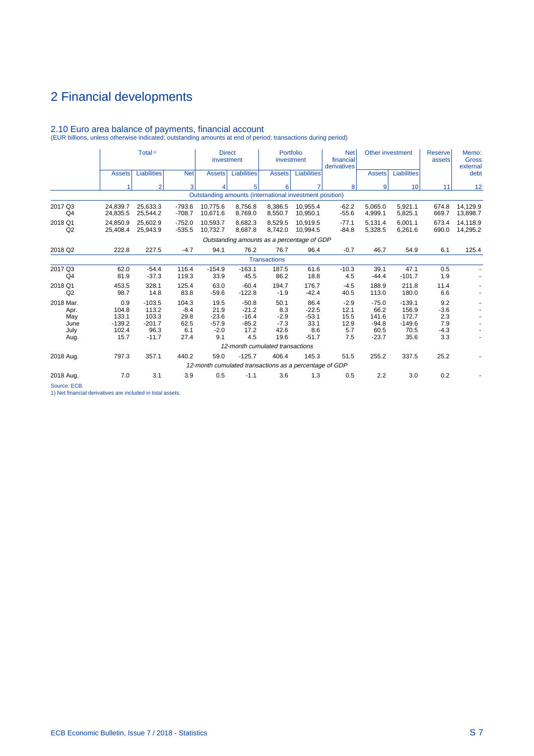# 2 Financial developments

## 2.10 Euro area balance of payments, financial account

(EUR billions, unless otherwise indicated; outstanding amounts at end of period; transactions during period)

| | Total [1] | | | Direct investment | | Portfolio investment | | Net financial derivatives | Other investment | | Reserve assets | Memo: Gross external debt |
|---|---|---|---|---|---|---|---|---|---|---|---|---|
| | Assets | Liabilities | Net | Assets | Liabilities | Assets | Liabilities | | Assets | Liabilities | | |
| | 1 | 2 | 3 | 4 | 5 | 6 | 7 | 8 | 9 | 10 | 11 | 12 |
| | | | | | Outstanding amounts (international investment position) | | | | | | | |
| 2017 Q3 | 24,839.7 | 25,633.3 | -793.6 | 10,775.6 | 8,756.8 | 8,386.5 | 10,955.4 | -62.2 | 5,065.0 | 5,921.1 | 674.8 | 14,129.9 |
| Q4 | 24,835.5 | 25,544.2 | -708.7 | 10,671.6 | 8,769.0 | 8,550.7 | 10,950.1 | -55.6 | 4,999.1 | 5,825.1 | 669.7 | 13,898.7 |
| 2018 Q1 | 24,850.9 | 25,602.9 | -752.0 | 10,593.7 | 8,682.3 | 8,529.5 | 10,919.5 | -77.1 | 5,131.4 | 6,001.1 | 673.4 | 14,118.9 |
| Q2 | 25,408.4 | 25,943.9 | -535.5 | 10,732.7 | 8,687.8 | 8,742.0 | 10,994.5 | -84.8 | 5,328.5 | 6,261.6 | 690.0 | 14,295.2 |
| | | | | | *Outstanding amounts as a percentage of GDP* | | | | | | | |
| 2018 Q2 | 222.8 | 227.5 | -4.7 | 94.1 | 76.2 | 76.7 | 96.4 | -0.7 | 46.7 | 54.9 | 6.1 | 125.4 |
| | | | | | | Transactions | | | | | | |
| 2017 Q3 | 62.0 | -54.4 | 116.4 | -154.9 | -163.1 | 187.5 | 61.6 | -10.3 | 39.1 | 47.1 | 0.5 | - |
| Q4 | 81.9 | -37.3 | 119.3 | 33.9 | 45.5 | 86.2 | 18.8 | 4.5 | -44.4 | -101.7 | 1.9 | - |
| 2018 Q1 | 453.5 | 328.1 | 125.4 | 63.0 | -60.4 | 194.7 | 176.7 | -4.5 | 188.9 | 211.8 | 11.4 | - |
| Q2 | 98.7 | 14.8 | 83.8 | -59.6 | -122.8 | -1.9 | -42.4 | 40.5 | 113.0 | 180.0 | 6.6 | - |
| 2018 Mar. | 0.9 | -103.5 | 104.3 | 19.5 | -50.8 | 50.1 | 86.4 | -2.9 | -75.0 | -139.1 | 9.2 | - |
| Apr. | 104.8 | 113.2 | -8.4 | 21.9 | -21.2 | 8.3 | -22.5 | 12.1 | 66.2 | 156.9 | -3.6 | - |
| May | 133.1 | 103.3 | 29.8 | -23.6 | -16.4 | -2.9 | -53.1 | 15.5 | 141.6 | 172.7 | 2.3 | - |
| June | -139.2 | -201.7 | 62.5 | -57.9 | -85.2 | -7.3 | 33.1 | 12.9 | -94.8 | -149.6 | 7.9 | - |
| July | 102.4 | 96.3 | 6.1 | -2.0 | 17.2 | 42.6 | 8.6 | 5.7 | 60.5 | 70.5 | -4.3 | - |
| Aug. | 15.7 | -11.7 | 27.4 | 9.1 | 4.5 | 19.6 | -51.7 | 7.5 | -23.7 | 35.6 | 3.3 | - |
| | | | | | | *12-month cumulated transactions* | | | | | | |
| 2018 Aug. | 797.3 | 357.1 | 440.2 | 59.0 | -125.7 | 406.4 | 145.3 | 51.5 | 255.2 | 337.5 | 25.2 | - |
| | | | | | *12-month cumulated transactions as a percentage of GDP* | | | | | | | |
| 2018 Aug. | 7.0 | 3.1 | 3.9 | 0.5 | -1.1 | 3.6 | 1.3 | 0.5 | 2.2 | 3.0 | 0.2 | - |

Source: ECB.

1) Net financial derivatives are included in total assets.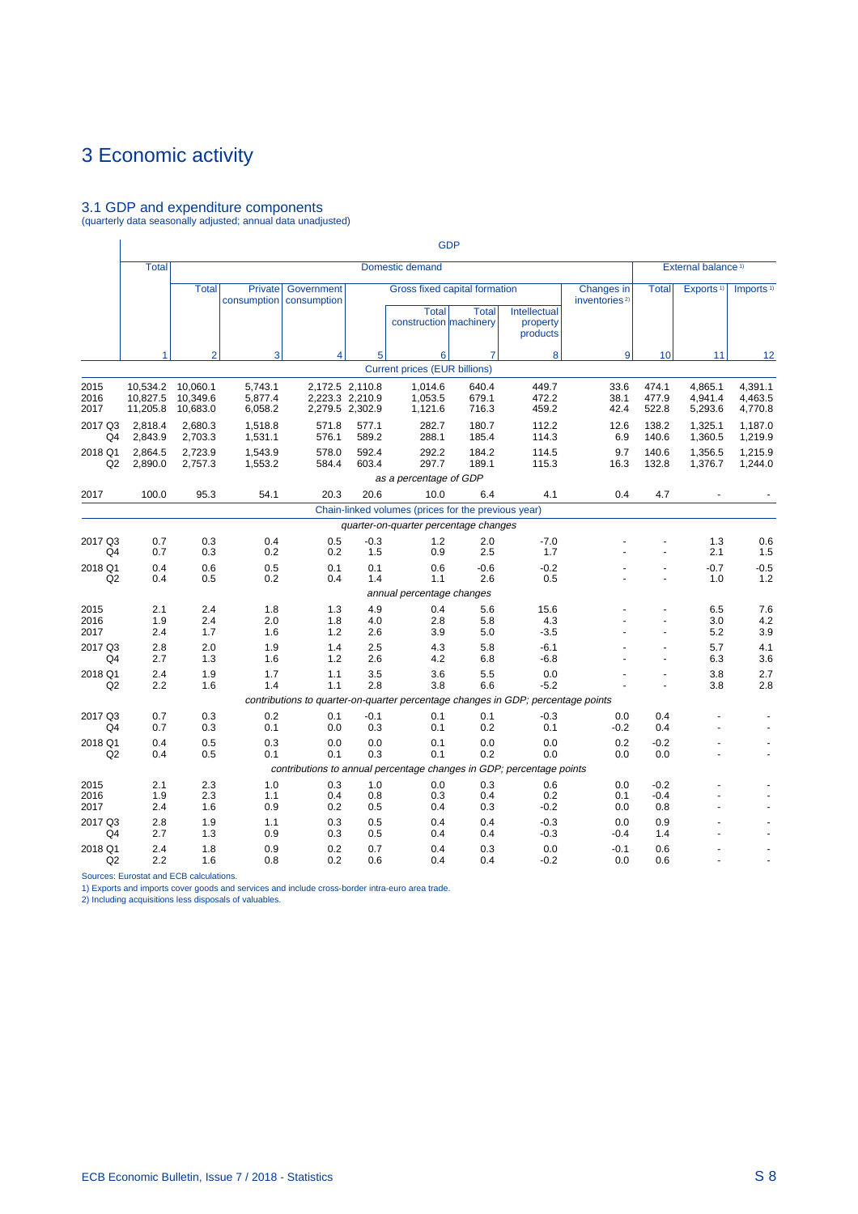# 3 Economic activity

## 3.1 GDP and expenditure components

(quarterly data seasonally adjusted; annual data unadjusted)

| | GDP | | | | | | | | | | | |
|---|---|---|---|---|---|---|---|---|---|---|---|---|
| | Total | Domestic demand | | | | | | | | External balance [1] | | |
| | | Total | Private consumption | Government consumption | Gross fixed capital formation | | | | Changes in inventories [2] | Total | Exports [1] | Imports [1] |
| | | | | | Total | Total construction | Total machinery | Intellectual property products | | | | |
| | 1 | 2 | 3 | 4 | 5 | 6 | 7 | 8 | 9 | 10 | 11 | 12 |
| | *Current prices (EUR billions)* | | | | | | | | | | | |
| 2015 | 10,534.2 | 10,060.1 | 5,743.1 | 2,172.5 | 2,110.8 | 1,014.6 | 640.4 | 449.7 | 33.6 | 474.1 | 4,865.1 | 4,391.1 |
| 2016 | 10,827.5 | 10,349.6 | 5,877.4 | 2,223.3 | 2,210.9 | 1,053.5 | 679.1 | 472.2 | 38.1 | 477.9 | 4,941.4 | 4,463.5 |
| 2017 | 11,205.8 | 10,683.0 | 6,058.2 | 2,279.5 | 2,302.9 | 1,121.6 | 716.3 | 459.2 | 42.4 | 522.8 | 5,293.6 | 4,770.8 |
| 2017 Q3 | 2,818.4 | 2,680.3 | 1,518.8 | 571.8 | 577.1 | 282.7 | 180.7 | 112.2 | 12.6 | 138.2 | 1,325.1 | 1,187.0 |
| Q4 | 2,843.9 | 2,703.3 | 1,531.1 | 576.1 | 589.2 | 288.1 | 185.4 | 114.3 | 6.9 | 140.6 | 1,360.5 | 1,219.9 |
| 2018 Q1 | 2,864.5 | 2,723.9 | 1,543.9 | 578.0 | 592.4 | 292.2 | 184.2 | 114.5 | 9.7 | 140.6 | 1,356.5 | 1,215.9 |
| Q2 | 2,890.0 | 2,757.3 | 1,553.2 | 584.4 | 603.4 | 297.7 | 189.1 | 115.3 | 16.3 | 132.8 | 1,376.7 | 1,244.0 |
| | *as a percentage of GDP* | | | | | | | | | | | |
| 2017 | 100.0 | 95.3 | 54.1 | 20.3 | 20.6 | 10.0 | 6.4 | 4.1 | 0.4 | 4.7 | - | - |
| | *Chain-linked volumes (prices for the previous year)* | | | | | | | | | | | |
| | *quarter-on-quarter percentage changes* | | | | | | | | | | | |
| 2017 Q3 | 0.7 | 0.3 | 0.4 | 0.5 | -0.3 | 1.2 | 2.0 | -7.0 | - | - | 1.3 | 0.6 |
| Q4 | 0.7 | 0.3 | 0.2 | 0.2 | 1.5 | 0.9 | 2.5 | 1.7 | - | - | 2.1 | 1.5 |
| 2018 Q1 | 0.4 | 0.6 | 0.5 | 0.1 | 0.1 | 0.6 | -0.6 | -0.2 | - | - | -0.7 | -0.5 |
| Q2 | 0.4 | 0.5 | 0.2 | 0.4 | 1.4 | 1.1 | 2.6 | 0.5 | - | - | 1.0 | 1.2 |
| | *annual percentage changes* | | | | | | | | | | | |
| 2015 | 2.1 | 2.4 | 1.8 | 1.3 | 4.9 | 0.4 | 5.6 | 15.6 | - | - | 6.5 | 7.6 |
| 2016 | 1.9 | 2.4 | 2.0 | 1.8 | 4.0 | 2.8 | 5.8 | 4.3 | - | - | 3.0 | 4.2 |
| 2017 | 2.4 | 1.7 | 1.6 | 1.2 | 2.6 | 3.9 | 5.0 | -3.5 | - | - | 5.2 | 3.9 |
| 2017 Q3 | 2.8 | 2.0 | 1.9 | 1.4 | 2.5 | 4.3 | 5.8 | -6.1 | - | - | 5.7 | 4.1 |
| Q4 | 2.7 | 1.3 | 1.6 | 1.2 | 2.6 | 4.2 | 6.8 | -6.8 | - | - | 6.3 | 3.6 |
| 2018 Q1 | 2.4 | 1.9 | 1.7 | 1.1 | 3.5 | 3.6 | 5.5 | 0.0 | - | - | 3.8 | 2.7 |
| Q2 | 2.2 | 1.6 | 1.4 | 1.1 | 2.8 | 3.8 | 6.6 | -5.2 | - | - | 3.8 | 2.8 |
| | *contributions to quarter-on-quarter percentage changes in GDP; percentage points* | | | | | | | | | | | |
| 2017 Q3 | 0.7 | 0.3 | 0.2 | 0.1 | -0.1 | 0.1 | 0.1 | -0.3 | 0.0 | 0.4 | - | - |
| Q4 | 0.7 | 0.3 | 0.1 | 0.0 | 0.3 | 0.1 | 0.2 | 0.1 | -0.2 | 0.4 | - | - |
| 2018 Q1 | 0.4 | 0.5 | 0.3 | 0.0 | 0.0 | 0.1 | 0.0 | 0.0 | 0.2 | -0.2 | - | - |
| Q2 | 0.4 | 0.5 | 0.1 | 0.1 | 0.3 | 0.1 | 0.2 | 0.0 | 0.0 | 0.0 | - | - |
| | *contributions to annual percentage changes in GDP; percentage points* | | | | | | | | | | | |
| 2015 | 2.1 | 2.3 | 1.0 | 0.3 | 1.0 | 0.0 | 0.3 | 0.6 | 0.0 | -0.2 | - | - |
| 2016 | 1.9 | 2.3 | 1.1 | 0.4 | 0.8 | 0.3 | 0.4 | 0.2 | 0.1 | -0.4 | - | - |
| 2017 | 2.4 | 1.6 | 0.9 | 0.2 | 0.5 | 0.4 | 0.3 | -0.2 | 0.0 | 0.8 | - | - |
| 2017 Q3 | 2.8 | 1.9 | 1.1 | 0.3 | 0.5 | 0.4 | 0.4 | -0.3 | 0.0 | 0.9 | - | - |
| Q4 | 2.7 | 1.3 | 0.9 | 0.3 | 0.5 | 0.4 | 0.4 | -0.3 | -0.4 | 1.4 | - | - |
| 2018 Q1 | 2.4 | 1.8 | 0.9 | 0.2 | 0.7 | 0.4 | 0.3 | 0.0 | -0.1 | 0.6 | - | - |
| Q2 | 2.2 | 1.6 | 0.8 | 0.2 | 0.6 | 0.4 | 0.4 | -0.2 | 0.0 | 0.6 | - | - |

Sources: Eurostat and ECB calculations.

1) Exports and imports cover goods and services and include cross-border intra-euro area trade.

2) Including acquisitions less disposals of valuables.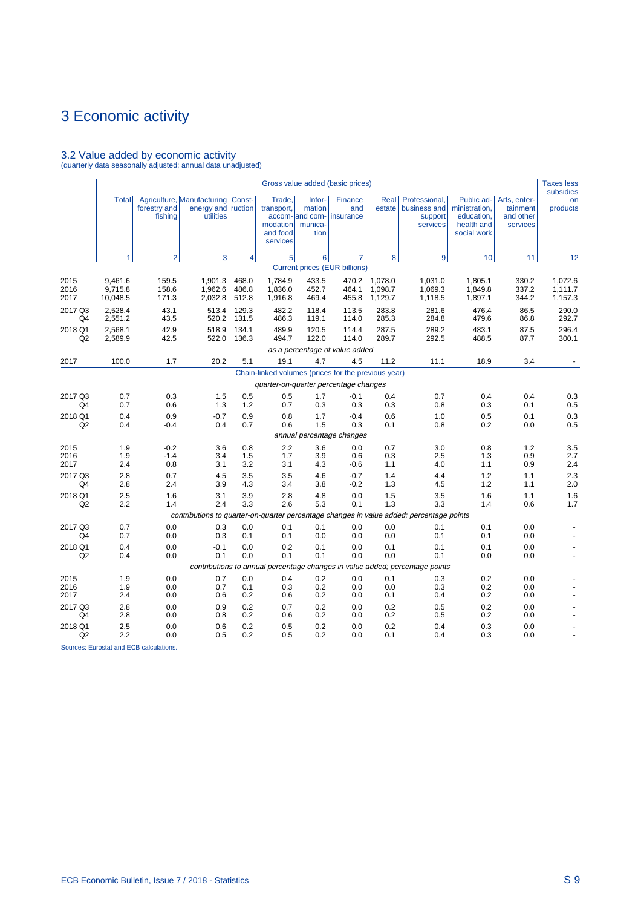# 3 Economic activity

## 3.2 Value added by economic activity

(quarterly data seasonally adjusted; annual data unadjusted)

| | Gross value added (basic prices) | | | | | | | | | | | Taxes less subsidies on products |
|---|---|---|---|---|---|---|---|---|---|---|---|---|
| | Total | Agriculture, forestry and fishing | Manufacturing energy and utilities | Construction | Trade, transport, accommodation and food services | Information and communication | Finance and insurance | Real estate | Professional, business and support services | Public administration, education, health and social work | Arts, entertainment and other services | |
| | 1 | 2 | 3 | 4 | 5 | 6 | 7 | 8 | 9 | 10 | 11 | 12 |
| | *Current prices (EUR billions)* | | | | | | | | | | | |
| 2015 | 9,461.6 | 159.5 | 1,901.3 | 468.0 | 1,784.9 | 433.5 | 470.2 | 1,078.0 | 1,031.0 | 1,805.1 | 330.2 | 1,072.6 |
| 2016 | 9,715.8 | 158.6 | 1,962.6 | 486.8 | 1,836.0 | 452.7 | 464.1 | 1,098.7 | 1,069.3 | 1,849.8 | 337.2 | 1,111.7 |
| 2017 | 10,048.5 | 171.3 | 2,032.8 | 512.8 | 1,916.8 | 469.4 | 455.8 | 1,129.7 | 1,118.5 | 1,897.1 | 344.2 | 1,157.3 |
| 2017 Q3 | 2,528.4 | 43.1 | 513.4 | 129.3 | 482.2 | 118.4 | 113.5 | 283.8 | 281.6 | 476.4 | 86.5 | 290.0 |
| Q4 | 2,551.2 | 43.5 | 520.2 | 131.5 | 486.3 | 119.1 | 114.0 | 285.3 | 284.8 | 479.6 | 86.8 | 292.7 |
| 2018 Q1 | 2,568.1 | 42.9 | 518.9 | 134.1 | 489.9 | 120.5 | 114.4 | 287.5 | 289.2 | 483.1 | 87.5 | 296.4 |
| Q2 | 2,589.9 | 42.5 | 522.0 | 136.3 | 494.7 | 122.0 | 114.0 | 289.7 | 292.5 | 488.5 | 87.7 | 300.1 |
| | *as a percentage of value added* | | | | | | | | | | | |
| 2017 | 100.0 | 1.7 | 20.2 | 5.1 | 19.1 | 4.7 | 4.5 | 11.2 | 11.1 | 18.9 | 3.4 | - |
| | *Chain-linked volumes (prices for the previous year)* | | | | | | | | | | | |
| | *quarter-on-quarter percentage changes* | | | | | | | | | | | |
| 2017 Q3 | 0.7 | 0.3 | 1.5 | 0.5 | 0.5 | 1.7 | -0.1 | 0.4 | 0.7 | 0.4 | 0.4 | 0.3 |
| Q4 | 0.7 | 0.6 | 1.3 | 1.2 | 0.7 | 0.3 | 0.3 | 0.3 | 0.8 | 0.3 | 0.1 | 0.5 |
| 2018 Q1 | 0.4 | 0.9 | -0.7 | 0.9 | 0.8 | 1.7 | -0.4 | 0.6 | 1.0 | 0.5 | 0.1 | 0.3 |
| Q2 | 0.4 | -0.4 | 0.4 | 0.7 | 0.6 | 1.5 | 0.3 | 0.1 | 0.8 | 0.2 | 0.0 | 0.5 |
| | *annual percentage changes* | | | | | | | | | | | |
| 2015 | 1.9 | -0.2 | 3.6 | 0.8 | 2.2 | 3.6 | 0.0 | 0.7 | 3.0 | 0.8 | 1.2 | 3.5 |
| 2016 | 1.9 | -1.4 | 3.4 | 1.5 | 1.7 | 3.9 | 0.6 | 0.3 | 2.5 | 1.3 | 0.9 | 2.7 |
| 2017 | 2.4 | 0.8 | 3.1 | 3.2 | 3.1 | 4.3 | -0.6 | 1.1 | 4.0 | 1.1 | 0.9 | 2.4 |
| 2017 Q3 | 2.8 | 0.7 | 4.5 | 3.5 | 3.5 | 4.6 | -0.7 | 1.4 | 4.4 | 1.2 | 1.1 | 2.3 |
| Q4 | 2.8 | 2.4 | 3.9 | 4.3 | 3.4 | 3.8 | -0.2 | 1.3 | 4.5 | 1.2 | 1.1 | 2.0 |
| 2018 Q1 | 2.5 | 1.6 | 3.1 | 3.9 | 2.8 | 4.8 | 0.0 | 1.5 | 3.5 | 1.6 | 1.1 | 1.6 |
| Q2 | 2.2 | 1.4 | 2.4 | 3.3 | 2.6 | 5.3 | 0.1 | 1.3 | 3.3 | 1.4 | 0.6 | 1.7 |
| | *contributions to quarter-on-quarter percentage changes in value added; percentage points* | | | | | | | | | | | |
| 2017 Q3 | 0.7 | 0.0 | 0.3 | 0.0 | 0.1 | 0.1 | 0.0 | 0.0 | 0.1 | 0.1 | 0.0 | - |
| Q4 | 0.7 | 0.0 | 0.3 | 0.1 | 0.1 | 0.0 | 0.0 | 0.0 | 0.1 | 0.1 | 0.0 | - |
| 2018 Q1 | 0.4 | 0.0 | -0.1 | 0.0 | 0.2 | 0.1 | 0.0 | 0.1 | 0.1 | 0.1 | 0.0 | - |
| Q2 | 0.4 | 0.0 | 0.1 | 0.0 | 0.1 | 0.1 | 0.0 | 0.0 | 0.1 | 0.0 | 0.0 | - |
| | *contributions to annual percentage changes in value added; percentage points* | | | | | | | | | | | |
| 2015 | 1.9 | 0.0 | 0.7 | 0.0 | 0.4 | 0.2 | 0.0 | 0.1 | 0.3 | 0.2 | 0.0 | - |
| 2016 | 1.9 | 0.0 | 0.7 | 0.1 | 0.3 | 0.2 | 0.0 | 0.0 | 0.3 | 0.2 | 0.0 | - |
| 2017 | 2.4 | 0.0 | 0.6 | 0.2 | 0.6 | 0.2 | 0.0 | 0.1 | 0.4 | 0.2 | 0.0 | - |
| 2017 Q3 | 2.8 | 0.0 | 0.9 | 0.2 | 0.7 | 0.2 | 0.0 | 0.2 | 0.5 | 0.2 | 0.0 | - |
| Q4 | 2.8 | 0.0 | 0.8 | 0.2 | 0.6 | 0.2 | 0.0 | 0.2 | 0.5 | 0.2 | 0.0 | - |
| 2018 Q1 | 2.5 | 0.0 | 0.6 | 0.2 | 0.5 | 0.2 | 0.0 | 0.2 | 0.4 | 0.3 | 0.0 | - |
| Q2 | 2.2 | 0.0 | 0.5 | 0.2 | 0.5 | 0.2 | 0.0 | 0.1 | 0.4 | 0.3 | 0.0 | - |

Sources: Eurostat and ECB calculations.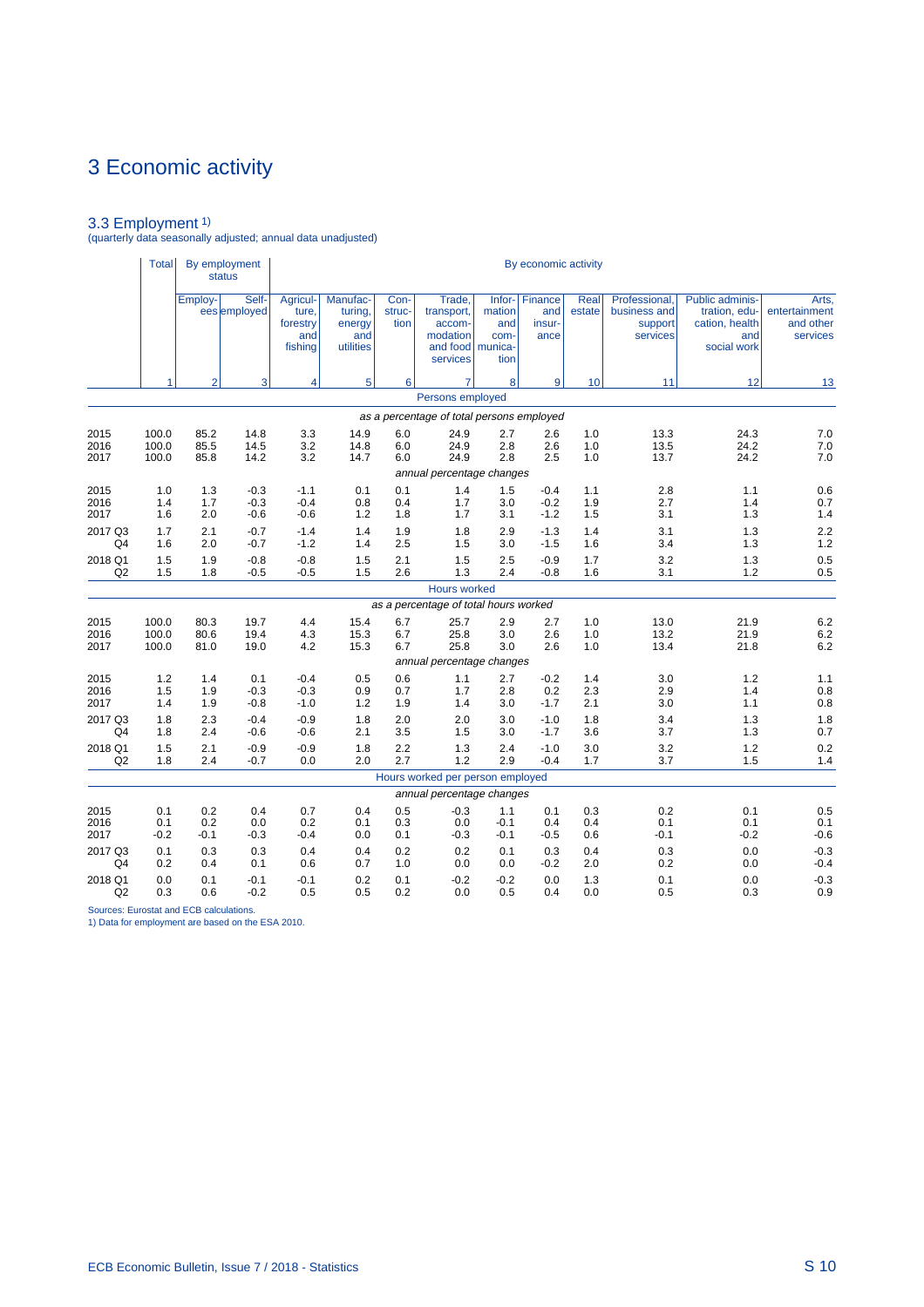# 3 Economic activity

## 3.3 Employment 1)

(quarterly data seasonally adjusted; annual data unadjusted)

| | Total | By employment status | | By economic activity | | | | | | | | | |
|---|---|---|---|---|---|---|---|---|---|---|---|---|---|
| | | Employees | Self-employed | Agriculture, forestry and fishing | Manufacturing, energy and utilities | Construction | Trade, transport, accommodation and food services | Information and communication | Finance and insurance | Real estate | Professional, business and support services | Public administration, education, health and social work | Arts, entertainment and other services |
| | 1 | 2 | 3 | 4 | 5 | 6 | 7 | 8 | 9 | 10 | 11 | 12 | 13 |
| | | | | | | | **Persons employed** | | | | | | |
| | | | | | | | *as a percentage of total persons employed* | | | | | | |
| 2015 | 100.0 | 85.2 | 14.8 | 3.3 | 14.9 | 6.0 | 24.9 | 2.7 | 2.6 | 1.0 | 13.3 | 24.3 | 7.0 |
| 2016 | 100.0 | 85.5 | 14.5 | 3.2 | 14.8 | 6.0 | 24.9 | 2.8 | 2.6 | 1.0 | 13.5 | 24.2 | 7.0 |
| 2017 | 100.0 | 85.8 | 14.2 | 3.2 | 14.7 | 6.0 | 24.9 | 2.8 | 2.5 | 1.0 | 13.7 | 24.2 | 7.0 |
| | | | | | | | *annual percentage changes* | | | | | | |
| 2015 | 1.0 | 1.3 | -0.3 | -1.1 | 0.1 | 0.1 | 1.4 | 1.5 | -0.4 | 1.1 | 2.8 | 1.1 | 0.6 |
| 2016 | 1.4 | 1.7 | -0.3 | -0.4 | 0.8 | 0.4 | 1.7 | 3.0 | -0.2 | 1.9 | 2.7 | 1.4 | 0.7 |
| 2017 | 1.6 | 2.0 | -0.6 | -0.6 | 1.2 | 1.8 | 1.7 | 3.1 | -1.2 | 1.5 | 3.1 | 1.3 | 1.4 |
| 2017 Q3 | 1.7 | 2.1 | -0.7 | -1.4 | 1.4 | 1.9 | 1.8 | 2.9 | -1.3 | 1.4 | 3.1 | 1.3 | 2.2 |
| Q4 | 1.6 | 2.0 | -0.7 | -1.2 | 1.4 | 2.5 | 1.5 | 3.0 | -1.5 | 1.6 | 3.4 | 1.3 | 1.2 |
| 2018 Q1 | 1.5 | 1.9 | -0.8 | -0.8 | 1.5 | 2.1 | 1.5 | 2.5 | -0.9 | 1.7 | 3.2 | 1.3 | 0.5 |
| Q2 | 1.5 | 1.8 | -0.5 | -0.5 | 1.5 | 2.6 | 1.3 | 2.4 | -0.8 | 1.6 | 3.1 | 1.2 | 0.5 |
| | | | | | | | **Hours worked** | | | | | | |
| | | | | | | | *as a percentage of total hours worked* | | | | | | |
| 2015 | 100.0 | 80.3 | 19.7 | 4.4 | 15.4 | 6.7 | 25.7 | 2.9 | 2.7 | 1.0 | 13.0 | 21.9 | 6.2 |
| 2016 | 100.0 | 80.6 | 19.4 | 4.3 | 15.3 | 6.7 | 25.8 | 3.0 | 2.6 | 1.0 | 13.2 | 21.9 | 6.2 |
| 2017 | 100.0 | 81.0 | 19.0 | 4.2 | 15.3 | 6.7 | 25.8 | 3.0 | 2.6 | 1.0 | 13.4 | 21.8 | 6.2 |
| | | | | | | | *annual percentage changes* | | | | | | |
| 2015 | 1.2 | 1.4 | 0.1 | -0.4 | 0.5 | 0.6 | 1.1 | 2.7 | -0.2 | 1.4 | 3.0 | 1.2 | 1.1 |
| 2016 | 1.5 | 1.9 | -0.3 | -0.3 | 0.9 | 0.7 | 1.7 | 2.8 | 0.2 | 2.3 | 2.9 | 1.4 | 0.8 |
| 2017 | 1.4 | 1.9 | -0.8 | -1.0 | 1.2 | 1.9 | 1.4 | 3.0 | -1.7 | 2.1 | 3.0 | 1.1 | 0.8 |
| 2017 Q3 | 1.8 | 2.3 | -0.4 | -0.9 | 1.8 | 2.0 | 2.0 | 3.0 | -1.0 | 1.8 | 3.4 | 1.3 | 1.8 |
| Q4 | 1.8 | 2.4 | -0.6 | -0.6 | 2.1 | 3.5 | 1.5 | 3.0 | -1.7 | 3.6 | 3.7 | 1.3 | 0.7 |
| 2018 Q1 | 1.5 | 2.1 | -0.9 | -0.9 | 1.8 | 2.2 | 1.3 | 2.4 | -1.0 | 3.0 | 3.2 | 1.2 | 0.2 |
| Q2 | 1.8 | 2.4 | -0.7 | 0.0 | 2.0 | 2.7 | 1.2 | 2.9 | -0.4 | 1.7 | 3.7 | 1.5 | 1.4 |
| | | | | | | | **Hours worked per person employed** | | | | | | |
| | | | | | | | *annual percentage changes* | | | | | | |
| 2015 | 0.1 | 0.2 | 0.4 | 0.7 | 0.4 | 0.5 | -0.3 | 1.1 | 0.1 | 0.3 | 0.2 | 0.1 | 0.5 |
| 2016 | 0.1 | 0.2 | 0.0 | 0.2 | 0.1 | 0.3 | 0.0 | -0.1 | 0.4 | 0.4 | 0.1 | 0.1 | 0.1 |
| 2017 | -0.2 | -0.1 | -0.3 | -0.4 | 0.0 | 0.1 | -0.3 | -0.1 | -0.5 | 0.6 | -0.1 | -0.2 | -0.6 |
| 2017 Q3 | 0.1 | 0.3 | 0.3 | 0.4 | 0.4 | 0.2 | 0.2 | 0.1 | 0.3 | 0.4 | 0.3 | 0.0 | -0.3 |
| Q4 | 0.2 | 0.4 | 0.1 | 0.6 | 0.7 | 1.0 | 0.0 | 0.0 | -0.2 | 2.0 | 0.2 | 0.0 | -0.4 |
| 2018 Q1 | 0.0 | 0.1 | -0.1 | -0.1 | 0.2 | 0.1 | -0.2 | -0.2 | 0.0 | 1.3 | 0.1 | 0.0 | -0.3 |
| Q2 | 0.3 | 0.6 | -0.2 | 0.5 | 0.5 | 0.2 | 0.0 | 0.5 | 0.4 | 0.0 | 0.5 | 0.3 | 0.9 |

Sources: Eurostat and ECB calculations.
1) Data for employment are based on the ESA 2010.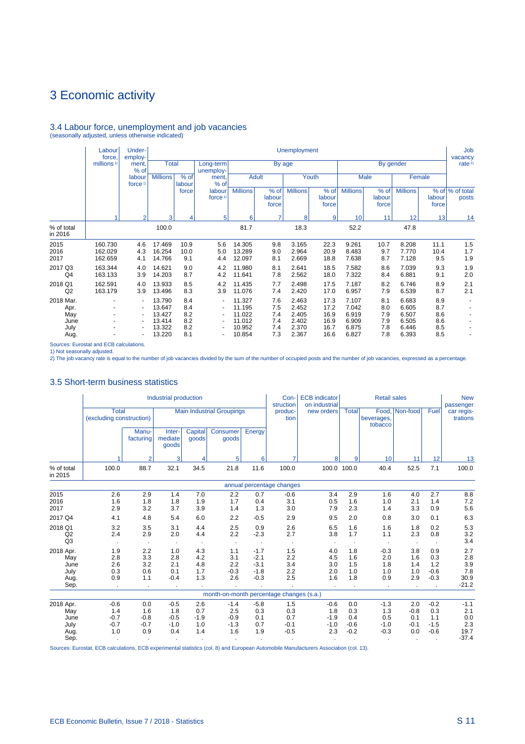# 3 Economic activity

## 3.4 Labour force, unemployment and job vacancies

(seasonally adjusted, unless otherwise indicated)

| | Labour force, millions [1] | Under-employment, % of labour force [1] | Unemployment | | | | | | | | | | | | Job vacancy rate [2] |
|---|---|---|---|---|---|---|---|---|---|---|---|---|---|---|---|
| | | | Total | | Long-term unemployment, % of labour force [1] | By age | | | | By gender | | | | | |
| | | | | | | Adult | | Youth | | Male | | Female | | | |
| | | | Millions | % of labour force | | Millions | % of labour force | Millions | % of labour force | Millions | % of labour force | Millions | % of labour force | | % of total posts |
| | 1 | 2 | 3 | 4 | 5 | 6 | 7 | 8 | 9 | 10 | 11 | 12 | 13 | | 14 |
| % of total in 2016 | | | 100.0 | | | 81.7 | | 18.3 | | 52.2 | | 47.8 | | | |
| 2015 | 160.730 | 4.6 | 17.469 | 10.9 | 5.6 | 14.305 | 9.8 | 3.165 | 22.3 | 9.261 | 10.7 | 8.208 | 11.1 | | 1.5 |
| 2016 | 162.029 | 4.3 | 16.254 | 10.0 | 5.0 | 13.289 | 9.0 | 2.964 | 20.9 | 8.483 | 9.7 | 7.770 | 10.4 | | 1.7 |
| 2017 | 162.659 | 4.1 | 14.766 | 9.1 | 4.4 | 12.097 | 8.1 | 2.669 | 18.8 | 7.638 | 8.7 | 7.128 | 9.5 | | 1.9 |
| 2017 Q3 | 163.344 | 4.0 | 14.621 | 9.0 | 4.2 | 11.980 | 8.1 | 2.641 | 18.5 | 7.582 | 8.6 | 7.039 | 9.3 | | 1.9 |
| Q4 | 163.133 | 3.9 | 14.203 | 8.7 | 4.2 | 11.641 | 7.8 | 2.562 | 18.0 | 7.322 | 8.4 | 6.881 | 9.1 | | 2.0 |
| 2018 Q1 | 162.591 | 4.0 | 13.933 | 8.5 | 4.2 | 11.435 | 7.7 | 2.498 | 17.5 | 7.187 | 8.2 | 6.746 | 8.9 | | 2.1 |
| Q2 | 163.179 | 3.9 | 13.496 | 8.3 | 3.9 | 11.076 | 7.4 | 2.420 | 17.0 | 6.957 | 7.9 | 6.539 | 8.7 | | 2.1 |
| 2018 Mar. | - | - | 13.790 | 8.4 | - | 11.327 | 7.6 | 2.463 | 17.3 | 7.107 | 8.1 | 6.683 | 8.9 | | - |
| Apr. | - | - | 13.647 | 8.4 | - | 11.195 | 7.5 | 2.452 | 17.2 | 7.042 | 8.0 | 6.605 | 8.7 | | - |
| May | - | - | 13.427 | 8.2 | - | 11.022 | 7.4 | 2.405 | 16.9 | 6.919 | 7.9 | 6.507 | 8.6 | | - |
| June | - | - | 13.414 | 8.2 | - | 11.012 | 7.4 | 2.402 | 16.9 | 6.909 | 7.9 | 6.505 | 8.6 | | - |
| July | - | - | 13.322 | 8.2 | - | 10.952 | 7.4 | 2.370 | 16.7 | 6.875 | 7.8 | 6.446 | 8.5 | | - |
| Aug. | - | - | 13.220 | 8.1 | - | 10.854 | 7.3 | 2.367 | 16.6 | 6.827 | 7.8 | 6.393 | 8.5 | | - |

Sources: Eurostat and ECB calculations.
1) Not seasonally adjusted.
2) The job vacancy rate is equal to the number of job vacancies divided by the sum of the number of occupied posts and the number of job vacancies, expressed as a percentage.

## 3.5 Short-term business statistics

| | Industrial production | | | | | | Con-struction production | ECB indicator on industrial new orders | Retail sales | | | | New passenger car registrations |
|---|---|---|---|---|---|---|---|---|---|---|---|---|---|
| | Total (excluding construction) | | Main Industrial Groupings | | | | | | Total | Food, beverages, tobacco | Non-food | Fuel | |
| | | Manu-facturing | Inter-mediate goods | Capital goods | Consumer goods | Energy | | | | | | | |
| | 1 | 2 | 3 | 4 | 5 | 6 | 7 | 8 | 9 | 10 | 11 | 12 | 13 |
| % of total in 2015 | 100.0 | 88.7 | 32.1 | 34.5 | 21.8 | 11.6 | 100.0 | 100.0 | 100.0 | 40.4 | 52.5 | 7.1 | 100.0 |
| | | | | | | annual percentage changes | | | | | | | |
| 2015 | 2.6 | 2.9 | 1.4 | 7.0 | 2.2 | 0.7 | -0.6 | 3.4 | 2.9 | 1.6 | 4.0 | 2.7 | 8.8 |
| 2016 | 1.6 | 1.8 | 1.8 | 1.9 | 1.7 | 0.4 | 3.1 | 0.5 | 1.6 | 1.0 | 2.1 | 1.4 | 7.2 |
| 2017 | 2.9 | 3.2 | 3.7 | 3.9 | 1.4 | 1.3 | 3.0 | 7.9 | 2.3 | 1.4 | 3.3 | 0.9 | 5.6 |
| 2017 Q4 | 4.1 | 4.8 | 5.4 | 6.0 | 2.2 | -0.5 | 2.9 | 9.5 | 2.0 | 0.8 | 3.0 | 0.1 | 6.3 |
| 2018 Q1 | 3.2 | 3.5 | 3.1 | 4.4 | 2.5 | 0.9 | 2.6 | 6.5 | 1.6 | 1.6 | 1.8 | 0.2 | 5.3 |
| Q2 | 2.4 | 2.9 | 2.0 | 4.4 | 2.2 | -2.3 | 2.7 | 3.8 | 1.7 | 1.1 | 2.3 | 0.8 | 3.2 |
| Q3 | . | . | . | . | . | . | . | . | . | . | . | . | 3.4 |
| 2018 Apr. | 1.9 | 2.2 | 1.0 | 4.3 | 1.1 | -1.7 | 1.5 | 4.0 | 1.8 | -0.3 | 3.8 | 0.9 | 2.7 |
| May | 2.8 | 3.3 | 2.8 | 4.2 | 3.1 | -2.1 | 2.2 | 4.5 | 1.6 | 2.0 | 1.6 | 0.3 | 2.8 |
| June | 2.6 | 3.2 | 2.1 | 4.8 | 2.2 | -3.1 | 3.4 | 3.0 | 1.5 | 1.8 | 1.4 | 1.2 | 3.9 |
| July | 0.3 | 0.6 | 0.1 | 1.7 | -0.3 | -1.8 | 2.2 | 2.0 | 1.0 | 1.0 | 1.0 | -0.6 | 7.8 |
| Aug. | 0.9 | 1.1 | -0.4 | 1.3 | 2.6 | -0.3 | 2.5 | 1.6 | 1.8 | 0.9 | 2.9 | -0.3 | 30.9 |
| Sep. | . | . | . | . | . | . | . | . | . | . | . | . | -21.2 |
| | | | | | month-on-month percentage changes (s.a.) | | | | | | | | |
| 2018 Apr. | -0.6 | 0.0 | -0.5 | 2.6 | -1.4 | -5.8 | 1.5 | -0.6 | 0.0 | -1.3 | 2.0 | -0.2 | -1.1 |
| May | 1.4 | 1.6 | 1.8 | 0.7 | 2.5 | 0.3 | 0.3 | 1.8 | 0.3 | 1.3 | -0.8 | 0.3 | 2.1 |
| June | -0.7 | -0.8 | -0.5 | -1.9 | -0.9 | 0.1 | 0.7 | -1.9 | 0.4 | 0.5 | 0.1 | 1.1 | 0.0 |
| July | -0.7 | -0.7 | -1.0 | 1.0 | -1.3 | 0.7 | -0.1 | -1.0 | -0.6 | -1.0 | -0.1 | -1.5 | 2.3 |
| Aug. | 1.0 | 0.9 | 0.4 | 1.4 | 1.6 | 1.9 | -0.5 | 2.3 | -0.2 | -0.3 | 0.0 | -0.6 | 19.7 |
| Sep. | . | . | . | . | . | . | . | . | . | . | . | . | -37.4 |

Sources: Eurostat, ECB calculations, ECB experimental statistics (col. 8) and European Automobile Manufacturers Association (col. 13).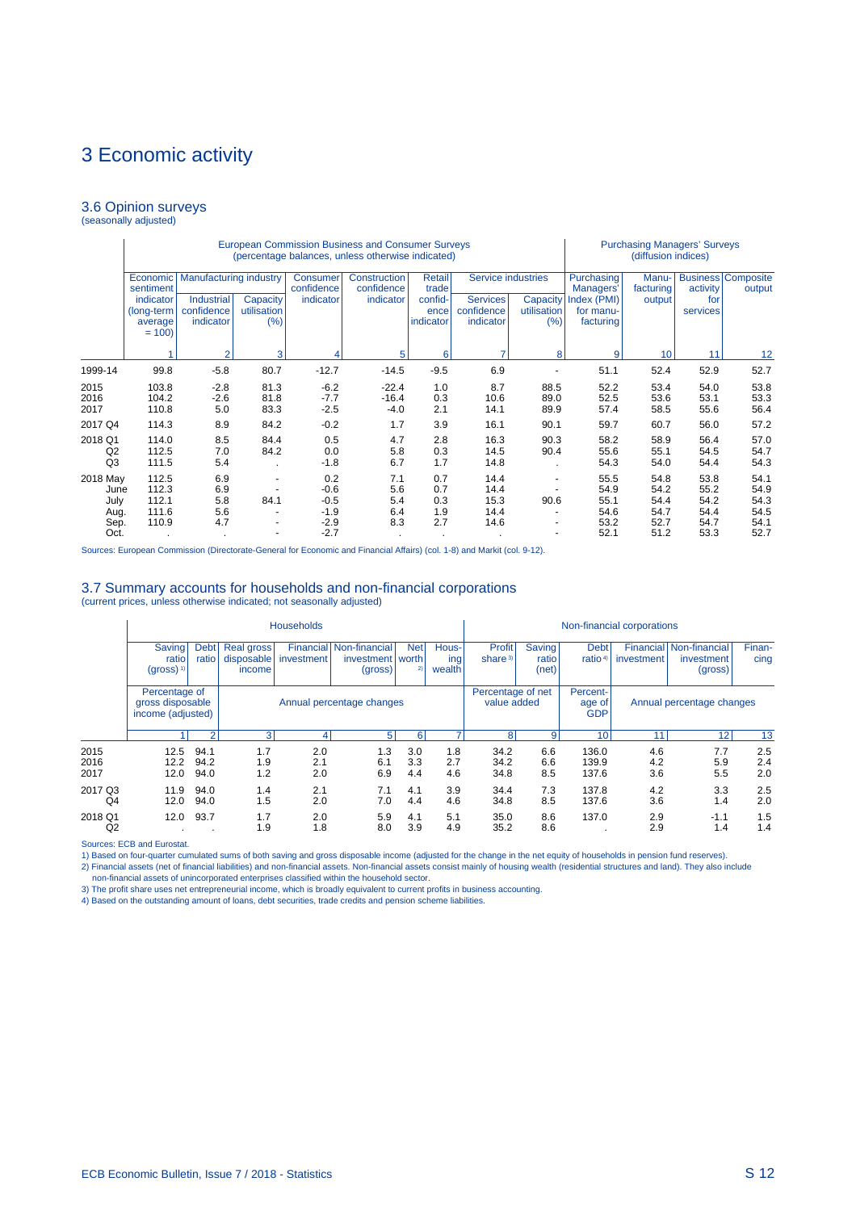# 3 Economic activity

## 3.6 Opinion surveys

(seasonally adjusted)

| | European Commission Business and Consumer Surveys (percentage balances, unless otherwise indicated) | | | | | | | | Purchasing Managers' Surveys (diffusion indices) | | | |
|---|---|---|---|---|---|---|---|---|---|---|---|---|
| | Economic sentiment indicator (long-term average = 100) | Manufacturing industry | | Consumer confidence indicator | Construction confidence indicator | Retail trade confidence indicator | Service industries | | Purchasing Managers' Index (PMI) for manufacturing | Manufacturing output | Business activity for services | Composite output |
| | | Industrial confidence indicator | Capacity utilisation (%) | | | | Services confidence indicator | Capacity utilisation (%) | | | | |
| | 1 | 2 | 3 | 4 | 5 | 6 | 7 | 8 | 9 | 10 | 11 | 12 |
| 1999-14 | 99.8 | -5.8 | 80.7 | -12.7 | -14.5 | -9.5 | 6.9 | - | 51.1 | 52.4 | 52.9 | 52.7 |
| 2015 | 103.8 | -2.8 | 81.3 | -6.2 | -22.4 | 1.0 | 8.7 | 88.5 | 52.2 | 53.4 | 54.0 | 53.8 |
| 2016 | 104.2 | -2.6 | 81.8 | -7.7 | -16.4 | 0.3 | 10.6 | 89.0 | 52.5 | 53.6 | 53.1 | 53.3 |
| 2017 | 110.8 | 5.0 | 83.3 | -2.5 | -4.0 | 2.1 | 14.1 | 89.9 | 57.4 | 58.5 | 55.6 | 56.4 |
| 2017 Q4 | 114.3 | 8.9 | 84.2 | -0.2 | 1.7 | 3.9 | 16.1 | 90.1 | 59.7 | 60.7 | 56.0 | 57.2 |
| 2018 Q1 | 114.0 | 8.5 | 84.4 | 0.5 | 4.7 | 2.8 | 16.3 | 90.3 | 58.2 | 58.9 | 56.4 | 57.0 |
| Q2 | 112.5 | 7.0 | 84.2 | 0.0 | 5.8 | 0.3 | 14.5 | 90.4 | 55.6 | 55.1 | 54.5 | 54.7 |
| Q3 | 111.5 | 5.4 | . | -1.8 | 6.7 | 1.7 | 14.8 | . | 54.3 | 54.0 | 54.4 | 54.3 |
| 2018 May | 112.5 | 6.9 | - | 0.2 | 7.1 | 0.7 | 14.4 | - | 55.5 | 54.8 | 53.8 | 54.1 |
| June | 112.3 | 6.9 | - | -0.6 | 5.6 | 0.7 | 14.4 | - | 54.9 | 54.2 | 55.2 | 54.9 |
| July | 112.1 | 5.8 | 84.1 | -0.5 | 5.4 | 0.3 | 15.3 | 90.6 | 55.1 | 54.4 | 54.2 | 54.3 |
| Aug. | 111.6 | 5.6 | - | -1.9 | 6.4 | 1.9 | 14.4 | - | 54.6 | 54.7 | 54.4 | 54.5 |
| Sep. | 110.9 | 4.7 | - | -2.9 | 8.3 | 2.7 | 14.6 | - | 53.2 | 52.7 | 54.7 | 54.1 |
| Oct. | . | . | - | -2.7 | . | . | . | - | 52.1 | 51.2 | 53.3 | 52.7 |

Sources: European Commission (Directorate-General for Economic and Financial Affairs) (col. 1-8) and Markit (col. 9-12).

## 3.7 Summary accounts for households and non-financial corporations

(current prices, unless otherwise indicated; not seasonally adjusted)

| | Households | | | | | | | Non-financial corporations | | | | | |
|---|---|---|---|---|---|---|---|---|---|---|---|---|---|
| | Saving ratio (gross) [1] | Debt ratio | Real gross disposable income | Financial investment | Non-financial investment (gross) | Net worth [2] | Housing wealth | Profit share [3] | Saving ratio (net) | Debt ratio [4] | Financial investment | Non-financial investment (gross) | Financing |
| | Percentage of gross disposable income (adjusted) | | Annual percentage changes | | | | | Percentage of net value added | | Percentage of GDP | Annual percentage changes | | |
| | 1 | 2 | 3 | 4 | 5 | 6 | 7 | 8 | 9 | 10 | 11 | 12 | 13 |
| 2015 | 12.5 | 94.1 | 1.7 | 2.0 | 1.3 | 3.0 | 1.8 | 34.2 | 6.6 | 136.0 | 4.6 | 7.7 | 2.5 |
| 2016 | 12.2 | 94.2 | 1.9 | 2.1 | 6.1 | 3.3 | 2.7 | 34.2 | 6.6 | 139.9 | 4.2 | 5.9 | 2.4 |
| 2017 | 12.0 | 94.0 | 1.2 | 2.0 | 6.9 | 4.4 | 4.6 | 34.8 | 8.5 | 137.6 | 3.6 | 5.5 | 2.0 |
| 2017 Q3 | 11.9 | 94.0 | 1.4 | 2.1 | 7.1 | 4.1 | 3.9 | 34.4 | 7.3 | 137.8 | 4.2 | 3.3 | 2.5 |
| Q4 | 12.0 | 94.0 | 1.5 | 2.0 | 7.0 | 4.4 | 4.6 | 34.8 | 8.5 | 137.6 | 3.6 | 1.4 | 2.0 |
| 2018 Q1 | 12.0 | 93.7 | 1.7 | 2.0 | 5.9 | 4.1 | 5.1 | 35.0 | 8.6 | 137.0 | 2.9 | -1.1 | 1.5 |
| Q2 | . | . | 1.9 | 1.8 | 8.0 | 3.9 | 4.9 | 35.2 | 8.6 | . | 2.9 | 1.4 | 1.4 |

Sources: ECB and Eurostat.

1) Based on four-quarter cumulated sums of both saving and gross disposable income (adjusted for the change in the net equity of households in pension fund reserves).

2) Financial assets (net of financial liabilities) and non-financial assets. Non-financial assets consist mainly of housing wealth (residential structures and land). They also include non-financial assets of unincorporated enterprises classified within the household sector.

3) The profit share uses net entrepreneurial income, which is broadly equivalent to current profits in business accounting.

4) Based on the outstanding amount of loans, debt securities, trade credits and pension scheme liabilities.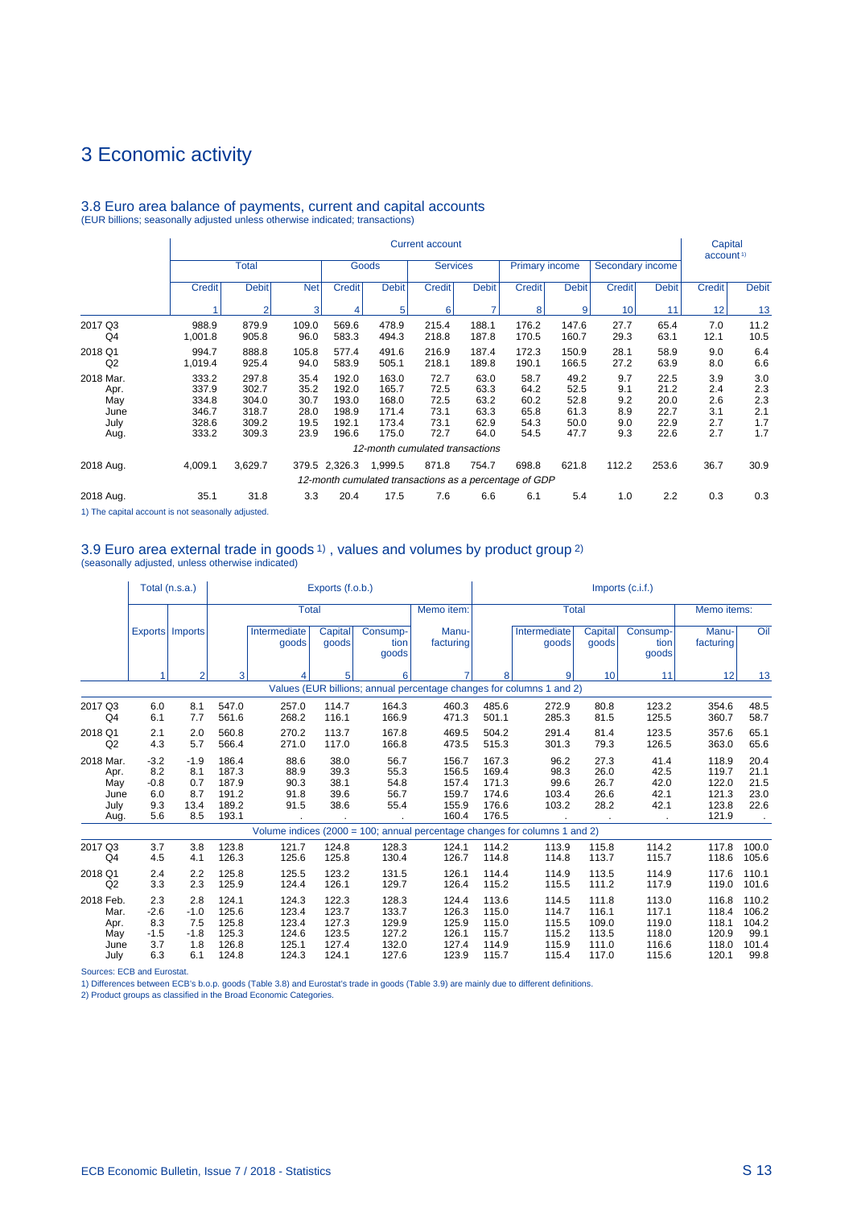# 3 Economic activity

### 3.8 Euro area balance of payments, current and capital accounts

(EUR billions; seasonally adjusted unless otherwise indicated; transactions)

| | Current account | | | | | | | | | | | Capital account[1)] | |
|---|---|---|---|---|---|---|---|---|---|---|---|---|---|
| | Total | | | Goods | | Services | | Primary income | | Secondary income | | | |
| | Credit | Debit | Net | Credit | Debit | Credit | Debit | Credit | Debit | Credit | Debit | Credit | Debit |
| | 1 | 2 | 3 | 4 | 5 | 6 | 7 | 8 | 9 | 10 | 11 | 12 | 13 |
| 2017 Q3 | 988.9 | 879.9 | 109.0 | 569.6 | 478.9 | 215.4 | 188.1 | 176.2 | 147.6 | 27.7 | 65.4 | 7.0 | 11.2 |
| Q4 | 1,001.8 | 905.8 | 96.0 | 583.3 | 494.3 | 218.8 | 187.8 | 170.5 | 160.7 | 29.3 | 63.1 | 12.1 | 10.5 |
| 2018 Q1 | 994.7 | 888.8 | 105.8 | 577.4 | 491.6 | 216.9 | 187.4 | 172.3 | 150.9 | 28.1 | 58.9 | 9.0 | 6.4 |
| Q2 | 1,019.4 | 925.4 | 94.0 | 583.9 | 505.1 | 218.1 | 189.8 | 190.1 | 166.5 | 27.2 | 63.9 | 8.0 | 6.6 |
| 2018 Mar. | 333.2 | 297.8 | 35.4 | 192.0 | 163.0 | 72.7 | 63.0 | 58.7 | 49.2 | 9.7 | 22.5 | 3.9 | 3.0 |
| Apr. | 337.9 | 302.7 | 35.2 | 192.0 | 165.7 | 72.5 | 63.3 | 64.2 | 52.5 | 9.1 | 21.2 | 2.4 | 2.3 |
| May | 334.8 | 304.0 | 30.7 | 193.0 | 168.0 | 72.5 | 63.2 | 60.2 | 52.8 | 9.2 | 20.0 | 2.6 | 2.3 |
| June | 346.7 | 318.7 | 28.0 | 198.9 | 171.4 | 73.1 | 63.3 | 65.8 | 61.3 | 8.9 | 22.7 | 3.1 | 2.1 |
| July | 328.6 | 309.2 | 19.5 | 192.1 | 173.4 | 73.1 | 62.9 | 54.3 | 50.0 | 9.0 | 22.9 | 2.7 | 1.7 |
| Aug. | 333.2 | 309.3 | 23.9 | 196.6 | 175.0 | 72.7 | 64.0 | 54.5 | 47.7 | 9.3 | 22.6 | 2.7 | 1.7 |
| | *12-month cumulated transactions* | | | | | | | | | | | | |
| 2018 Aug. | 4,009.1 | 3,629.7 | 379.5 | 2,326.3 | 1,999.5 | 871.8 | 754.7 | 698.8 | 621.8 | 112.2 | 253.6 | 36.7 | 30.9 |
| | *12-month cumulated transactions as a percentage of GDP* | | | | | | | | | | | | |
| 2018 Aug. | 35.1 | 31.8 | 3.3 | 20.4 | 17.5 | 7.6 | 6.6 | 6.1 | 5.4 | 1.0 | 2.2 | 0.3 | 0.3 |

1) The capital account is not seasonally adjusted.

### 3.9 Euro area external trade in goods[1)], values and volumes by product group[2)]

(seasonally adjusted, unless otherwise indicated)

| | Total (n.s.a.) | | Exports (f.o.b.) | | | | | Imports (c.i.f.) | | | | | |
|---|---|---|---|---|---|---|---|---|---|---|---|---|---|
| | | | Total | | | | Memo item: | Total | | | | Memo items: | |
| | Exports | Imports | | Intermediate goods | Capital goods | Consumption goods | Manufacturing | | Intermediate goods | Capital goods | Consumption goods | Manufacturing | Oil |
| | 1 | 2 | 3 | 4 | 5 | 6 | 7 | 8 | 9 | 10 | 11 | 12 | 13 |
| | *Values (EUR billions; annual percentage changes for columns 1 and 2)* | | | | | | | | | | | | |
| 2017 Q3 | 6.0 | 8.1 | 547.0 | 257.0 | 114.7 | 164.3 | 460.3 | 485.6 | 272.9 | 80.8 | 123.2 | 354.6 | 48.5 |
| Q4 | 6.1 | 7.7 | 561.6 | 268.2 | 116.1 | 166.9 | 471.3 | 501.1 | 285.3 | 81.5 | 125.5 | 360.7 | 58.7 |
| 2018 Q1 | 2.1 | 2.0 | 560.8 | 270.2 | 113.7 | 167.8 | 469.5 | 504.2 | 291.4 | 81.4 | 123.5 | 357.6 | 65.1 |
| Q2 | 4.3 | 5.7 | 566.4 | 271.0 | 117.0 | 166.8 | 473.5 | 515.3 | 301.3 | 79.3 | 126.5 | 363.0 | 65.6 |
| 2018 Mar. | -3.2 | -1.9 | 186.4 | 88.6 | 38.0 | 56.7 | 156.7 | 167.3 | 96.2 | 27.3 | 41.4 | 118.9 | 20.4 |
| Apr. | 8.2 | 8.1 | 187.3 | 88.9 | 39.3 | 55.3 | 156.5 | 169.4 | 98.3 | 26.0 | 42.5 | 119.7 | 21.1 |
| May | -0.8 | 0.7 | 187.9 | 90.3 | 38.1 | 54.8 | 157.4 | 171.3 | 99.6 | 26.7 | 42.0 | 122.0 | 21.5 |
| June | 6.0 | 8.7 | 191.2 | 91.8 | 39.6 | 56.7 | 159.7 | 174.6 | 103.4 | 26.6 | 42.1 | 121.3 | 23.0 |
| July | 9.3 | 13.4 | 189.2 | 91.5 | 38.6 | 55.4 | 155.9 | 176.6 | 103.2 | 28.2 | 42.1 | 123.8 | 22.6 |
| Aug. | 5.6 | 8.5 | 193.1 | . | . | . | 160.4 | 176.5 | . | . | . | 121.9 | . |
| | *Volume indices (2000 = 100; annual percentage changes for columns 1 and 2)* | | | | | | | | | | | | |
| 2017 Q3 | 3.7 | 3.8 | 123.8 | 121.7 | 124.8 | 128.3 | 124.1 | 114.2 | 113.9 | 115.8 | 114.2 | 117.8 | 100.0 |
| Q4 | 4.5 | 4.1 | 126.3 | 125.6 | 125.8 | 130.4 | 126.7 | 114.8 | 114.8 | 113.7 | 115.7 | 118.6 | 105.6 |
| 2018 Q1 | 2.4 | 2.2 | 125.8 | 125.5 | 123.2 | 131.5 | 126.1 | 114.4 | 114.9 | 113.5 | 114.9 | 117.6 | 110.1 |
| Q2 | 3.3 | 2.3 | 125.9 | 124.4 | 126.1 | 129.7 | 126.4 | 115.2 | 115.5 | 111.2 | 117.9 | 119.0 | 101.6 |
| 2018 Feb. | 2.3 | 2.8 | 124.1 | 124.3 | 122.3 | 128.3 | 124.4 | 113.6 | 114.5 | 111.8 | 113.0 | 116.8 | 110.2 |
| Mar. | -2.6 | -1.0 | 125.6 | 123.4 | 123.7 | 133.7 | 126.3 | 115.0 | 114.7 | 116.1 | 117.1 | 118.4 | 106.2 |
| Apr. | 8.3 | 7.5 | 125.8 | 123.4 | 127.3 | 129.9 | 125.9 | 115.0 | 115.5 | 109.0 | 119.0 | 118.1 | 104.2 |
| May | -1.5 | -1.8 | 125.3 | 124.6 | 123.5 | 127.2 | 126.1 | 115.7 | 115.2 | 113.5 | 118.0 | 120.9 | 99.1 |
| June | 3.7 | 1.8 | 126.8 | 125.1 | 127.4 | 132.0 | 127.4 | 114.9 | 115.9 | 111.0 | 116.6 | 118.0 | 101.4 |
| July | 6.3 | 6.1 | 124.8 | 124.3 | 124.1 | 127.6 | 123.9 | 115.7 | 115.4 | 117.0 | 115.6 | 120.1 | 99.8 |

Sources: ECB and Eurostat.

1) Differences between ECB's b.o.p. goods (Table 3.8) and Eurostat's trade in goods (Table 3.9) are mainly due to different definitions.

2) Product groups as classified in the Broad Economic Categories.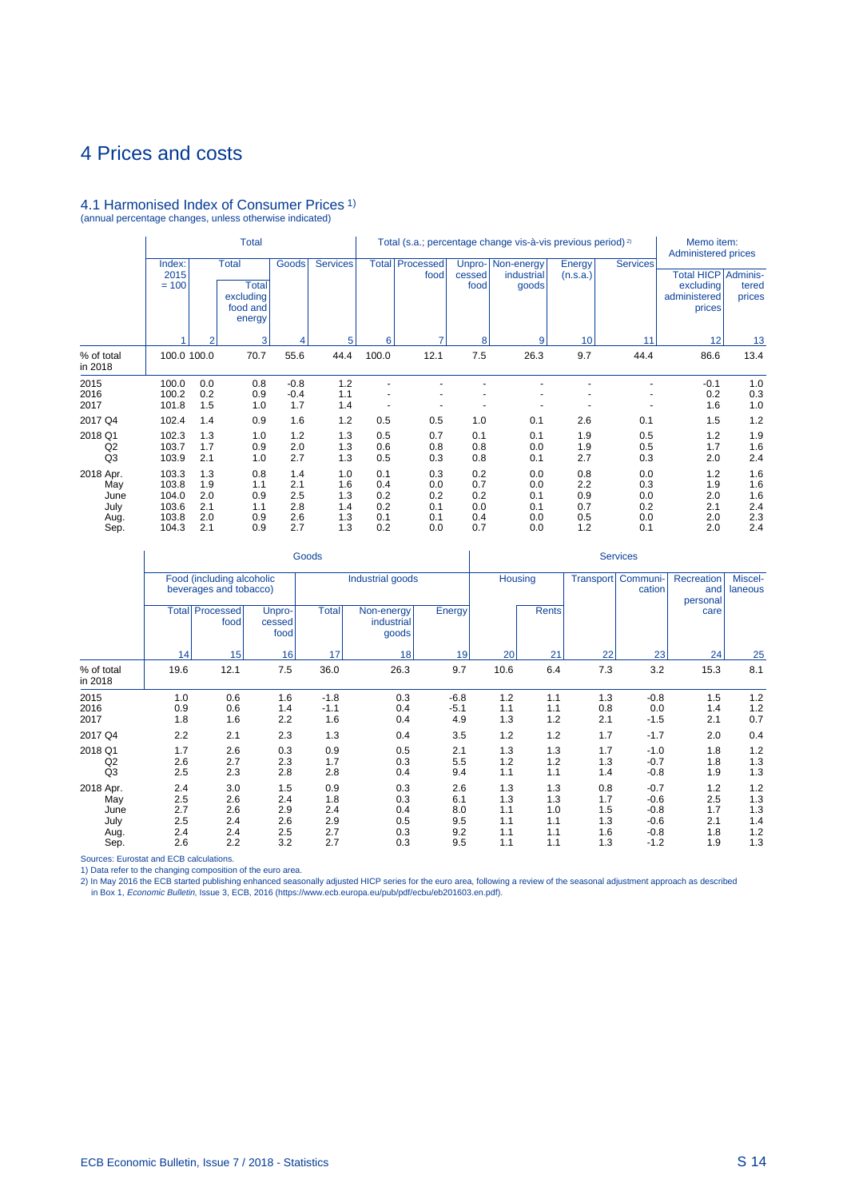# 4 Prices and costs

## 4.1 Harmonised Index of Consumer Prices [1)]

(annual percentage changes, unless otherwise indicated)

| | Total | | | | | Total (s.a.; percentage change vis-à-vis previous period) [2)] | | | | | | Memo item: Administered prices | |
|---|---|---|---|---|---|---|---|---|---|---|---|---|---|
| | Index: 2015 = 100 | Total | | Goods | Services | Total | Processed food | Unprocessed food | Non-energy industrial goods | Energy (n.s.a.) | Services | Total HICP excluding administered prices | Administered prices |
| | | | Total excluding food and energy | | | | | | | | | | |
| | 1 | 2 | 3 | 4 | 5 | 6 | 7 | 8 | 9 | 10 | 11 | 12 | 13 |
| % of total in 2018 | 100.0 | 100.0 | 70.7 | 55.6 | 44.4 | 100.0 | 12.1 | 7.5 | 26.3 | 9.7 | 44.4 | 86.6 | 13.4 |
| 2015 | 100.0 | 0.0 | 0.8 | -0.8 | 1.2 | - | - | - | - | - | - | -0.1 | 1.0 |
| 2016 | 100.2 | 0.2 | 0.9 | -0.4 | 1.1 | - | - | - | - | - | - | 0.2 | 0.3 |
| 2017 | 101.8 | 1.5 | 1.0 | 1.7 | 1.4 | - | - | - | - | - | - | 1.6 | 1.0 |
| 2017 Q4 | 102.4 | 1.4 | 0.9 | 1.6 | 1.2 | 0.5 | 0.5 | 1.0 | 0.1 | 2.6 | 0.1 | 1.5 | 1.2 |
| 2018 Q1 | 102.3 | 1.3 | 1.0 | 1.2 | 1.3 | 0.5 | 0.7 | 0.1 | 0.1 | 1.9 | 0.5 | 1.2 | 1.9 |
| Q2 | 103.7 | 1.7 | 0.9 | 2.0 | 1.3 | 0.6 | 0.8 | 0.8 | 0.0 | 1.9 | 0.5 | 1.7 | 1.6 |
| Q3 | 103.9 | 2.1 | 1.0 | 2.7 | 1.3 | 0.5 | 0.3 | 0.8 | 0.1 | 2.7 | 0.3 | 2.0 | 2.4 |
| 2018 Apr. | 103.3 | 1.3 | 0.8 | 1.4 | 1.0 | 0.1 | 0.3 | 0.2 | 0.0 | 0.8 | 0.0 | 1.2 | 1.6 |
| May | 103.8 | 1.9 | 1.1 | 2.1 | 1.6 | 0.4 | 0.0 | 0.7 | 0.0 | 2.2 | 0.3 | 1.9 | 1.6 |
| June | 104.0 | 2.0 | 0.9 | 2.5 | 1.3 | 0.2 | 0.2 | 0.2 | 0.1 | 0.9 | 0.0 | 2.0 | 1.6 |
| July | 103.6 | 2.1 | 1.1 | 2.8 | 1.4 | 0.2 | 0.1 | 0.0 | 0.1 | 0.7 | 0.2 | 2.1 | 2.4 |
| Aug. | 103.8 | 2.0 | 0.9 | 2.6 | 1.3 | 0.1 | 0.1 | 0.4 | 0.0 | 0.5 | 0.0 | 2.0 | 2.3 |
| Sep. | 104.3 | 2.1 | 0.9 | 2.7 | 1.3 | 0.2 | 0.0 | 0.7 | 0.0 | 1.2 | 0.1 | 2.0 | 2.4 |

| | Goods | | | | | | Services | | | | | |
|---|---|---|---|---|---|---|---|---|---|---|---|---|
| | Food (including alcoholic beverages and tobacco) | | | Industrial goods | | | Housing | | Transport | Communication | Recreation and personal care | Miscellaneous |
| | Total | Processed food | Unprocessed food | Total | Non-energy industrial goods | Energy | | Rents | | | | |
| | 14 | 15 | 16 | 17 | 18 | 19 | 20 | 21 | 22 | 23 | 24 | 25 |
| % of total in 2018 | 19.6 | 12.1 | 7.5 | 36.0 | 26.3 | 9.7 | 10.6 | 6.4 | 7.3 | 3.2 | 15.3 | 8.1 |
| 2015 | 1.0 | 0.6 | 1.6 | -1.8 | 0.3 | -6.8 | 1.2 | 1.1 | 1.3 | -0.8 | 1.5 | 1.2 |
| 2016 | 0.9 | 0.6 | 1.4 | -1.1 | 0.4 | -5.1 | 1.1 | 1.1 | 0.8 | 0.0 | 1.4 | 1.2 |
| 2017 | 1.8 | 1.6 | 2.2 | 1.6 | 0.4 | 4.9 | 1.3 | 1.2 | 2.1 | -1.5 | 2.1 | 0.7 |
| 2017 Q4 | 2.2 | 2.1 | 2.3 | 1.3 | 0.4 | 3.5 | 1.2 | 1.2 | 1.7 | -1.7 | 2.0 | 0.4 |
| 2018 Q1 | 1.7 | 2.6 | 0.3 | 0.9 | 0.5 | 2.1 | 1.3 | 1.3 | 1.7 | -1.0 | 1.8 | 1.2 |
| Q2 | 2.6 | 2.7 | 2.3 | 1.7 | 0.3 | 5.5 | 1.2 | 1.2 | 1.3 | -0.7 | 1.8 | 1.3 |
| Q3 | 2.5 | 2.3 | 2.8 | 2.8 | 0.4 | 9.4 | 1.1 | 1.1 | 1.4 | -0.8 | 1.9 | 1.3 |
| 2018 Apr. | 2.4 | 3.0 | 1.5 | 0.9 | 0.3 | 2.6 | 1.3 | 1.3 | 0.8 | -0.7 | 1.2 | 1.2 |
| May | 2.5 | 2.6 | 2.4 | 1.8 | 0.3 | 6.1 | 1.3 | 1.3 | 1.7 | -0.6 | 2.5 | 1.3 |
| June | 2.7 | 2.6 | 2.9 | 2.4 | 0.4 | 8.0 | 1.1 | 1.0 | 1.5 | -0.8 | 1.7 | 1.3 |
| July | 2.5 | 2.4 | 2.6 | 2.9 | 0.5 | 9.5 | 1.1 | 1.1 | 1.3 | -0.6 | 2.1 | 1.4 |
| Aug. | 2.4 | 2.4 | 2.5 | 2.7 | 0.3 | 9.2 | 1.1 | 1.1 | 1.6 | -0.8 | 1.8 | 1.2 |
| Sep. | 2.6 | 2.2 | 3.2 | 2.7 | 0.3 | 9.5 | 1.1 | 1.1 | 1.3 | -1.2 | 1.9 | 1.3 |

Sources: Eurostat and ECB calculations.

1) Data refer to the changing composition of the euro area.

2) In May 2016 the ECB started publishing enhanced seasonally adjusted HICP series for the euro area, following a review of the seasonal adjustment approach as described in Box 1, *Economic Bulletin*, Issue 3, ECB, 2016 (https://www.ecb.europa.eu/pub/pdf/ecbu/eb201603.en.pdf).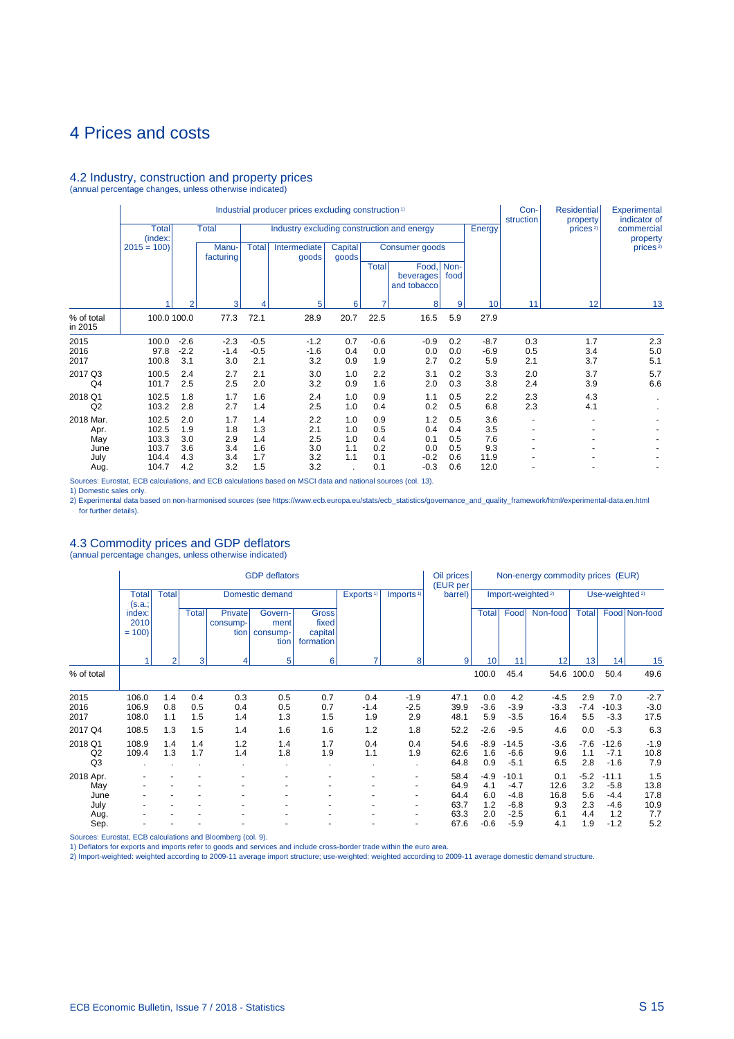# 4 Prices and costs

## 4.2 Industry, construction and property prices

(annual percentage changes, unless otherwise indicated)

| | Industrial producer prices excluding construction[1] | | | | | | | | | | Con-struction | Residential property prices[2] | Experimental indicator of commercial property prices[2] |
|---|---|---|---|---|---|---|---|---|---|---|---|---|---|
| | Total (index: 2015 = 100) | Total | | Industry excluding construction and energy | | | | | | Energy | | | |
| | | | Manu-facturing | Total | Intermediate goods | Capital goods | Consumer goods | | | | | | |
| | | | | | | | Total | Food, beverages and tobacco | Non-food | | | | |
| | 1 | 2 | 3 | 4 | 5 | 6 | 7 | 8 | 9 | 10 | 11 | 12 | 13 |
| % of total in 2015 | 100.0 | 100.0 | 77.3 | 72.1 | 28.9 | 20.7 | 22.5 | 16.5 | 5.9 | 27.9 | | | |
| 2015 | 100.0 | -2.6 | -2.3 | -0.5 | -1.2 | 0.7 | -0.6 | -0.9 | 0.2 | -8.7 | 0.3 | 1.7 | 2.3 |
| 2016 | 97.8 | -2.2 | -1.4 | -0.5 | -1.6 | 0.4 | 0.0 | 0.0 | 0.0 | -6.9 | 0.5 | 3.4 | 5.0 |
| 2017 | 100.8 | 3.1 | 3.0 | 2.1 | 3.2 | 0.9 | 1.9 | 2.7 | 0.2 | 5.9 | 2.1 | 3.7 | 5.1 |
| 2017 Q3 | 100.5 | 2.4 | 2.7 | 2.1 | 3.0 | 1.0 | 2.2 | 3.1 | 0.2 | 3.3 | 2.0 | 3.7 | 5.7 |
| Q4 | 101.7 | 2.5 | 2.5 | 2.0 | 3.2 | 0.9 | 1.6 | 2.0 | 0.3 | 3.8 | 2.4 | 3.9 | 6.6 |
| 2018 Q1 | 102.5 | 1.8 | 1.7 | 1.6 | 2.4 | 1.0 | 0.9 | 1.1 | 0.5 | 2.2 | 2.3 | 4.3 | . |
| Q2 | 103.2 | 2.8 | 2.7 | 1.4 | 2.5 | 1.0 | 0.4 | 0.2 | 0.5 | 6.8 | 2.3 | 4.1 | . |
| 2018 Mar. | 102.5 | 2.0 | 1.7 | 1.4 | 2.2 | 1.0 | 0.9 | 1.2 | 0.5 | 3.6 | - | - | - |
| Apr. | 102.5 | 1.9 | 1.8 | 1.3 | 2.1 | 1.0 | 0.5 | 0.4 | 0.4 | 3.5 | - | - | - |
| May | 103.3 | 3.0 | 2.9 | 1.4 | 2.5 | 1.0 | 0.4 | 0.1 | 0.5 | 7.6 | - | - | - |
| June | 103.7 | 3.6 | 3.4 | 1.6 | 3.0 | 1.1 | 0.2 | 0.0 | 0.5 | 9.3 | - | - | - |
| July | 104.4 | 4.3 | 3.4 | 1.7 | 3.2 | 1.1 | 0.1 | -0.2 | 0.6 | 11.9 | - | - | - |
| Aug. | 104.7 | 4.2 | 3.2 | 1.5 | 3.2 | . | 0.1 | -0.3 | 0.6 | 12.0 | - | - | - |

Sources: Eurostat, ECB calculations, and ECB calculations based on MSCI data and national sources (col. 13).

1) Domestic sales only.

2) Experimental data based on non-harmonised sources (see https://www.ecb.europa.eu/stats/ecb_statistics/governance_and_quality_framework/html/experimental-data.en.html for further details).

## 4.3 Commodity prices and GDP deflators

(annual percentage changes, unless otherwise indicated)

| | GDP deflators | | | | | | | | Oil prices (EUR per barrel) | Non-energy commodity prices (EUR) | | | | | |
|---|---|---|---|---|---|---|---|---|---|---|---|---|---|---|---|
| | Total (s.a.; index: 2010 = 100) | Total | Domestic demand | | | | Exports[1] | Imports[1] | | Import-weighted[2] | | | Use-weighted[2] | | |
| | | | Total | Private consump-tion | Govern-ment consump-tion | Gross fixed capital formation | | | | Total | Food | Non-food | Total | Food | Non-food |
| | 1 | 2 | 3 | 4 | 5 | 6 | 7 | 8 | 9 | 10 | 11 | 12 | 13 | 14 | 15 |
| % of total | | | | | | | | | | 100.0 | 45.4 | 54.6 | 100.0 | 50.4 | 49.6 |
| 2015 | 106.0 | 1.4 | 0.4 | 0.3 | 0.5 | 0.7 | 0.4 | -1.9 | 47.1 | 0.0 | 4.2 | -4.5 | 2.9 | 7.0 | -2.7 |
| 2016 | 106.9 | 0.8 | 0.5 | 0.4 | 0.5 | 0.7 | -1.4 | -2.5 | 39.9 | -3.6 | -3.9 | -3.3 | -7.4 | -10.3 | -3.0 |
| 2017 | 108.0 | 1.1 | 1.5 | 1.4 | 1.3 | 1.5 | 1.9 | 2.9 | 48.1 | 5.9 | -3.5 | 16.4 | 5.5 | -3.3 | 17.5 |
| 2017 Q4 | 108.5 | 1.3 | 1.5 | 1.4 | 1.6 | 1.6 | 1.2 | 1.8 | 52.2 | -2.6 | -9.5 | 4.6 | 0.0 | -5.3 | 6.3 |
| 2018 Q1 | 108.9 | 1.4 | 1.4 | 1.2 | 1.4 | 1.7 | 0.4 | 0.4 | 54.6 | -8.9 | -14.5 | -3.6 | -7.6 | -12.6 | -1.9 |
| Q2 | 109.4 | 1.3 | 1.7 | 1.4 | 1.8 | 1.9 | 1.1 | 1.9 | 62.6 | 1.6 | -6.6 | 9.6 | 1.1 | -7.1 | 10.8 |
| Q3 | . | . | . | . | . | . | . | . | 64.8 | 0.9 | -5.1 | 6.5 | 2.8 | -1.6 | 7.9 |
| 2018 Apr. | - | - | - | - | - | - | - | - | 58.4 | -4.9 | -10.1 | 0.1 | -5.2 | -11.1 | 1.5 |
| May | - | - | - | - | - | - | - | - | 64.9 | 4.1 | -4.7 | 12.6 | 3.2 | -5.8 | 13.8 |
| June | - | - | - | - | - | - | - | - | 64.4 | 6.0 | -4.8 | 16.8 | 5.6 | -4.4 | 17.8 |
| July | - | - | - | - | - | - | - | - | 63.7 | 1.2 | -6.8 | 9.3 | 2.3 | -4.6 | 10.9 |
| Aug. | - | - | - | - | - | - | - | - | 63.3 | 2.0 | -2.5 | 6.1 | 4.4 | 1.2 | 7.7 |
| Sep. | - | - | - | - | - | - | - | - | 67.6 | -0.6 | -5.9 | 4.1 | 1.9 | -1.2 | 5.2 |

Sources: Eurostat, ECB calculations and Bloomberg (col. 9).

1) Deflators for exports and imports refer to goods and services and include cross-border trade within the euro area.

2) Import-weighted: weighted according to 2009-11 average import structure; use-weighted: weighted according to 2009-11 average domestic demand structure.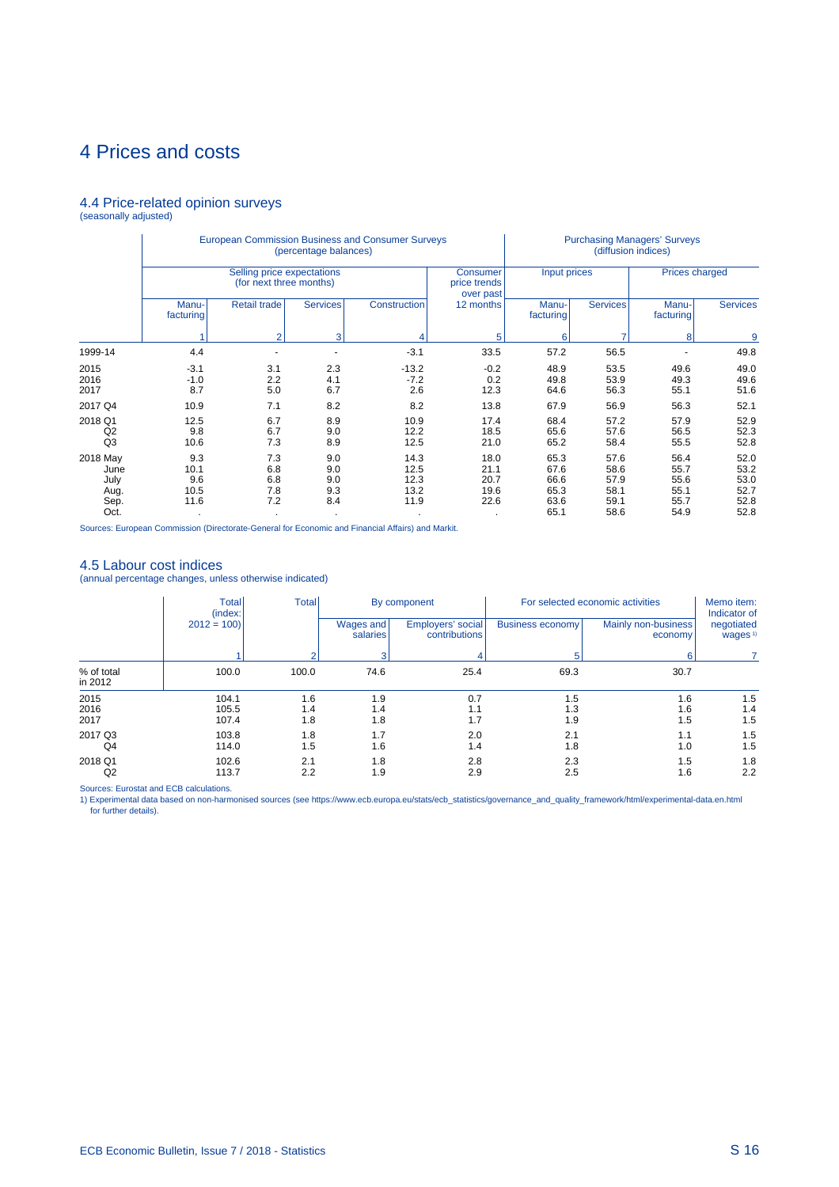# 4 Prices and costs

## 4.4 Price-related opinion surveys

(seasonally adjusted)

| | European Commission Business and Consumer Surveys (percentage balances) | | | | | Purchasing Managers' Surveys (diffusion indices) | | | |
|---|---|---|---|---|---|---|---|---|---|
| | Selling price expectations (for next three months) | | | | Consumer price trends over past 12 months | Input prices | | Prices charged | |
| | Manu-facturing | Retail trade | Services | Construction | | Manu-facturing | Services | Manu-facturing | Services |
| | 1 | 2 | 3 | 4 | 5 | 6 | 7 | 8 | 9 |
| 1999-14 | 4.4 | - | - | -3.1 | 33.5 | 57.2 | 56.5 | - | 49.8 |
| 2015 | -3.1 | 3.1 | 2.3 | -13.2 | -0.2 | 48.9 | 53.5 | 49.6 | 49.0 |
| 2016 | -1.0 | 2.2 | 4.1 | -7.2 | 0.2 | 49.8 | 53.9 | 49.3 | 49.6 |
| 2017 | 8.7 | 5.0 | 6.7 | 2.6 | 12.3 | 64.6 | 56.3 | 55.1 | 51.6 |
| 2017 Q4 | 10.9 | 7.1 | 8.2 | 8.2 | 13.8 | 67.9 | 56.9 | 56.3 | 52.1 |
| 2018 Q1 | 12.5 | 6.7 | 8.9 | 10.9 | 17.4 | 68.4 | 57.2 | 57.9 | 52.9 |
| Q2 | 9.8 | 6.7 | 9.0 | 12.2 | 18.5 | 65.6 | 57.6 | 56.5 | 52.3 |
| Q3 | 10.6 | 7.3 | 8.9 | 12.5 | 21.0 | 65.2 | 58.4 | 55.5 | 52.8 |
| 2018 May | 9.3 | 7.3 | 9.0 | 14.3 | 18.0 | 65.3 | 57.6 | 56.4 | 52.0 |
| June | 10.1 | 6.8 | 9.0 | 12.5 | 21.1 | 67.6 | 58.6 | 55.7 | 53.2 |
| July | 9.6 | 6.8 | 9.0 | 12.3 | 20.7 | 66.6 | 57.9 | 55.6 | 53.0 |
| Aug. | 10.5 | 7.8 | 9.3 | 13.2 | 19.6 | 65.3 | 58.1 | 55.1 | 52.7 |
| Sep. | 11.6 | 7.2 | 8.4 | 11.9 | 22.6 | 63.6 | 59.1 | 55.7 | 52.8 |
| Oct. | . | . | . | . | . | 65.1 | 58.6 | 54.9 | 52.8 |

Sources: European Commission (Directorate-General for Economic and Financial Affairs) and Markit.

## 4.5 Labour cost indices

(annual percentage changes, unless otherwise indicated)

| | Total (index: 2012 = 100) | Total | By component | | For selected economic activities | | Memo item: Indicator of negotiated wages [1] |
|---|---|---|---|---|---|---|---|
| | | | Wages and salaries | Employers' social contributions | Business economy | Mainly non-business economy | |
| | 1 | 2 | 3 | 4 | 5 | 6 | 7 |
| % of total in 2012 | 100.0 | 100.0 | 74.6 | 25.4 | 69.3 | 30.7 | |
| 2015 | 104.1 | 1.6 | 1.9 | 0.7 | 1.5 | 1.6 | 1.5 |
| 2016 | 105.5 | 1.4 | 1.4 | 1.1 | 1.3 | 1.6 | 1.4 |
| 2017 | 107.4 | 1.8 | 1.8 | 1.7 | 1.9 | 1.5 | 1.5 |
| 2017 Q3 | 103.8 | 1.8 | 1.7 | 2.0 | 2.1 | 1.1 | 1.5 |
| Q4 | 114.0 | 1.5 | 1.6 | 1.4 | 1.8 | 1.0 | 1.5 |
| 2018 Q1 | 102.6 | 2.1 | 1.8 | 2.8 | 2.3 | 1.5 | 1.8 |
| Q2 | 113.7 | 2.2 | 1.9 | 2.9 | 2.5 | 1.6 | 2.2 |

Sources: Eurostat and ECB calculations.

1) Experimental data based on non-harmonised sources (see https://www.ecb.europa.eu/stats/ecb_statistics/governance_and_quality_framework/html/experimental-data.en.html for further details).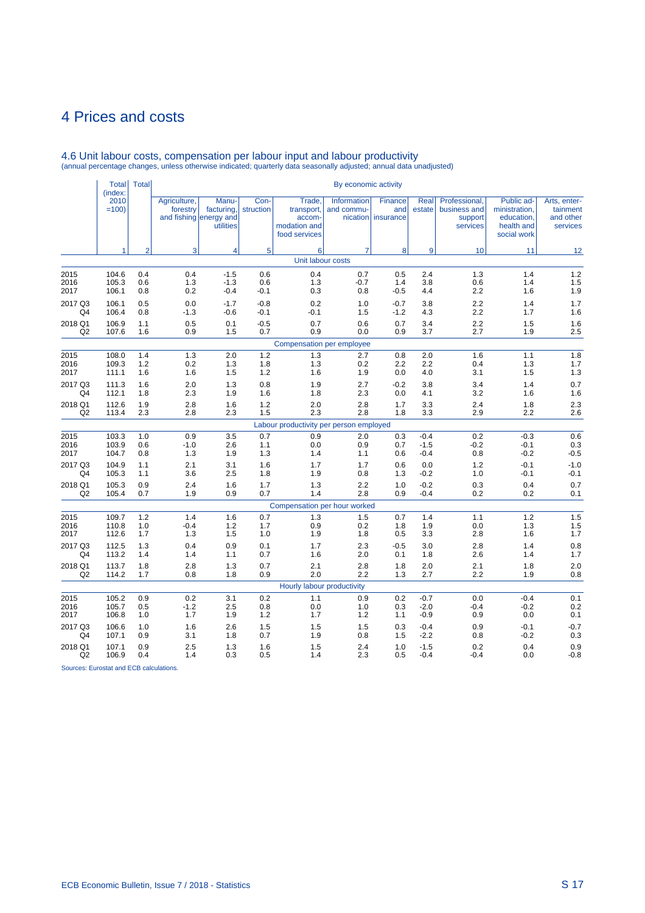# 4 Prices and costs

## 4.6 Unit labour costs, compensation per labour input and labour productivity

(annual percentage changes, unless otherwise indicated; quarterly data seasonally adjusted; annual data unadjusted)

| | Total (index: 2010 =100) | Total | By economic activity | | | | | | | | | |
|---|---|---|---|---|---|---|---|---|---|---|---|---|
| | | | Agriculture, forestry and fishing | Manu-facturing, energy and utilities | Con-struction | Trade, transport, accom-modation and food services | Information and commu-nication | Finance and insurance | Real estate | Professional, business and support services | Public ad-ministration, education, health and social work | Arts, enter-tainment and other services |
| | 1 | 2 | 3 | 4 | 5 | 6 | 7 | 8 | 9 | 10 | 11 | 12 |
| | | | | | | **Unit labour costs** | | | | | | |
| 2015 | 104.6 | 0.4 | 0.4 | -1.5 | 0.6 | 0.4 | 0.7 | 0.5 | 2.4 | 1.3 | 1.4 | 1.2 |
| 2016 | 105.3 | 0.6 | 1.3 | -1.3 | 0.6 | 1.3 | -0.7 | 1.4 | 3.8 | 0.6 | 1.4 | 1.5 |
| 2017 | 106.1 | 0.8 | 0.2 | -0.4 | -0.1 | 0.3 | 0.8 | -0.5 | 4.4 | 2.2 | 1.6 | 1.9 |
| 2017 Q3 | 106.1 | 0.5 | 0.0 | -1.7 | -0.8 | 0.2 | 1.0 | -0.7 | 3.8 | 2.2 | 1.4 | 1.7 |
| Q4 | 106.4 | 0.8 | -1.3 | -0.6 | -0.1 | -0.1 | 1.5 | -1.2 | 4.3 | 2.2 | 1.7 | 1.6 |
| 2018 Q1 | 106.9 | 1.1 | 0.5 | 0.1 | -0.5 | 0.7 | 0.6 | 0.7 | 3.4 | 2.2 | 1.5 | 1.6 |
| Q2 | 107.6 | 1.6 | 0.9 | 1.5 | 0.7 | 0.9 | 0.0 | 0.9 | 3.7 | 2.7 | 1.9 | 2.5 |
| | | | | | | **Compensation per employee** | | | | | | |
| 2015 | 108.0 | 1.4 | 1.3 | 2.0 | 1.2 | 1.3 | 2.7 | 0.8 | 2.0 | 1.6 | 1.1 | 1.8 |
| 2016 | 109.3 | 1.2 | 0.2 | 1.3 | 1.8 | 1.3 | 0.2 | 2.2 | 2.2 | 0.4 | 1.3 | 1.7 |
| 2017 | 111.1 | 1.6 | 1.6 | 1.5 | 1.2 | 1.6 | 1.9 | 0.0 | 4.0 | 3.1 | 1.5 | 1.3 |
| 2017 Q3 | 111.3 | 1.6 | 2.0 | 1.3 | 0.8 | 1.9 | 2.7 | -0.2 | 3.8 | 3.4 | 1.4 | 0.7 |
| Q4 | 112.1 | 1.8 | 2.3 | 1.9 | 1.6 | 1.8 | 2.3 | 0.0 | 4.1 | 3.2 | 1.6 | 1.6 |
| 2018 Q1 | 112.6 | 1.9 | 2.8 | 1.6 | 1.2 | 2.0 | 2.8 | 1.7 | 3.3 | 2.4 | 1.8 | 2.3 |
| Q2 | 113.4 | 2.3 | 2.8 | 2.3 | 1.5 | 2.3 | 2.8 | 1.8 | 3.3 | 2.9 | 2.2 | 2.6 |
| | | | | | | **Labour productivity per person employed** | | | | | | |
| 2015 | 103.3 | 1.0 | 0.9 | 3.5 | 0.7 | 0.9 | 2.0 | 0.3 | -0.4 | 0.2 | -0.3 | 0.6 |
| 2016 | 103.9 | 0.6 | -1.0 | 2.6 | 1.1 | 0.0 | 0.9 | 0.7 | -1.5 | -0.2 | -0.1 | 0.3 |
| 2017 | 104.7 | 0.8 | 1.3 | 1.9 | 1.3 | 1.4 | 1.1 | 0.6 | -0.4 | 0.8 | -0.2 | -0.5 |
| 2017 Q3 | 104.9 | 1.1 | 2.1 | 3.1 | 1.6 | 1.7 | 1.7 | 0.6 | 0.0 | 1.2 | -0.1 | -1.0 |
| Q4 | 105.3 | 1.1 | 3.6 | 2.5 | 1.8 | 1.9 | 0.8 | 1.3 | -0.2 | 1.0 | -0.1 | -0.1 |
| 2018 Q1 | 105.3 | 0.9 | 2.4 | 1.6 | 1.7 | 1.3 | 2.2 | 1.0 | -0.2 | 0.3 | 0.4 | 0.7 |
| Q2 | 105.4 | 0.7 | 1.9 | 0.9 | 0.7 | 1.4 | 2.8 | 0.9 | -0.4 | 0.2 | 0.2 | 0.1 |
| | | | | | | **Compensation per hour worked** | | | | | | |
| 2015 | 109.7 | 1.2 | 1.4 | 1.6 | 0.7 | 1.3 | 1.5 | 0.7 | 1.4 | 1.1 | 1.2 | 1.5 |
| 2016 | 110.8 | 1.0 | -0.4 | 1.2 | 1.7 | 0.9 | 0.2 | 1.8 | 1.9 | 0.0 | 1.3 | 1.5 |
| 2017 | 112.6 | 1.7 | 1.3 | 1.5 | 1.0 | 1.9 | 1.8 | 0.5 | 3.3 | 2.8 | 1.6 | 1.7 |
| 2017 Q3 | 112.5 | 1.3 | 0.4 | 0.9 | 0.1 | 1.7 | 2.3 | -0.5 | 3.0 | 2.8 | 1.4 | 0.8 |
| Q4 | 113.2 | 1.4 | 1.4 | 1.1 | 0.7 | 1.6 | 2.0 | 0.1 | 1.8 | 2.6 | 1.4 | 1.7 |
| 2018 Q1 | 113.7 | 1.8 | 2.8 | 1.3 | 0.7 | 2.1 | 2.8 | 1.8 | 2.0 | 2.1 | 1.8 | 2.0 |
| Q2 | 114.2 | 1.7 | 0.8 | 1.8 | 0.9 | 2.0 | 2.2 | 1.3 | 2.7 | 2.2 | 1.9 | 0.8 |
| | | | | | | **Hourly labour productivity** | | | | | | |
| 2015 | 105.2 | 0.9 | 0.2 | 3.1 | 0.2 | 1.1 | 0.9 | 0.2 | -0.7 | 0.0 | -0.4 | 0.1 |
| 2016 | 105.7 | 0.5 | -1.2 | 2.5 | 0.8 | 0.0 | 1.0 | 0.3 | -2.0 | -0.4 | -0.2 | 0.2 |
| 2017 | 106.8 | 1.0 | 1.7 | 1.9 | 1.2 | 1.7 | 1.2 | 1.1 | -0.9 | 0.9 | 0.0 | 0.1 |
| 2017 Q3 | 106.6 | 1.0 | 1.6 | 2.6 | 1.5 | 1.5 | 1.5 | 0.3 | -0.4 | 0.9 | -0.1 | -0.7 |
| Q4 | 107.1 | 0.9 | 3.1 | 1.8 | 0.7 | 1.9 | 0.8 | 1.5 | -2.2 | 0.8 | -0.2 | 0.3 |
| 2018 Q1 | 107.1 | 0.9 | 2.5 | 1.3 | 1.6 | 1.5 | 2.4 | 1.0 | -1.5 | 0.2 | 0.4 | 0.9 |
| Q2 | 106.9 | 0.4 | 1.4 | 0.3 | 0.5 | 1.4 | 2.3 | 0.5 | -0.4 | -0.4 | 0.0 | -0.8 |

Sources: Eurostat and ECB calculations.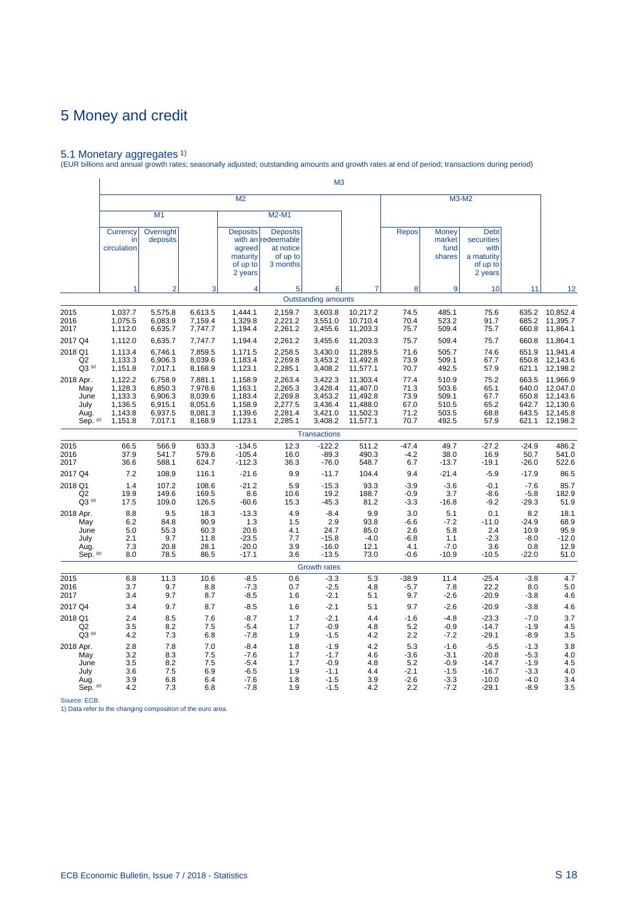# 5 Money and credit

## 5.1 Monetary aggregates [1)]

(EUR billions and annual growth rates; seasonally adjusted; outstanding amounts and growth rates at end of period; transactions during period)

| | M3 | | | | | | | | | | | |
|---|---|---|---|---|---|---|---|---|---|---|---|---|
| | M2 | | | | | | | M3-M2 | | | | |
| | M1 | | | M2-M1 | | | | | | | | |
| | Currency in circulation | Overnight deposits | | Deposits with an agreed maturity of up to 2 years | Deposits redeemable at notice of up to 3 months | | | Repos | Money market fund shares | Debt securities with a maturity of up to 2 years | | |
| | 1 | 2 | 3 | 4 | 5 | 6 | 7 | 8 | 9 | 10 | 11 | 12 |
| | | | | | **Outstanding amounts** | | | | | | | |
| 2015 | 1,037.7 | 5,575.8 | 6,613.5 | 1,444.1 | 2,159.7 | 3,603.8 | 10,217.2 | 74.5 | 485.1 | 75.6 | 635.2 | 10,852.4 |
| 2016 | 1,075.5 | 6,083.9 | 7,159.4 | 1,329.8 | 2,221.2 | 3,551.0 | 10,710.4 | 70.4 | 523.2 | 91.7 | 685.2 | 11,395.7 |
| 2017 | 1,112.0 | 6,635.7 | 7,747.7 | 1,194.4 | 2,261.2 | 3,455.6 | 11,203.3 | 75.7 | 509.4 | 75.7 | 660.8 | 11,864.1 |
| 2017 Q4 | 1,112.0 | 6,635.7 | 7,747.7 | 1,194.4 | 2,261.2 | 3,455.6 | 11,203.3 | 75.7 | 509.4 | 75.7 | 660.8 | 11,864.1 |
| 2018 Q1 | 1,113.4 | 6,746.1 | 7,859.5 | 1,171.5 | 2,258.5 | 3,430.0 | 11,289.5 | 71.6 | 505.7 | 74.6 | 651.9 | 11,941.4 |
| Q2 | 1,133.3 | 6,906.3 | 8,039.6 | 1,183.4 | 2,269.8 | 3,453.2 | 11,492.8 | 73.9 | 509.1 | 67.7 | 650.8 | 12,143.6 |
| Q3 (p) | 1,151.8 | 7,017.1 | 8,168.9 | 1,123.1 | 2,285.1 | 3,408.2 | 11,577.1 | 70.7 | 492.5 | 57.9 | 621.1 | 12,198.2 |
| 2018 Apr. | 1,122.2 | 6,758.9 | 7,881.1 | 1,158.9 | 2,263.4 | 3,422.3 | 11,303.4 | 77.4 | 510.9 | 75.2 | 663.5 | 11,966.9 |
| May | 1,128.3 | 6,850.3 | 7,978.6 | 1,163.1 | 2,265.3 | 3,428.4 | 11,407.0 | 71.3 | 503.6 | 65.1 | 640.0 | 12,047.0 |
| June | 1,133.3 | 6,906.3 | 8,039.6 | 1,183.4 | 2,269.8 | 3,453.2 | 11,492.8 | 73.9 | 509.1 | 67.7 | 650.8 | 12,143.6 |
| July | 1,136.5 | 6,915.1 | 8,051.6 | 1,158.9 | 2,277.5 | 3,436.4 | 11,488.0 | 67.0 | 510.5 | 65.2 | 642.7 | 12,130.6 |
| Aug. | 1,143.8 | 6,937.5 | 8,081.3 | 1,139.6 | 2,281.4 | 3,421.0 | 11,502.3 | 71.2 | 503.5 | 68.8 | 643.5 | 12,145.8 |
| Sep. (p) | 1,151.8 | 7,017.1 | 8,168.9 | 1,123.1 | 2,285.1 | 3,408.2 | 11,577.1 | 70.7 | 492.5 | 57.9 | 621.1 | 12,198.2 |
| | | | | | **Transactions** | | | | | | | |
| 2015 | 66.5 | 566.9 | 633.3 | -134.5 | 12.3 | -122.2 | 511.2 | -47.4 | 49.7 | -27.2 | -24.9 | 486.2 |
| 2016 | 37.9 | 541.7 | 579.6 | -105.4 | 16.0 | -89.3 | 490.3 | -4.2 | 38.0 | 16.9 | 50.7 | 541.0 |
| 2017 | 36.6 | 588.1 | 624.7 | -112.3 | 36.3 | -76.0 | 548.7 | 6.7 | -13.7 | -19.1 | -26.0 | 522.6 |
| 2017 Q4 | 7.2 | 108.9 | 116.1 | -21.6 | 9.9 | -11.7 | 104.4 | 9.4 | -21.4 | -5.9 | -17.9 | 86.5 |
| 2018 Q1 | 1.4 | 107.2 | 108.6 | -21.2 | 5.9 | -15.3 | 93.3 | -3.9 | -3.6 | -0.1 | -7.6 | 85.7 |
| Q2 | 19.9 | 149.6 | 169.5 | 8.6 | 10.6 | 19.2 | 188.7 | -0.9 | 3.7 | -8.6 | -5.8 | 182.9 |
| Q3 (p) | 17.5 | 109.0 | 126.5 | -60.6 | 15.3 | -45.3 | 81.2 | -3.3 | -16.8 | -9.2 | -29.3 | 51.9 |
| 2018 Apr. | 8.8 | 9.5 | 18.3 | -13.3 | 4.9 | -8.4 | 9.9 | 3.0 | 5.1 | 0.1 | 8.2 | 18.1 |
| May | 6.2 | 84.8 | 90.9 | 1.3 | 1.5 | 2.9 | 93.8 | -6.6 | -7.2 | -11.0 | -24.9 | 68.9 |
| June | 5.0 | 55.3 | 60.3 | 20.6 | 4.1 | 24.7 | 85.0 | 2.6 | 5.8 | 2.4 | 10.9 | 95.9 |
| July | 2.1 | 9.7 | 11.8 | -23.5 | 7.7 | -15.8 | -4.0 | -6.8 | 1.1 | -2.3 | -8.0 | -12.0 |
| Aug. | 7.3 | 20.8 | 28.1 | -20.0 | 3.9 | -16.0 | 12.1 | 4.1 | -7.0 | 3.6 | 0.8 | 12.9 |
| Sep. (p) | 8.0 | 78.5 | 86.5 | -17.1 | 3.6 | -13.5 | 73.0 | -0.6 | -10.9 | -10.5 | -22.0 | 51.0 |
| | | | | | **Growth rates** | | | | | | | |
| 2015 | 6.8 | 11.3 | 10.6 | -8.5 | 0.6 | -3.3 | 5.3 | -38.9 | 11.4 | -25.4 | -3.8 | 4.7 |
| 2016 | 3.7 | 9.7 | 8.8 | -7.3 | 0.7 | -2.5 | 4.8 | -5.7 | 7.8 | 22.2 | 8.0 | 5.0 |
| 2017 | 3.4 | 9.7 | 8.7 | -8.5 | 1.6 | -2.1 | 5.1 | 9.7 | -2.6 | -20.9 | -3.8 | 4.6 |
| 2017 Q4 | 3.4 | 9.7 | 8.7 | -8.5 | 1.6 | -2.1 | 5.1 | 9.7 | -2.6 | -20.9 | -3.8 | 4.6 |
| 2018 Q1 | 2.4 | 8.5 | 7.6 | -8.7 | 1.7 | -2.1 | 4.4 | -1.6 | -4.8 | -23.3 | -7.0 | 3.7 |
| Q2 | 3.5 | 8.2 | 7.5 | -5.4 | 1.7 | -0.9 | 4.8 | 5.2 | -0.9 | -14.7 | -1.9 | 4.5 |
| Q3 (p) | 4.2 | 7.3 | 6.8 | -7.8 | 1.9 | -1.5 | 4.2 | 2.2 | -7.2 | -29.1 | -8.9 | 3.5 |
| 2018 Apr. | 2.8 | 7.8 | 7.0 | -8.4 | 1.8 | -1.9 | 4.2 | 5.3 | -1.6 | -5.5 | -1.3 | 3.8 |
| May | 3.2 | 8.3 | 7.5 | -7.6 | 1.7 | -1.7 | 4.6 | -3.6 | -3.1 | -20.8 | -5.3 | 4.0 |
| June | 3.5 | 8.2 | 7.5 | -5.4 | 1.7 | -0.9 | 4.8 | 5.2 | -0.9 | -14.7 | -1.9 | 4.5 |
| July | 3.6 | 7.5 | 6.9 | -6.5 | 1.9 | -1.1 | 4.4 | -2.1 | -1.5 | -16.7 | -3.3 | 4.0 |
| Aug. | 3.9 | 6.8 | 6.4 | -7.6 | 1.8 | -1.5 | 3.9 | -2.6 | -3.3 | -10.0 | -4.0 | 3.4 |
| Sep. (p) | 4.2 | 7.3 | 6.8 | -7.8 | 1.9 | -1.5 | 4.2 | 2.2 | -7.2 | -29.1 | -8.9 | 3.5 |

Source: ECB.
1) Data refer to the changing composition of the euro area.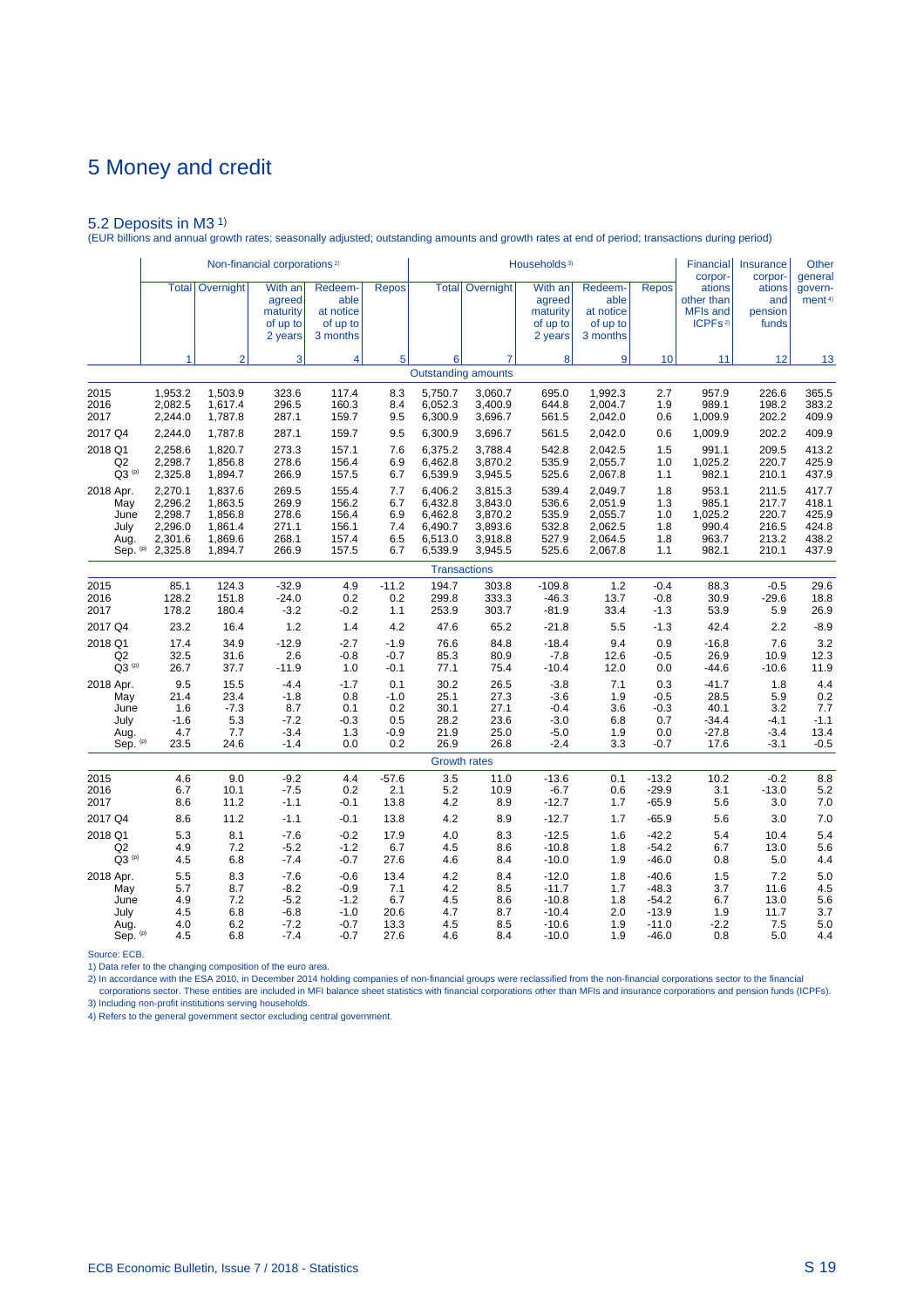# 5 Money and credit

## 5.2 Deposits in M3 [1)]

(EUR billions and annual growth rates; seasonally adjusted; outstanding amounts and growth rates at end of period; transactions during period)

| | Non-financial corporations [2)] | | | | | Households [3)] | | | | | Financial corporations other than MFIs and ICPFs [2)] | Insurance corporations and pension funds | Other general government [4)] |
|---|---|---|---|---|---|---|---|---|---|---|---|---|---|
| | Total | Overnight | With an agreed maturity of up to 2 years | Redeemable at notice of up to 3 months | Repos | Total | Overnight | With an agreed maturity of up to 2 years | Redeemable at notice of up to 3 months | Repos | | | |
| | 1 | 2 | 3 | 4 | 5 | 6 | 7 | 8 | 9 | 10 | 11 | 12 | 13 |
| | | | | | | Outstanding amounts | | | | | | | |
| 2015 | 1,953.2 | 1,503.9 | 323.6 | 117.4 | 8.3 | 5,750.7 | 3,060.7 | 695.0 | 1,992.3 | 2.7 | 957.9 | 226.6 | 365.5 |
| 2016 | 2,082.5 | 1,617.4 | 296.5 | 160.3 | 8.4 | 6,052.3 | 3,400.9 | 644.8 | 2,004.7 | 1.9 | 989.1 | 198.2 | 383.2 |
| 2017 | 2,244.0 | 1,787.8 | 287.1 | 159.7 | 9.5 | 6,300.9 | 3,696.7 | 561.5 | 2,042.0 | 0.6 | 1,009.9 | 202.2 | 409.9 |
| 2017 Q4 | 2,244.0 | 1,787.8 | 287.1 | 159.7 | 9.5 | 6,300.9 | 3,696.7 | 561.5 | 2,042.0 | 0.6 | 1,009.9 | 202.2 | 409.9 |
| 2018 Q1 | 2,258.6 | 1,820.7 | 273.3 | 157.1 | 7.6 | 6,375.2 | 3,788.4 | 542.8 | 2,042.5 | 1.5 | 991.1 | 209.5 | 413.2 |
| Q2 | 2,298.7 | 1,856.8 | 278.6 | 156.4 | 6.9 | 6,462.8 | 3,870.2 | 535.9 | 2,055.7 | 1.0 | 1,025.2 | 220.7 | 425.9 |
| Q3 (p) | 2,325.8 | 1,894.7 | 266.9 | 157.5 | 6.7 | 6,539.9 | 3,945.5 | 525.6 | 2,067.8 | 1.1 | 982.1 | 210.1 | 437.9 |
| 2018 Apr. | 2,270.1 | 1,837.6 | 269.5 | 155.4 | 7.7 | 6,406.2 | 3,815.3 | 539.4 | 2,049.7 | 1.8 | 953.1 | 211.5 | 417.7 |
| May | 2,296.2 | 1,863.5 | 269.9 | 156.2 | 6.7 | 6,432.8 | 3,843.0 | 536.6 | 2,051.9 | 1.3 | 985.1 | 217.7 | 418.1 |
| June | 2,298.7 | 1,856.8 | 278.6 | 156.4 | 6.9 | 6,462.8 | 3,870.2 | 535.9 | 2,055.7 | 1.0 | 1,025.2 | 220.7 | 425.9 |
| July | 2,296.0 | 1,861.4 | 271.1 | 156.1 | 7.4 | 6,490.7 | 3,893.6 | 532.8 | 2,062.5 | 1.8 | 990.4 | 216.5 | 424.8 |
| Aug. | 2,301.6 | 1,869.6 | 268.1 | 157.4 | 6.5 | 6,513.0 | 3,918.8 | 527.9 | 2,064.5 | 1.8 | 963.7 | 213.2 | 438.2 |
| Sep. (p) | 2,325.8 | 1,894.7 | 266.9 | 157.5 | 6.7 | 6,539.9 | 3,945.5 | 525.6 | 2,067.8 | 1.1 | 982.1 | 210.1 | 437.9 |
| | | | | | | Transactions | | | | | | | |
| 2015 | 85.1 | 124.3 | -32.9 | 4.9 | -11.2 | 194.7 | 303.8 | -109.8 | 1.2 | -0.4 | 88.3 | -0.5 | 29.6 |
| 2016 | 128.2 | 151.8 | -24.0 | 0.2 | 0.2 | 299.8 | 333.3 | -46.3 | 13.7 | -0.8 | 30.9 | -29.6 | 18.8 |
| 2017 | 178.2 | 180.4 | -3.2 | -0.2 | 1.1 | 253.9 | 303.7 | -81.9 | 33.4 | -1.3 | 53.9 | 5.9 | 26.9 |
| 2017 Q4 | 23.2 | 16.4 | 1.2 | 1.4 | 4.2 | 47.6 | 65.2 | -21.8 | 5.5 | -1.3 | 42.4 | 2.2 | -8.9 |
| 2018 Q1 | 17.4 | 34.9 | -12.9 | -2.7 | -1.9 | 76.6 | 84.8 | -18.4 | 9.4 | 0.9 | -16.8 | 7.6 | 3.2 |
| Q2 | 32.5 | 31.6 | 2.6 | -0.8 | -0.7 | 85.3 | 80.9 | -7.8 | 12.6 | -0.5 | 26.9 | 10.9 | 12.3 |
| Q3 (p) | 26.7 | 37.7 | -11.9 | 1.0 | -0.1 | 77.1 | 75.4 | -10.4 | 12.0 | 0.0 | -44.6 | -10.6 | 11.9 |
| 2018 Apr. | 9.5 | 15.5 | -4.4 | -1.7 | 0.1 | 30.2 | 26.5 | -3.8 | 7.1 | 0.3 | -41.7 | 1.8 | 4.4 |
| May | 21.4 | 23.4 | -1.8 | 0.8 | -1.0 | 25.1 | 27.3 | -3.6 | 1.9 | -0.5 | 28.5 | 5.9 | 0.2 |
| June | 1.6 | -7.3 | 8.7 | 0.1 | 0.2 | 30.1 | 27.1 | -0.4 | 3.6 | -0.3 | 40.1 | 3.2 | 7.7 |
| July | -1.6 | 5.3 | -7.2 | -0.3 | 0.5 | 28.2 | 23.6 | -3.0 | 6.8 | 0.7 | -34.4 | -4.1 | -1.1 |
| Aug. | 4.7 | 7.7 | -3.4 | 1.3 | -0.9 | 21.9 | 25.0 | -5.0 | 1.9 | 0.0 | -27.8 | -3.4 | 13.4 |
| Sep. (p) | 23.5 | 24.6 | -1.4 | 0.0 | 0.2 | 26.9 | 26.8 | -2.4 | 3.3 | -0.7 | 17.6 | -3.1 | -0.5 |
| | | | | | | Growth rates | | | | | | | |
| 2015 | 4.6 | 9.0 | -9.2 | 4.4 | -57.6 | 3.5 | 11.0 | -13.6 | 0.1 | -13.2 | 10.2 | -0.2 | 8.8 |
| 2016 | 6.7 | 10.1 | -7.5 | 0.2 | 2.1 | 5.2 | 10.9 | -6.7 | 0.6 | -29.9 | 3.1 | -13.0 | 5.2 |
| 2017 | 8.6 | 11.2 | -1.1 | -0.1 | 13.8 | 4.2 | 8.9 | -12.7 | 1.7 | -65.9 | 5.6 | 3.0 | 7.0 |
| 2017 Q4 | 8.6 | 11.2 | -1.1 | -0.1 | 13.8 | 4.2 | 8.9 | -12.7 | 1.7 | -65.9 | 5.6 | 3.0 | 7.0 |
| 2018 Q1 | 5.3 | 8.1 | -7.6 | -0.2 | 17.9 | 4.0 | 8.3 | -12.5 | 1.6 | -42.2 | 5.4 | 10.4 | 5.4 |
| Q2 | 4.9 | 7.2 | -5.2 | -1.2 | 6.7 | 4.5 | 8.6 | -10.8 | 1.8 | -54.2 | 6.7 | 13.0 | 5.6 |
| Q3 (p) | 4.5 | 6.8 | -7.4 | -0.7 | 27.6 | 4.6 | 8.4 | -10.0 | 1.9 | -46.0 | 0.8 | 5.0 | 4.4 |
| 2018 Apr. | 5.5 | 8.3 | -7.6 | -0.6 | 13.4 | 4.2 | 8.4 | -12.0 | 1.8 | -40.6 | 1.5 | 7.2 | 5.0 |
| May | 5.7 | 8.7 | -8.2 | -0.9 | 7.1 | 4.2 | 8.5 | -11.7 | 1.7 | -48.3 | 3.7 | 11.6 | 4.5 |
| June | 4.9 | 7.2 | -5.2 | -1.2 | 6.7 | 4.5 | 8.6 | -10.8 | 1.8 | -54.2 | 6.7 | 13.0 | 5.6 |
| July | 4.5 | 6.8 | -6.8 | -1.0 | 20.6 | 4.7 | 8.7 | -10.4 | 2.0 | -13.9 | 1.9 | 11.7 | 3.7 |
| Aug. | 4.0 | 6.2 | -7.2 | -0.7 | 13.3 | 4.5 | 8.5 | -10.6 | 1.9 | -11.0 | -2.2 | 7.5 | 5.0 |
| Sep. (p) | 4.5 | 6.8 | -7.4 | -0.7 | 27.6 | 4.6 | 8.4 | -10.0 | 1.9 | -46.0 | 0.8 | 5.0 | 4.4 |

Source: ECB.

1) Data refer to the changing composition of the euro area.

2) In accordance with the ESA 2010, in December 2014 holding companies of non-financial groups were reclassified from the non-financial corporations sector to the financial corporations sector. These entities are included in MFI balance sheet statistics with financial corporations other than MFIs and insurance corporations and pension funds (ICPFs).

3) Including non-profit institutions serving households.

4) Refers to the general government sector excluding central government.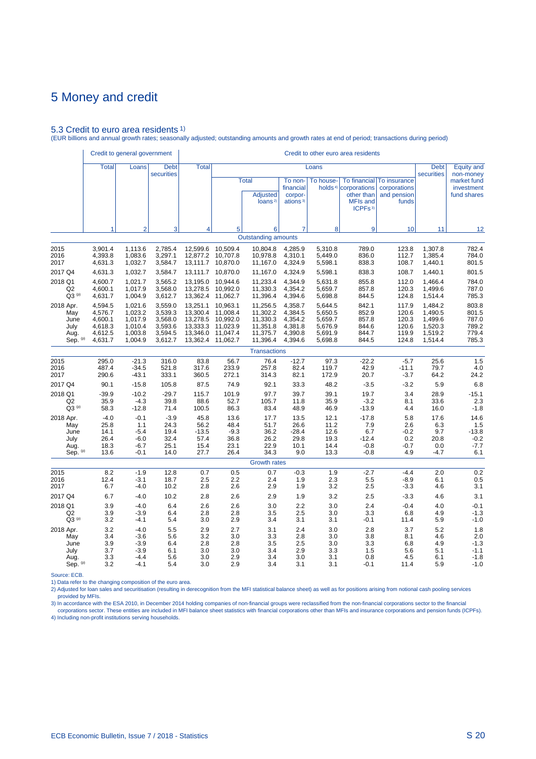# 5 Money and credit

## 5.3 Credit to euro area residents [1)]

(EUR billions and annual growth rates; seasonally adjusted; outstanding amounts and growth rates at end of period; transactions during period)

| | Credit to general government | | | Credit to other euro area residents | | | | | | | | |
|---|---|---|---|---|---|---|---|---|---|---|---|---|
| | Total | Loans | Debt securities | Total | Loans | | | | | | Debt securities | Equity and non-money market fund investment fund shares |
| | | | | | Total | | To non-financial corporations [3)] | To households [4)] | To financial corporations other than MFIs and ICPFs [3)] | To insurance corporations and pension funds | | |
| | | | | | | Adjusted loans [2)] | | | | | | |
| | 1 | 2 | 3 | 4 | 5 | 6 | 7 | 8 | 9 | 10 | 11 | 12 |
| **Outstanding amounts** | | | | | | | | | | | | |
| 2015 | 3,901.4 | 1,113.6 | 2,785.4 | 12,599.6 | 10,509.4 | 10,804.8 | 4,285.9 | 5,310.8 | 789.0 | 123.8 | 1,307.8 | 782.4 |
| 2016 | 4,393.8 | 1,083.6 | 3,297.1 | 12,877.2 | 10,707.8 | 10,978.8 | 4,310.1 | 5,449.0 | 836.0 | 112.7 | 1,385.4 | 784.0 |
| 2017 | 4,631.3 | 1,032.7 | 3,584.7 | 13,111.7 | 10,870.0 | 11,167.0 | 4,324.9 | 5,598.1 | 838.3 | 108.7 | 1,440.1 | 801.5 |
| 2017 Q4 | 4,631.3 | 1,032.7 | 3,584.7 | 13,111.7 | 10,870.0 | 11,167.0 | 4,324.9 | 5,598.1 | 838.3 | 108.7 | 1,440.1 | 801.5 |
| 2018 Q1 | 4,600.7 | 1,021.7 | 3,565.2 | 13,195.0 | 10,944.6 | 11,233.4 | 4,344.9 | 5,631.8 | 855.8 | 112.0 | 1,466.4 | 784.0 |
| Q2 | 4,600.1 | 1,017.9 | 3,568.0 | 13,278.5 | 10,992.0 | 11,330.3 | 4,354.2 | 5,659.7 | 857.8 | 120.3 | 1,499.6 | 787.0 |
| Q3 (p) | 4,631.7 | 1,004.9 | 3,612.7 | 13,362.4 | 11,062.7 | 11,396.4 | 4,394.6 | 5,698.8 | 844.5 | 124.8 | 1,514.4 | 785.3 |
| 2018 Apr. | 4,594.5 | 1,021.6 | 3,559.0 | 13,251.1 | 10,963.1 | 11,256.5 | 4,358.7 | 5,644.5 | 842.1 | 117.9 | 1,484.2 | 803.8 |
| May | 4,576.7 | 1,023.2 | 3,539.3 | 13,300.4 | 11,008.4 | 11,302.2 | 4,384.5 | 5,650.5 | 852.9 | 120.6 | 1,490.5 | 801.5 |
| June | 4,600.1 | 1,017.9 | 3,568.0 | 13,278.5 | 10,992.0 | 11,330.3 | 4,354.2 | 5,659.7 | 857.8 | 120.3 | 1,499.6 | 787.0 |
| July | 4,618.3 | 1,010.4 | 3,593.6 | 13,333.3 | 11,023.9 | 11,351.8 | 4,381.8 | 5,676.9 | 844.6 | 120.6 | 1,520.3 | 789.2 |
| Aug. | 4,612.5 | 1,003.8 | 3,594.5 | 13,346.0 | 11,047.4 | 11,375.7 | 4,390.8 | 5,691.9 | 844.7 | 119.9 | 1,519.2 | 779.4 |
| Sep. (p) | 4,631.7 | 1,004.9 | 3,612.7 | 13,362.4 | 11,062.7 | 11,396.4 | 4,394.6 | 5,698.8 | 844.5 | 124.8 | 1,514.4 | 785.3 |
| **Transactions** | | | | | | | | | | | | |
| 2015 | 295.0 | -21.3 | 316.0 | 83.8 | 56.7 | 76.4 | -12.7 | 97.3 | -22.2 | -5.7 | 25.6 | 1.5 |
| 2016 | 487.4 | -34.5 | 521.8 | 317.6 | 233.9 | 257.8 | 82.4 | 119.7 | 42.9 | -11.1 | 79.7 | 4.0 |
| 2017 | 290.6 | -43.1 | 333.1 | 360.5 | 272.1 | 314.3 | 82.1 | 172.9 | 20.7 | -3.7 | 64.2 | 24.2 |
| 2017 Q4 | 90.1 | -15.8 | 105.8 | 87.5 | 74.9 | 92.1 | 33.3 | 48.2 | -3.5 | -3.2 | 5.9 | 6.8 |
| 2018 Q1 | -39.9 | -10.2 | -29.7 | 115.7 | 101.9 | 97.7 | 39.7 | 39.1 | 19.7 | 3.4 | 28.9 | -15.1 |
| Q2 | 35.9 | -4.3 | 39.8 | 88.6 | 52.7 | 105.7 | 11.8 | 35.9 | -3.2 | 8.1 | 33.6 | 2.3 |
| Q3 (p) | 58.3 | -12.8 | 71.4 | 100.5 | 86.3 | 83.4 | 48.9 | 46.9 | -13.9 | 4.4 | 16.0 | -1.8 |
| 2018 Apr. | -4.0 | -0.1 | -3.9 | 45.8 | 13.6 | 17.7 | 13.5 | 12.1 | -17.8 | 5.8 | 17.6 | 14.6 |
| May | 25.8 | 1.1 | 24.3 | 56.2 | 48.4 | 51.7 | 26.6 | 11.2 | 7.9 | 2.6 | 6.3 | 1.5 |
| June | 14.1 | -5.4 | 19.4 | -13.5 | -9.3 | 36.2 | -28.4 | 12.6 | 6.7 | -0.2 | 9.7 | -13.8 |
| July | 26.4 | -6.0 | 32.4 | 57.4 | 36.8 | 26.2 | 29.8 | 19.3 | -12.4 | 0.2 | 20.8 | -0.2 |
| Aug. | 18.3 | -6.7 | 25.1 | 15.4 | 23.1 | 22.9 | 10.1 | 14.4 | -0.8 | -0.7 | 0.0 | -7.7 |
| Sep. (p) | 13.6 | -0.1 | 14.0 | 27.7 | 26.4 | 34.3 | 9.0 | 13.3 | -0.8 | 4.9 | -4.7 | 6.1 |
| **Growth rates** | | | | | | | | | | | | |
| 2015 | 8.2 | -1.9 | 12.8 | 0.7 | 0.5 | 0.7 | -0.3 | 1.9 | -2.7 | -4.4 | 2.0 | 0.2 |
| 2016 | 12.4 | -3.1 | 18.7 | 2.5 | 2.2 | 2.4 | 1.9 | 2.3 | 5.5 | -8.9 | 6.1 | 0.5 |
| 2017 | 6.7 | -4.0 | 10.2 | 2.8 | 2.6 | 2.9 | 1.9 | 3.2 | 2.5 | -3.3 | 4.6 | 3.1 |
| 2017 Q4 | 6.7 | -4.0 | 10.2 | 2.8 | 2.6 | 2.9 | 1.9 | 3.2 | 2.5 | -3.3 | 4.6 | 3.1 |
| 2018 Q1 | 3.9 | -4.0 | 6.4 | 2.6 | 2.6 | 3.0 | 2.2 | 3.0 | 2.4 | -0.4 | 4.0 | -0.1 |
| Q2 | 3.9 | -3.9 | 6.4 | 2.8 | 2.8 | 3.5 | 2.5 | 3.0 | 3.3 | 6.8 | 4.9 | -1.3 |
| Q3 (p) | 3.2 | -4.1 | 5.4 | 3.0 | 2.9 | 3.4 | 3.1 | 3.1 | -0.1 | 11.4 | 5.9 | -1.0 |
| 2018 Apr. | 3.2 | -4.0 | 5.5 | 2.9 | 2.7 | 3.1 | 2.4 | 3.0 | 2.8 | 3.7 | 5.2 | 1.8 |
| May | 3.4 | -3.6 | 5.6 | 3.2 | 3.0 | 3.3 | 2.8 | 3.0 | 3.8 | 8.1 | 4.6 | 2.0 |
| June | 3.9 | -3.9 | 6.4 | 2.8 | 2.8 | 3.5 | 2.5 | 3.0 | 3.3 | 6.8 | 4.9 | -1.3 |
| July | 3.7 | -3.9 | 6.1 | 3.0 | 3.0 | 3.4 | 2.9 | 3.3 | 1.5 | 5.6 | 5.1 | -1.1 |
| Aug. | 3.3 | -4.4 | 5.6 | 3.0 | 2.9 | 3.4 | 3.0 | 3.1 | 0.8 | 4.5 | 6.1 | -1.8 |
| Sep. (p) | 3.2 | -4.1 | 5.4 | 3.0 | 2.9 | 3.4 | 3.1 | 3.1 | -0.1 | 11.4 | 5.9 | -1.0 |

Source: ECB.

1) Data refer to the changing composition of the euro area.

2) Adjusted for loan sales and securitisation (resulting in derecognition from the MFI statistical balance sheet) as well as for positions arising from notional cash pooling services provided by MFIs.

3) In accordance with the ESA 2010, in December 2014 holding companies of non-financial groups were reclassified from the non-financial corporations sector to the financial corporations sector. These entities are included in MFI balance sheet statistics with financial corporations other than MFIs and insurance corporations and pension funds (ICPFs).

4) Including non-profit institutions serving households.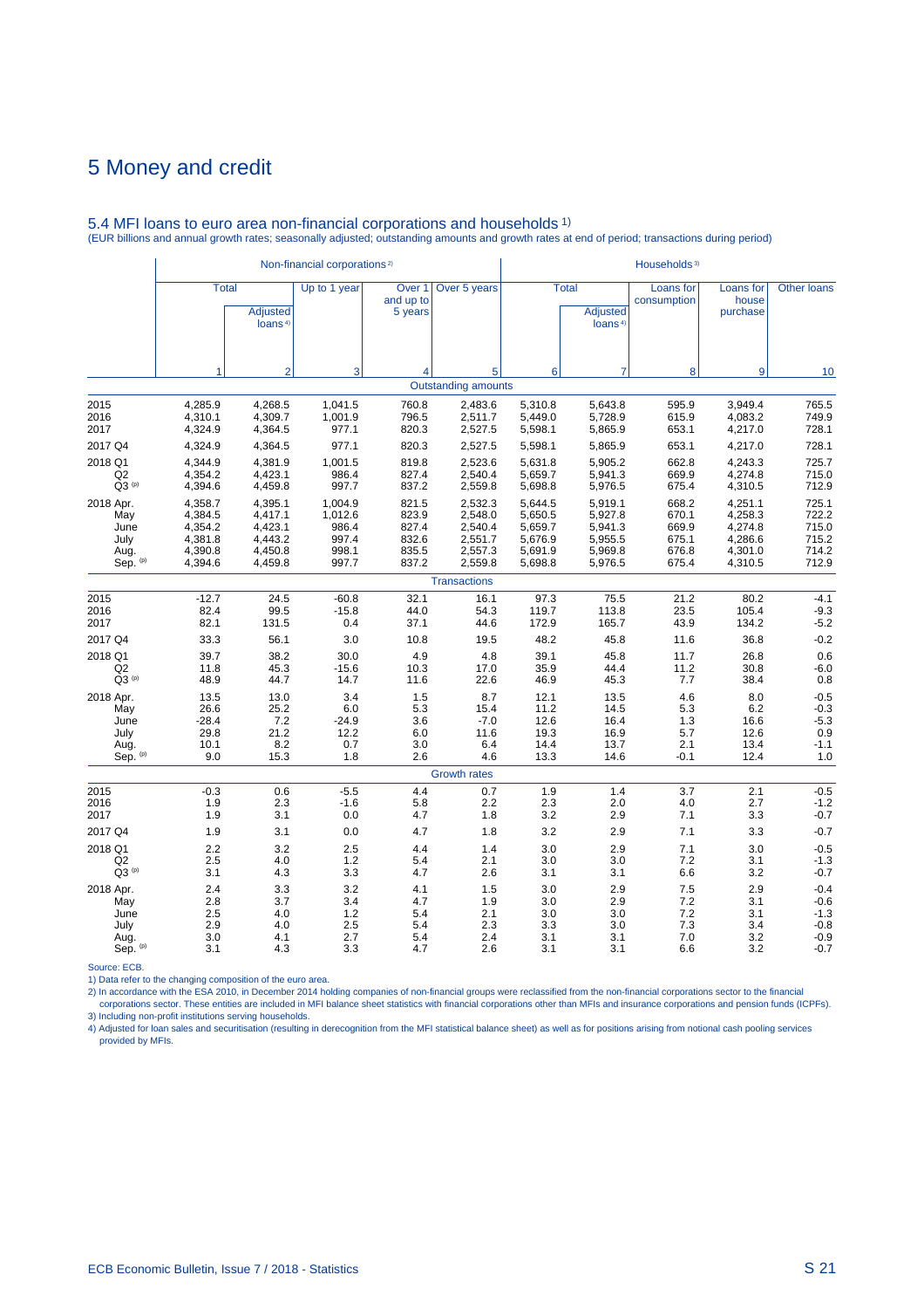# 5 Money and credit

## 5.4 MFI loans to euro area non-financial corporations and households 1)

(EUR billions and annual growth rates; seasonally adjusted; outstanding amounts and growth rates at end of period; transactions during period)

| | Non-financial corporations 2) | | | | | Households 3) | | | | |
|---|---|---|---|---|---|---|---|---|---|---|
| | Total | | Up to 1 year | Over 1 and up to 5 years | Over 5 years | Total | | Loans for consumption | Loans for house purchase | Other loans |
| | | Adjusted loans 4) | | | | | Adjusted loans 4) | | | |
| | 1 | 2 | 3 | 4 | 5 | 6 | 7 | 8 | 9 | 10 |
| | | | | | **Outstanding amounts** | | | | | |
| 2015 | 4,285.9 | 4,268.5 | 1,041.5 | 760.8 | 2,483.6 | 5,310.8 | 5,643.8 | 595.9 | 3,949.4 | 765.5 |
| 2016 | 4,310.1 | 4,309.7 | 1,001.9 | 796.5 | 2,511.7 | 5,449.0 | 5,728.9 | 615.9 | 4,083.2 | 749.9 |
| 2017 | 4,324.9 | 4,364.5 | 977.1 | 820.3 | 2,527.5 | 5,598.1 | 5,865.9 | 653.1 | 4,217.0 | 728.1 |
| 2017 Q4 | 4,324.9 | 4,364.5 | 977.1 | 820.3 | 2,527.5 | 5,598.1 | 5,865.9 | 653.1 | 4,217.0 | 728.1 |
| 2018 Q1 | 4,344.9 | 4,381.9 | 1,001.5 | 819.8 | 2,523.6 | 5,631.8 | 5,905.2 | 662.8 | 4,243.3 | 725.7 |
| Q2 | 4,354.2 | 4,423.1 | 986.4 | 827.4 | 2,540.4 | 5,659.7 | 5,941.3 | 669.9 | 4,274.8 | 715.0 |
| Q3 (p) | 4,394.6 | 4,459.8 | 997.7 | 837.2 | 2,559.8 | 5,698.8 | 5,976.5 | 675.4 | 4,310.5 | 712.9 |
| 2018 Apr. | 4,358.7 | 4,395.1 | 1,004.9 | 821.5 | 2,532.3 | 5,644.5 | 5,919.1 | 668.2 | 4,251.1 | 725.1 |
| May | 4,384.5 | 4,417.1 | 1,012.6 | 823.9 | 2,548.0 | 5,650.5 | 5,927.8 | 670.1 | 4,258.3 | 722.2 |
| June | 4,354.2 | 4,423.1 | 986.4 | 827.4 | 2,540.4 | 5,659.7 | 5,941.3 | 669.9 | 4,274.8 | 715.0 |
| July | 4,381.8 | 4,443.2 | 997.4 | 832.6 | 2,551.7 | 5,676.9 | 5,955.5 | 675.1 | 4,286.6 | 715.2 |
| Aug. | 4,390.8 | 4,450.8 | 998.1 | 835.5 | 2,557.3 | 5,691.9 | 5,969.8 | 676.8 | 4,301.0 | 714.2 |
| Sep. (p) | 4,394.6 | 4,459.8 | 997.7 | 837.2 | 2,559.8 | 5,698.8 | 5,976.5 | 675.4 | 4,310.5 | 712.9 |
| | | | | | **Transactions** | | | | | |
| 2015 | -12.7 | 24.5 | -60.8 | 32.1 | 16.1 | 97.3 | 75.5 | 21.2 | 80.2 | -4.1 |
| 2016 | 82.4 | 99.5 | -15.8 | 44.0 | 54.3 | 119.7 | 113.8 | 23.5 | 105.4 | -9.3 |
| 2017 | 82.1 | 131.5 | 0.4 | 37.1 | 44.6 | 172.9 | 165.7 | 43.9 | 134.2 | -5.2 |
| 2017 Q4 | 33.3 | 56.1 | 3.0 | 10.8 | 19.5 | 48.2 | 45.8 | 11.6 | 36.8 | -0.2 |
| 2018 Q1 | 39.7 | 38.2 | 30.0 | 4.9 | 4.8 | 39.1 | 45.8 | 11.7 | 26.8 | 0.6 |
| Q2 | 11.8 | 45.3 | -15.6 | 10.3 | 17.0 | 35.9 | 44.4 | 11.2 | 30.8 | -6.0 |
| Q3 (p) | 48.9 | 44.7 | 14.7 | 11.6 | 22.6 | 46.9 | 45.3 | 7.7 | 38.4 | 0.8 |
| 2018 Apr. | 13.5 | 13.0 | 3.4 | 1.5 | 8.7 | 12.1 | 13.5 | 4.6 | 8.0 | -0.5 |
| May | 26.6 | 25.2 | 6.0 | 5.3 | 15.4 | 11.2 | 14.5 | 5.3 | 6.2 | -0.3 |
| June | -28.4 | 7.2 | -24.9 | 3.6 | -7.0 | 12.6 | 16.4 | 1.3 | 16.6 | -5.3 |
| July | 29.8 | 21.2 | 12.2 | 6.0 | 11.6 | 19.3 | 16.9 | 5.7 | 12.6 | 0.9 |
| Aug. | 10.1 | 8.2 | 0.7 | 3.0 | 6.4 | 14.4 | 13.7 | 2.1 | 13.4 | -1.1 |
| Sep. (p) | 9.0 | 15.3 | 1.8 | 2.6 | 4.6 | 13.3 | 14.6 | -0.1 | 12.4 | 1.0 |
| | | | | | **Growth rates** | | | | | |
| 2015 | -0.3 | 0.6 | -5.5 | 4.4 | 0.7 | 1.9 | 1.4 | 3.7 | 2.1 | -0.5 |
| 2016 | 1.9 | 2.3 | -1.6 | 5.8 | 2.2 | 2.3 | 2.0 | 4.0 | 2.7 | -1.2 |
| 2017 | 1.9 | 3.1 | 0.0 | 4.7 | 1.8 | 3.2 | 2.9 | 7.1 | 3.3 | -0.7 |
| 2017 Q4 | 1.9 | 3.1 | 0.0 | 4.7 | 1.8 | 3.2 | 2.9 | 7.1 | 3.3 | -0.7 |
| 2018 Q1 | 2.2 | 3.2 | 2.5 | 4.4 | 1.4 | 3.0 | 2.9 | 7.1 | 3.0 | -0.5 |
| Q2 | 2.5 | 4.0 | 1.2 | 5.4 | 2.1 | 3.0 | 3.0 | 7.2 | 3.1 | -1.3 |
| Q3 (p) | 3.1 | 4.3 | 3.3 | 4.7 | 2.6 | 3.1 | 3.1 | 6.6 | 3.2 | -0.7 |
| 2018 Apr. | 2.4 | 3.3 | 3.2 | 4.1 | 1.5 | 3.0 | 2.9 | 7.5 | 2.9 | -0.4 |
| May | 2.8 | 3.7 | 3.4 | 4.7 | 1.9 | 3.0 | 2.9 | 7.2 | 3.1 | -0.6 |
| June | 2.5 | 4.0 | 1.2 | 5.4 | 2.1 | 3.0 | 3.0 | 7.2 | 3.1 | -1.3 |
| July | 2.9 | 4.0 | 2.5 | 5.4 | 2.3 | 3.3 | 3.0 | 7.3 | 3.4 | -0.8 |
| Aug. | 3.0 | 4.1 | 2.7 | 5.4 | 2.4 | 3.1 | 3.1 | 7.0 | 3.2 | -0.9 |
| Sep. (p) | 3.1 | 4.3 | 3.3 | 4.7 | 2.6 | 3.1 | 3.1 | 6.6 | 3.2 | -0.7 |

Source: ECB.

1) Data refer to the changing composition of the euro area.

2) In accordance with the ESA 2010, in December 2014 holding companies of non-financial groups were reclassified from the non-financial corporations sector to the financial corporations sector. These entities are included in MFI balance sheet statistics with financial corporations other than MFIs and insurance corporations and pension funds (ICPFs).

3) Including non-profit institutions serving households.

4) Adjusted for loan sales and securitisation (resulting in derecognition from the MFI statistical balance sheet) as well as for positions arising from notional cash pooling services provided by MFIs.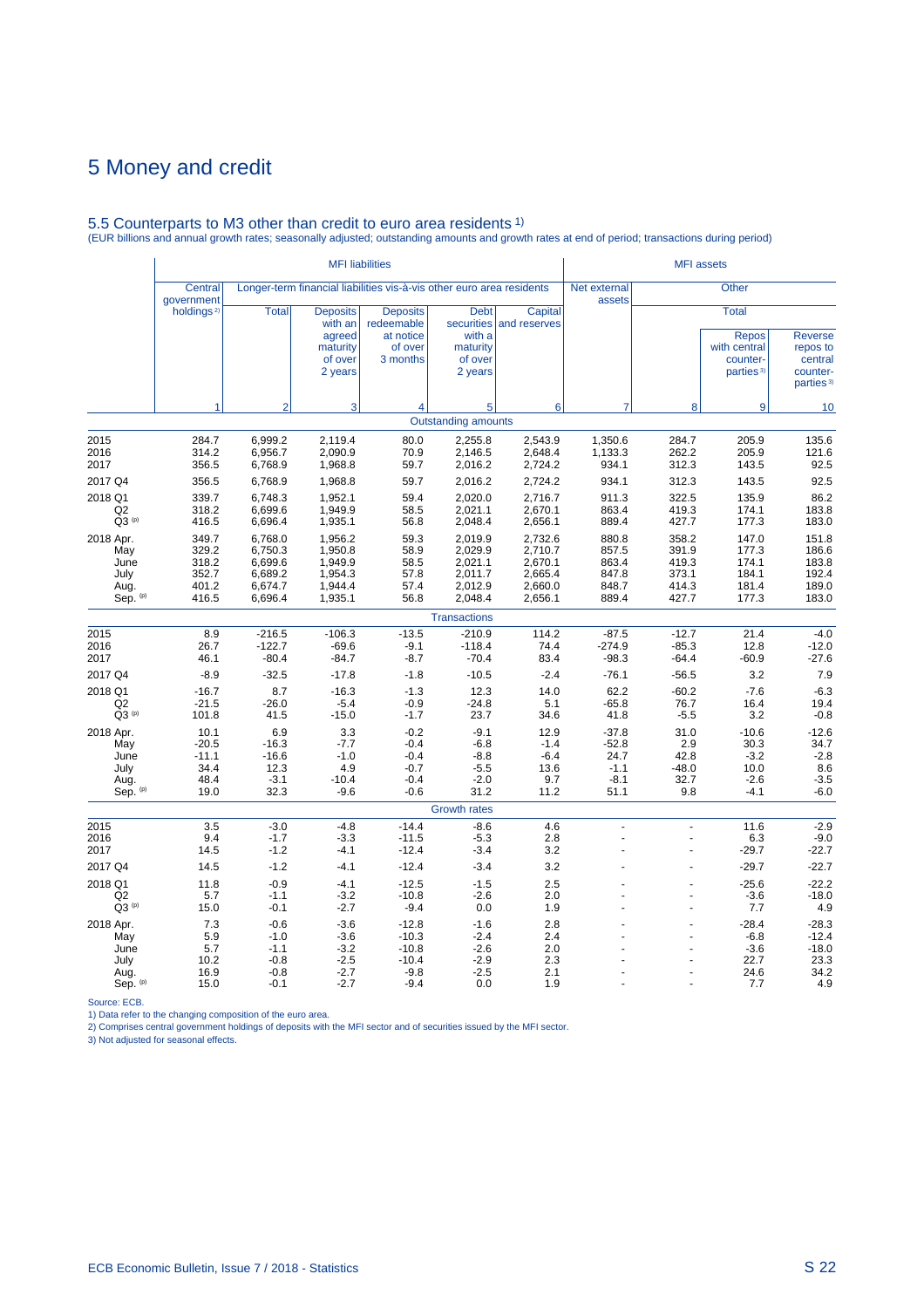# 5 Money and credit

## 5.5 Counterparts to M3 other than credit to euro area residents [1]

(EUR billions and annual growth rates; seasonally adjusted; outstanding amounts and growth rates at end of period; transactions during period)

| | MFI liabilities | | | | | | MFI assets | | | |
|---|---|---|---|---|---|---|---|---|---|---|
| | Central government holdings [2] | Longer-term financial liabilities vis-à-vis other euro area residents | | | | | Net external assets | Other | | |
| | | Total | Deposits with an agreed maturity of over 2 years | Deposits redeemable at notice of over 3 months | Debt securities with a maturity of over 2 years | Capital and reserves | | Total | | |
| | | | | | | | | | Repos with central counter-parties [3] | Reverse repos to central counter-parties [3] |
| | 1 | 2 | 3 | 4 | 5 | 6 | 7 | 8 | 9 | 10 |
| | Outstanding amounts | | | | | | | | | |
| 2015 | 284.7 | 6,999.2 | 2,119.4 | 80.0 | 2,255.8 | 2,543.9 | 1,350.6 | 284.7 | 205.9 | 135.6 |
| 2016 | 314.2 | 6,956.7 | 2,090.9 | 70.9 | 2,146.5 | 2,648.4 | 1,133.3 | 262.2 | 205.9 | 121.6 |
| 2017 | 356.5 | 6,768.9 | 1,968.8 | 59.7 | 2,016.2 | 2,724.2 | 934.1 | 312.3 | 143.5 | 92.5 |
| 2017 Q4 | 356.5 | 6,768.9 | 1,968.8 | 59.7 | 2,016.2 | 2,724.2 | 934.1 | 312.3 | 143.5 | 92.5 |
| 2018 Q1 | 339.7 | 6,748.3 | 1,952.1 | 59.4 | 2,020.0 | 2,716.7 | 911.3 | 322.5 | 135.9 | 86.2 |
| Q2 | 318.2 | 6,699.6 | 1,949.9 | 58.5 | 2,021.1 | 2,670.1 | 863.4 | 419.3 | 174.1 | 183.8 |
| Q3 (p) | 416.5 | 6,696.4 | 1,935.1 | 56.8 | 2,048.4 | 2,656.1 | 889.4 | 427.7 | 177.3 | 183.0 |
| 2018 Apr. | 349.7 | 6,768.0 | 1,956.2 | 59.3 | 2,019.9 | 2,732.6 | 880.8 | 358.2 | 147.0 | 151.8 |
| May | 329.2 | 6,750.3 | 1,950.8 | 58.9 | 2,029.9 | 2,710.7 | 857.5 | 391.9 | 177.3 | 186.6 |
| June | 318.2 | 6,699.6 | 1,949.9 | 58.5 | 2,021.1 | 2,670.1 | 863.4 | 419.3 | 174.1 | 183.8 |
| July | 352.7 | 6,689.2 | 1,954.3 | 57.8 | 2,011.7 | 2,665.4 | 847.8 | 373.1 | 184.1 | 192.4 |
| Aug. | 401.2 | 6,674.7 | 1,944.4 | 57.4 | 2,012.9 | 2,660.0 | 848.7 | 414.3 | 181.4 | 189.0 |
| Sep. (p) | 416.5 | 6,696.4 | 1,935.1 | 56.8 | 2,048.4 | 2,656.1 | 889.4 | 427.7 | 177.3 | 183.0 |
| | Transactions | | | | | | | | | |
| 2015 | 8.9 | -216.5 | -106.3 | -13.5 | -210.9 | 114.2 | -87.5 | -12.7 | 21.4 | -4.0 |
| 2016 | 26.7 | -122.7 | -69.6 | -9.1 | -118.4 | 74.4 | -274.9 | -85.3 | 12.8 | -12.0 |
| 2017 | 46.1 | -80.4 | -84.7 | -8.7 | -70.4 | 83.4 | -98.3 | -64.4 | -60.9 | -27.6 |
| 2017 Q4 | -8.9 | -32.5 | -17.8 | -1.8 | -10.5 | -2.4 | -76.1 | -56.5 | 3.2 | 7.9 |
| 2018 Q1 | -16.7 | 8.7 | -16.3 | -1.3 | 12.3 | 14.0 | 62.2 | -60.2 | -7.6 | -6.3 |
| Q2 | -21.5 | -26.0 | -5.4 | -0.9 | -24.8 | 5.1 | -65.8 | 76.7 | 16.4 | 19.4 |
| Q3 (p) | 101.8 | 41.5 | -15.0 | -1.7 | 23.7 | 34.6 | 41.8 | -5.5 | 3.2 | -0.8 |
| 2018 Apr. | 10.1 | 6.9 | 3.3 | -0.2 | -9.1 | 12.9 | -37.8 | 31.0 | -10.6 | -12.6 |
| May | -20.5 | -16.3 | -7.7 | -0.4 | -6.8 | -1.4 | -52.8 | 2.9 | 30.3 | 34.7 |
| June | -11.1 | -16.6 | -1.0 | -0.4 | -8.8 | -6.4 | 24.7 | 42.8 | -3.2 | -2.8 |
| July | 34.4 | 12.3 | 4.9 | -0.7 | -5.5 | 13.6 | -1.1 | -48.0 | 10.0 | 8.6 |
| Aug. | 48.4 | -3.1 | -10.4 | -0.4 | -2.0 | 9.7 | -8.1 | 32.7 | -2.6 | -3.5 |
| Sep. (p) | 19.0 | 32.3 | -9.6 | -0.6 | 31.2 | 11.2 | 51.1 | 9.8 | -4.1 | -6.0 |
| | Growth rates | | | | | | | | | |
| 2015 | 3.5 | -3.0 | -4.8 | -14.4 | -8.6 | 4.6 | - | - | 11.6 | -2.9 |
| 2016 | 9.4 | -1.7 | -3.3 | -11.5 | -5.3 | 2.8 | - | - | 6.3 | -9.0 |
| 2017 | 14.5 | -1.2 | -4.1 | -12.4 | -3.4 | 3.2 | - | - | -29.7 | -22.7 |
| 2017 Q4 | 14.5 | -1.2 | -4.1 | -12.4 | -3.4 | 3.2 | - | - | -29.7 | -22.7 |
| 2018 Q1 | 11.8 | -0.9 | -4.1 | -12.5 | -1.5 | 2.5 | - | - | -25.6 | -22.2 |
| Q2 | 5.7 | -1.1 | -3.2 | -10.8 | -2.6 | 2.0 | - | - | -3.6 | -18.0 |
| Q3 (p) | 15.0 | -0.1 | -2.7 | -9.4 | 0.0 | 1.9 | - | - | 7.7 | 4.9 |
| 2018 Apr. | 7.3 | -0.6 | -3.6 | -12.8 | -1.6 | 2.8 | - | - | -28.4 | -28.3 |
| May | 5.9 | -1.0 | -3.6 | -10.3 | -2.4 | 2.4 | - | - | -6.8 | -12.4 |
| June | 5.7 | -1.1 | -3.2 | -10.8 | -2.6 | 2.0 | - | - | -3.6 | -18.0 |
| July | 10.2 | -0.8 | -2.5 | -10.4 | -2.9 | 2.3 | - | - | 22.7 | 23.3 |
| Aug. | 16.9 | -0.8 | -2.7 | -9.8 | -2.5 | 2.1 | - | - | 24.6 | 34.2 |
| Sep. (p) | 15.0 | -0.1 | -2.7 | -9.4 | 0.0 | 1.9 | - | - | 7.7 | 4.9 |

Source: ECB.

1) Data refer to the changing composition of the euro area.

2) Comprises central government holdings of deposits with the MFI sector and of securities issued by the MFI sector.

3) Not adjusted for seasonal effects.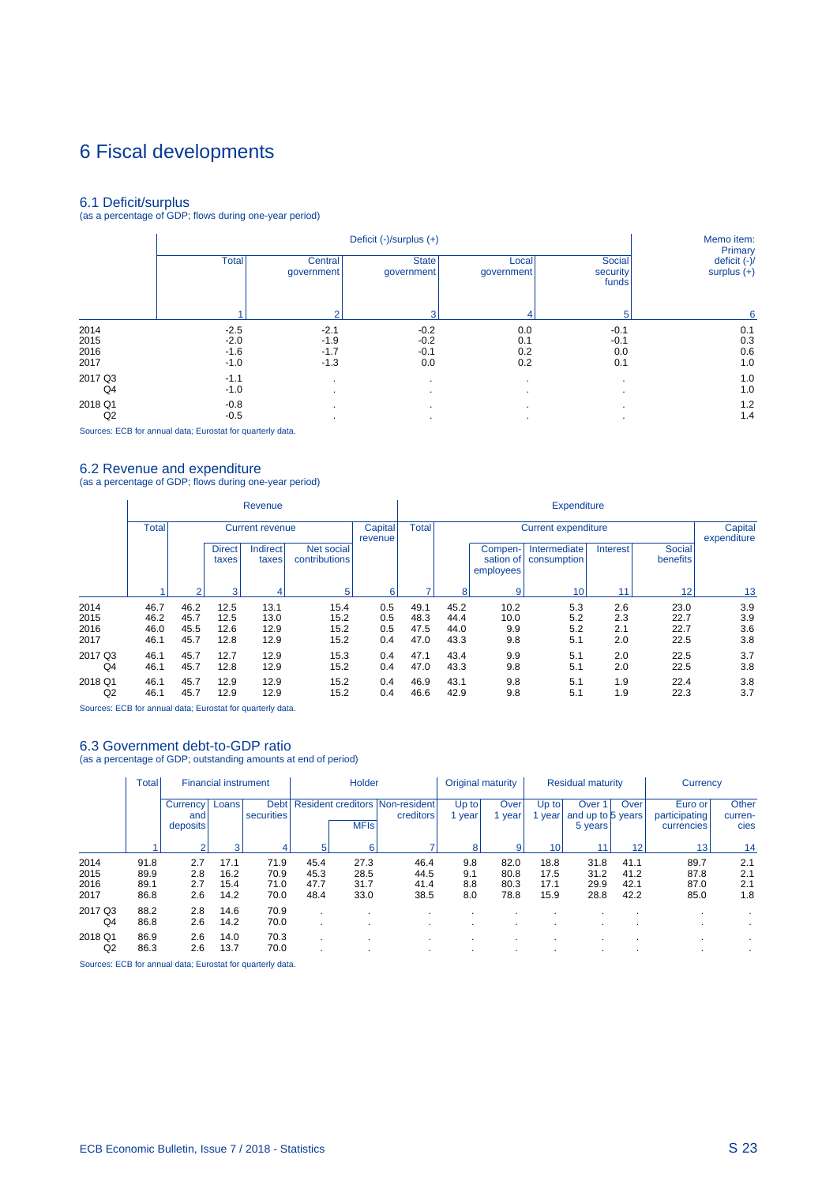# 6 Fiscal developments

## 6.1 Deficit/surplus

(as a percentage of GDP; flows during one-year period)

| | Deficit (-)/surplus (+) | | | | | Memo item: Primary deficit (-)/ surplus (+) |
|---|---|---|---|---|---|---|
| | Total | Central government | State government | Local government | Social security funds | |
| | 1 | 2 | 3 | 4 | 5 | 6 |
| 2014 | -2.5 | -2.1 | -0.2 | 0.0 | -0.1 | 0.1 |
| 2015 | -2.0 | -1.9 | -0.2 | 0.1 | -0.1 | 0.3 |
| 2016 | -1.6 | -1.7 | -0.1 | 0.2 | 0.0 | 0.6 |
| 2017 | -1.0 | -1.3 | 0.0 | 0.2 | 0.1 | 1.0 |
| 2017 Q3 | -1.1 | . | . | . | . | 1.0 |
| Q4 | -1.0 | . | . | . | . | 1.0 |
| 2018 Q1 | -0.8 | . | . | . | . | 1.2 |
| Q2 | -0.5 | . | . | . | . | 1.4 |

Sources: ECB for annual data; Eurostat for quarterly data.

## 6.2 Revenue and expenditure

(as a percentage of GDP; flows during one-year period)

| | Revenue | | | | | | Expenditure | | | | | | |
|---|---|---|---|---|---|---|---|---|---|---|---|---|---|
| | Total | Current revenue | | | | Capital revenue | Total | Current expenditure | | | | | Capital expenditure |
| | | | Direct taxes | Indirect taxes | Net social contributions | | | | Compensation of employees | Intermediate consumption | Interest | Social benefits | |
| | 1 | 2 | 3 | 4 | 5 | 6 | 7 | 8 | 9 | 10 | 11 | 12 | 13 |
| 2014 | 46.7 | 46.2 | 12.5 | 13.1 | 15.4 | 0.5 | 49.1 | 45.2 | 10.2 | 5.3 | 2.6 | 23.0 | 3.9 |
| 2015 | 46.2 | 45.7 | 12.5 | 13.0 | 15.2 | 0.5 | 48.3 | 44.4 | 10.0 | 5.2 | 2.3 | 22.7 | 3.9 |
| 2016 | 46.0 | 45.5 | 12.6 | 12.9 | 15.2 | 0.5 | 47.5 | 44.0 | 9.9 | 5.2 | 2.1 | 22.7 | 3.6 |
| 2017 | 46.1 | 45.7 | 12.8 | 12.9 | 15.2 | 0.4 | 47.0 | 43.3 | 9.8 | 5.1 | 2.0 | 22.5 | 3.8 |
| 2017 Q3 | 46.1 | 45.7 | 12.7 | 12.9 | 15.3 | 0.4 | 47.1 | 43.4 | 9.9 | 5.1 | 2.0 | 22.5 | 3.7 |
| Q4 | 46.1 | 45.7 | 12.8 | 12.9 | 15.2 | 0.4 | 47.0 | 43.3 | 9.8 | 5.1 | 2.0 | 22.5 | 3.8 |
| 2018 Q1 | 46.1 | 45.7 | 12.9 | 12.9 | 15.2 | 0.4 | 46.9 | 43.1 | 9.8 | 5.1 | 1.9 | 22.4 | 3.8 |
| Q2 | 46.1 | 45.7 | 12.9 | 12.9 | 15.2 | 0.4 | 46.6 | 42.9 | 9.8 | 5.1 | 1.9 | 22.3 | 3.7 |

Sources: ECB for annual data; Eurostat for quarterly data.

## 6.3 Government debt-to-GDP ratio

(as a percentage of GDP; outstanding amounts at end of period)

| | Total | Financial instrument | | | Holder | | | Original maturity | | Residual maturity | | | Currency | |
|---|---|---|---|---|---|---|---|---|---|---|---|---|---|---|
| | | Currency and deposits | Loans | Debt securities | Resident creditors | | Non-resident creditors | Up to 1 year | Over 1 year | Up to 1 year | Over 1 and up to 5 years | Over 5 years | Euro or participating currencies | Other currencies |
| | | | | | | MFIs | | | | | | | | |
| | 1 | 2 | 3 | 4 | 5 | 6 | 7 | 8 | 9 | 10 | 11 | 12 | 13 | 14 |
| 2014 | 91.8 | 2.7 | 17.1 | 71.9 | 45.4 | 27.3 | 46.4 | 9.8 | 82.0 | 18.8 | 31.8 | 41.1 | 89.7 | 2.1 |
| 2015 | 89.9 | 2.8 | 16.2 | 70.9 | 45.3 | 28.5 | 44.5 | 9.1 | 80.8 | 17.5 | 31.2 | 41.2 | 87.8 | 2.1 |
| 2016 | 89.1 | 2.7 | 15.4 | 71.0 | 47.7 | 31.7 | 41.4 | 8.8 | 80.3 | 17.1 | 29.9 | 42.1 | 87.0 | 2.1 |
| 2017 | 86.8 | 2.6 | 14.2 | 70.0 | 48.4 | 33.0 | 38.5 | 8.0 | 78.8 | 15.9 | 28.8 | 42.2 | 85.0 | 1.8 |
| 2017 Q3 | 88.2 | 2.8 | 14.6 | 70.9 | . | . | . | . | . | . | . | . | . | . |
| Q4 | 86.8 | 2.6 | 14.2 | 70.0 | . | . | . | . | . | . | . | . | . | . |
| 2018 Q1 | 86.9 | 2.6 | 14.0 | 70.3 | . | . | . | . | . | . | . | . | . | . |
| Q2 | 86.3 | 2.6 | 13.7 | 70.0 | . | . | . | . | . | . | . | . | . | . |

Sources: ECB for annual data; Eurostat for quarterly data.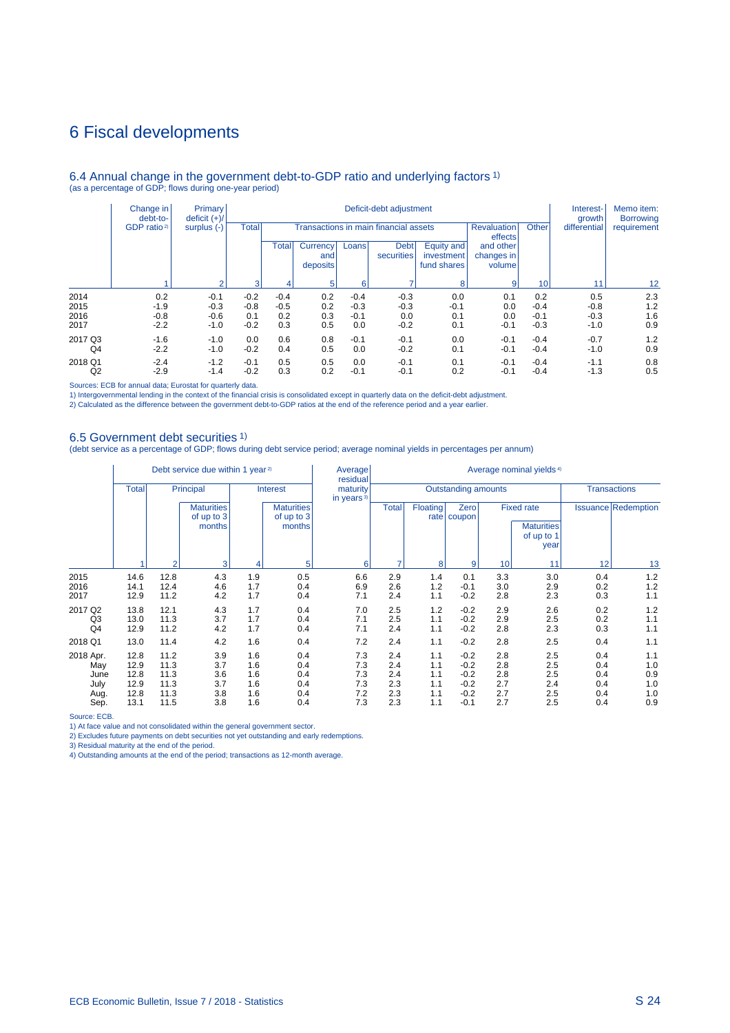# 6 Fiscal developments

## 6.4 Annual change in the government debt-to-GDP ratio and underlying factors [1)]

(as a percentage of GDP; flows during one-year period)

| | Change in debt-to-GDP ratio [2)] | Primary deficit (+)/ surplus (-) | Deficit-debt adjustment | | | | | | | | Interest-growth differential | Memo item: Borrowing requirement |
|---|---|---|---|---|---|---|---|---|---|---|---|---|
| | | | Total | Transactions in main financial assets | | | | | Revaluation effects and other changes in volume | Other | | |
| | | | | Total | Currency and deposits | Loans | Debt securities | Equity and investment fund shares | | | | |
| | 1 | 2 | 3 | 4 | 5 | 6 | 7 | 8 | 9 | 10 | 11 | 12 |
| 2014 | 0.2 | -0.1 | -0.2 | -0.4 | 0.2 | -0.4 | -0.3 | 0.0 | 0.1 | 0.2 | 0.5 | 2.3 |
| 2015 | -1.9 | -0.3 | -0.8 | -0.5 | 0.2 | -0.3 | -0.3 | -0.1 | 0.0 | -0.4 | -0.8 | 1.2 |
| 2016 | -0.8 | -0.6 | 0.1 | 0.2 | 0.3 | -0.1 | 0.0 | 0.1 | 0.0 | -0.1 | -0.3 | 1.6 |
| 2017 | -2.2 | -1.0 | -0.2 | 0.3 | 0.5 | 0.0 | -0.2 | 0.1 | -0.1 | -0.3 | -1.0 | 0.9 |
| 2017 Q3 | -1.6 | -1.0 | 0.0 | 0.6 | 0.8 | -0.1 | -0.1 | 0.0 | -0.1 | -0.4 | -0.7 | 1.2 |
| Q4 | -2.2 | -1.0 | -0.2 | 0.4 | 0.5 | 0.0 | -0.2 | 0.1 | -0.1 | -0.4 | -1.0 | 0.9 |
| 2018 Q1 | -2.4 | -1.2 | -0.1 | 0.5 | 0.5 | 0.0 | -0.1 | 0.1 | -0.1 | -0.4 | -1.1 | 0.8 |
| Q2 | -2.9 | -1.4 | -0.2 | 0.3 | 0.2 | -0.1 | -0.1 | 0.2 | -0.1 | -0.4 | -1.3 | 0.5 |

Sources: ECB for annual data; Eurostat for quarterly data.

1) Intergovernmental lending in the context of the financial crisis is consolidated except in quarterly data on the deficit-debt adjustment.

2) Calculated as the difference between the government debt-to-GDP ratios at the end of the reference period and a year earlier.

## 6.5 Government debt securities [1)]

(debt service as a percentage of GDP; flows during debt service period; average nominal yields in percentages per annum)

| | Debt service due within 1 year [2)] | | | | | Average residual maturity in years [3)] | Average nominal yields [4)] | | | | | | |
|---|---|---|---|---|---|---|---|---|---|---|---|---|---|
| | Total | Principal | | Interest | | | Outstanding amounts | | | | | Transactions | |
| | | | Maturities of up to 3 months | | Maturities of up to 3 months | | Total | Floating rate | Zero coupon | Fixed rate | | Issuance | Redemption |
| | | | | | | | | | | | Maturities of up to 1 year | | |
| | 1 | 2 | 3 | 4 | 5 | 6 | 7 | 8 | 9 | 10 | 11 | 12 | 13 |
| 2015 | 14.6 | 12.8 | 4.3 | 1.9 | 0.5 | 6.6 | 2.9 | 1.4 | 0.1 | 3.3 | 3.0 | 0.4 | 1.2 |
| 2016 | 14.1 | 12.4 | 4.6 | 1.7 | 0.4 | 6.9 | 2.6 | 1.2 | -0.1 | 3.0 | 2.9 | 0.2 | 1.2 |
| 2017 | 12.9 | 11.2 | 4.2 | 1.7 | 0.4 | 7.1 | 2.4 | 1.1 | -0.2 | 2.8 | 2.3 | 0.3 | 1.1 |
| 2017 Q2 | 13.8 | 12.1 | 4.3 | 1.7 | 0.4 | 7.0 | 2.5 | 1.2 | -0.2 | 2.9 | 2.6 | 0.2 | 1.2 |
| Q3 | 13.0 | 11.3 | 3.7 | 1.7 | 0.4 | 7.1 | 2.5 | 1.1 | -0.2 | 2.9 | 2.5 | 0.2 | 1.1 |
| Q4 | 12.9 | 11.2 | 4.2 | 1.7 | 0.4 | 7.1 | 2.4 | 1.1 | -0.2 | 2.8 | 2.3 | 0.3 | 1.1 |
| 2018 Q1 | 13.0 | 11.4 | 4.2 | 1.6 | 0.4 | 7.2 | 2.4 | 1.1 | -0.2 | 2.8 | 2.5 | 0.4 | 1.1 |
| 2018 Apr. | 12.8 | 11.2 | 3.9 | 1.6 | 0.4 | 7.3 | 2.4 | 1.1 | -0.2 | 2.8 | 2.5 | 0.4 | 1.1 |
| May | 12.9 | 11.3 | 3.7 | 1.6 | 0.4 | 7.3 | 2.4 | 1.1 | -0.2 | 2.8 | 2.5 | 0.4 | 1.0 |
| June | 12.8 | 11.3 | 3.6 | 1.6 | 0.4 | 7.3 | 2.4 | 1.1 | -0.2 | 2.8 | 2.5 | 0.4 | 0.9 |
| July | 12.9 | 11.3 | 3.7 | 1.6 | 0.4 | 7.3 | 2.3 | 1.1 | -0.2 | 2.7 | 2.4 | 0.4 | 1.0 |
| Aug. | 12.8 | 11.3 | 3.8 | 1.6 | 0.4 | 7.2 | 2.3 | 1.1 | -0.2 | 2.7 | 2.5 | 0.4 | 1.0 |
| Sep. | 13.1 | 11.5 | 3.8 | 1.6 | 0.4 | 7.3 | 2.3 | 1.1 | -0.1 | 2.7 | 2.5 | 0.4 | 0.9 |

Source: ECB.

1) At face value and not consolidated within the general government sector.

2) Excludes future payments on debt securities not yet outstanding and early redemptions.

3) Residual maturity at the end of the period.

4) Outstanding amounts at the end of the period; transactions as 12-month average.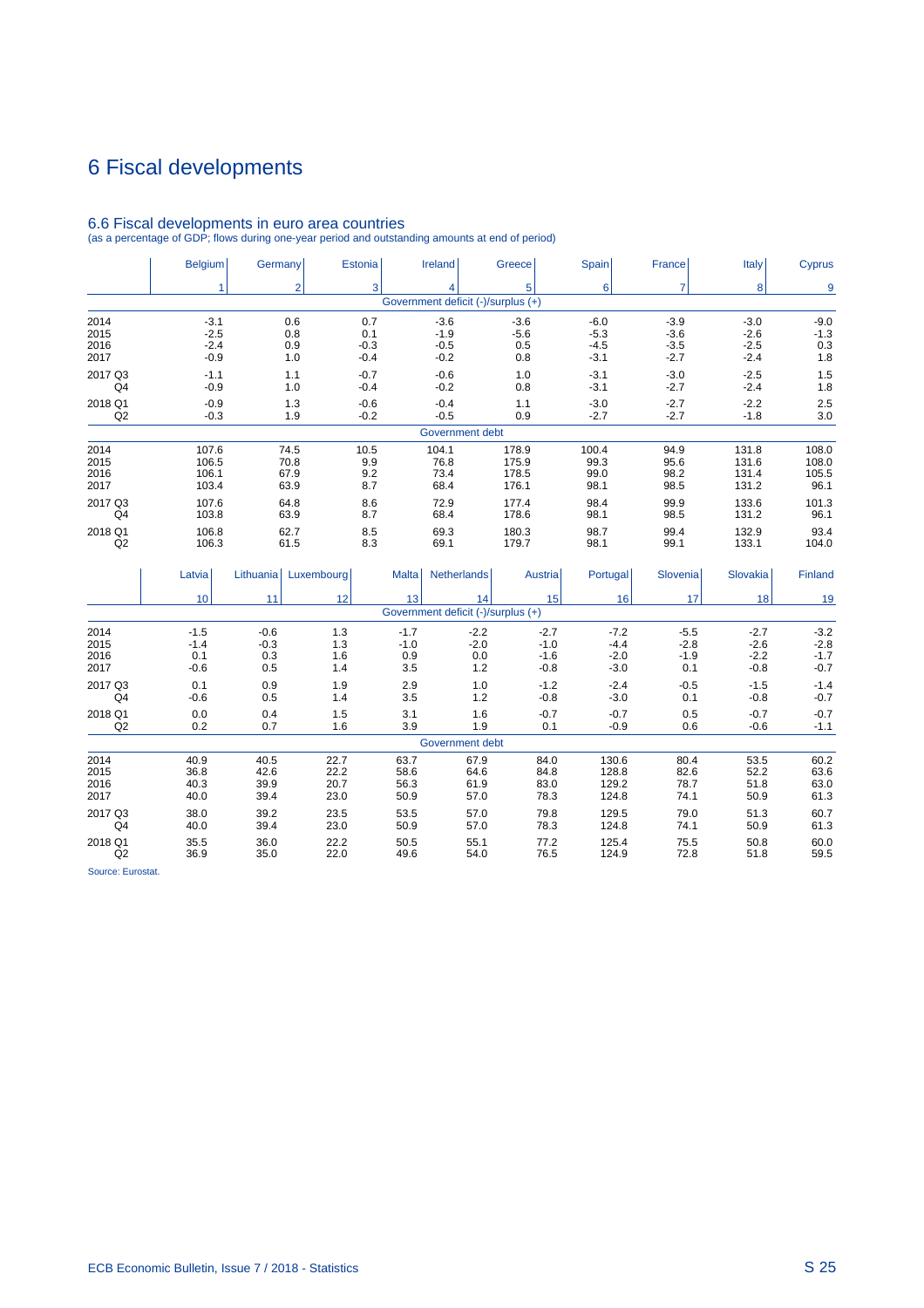# 6 Fiscal developments

## 6.6 Fiscal developments in euro area countries

(as a percentage of GDP; flows during one-year period and outstanding amounts at end of period)

| | Belgium | Germany | Estonia | Ireland | Greece | Spain | France | Italy | Cyprus |
|---|---|---|---|---|---|---|---|---|---|
| | 1 | 2 | 3 | 4 | 5 | 6 | 7 | 8 | 9 |
| | | | | Government deficit (-)/surplus (+) | | | | | |
| 2014 | -3.1 | 0.6 | 0.7 | -3.6 | -3.6 | -6.0 | -3.9 | -3.0 | -9.0 |
| 2015 | -2.5 | 0.8 | 0.1 | -1.9 | -5.6 | -5.3 | -3.6 | -2.6 | -1.3 |
| 2016 | -2.4 | 0.9 | -0.3 | -0.5 | 0.5 | -4.5 | -3.5 | -2.5 | 0.3 |
| 2017 | -0.9 | 1.0 | -0.4 | -0.2 | 0.8 | -3.1 | -2.7 | -2.4 | 1.8 |
| 2017 Q3 | -1.1 | 1.1 | -0.7 | -0.6 | 1.0 | -3.1 | -3.0 | -2.5 | 1.5 |
| Q4 | -0.9 | 1.0 | -0.4 | -0.2 | 0.8 | -3.1 | -2.7 | -2.4 | 1.8 |
| 2018 Q1 | -0.9 | 1.3 | -0.6 | -0.4 | 1.1 | -3.0 | -2.7 | -2.2 | 2.5 |
| Q2 | -0.3 | 1.9 | -0.2 | -0.5 | 0.9 | -2.7 | -2.7 | -1.8 | 3.0 |
| | | | | Government debt | | | | | |
| 2014 | 107.6 | 74.5 | 10.5 | 104.1 | 178.9 | 100.4 | 94.9 | 131.8 | 108.0 |
| 2015 | 106.5 | 70.8 | 9.9 | 76.8 | 175.9 | 99.3 | 95.6 | 131.6 | 108.0 |
| 2016 | 106.1 | 67.9 | 9.2 | 73.4 | 178.5 | 99.0 | 98.2 | 131.4 | 105.5 |
| 2017 | 103.4 | 63.9 | 8.7 | 68.4 | 176.1 | 98.1 | 98.5 | 131.2 | 96.1 |
| 2017 Q3 | 107.6 | 64.8 | 8.6 | 72.9 | 177.4 | 98.4 | 99.9 | 133.6 | 101.3 |
| Q4 | 103.8 | 63.9 | 8.7 | 68.4 | 178.6 | 98.1 | 98.5 | 131.2 | 96.1 |
| 2018 Q1 | 106.8 | 62.7 | 8.5 | 69.3 | 180.3 | 98.7 | 99.4 | 132.9 | 93.4 |
| Q2 | 106.3 | 61.5 | 8.3 | 69.1 | 179.7 | 98.1 | 99.1 | 133.1 | 104.0 |

| | Latvia | Lithuania | Luxembourg | Malta | Netherlands | Austria | Portugal | Slovenia | Slovakia | Finland |
|---|---|---|---|---|---|---|---|---|---|---|
| | 10 | 11 | 12 | 13 | 14 | 15 | 16 | 17 | 18 | 19 |
| | | | | | Government deficit (-)/surplus (+) | | | | | |
| 2014 | -1.5 | -0.6 | 1.3 | -1.7 | -2.2 | -2.7 | -7.2 | -5.5 | -2.7 | -3.2 |
| 2015 | -1.4 | -0.3 | 1.3 | -1.0 | -2.0 | -1.0 | -4.4 | -2.8 | -2.6 | -2.8 |
| 2016 | 0.1 | 0.3 | 1.6 | 0.9 | 0.0 | -1.6 | -2.0 | -1.9 | -2.2 | -1.7 |
| 2017 | -0.6 | 0.5 | 1.4 | 3.5 | 1.2 | -0.8 | -3.0 | 0.1 | -0.8 | -0.7 |
| 2017 Q3 | 0.1 | 0.9 | 1.9 | 2.9 | 1.0 | -1.2 | -2.4 | -0.5 | -1.5 | -1.4 |
| Q4 | -0.6 | 0.5 | 1.4 | 3.5 | 1.2 | -0.8 | -3.0 | 0.1 | -0.8 | -0.7 |
| 2018 Q1 | 0.0 | 0.4 | 1.5 | 3.1 | 1.6 | -0.7 | -0.7 | 0.5 | -0.7 | -0.7 |
| Q2 | 0.2 | 0.7 | 1.6 | 3.9 | 1.9 | 0.1 | -0.9 | 0.6 | -0.6 | -1.1 |
| | | | | | Government debt | | | | | |
| 2014 | 40.9 | 40.5 | 22.7 | 63.7 | 67.9 | 84.0 | 130.6 | 80.4 | 53.5 | 60.2 |
| 2015 | 36.8 | 42.6 | 22.2 | 58.6 | 64.6 | 84.8 | 128.8 | 82.6 | 52.2 | 63.6 |
| 2016 | 40.3 | 39.9 | 20.7 | 56.3 | 61.9 | 83.0 | 129.2 | 78.7 | 51.8 | 63.0 |
| 2017 | 40.0 | 39.4 | 23.0 | 50.9 | 57.0 | 78.3 | 124.8 | 74.1 | 50.9 | 61.3 |
| 2017 Q3 | 38.0 | 39.2 | 23.5 | 53.5 | 57.0 | 79.8 | 129.5 | 79.0 | 51.3 | 60.7 |
| Q4 | 40.0 | 39.4 | 23.0 | 50.9 | 57.0 | 78.3 | 124.8 | 74.1 | 50.9 | 61.3 |
| 2018 Q1 | 35.5 | 36.0 | 22.2 | 50.5 | 55.1 | 77.2 | 125.4 | 75.5 | 50.8 | 60.0 |
| Q2 | 36.9 | 35.0 | 22.0 | 49.6 | 54.0 | 76.5 | 124.9 | 72.8 | 51.8 | 59.5 |

Source: Eurostat.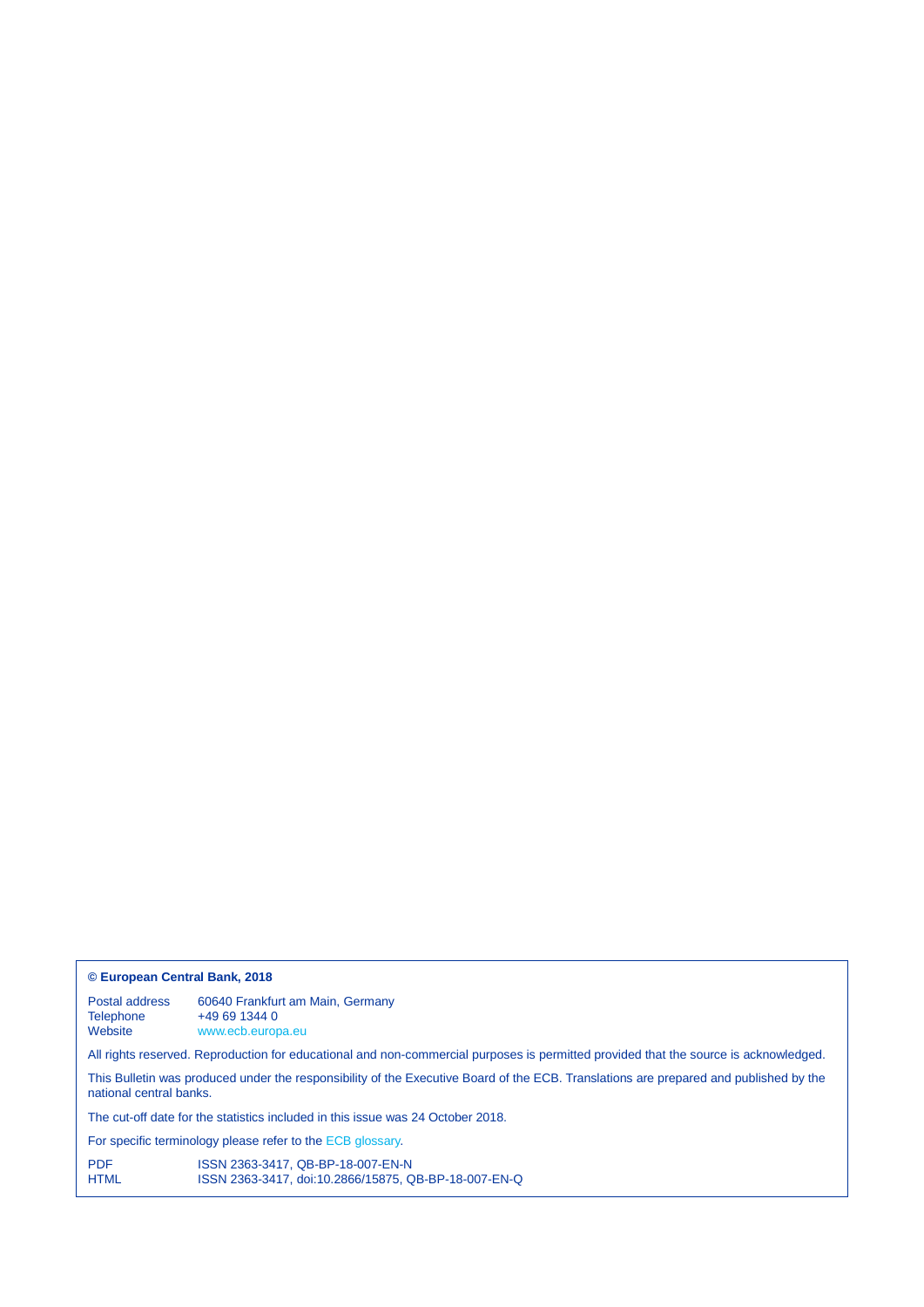**© European Central Bank, 2018**

| | |
|---|---|
| Postal address | 60640 Frankfurt am Main, Germany |
| Telephone | +49 69 1344 0 |
| Website | www.ecb.europa.eu |

All rights reserved. Reproduction for educational and non-commercial purposes is permitted provided that the source is acknowledged.

This Bulletin was produced under the responsibility of the Executive Board of the ECB. Translations are prepared and published by the national central banks.

The cut-off date for the statistics included in this issue was 24 October 2018.

For specific terminology please refer to the ECB glossary.

| | |
|---|---|
| PDF | ISSN 2363-3417, QB-BP-18-007-EN-N |
| HTML | ISSN 2363-3417, doi:10.2866/15875, QB-BP-18-007-EN-Q |